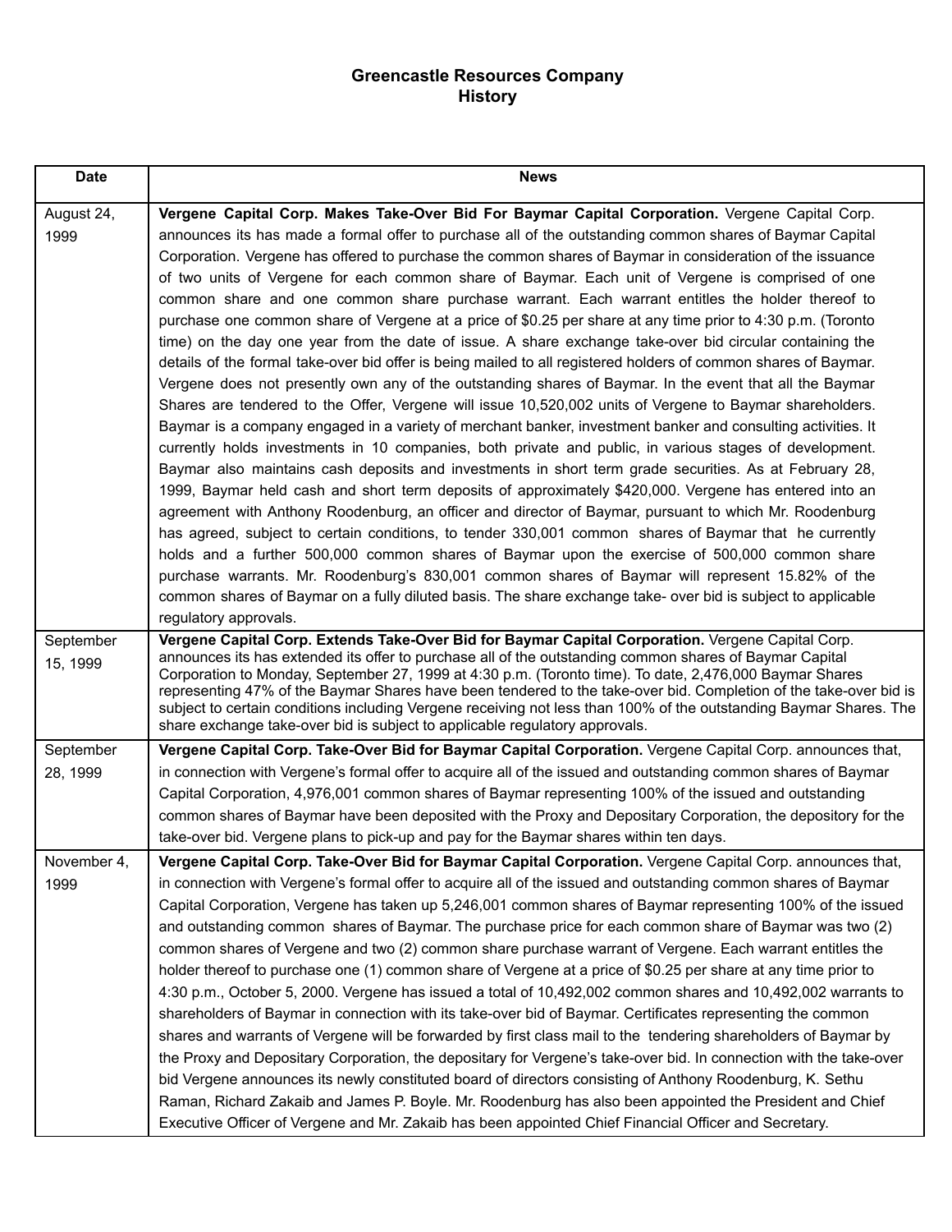# Greencastle Resources Company
## History

| Date | News |
|---|---|
| August 24, 1999 | **Vergene Capital Corp. Makes Take-Over Bid For Baymar Capital Corporation.** Vergene Capital Corp. announces its has made a formal offer to purchase all of the outstanding common shares of Baymar Capital Corporation. Vergene has offered to purchase the common shares of Baymar in consideration of the issuance of two units of Vergene for each common share of Baymar. Each unit of Vergene is comprised of one common share and one common share purchase warrant. Each warrant entitles the holder thereof to purchase one common share of Vergene at a price of $0.25 per share at any time prior to 4:30 p.m. (Toronto time) on the day one year from the date of issue. A share exchange take-over bid circular containing the details of the formal take-over bid offer is being mailed to all registered holders of common shares of Baymar. Vergene does not presently own any of the outstanding shares of Baymar. In the event that all the Baymar Shares are tendered to the Offer, Vergene will issue 10,520,002 units of Vergene to Baymar shareholders. Baymar is a company engaged in a variety of merchant banker, investment banker and consulting activities. It currently holds investments in 10 companies, both private and public, in various stages of development. Baymar also maintains cash deposits and investments in short term grade securities. As at February 28, 1999, Baymar held cash and short term deposits of approximately $420,000. Vergene has entered into an agreement with Anthony Roodenburg, an officer and director of Baymar, pursuant to which Mr. Roodenburg has agreed, subject to certain conditions, to tender 330,001 common shares of Baymar that he currently holds and a further 500,000 common shares of Baymar upon the exercise of 500,000 common share purchase warrants. Mr. Roodenburg's 830,001 common shares of Baymar will represent 15.82% of the common shares of Baymar on a fully diluted basis. The share exchange take- over bid is subject to applicable regulatory approvals. |
| September 15, 1999 | **Vergene Capital Corp. Extends Take-Over Bid for Baymar Capital Corporation.** Vergene Capital Corp. announces its has extended its offer to purchase all of the outstanding common shares of Baymar Capital Corporation to Monday, September 27, 1999 at 4:30 p.m. (Toronto time). To date, 2,476,000 Baymar Shares representing 47% of the Baymar Shares have been tendered to the take-over bid. Completion of the take-over bid is subject to certain conditions including Vergene receiving not less than 100% of the outstanding Baymar Shares. The share exchange take-over bid is subject to applicable regulatory approvals. |
| September 28, 1999 | **Vergene Capital Corp. Take-Over Bid for Baymar Capital Corporation.** Vergene Capital Corp. announces that, in connection with Vergene's formal offer to acquire all of the issued and outstanding common shares of Baymar Capital Corporation, 4,976,001 common shares of Baymar representing 100% of the issued and outstanding common shares of Baymar have been deposited with the Proxy and Depositary Corporation, the depository for the take-over bid. Vergene plans to pick-up and pay for the Baymar shares within ten days. |
| November 4, 1999 | **Vergene Capital Corp. Take-Over Bid for Baymar Capital Corporation.** Vergene Capital Corp. announces that, in connection with Vergene's formal offer to acquire all of the issued and outstanding common shares of Baymar Capital Corporation, Vergene has taken up 5,246,001 common shares of Baymar representing 100% of the issued and outstanding common shares of Baymar. The purchase price for each common share of Baymar was two (2) common shares of Vergene and two (2) common share purchase warrant of Vergene. Each warrant entitles the holder thereof to purchase one (1) common share of Vergene at a price of $0.25 per share at any time prior to 4:30 p.m., October 5, 2000. Vergene has issued a total of 10,492,002 common shares and 10,492,002 warrants to shareholders of Baymar in connection with its take-over bid of Baymar. Certificates representing the common shares and warrants of Vergene will be forwarded by first class mail to the tendering shareholders of Baymar by the Proxy and Depositary Corporation, the depositary for Vergene's take-over bid. In connection with the take-over bid Vergene announces its newly constituted board of directors consisting of Anthony Roodenburg, K. Sethu Raman, Richard Zakaib and James P. Boyle. Mr. Roodenburg has also been appointed the President and Chief Executive Officer of Vergene and Mr. Zakaib has been appointed Chief Financial Officer and Secretary. |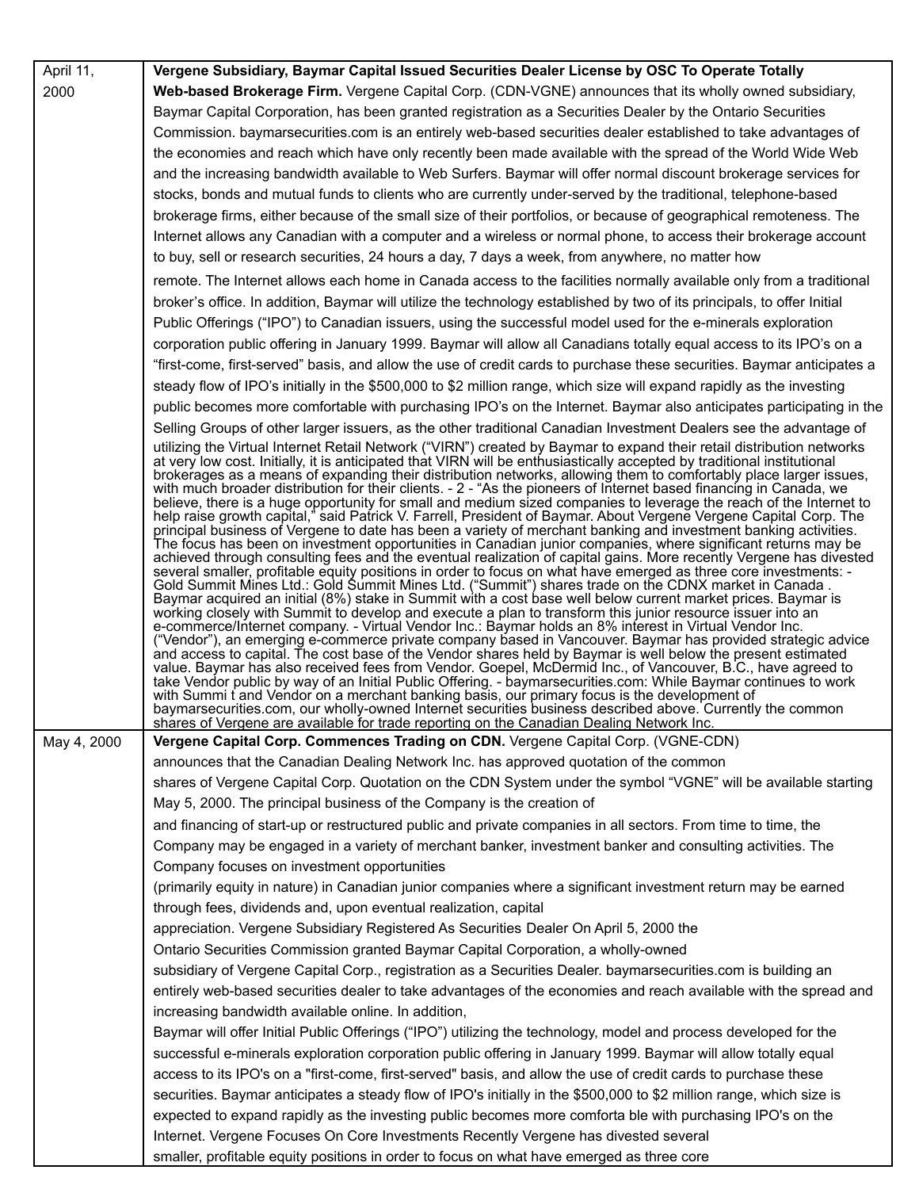| | |
|---|---|
| April 11, 2000 | **Vergene Subsidiary, Baymar Capital Issued Securities Dealer License by OSC To Operate Totally Web-based Brokerage Firm.** Vergene Capital Corp. (CDN-VGNE) announces that its wholly owned subsidiary, Baymar Capital Corporation, has been granted registration as a Securities Dealer by the Ontario Securities Commission. baymarsecurities.com is an entirely web-based securities dealer established to take advantages of the economies and reach which have only recently been made available with the spread of the World Wide Web and the increasing bandwidth available to Web Surfers. Baymar will offer normal discount brokerage services for stocks, bonds and mutual funds to clients who are currently under-served by the traditional, telephone-based brokerage firms, either because of the small size of their portfolios, or because of geographical remoteness. The Internet allows any Canadian with a computer and a wireless or normal phone, to access their brokerage account to buy, sell or research securities, 24 hours a day, 7 days a week, from anywhere, no matter how remote. The Internet allows each home in Canada access to the facilities normally available only from a traditional broker's office. In addition, Baymar will utilize the technology established by two of its principals, to offer Initial Public Offerings ("IPO") to Canadian issuers, using the successful model used for the e-minerals exploration corporation public offering in January 1999. Baymar will allow all Canadians totally equal access to its IPO's on a "first-come, first-served" basis, and allow the use of credit cards to purchase these securities. Baymar anticipates a steady flow of IPO's initially in the $500,000 to $2 million range, which size will expand rapidly as the investing public becomes more comfortable with purchasing IPO's on the Internet. Baymar also anticipates participating in the Selling Groups of other larger issuers, as the other traditional Canadian Investment Dealers see the advantage of utilizing the Virtual Internet Retail Network ("VIRN") created by Baymar to expand their retail distribution networks at very low cost. Initially, it is anticipated that VIRN will be enthusiastically accepted by traditional institutional brokerages as a means of expanding their distribution networks, allowing them to comfortably place larger issues, with much broader distribution for their clients. - 2 - "As the pioneers of Internet based financing in Canada, we believe, there is a huge opportunity for small and medium sized companies to leverage the reach of the Internet to help raise growth capital," said Patrick V. Farrell, President of Baymar. About Vergene Vergene Capital Corp. The principal business of Vergene to date has been a variety of merchant banking and investment banking activities. The focus has been on investment opportunities in Canadian junior companies, where significant returns may be achieved through consulting fees and the eventual realization of capital gains. More recently Vergene has divested several smaller, profitable equity positions in order to focus on what have emerged as three core investments: - Gold Summit Mines Ltd.: Gold Summit Mines Ltd. ("Summit") shares trade on the CDNX market in Canada . Baymar acquired an initial (8%) stake in Summit with a cost base well below current market prices. Baymar is working closely with Summit to develop and execute a plan to transform this junior resource issuer into an e-commerce/Internet company. - Virtual Vendor Inc.: Baymar holds an 8% interest in Virtual Vendor Inc. ("Vendor"), an emerging e-commerce private company based in Vancouver. Baymar has provided strategic advice and access to capital. The cost base of the Vendor shares held by Baymar is well below the present estimated value. Baymar has also received fees from Vendor. Goepel, McDermid Inc., of Vancouver, B.C., have agreed to take Vendor public by way of an Initial Public Offering. - baymarsecurities.com: While Baymar continues to work with Summi t and Vendor on a merchant banking basis, our primary focus is the development of baymarsecurities.com, our wholly-owned Internet securities business described above. Currently the common shares of Vergene are available for trade reporting on the Canadian Dealing Network Inc. |
| May 4, 2000 | **Vergene Capital Corp. Commences Trading on CDN.** Vergene Capital Corp. (VGNE-CDN) announces that the Canadian Dealing Network Inc. has approved quotation of the common shares of Vergene Capital Corp. Quotation on the CDN System under the symbol "VGNE" will be available starting May 5, 2000. The principal business of the Company is the creation of and financing of start-up or restructured public and private companies in all sectors. From time to time, the Company may be engaged in a variety of merchant banker, investment banker and consulting activities. The Company focuses on investment opportunities (primarily equity in nature) in Canadian junior companies where a significant investment return may be earned through fees, dividends and, upon eventual realization, capital appreciation. Vergene Subsidiary Registered As Securities Dealer On April 5, 2000 the Ontario Securities Commission granted Baymar Capital Corporation, a wholly-owned subsidiary of Vergene Capital Corp., registration as a Securities Dealer. baymarsecurities.com is building an entirely web-based securities dealer to take advantages of the economies and reach available with the spread and increasing bandwidth available online. In addition, Baymar will offer Initial Public Offerings ("IPO") utilizing the technology, model and process developed for the successful e-minerals exploration corporation public offering in January 1999. Baymar will allow totally equal access to its IPO's on a "first-come, first-served" basis, and allow the use of credit cards to purchase these securities. Baymar anticipates a steady flow of IPO's initially in the $500,000 to $2 million range, which size is expected to expand rapidly as the investing public becomes more comforta ble with purchasing IPO's on the Internet. Vergene Focuses On Core Investments Recently Vergene has divested several smaller, profitable equity positions in order to focus on what have emerged as three core |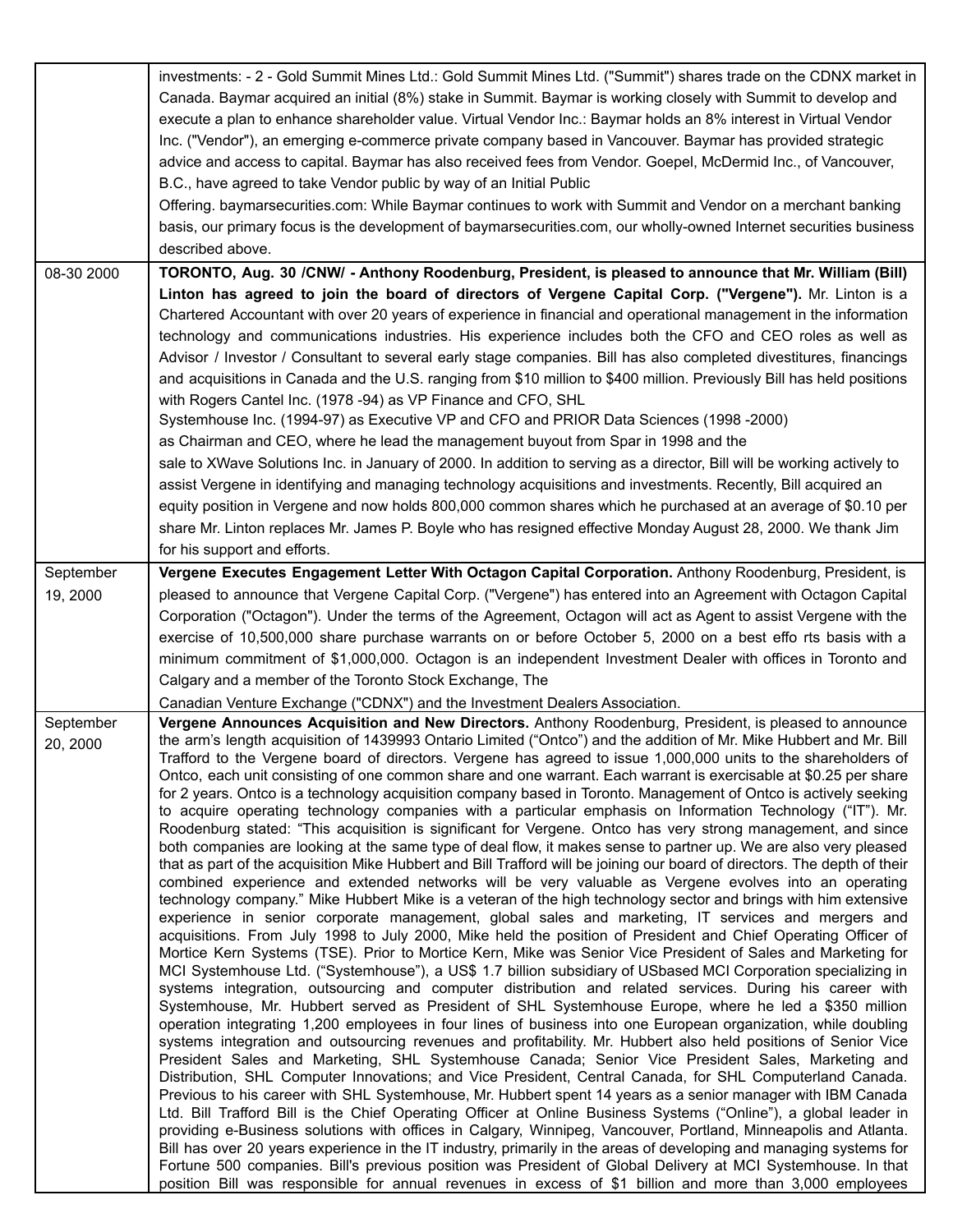| | |
|---|---|
| | investments: - 2 - Gold Summit Mines Ltd.: Gold Summit Mines Ltd. ("Summit") shares trade on the CDNX market in Canada. Baymar acquired an initial (8%) stake in Summit. Baymar is working closely with Summit to develop and execute a plan to enhance shareholder value. Virtual Vendor Inc.: Baymar holds an 8% interest in Virtual Vendor Inc. ("Vendor"), an emerging e-commerce private company based in Vancouver. Baymar has provided strategic advice and access to capital. Baymar has also received fees from Vendor. Goepel, McDermid Inc., of Vancouver, B.C., have agreed to take Vendor public by way of an Initial Public Offering. baymarsecurities.com: While Baymar continues to work with Summit and Vendor on a merchant banking basis, our primary focus is the development of baymarsecurities.com, our wholly-owned Internet securities business described above. |
| 08-30 2000 | **TORONTO, Aug. 30 /CNW/ - Anthony Roodenburg, President, is pleased to announce that Mr. William (Bill) Linton has agreed to join the board of directors of Vergene Capital Corp. ("Vergene").** Mr. Linton is a Chartered Accountant with over 20 years of experience in financial and operational management in the information technology and communications industries. His experience includes both the CFO and CEO roles as well as Advisor / Investor / Consultant to several early stage companies. Bill has also completed divestitures, financings and acquisitions in Canada and the U.S. ranging from $10 million to $400 million. Previously Bill has held positions with Rogers Cantel Inc. (1978 -94) as VP Finance and CFO, SHL Systemhouse Inc. (1994-97) as Executive VP and CFO and PRIOR Data Sciences (1998 -2000) as Chairman and CEO, where he lead the management buyout from Spar in 1998 and the sale to XWave Solutions Inc. in January of 2000. In addition to serving as a director, Bill will be working actively to assist Vergene in identifying and managing technology acquisitions and investments. Recently, Bill acquired an equity position in Vergene and now holds 800,000 common shares which he purchased at an average of $0.10 per share Mr. Linton replaces Mr. James P. Boyle who has resigned effective Monday August 28, 2000. We thank Jim for his support and efforts. |
| September 19, 2000 | **Vergene Executes Engagement Letter With Octagon Capital Corporation.** Anthony Roodenburg, President, is pleased to announce that Vergene Capital Corp. ("Vergene") has entered into an Agreement with Octagon Capital Corporation ("Octagon"). Under the terms of the Agreement, Octagon will act as Agent to assist Vergene with the exercise of 10,500,000 share purchase warrants on or before October 5, 2000 on a best effo rts basis with a minimum commitment of $1,000,000. Octagon is an independent Investment Dealer with offices in Toronto and Calgary and a member of the Toronto Stock Exchange, The Canadian Venture Exchange ("CDNX") and the Investment Dealers Association. |
| September 20, 2000 | **Vergene Announces Acquisition and New Directors.** Anthony Roodenburg, President, is pleased to announce the arm's length acquisition of 1439993 Ontario Limited ("Ontco") and the addition of Mr. Mike Hubbert and Mr. Bill Trafford to the Vergene board of directors. Vergene has agreed to issue 1,000,000 units to the shareholders of Ontco, each unit consisting of one common share and one warrant. Each warrant is exercisable at $0.25 per share for 2 years. Ontco is a technology acquisition company based in Toronto. Management of Ontco is actively seeking to acquire operating technology companies with a particular emphasis on Information Technology ("IT"). Mr. Roodenburg stated: "This acquisition is significant for Vergene. Ontco has very strong management, and since both companies are looking at the same type of deal flow, it makes sense to partner up. We are also very pleased that as part of the acquisition Mike Hubbert and Bill Trafford will be joining our board of directors. The depth of their combined experience and extended networks will be very valuable as Vergene evolves into an operating technology company." Mike Hubbert Mike is a veteran of the high technology sector and brings with him extensive experience in senior corporate management, global sales and marketing, IT services and mergers and acquisitions. From July 1998 to July 2000, Mike held the position of President and Chief Operating Officer of Mortice Kern Systems (TSE). Prior to Mortice Kern, Mike was Senior Vice President of Sales and Marketing for MCI Systemhouse Ltd. ("Systemhouse"), a US$ 1.7 billion subsidiary of USbased MCI Corporation specializing in systems integration, outsourcing and computer distribution and related services. During his career with Systemhouse, Mr. Hubbert served as President of SHL Systemhouse Europe, where he led a $350 million operation integrating 1,200 employees in four lines of business into one European organization, while doubling systems integration and outsourcing revenues and profitability. Mr. Hubbert also held positions of Senior Vice President Sales and Marketing, SHL Systemhouse Canada; Senior Vice President Sales, Marketing and Distribution, SHL Computer Innovations; and Vice President, Central Canada, for SHL Computerland Canada. Previous to his career with SHL Systemhouse, Mr. Hubbert spent 14 years as a senior manager with IBM Canada Ltd. Bill Trafford Bill is the Chief Operating Officer at Online Business Systems ("Online"), a global leader in providing e-Business solutions with offices in Calgary, Winnipeg, Vancouver, Portland, Minneapolis and Atlanta. Bill has over 20 years experience in the IT industry, primarily in the areas of developing and managing systems for Fortune 500 companies. Bill's previous position was President of Global Delivery at MCI Systemhouse. In that position Bill was responsible for annual revenues in excess of $1 billion and more than 3,000 employees |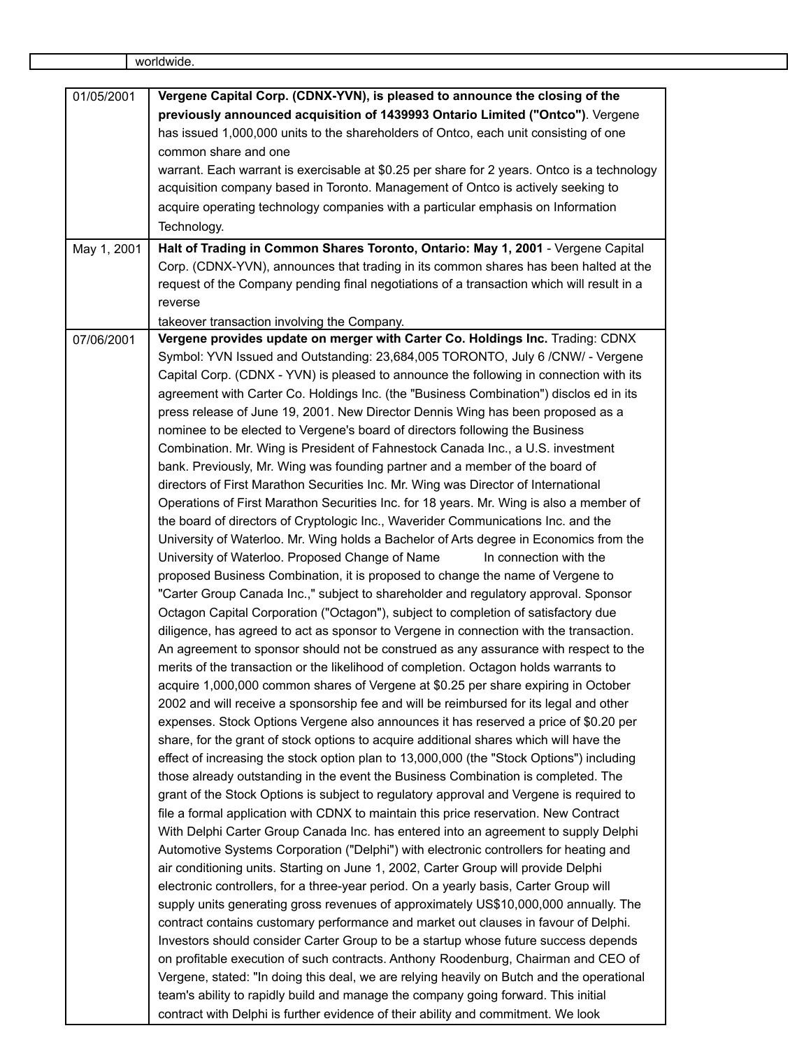| | worldwide. |
|---|---|

| | |
|---|---|
| 01/05/2001 | **Vergene Capital Corp. (CDNX-YVN), is pleased to announce the closing of the previously announced acquisition of 1439993 Ontario Limited ("Ontco")**. Vergene has issued 1,000,000 units to the shareholders of Ontco, each unit consisting of one common share and one warrant. Each warrant is exercisable at $0.25 per share for 2 years. Ontco is a technology acquisition company based in Toronto. Management of Ontco is actively seeking to acquire operating technology companies with a particular emphasis on Information Technology. |
| May 1, 2001 | **Halt of Trading in Common Shares Toronto, Ontario: May 1, 2001** - Vergene Capital Corp. (CDNX-YVN), announces that trading in its common shares has been halted at the request of the Company pending final negotiations of a transaction which will result in a reverse takeover transaction involving the Company. |
| 07/06/2001 | **Vergene provides update on merger with Carter Co. Holdings Inc.** Trading: CDNX Symbol: YVN Issued and Outstanding: 23,684,005 TORONTO, July 6 /CNW/ - Vergene Capital Corp. (CDNX - YVN) is pleased to announce the following in connection with its agreement with Carter Co. Holdings Inc. (the "Business Combination") disclos ed in its press release of June 19, 2001. New Director Dennis Wing has been proposed as a nominee to be elected to Vergene's board of directors following the Business Combination. Mr. Wing is President of Fahnestock Canada Inc., a U.S. investment bank. Previously, Mr. Wing was founding partner and a member of the board of directors of First Marathon Securities Inc. Mr. Wing was Director of International Operations of First Marathon Securities Inc. for 18 years. Mr. Wing is also a member of the board of directors of Cryptologic Inc., Waverider Communications Inc. and the University of Waterloo. Mr. Wing holds a Bachelor of Arts degree in Economics from the University of Waterloo. Proposed Change of Name In connection with the proposed Business Combination, it is proposed to change the name of Vergene to "Carter Group Canada Inc.," subject to shareholder and regulatory approval. Sponsor Octagon Capital Corporation ("Octagon"), subject to completion of satisfactory due diligence, has agreed to act as sponsor to Vergene in connection with the transaction. An agreement to sponsor should not be construed as any assurance with respect to the merits of the transaction or the likelihood of completion. Octagon holds warrants to acquire 1,000,000 common shares of Vergene at $0.25 per share expiring in October 2002 and will receive a sponsorship fee and will be reimbursed for its legal and other expenses. Stock Options Vergene also announces it has reserved a price of $0.20 per share, for the grant of stock options to acquire additional shares which will have the effect of increasing the stock option plan to 13,000,000 (the "Stock Options") including those already outstanding in the event the Business Combination is completed. The grant of the Stock Options is subject to regulatory approval and Vergene is required to file a formal application with CDNX to maintain this price reservation. New Contract With Delphi Carter Group Canada Inc. has entered into an agreement to supply Delphi Automotive Systems Corporation ("Delphi") with electronic controllers for heating and air conditioning units. Starting on June 1, 2002, Carter Group will provide Delphi electronic controllers, for a three-year period. On a yearly basis, Carter Group will supply units generating gross revenues of approximately US$10,000,000 annually. The contract contains customary performance and market out clauses in favour of Delphi. Investors should consider Carter Group to be a startup whose future success depends on profitable execution of such contracts. Anthony Roodenburg, Chairman and CEO of Vergene, stated: "In doing this deal, we are relying heavily on Butch and the operational team's ability to rapidly build and manage the company going forward. This initial contract with Delphi is further evidence of their ability and commitment. We look |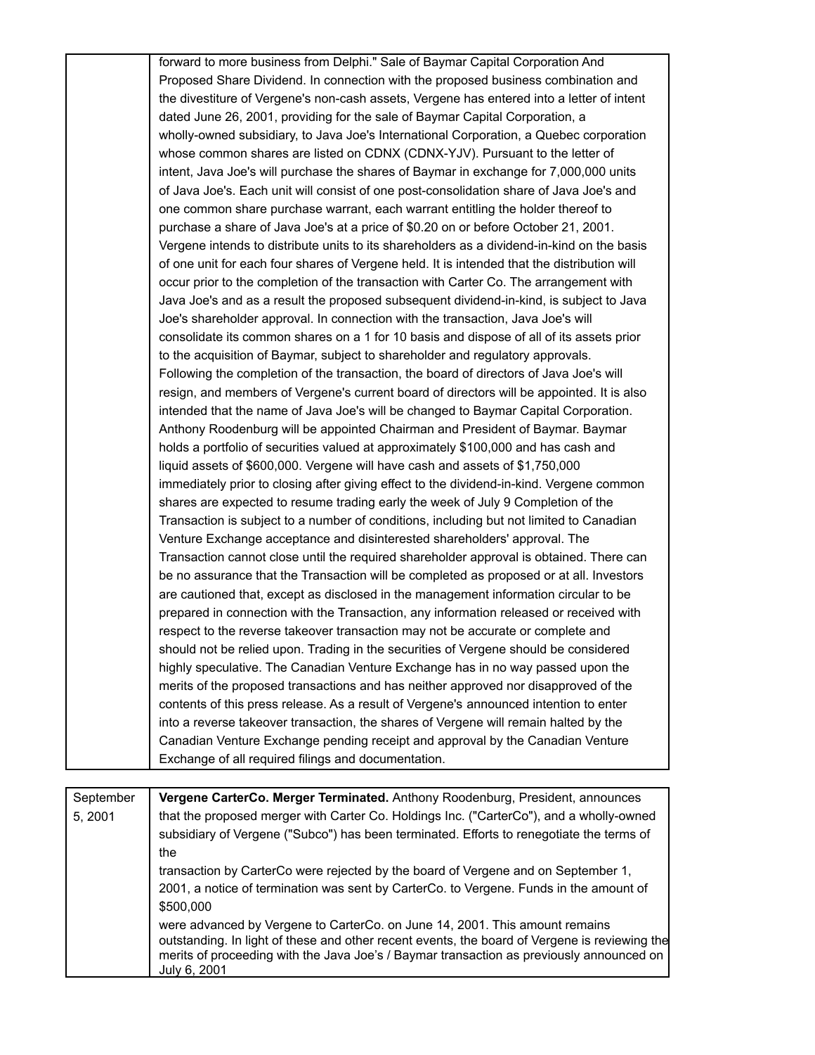| | |
|---|---|
| | forward to more business from Delphi." Sale of Baymar Capital Corporation And Proposed Share Dividend. In connection with the proposed business combination and the divestiture of Vergene's non-cash assets, Vergene has entered into a letter of intent dated June 26, 2001, providing for the sale of Baymar Capital Corporation, a wholly-owned subsidiary, to Java Joe's International Corporation, a Quebec corporation whose common shares are listed on CDNX (CDNX-YJV). Pursuant to the letter of intent, Java Joe's will purchase the shares of Baymar in exchange for 7,000,000 units of Java Joe's. Each unit will consist of one post-consolidation share of Java Joe's and one common share purchase warrant, each warrant entitling the holder thereof to purchase a share of Java Joe's at a price of $0.20 on or before October 21, 2001. Vergene intends to distribute units to its shareholders as a dividend-in-kind on the basis of one unit for each four shares of Vergene held. It is intended that the distribution will occur prior to the completion of the transaction with Carter Co. The arrangement with Java Joe's and as a result the proposed subsequent dividend-in-kind, is subject to Java Joe's shareholder approval. In connection with the transaction, Java Joe's will consolidate its common shares on a 1 for 10 basis and dispose of all of its assets prior to the acquisition of Baymar, subject to shareholder and regulatory approvals. Following the completion of the transaction, the board of directors of Java Joe's will resign, and members of Vergene's current board of directors will be appointed. It is also intended that the name of Java Joe's will be changed to Baymar Capital Corporation. Anthony Roodenburg will be appointed Chairman and President of Baymar. Baymar holds a portfolio of securities valued at approximately $100,000 and has cash and liquid assets of $600,000. Vergene will have cash and assets of $1,750,000 immediately prior to closing after giving effect to the dividend-in-kind. Vergene common shares are expected to resume trading early the week of July 9 Completion of the Transaction is subject to a number of conditions, including but not limited to Canadian Venture Exchange acceptance and disinterested shareholders' approval. The Transaction cannot close until the required shareholder approval is obtained. There can be no assurance that the Transaction will be completed as proposed or at all. Investors are cautioned that, except as disclosed in the management information circular to be prepared in connection with the Transaction, any information released or received with respect to the reverse takeover transaction may not be accurate or complete and should not be relied upon. Trading in the securities of Vergene should be considered highly speculative. The Canadian Venture Exchange has in no way passed upon the merits of the proposed transactions and has neither approved nor disapproved of the contents of this press release. As a result of Vergene's announced intention to enter into a reverse takeover transaction, the shares of Vergene will remain halted by the Canadian Venture Exchange pending receipt and approval by the Canadian Venture Exchange of all required filings and documentation. |

| | |
|---|---|
| September 5, 2001 | **Vergene CarterCo. Merger Terminated.** Anthony Roodenburg, President, announces that the proposed merger with Carter Co. Holdings Inc. ("CarterCo"), and a wholly-owned subsidiary of Vergene ("Subco") has been terminated. Efforts to renegotiate the terms of the transaction by CarterCo were rejected by the board of Vergene and on September 1, 2001, a notice of termination was sent by CarterCo. to Vergene. Funds in the amount of $500,000 were advanced by Vergene to CarterCo. on June 14, 2001. This amount remains outstanding. In light of these and other recent events, the board of Vergene is reviewing the merits of proceeding with the Java Joe's / Baymar transaction as previously announced on July 6, 2001 |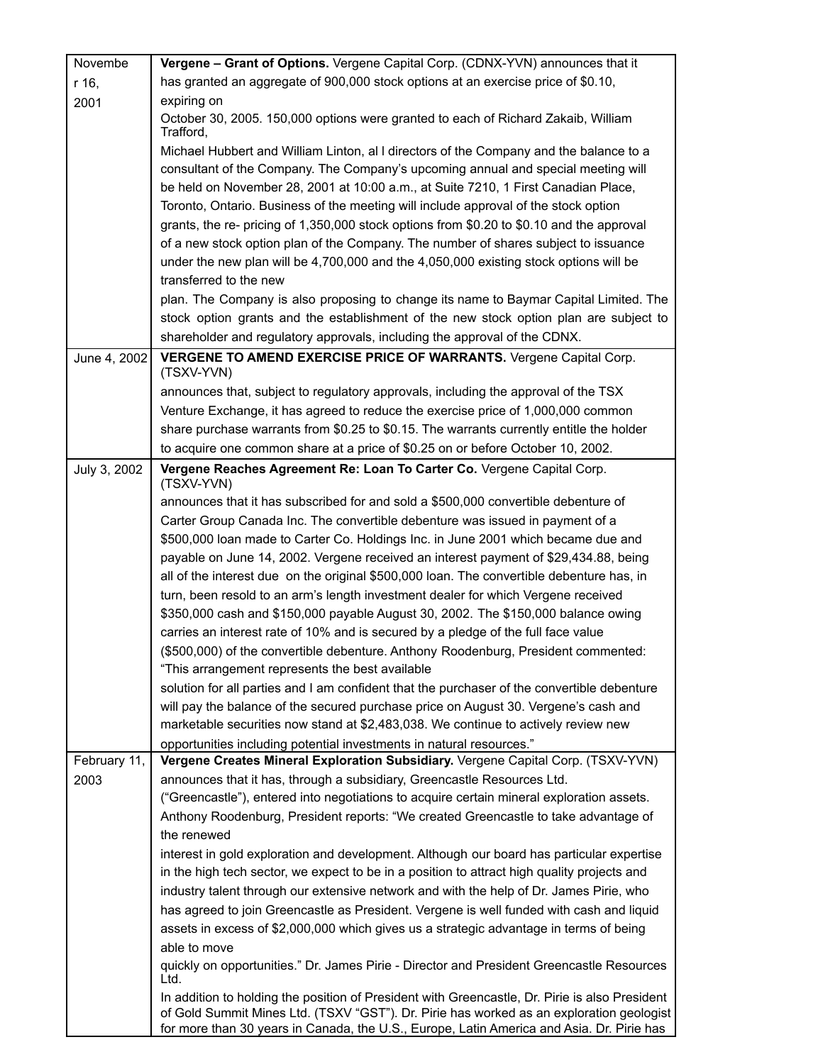| | |
|---|---|
| November 16, 2001 | **Vergene – Grant of Options.** Vergene Capital Corp. (CDNX-YVN) announces that it has granted an aggregate of 900,000 stock options at an exercise price of $0.10, expiring on October 30, 2005. 150,000 options were granted to each of Richard Zakaib, William Trafford, Michael Hubbert and William Linton, al l directors of the Company and the balance to a consultant of the Company. The Company's upcoming annual and special meeting will be held on November 28, 2001 at 10:00 a.m., at Suite 7210, 1 First Canadian Place, Toronto, Ontario. Business of the meeting will include approval of the stock option grants, the re- pricing of 1,350,000 stock options from $0.20 to $0.10 and the approval of a new stock option plan of the Company. The number of shares subject to issuance under the new plan will be 4,700,000 and the 4,050,000 existing stock options will be transferred to the new plan. The Company is also proposing to change its name to Baymar Capital Limited. The stock option grants and the establishment of the new stock option plan are subject to shareholder and regulatory approvals, including the approval of the CDNX. |
| June 4, 2002 | **VERGENE TO AMEND EXERCISE PRICE OF WARRANTS.** Vergene Capital Corp. (TSXV-YVN) announces that, subject to regulatory approvals, including the approval of the TSX Venture Exchange, it has agreed to reduce the exercise price of 1,000,000 common share purchase warrants from $0.25 to $0.15. The warrants currently entitle the holder to acquire one common share at a price of $0.25 on or before October 10, 2002. |
| July 3, 2002 | **Vergene Reaches Agreement Re: Loan To Carter Co.** Vergene Capital Corp. (TSXV-YVN) announces that it has subscribed for and sold a $500,000 convertible debenture of Carter Group Canada Inc. The convertible debenture was issued in payment of a $500,000 loan made to Carter Co. Holdings Inc. in June 2001 which became due and payable on June 14, 2002. Vergene received an interest payment of $29,434.88, being all of the interest due on the original $500,000 loan. The convertible debenture has, in turn, been resold to an arm's length investment dealer for which Vergene received $350,000 cash and $150,000 payable August 30, 2002. The $150,000 balance owing carries an interest rate of 10% and is secured by a pledge of the full face value ($500,000) of the convertible debenture. Anthony Roodenburg, President commented: "This arrangement represents the best available solution for all parties and I am confident that the purchaser of the convertible debenture will pay the balance of the secured purchase price on August 30. Vergene's cash and marketable securities now stand at $2,483,038. We continue to actively review new opportunities including potential investments in natural resources." |
| February 11, 2003 | **Vergene Creates Mineral Exploration Subsidiary.** Vergene Capital Corp. (TSXV-YVN) announces that it has, through a subsidiary, Greencastle Resources Ltd. ("Greencastle"), entered into negotiations to acquire certain mineral exploration assets. Anthony Roodenburg, President reports: "We created Greencastle to take advantage of the renewed interest in gold exploration and development. Although our board has particular expertise in the high tech sector, we expect to be in a position to attract high quality projects and industry talent through our extensive network and with the help of Dr. James Pirie, who has agreed to join Greencastle as President. Vergene is well funded with cash and liquid assets in excess of $2,000,000 which gives us a strategic advantage in terms of being able to move quickly on opportunities." Dr. James Pirie - Director and President Greencastle Resources Ltd. In addition to holding the position of President with Greencastle, Dr. Pirie is also President of Gold Summit Mines Ltd. (TSXV "GST"). Dr. Pirie has worked as an exploration geologist for more than 30 years in Canada, the U.S., Europe, Latin America and Asia. Dr. Pirie has |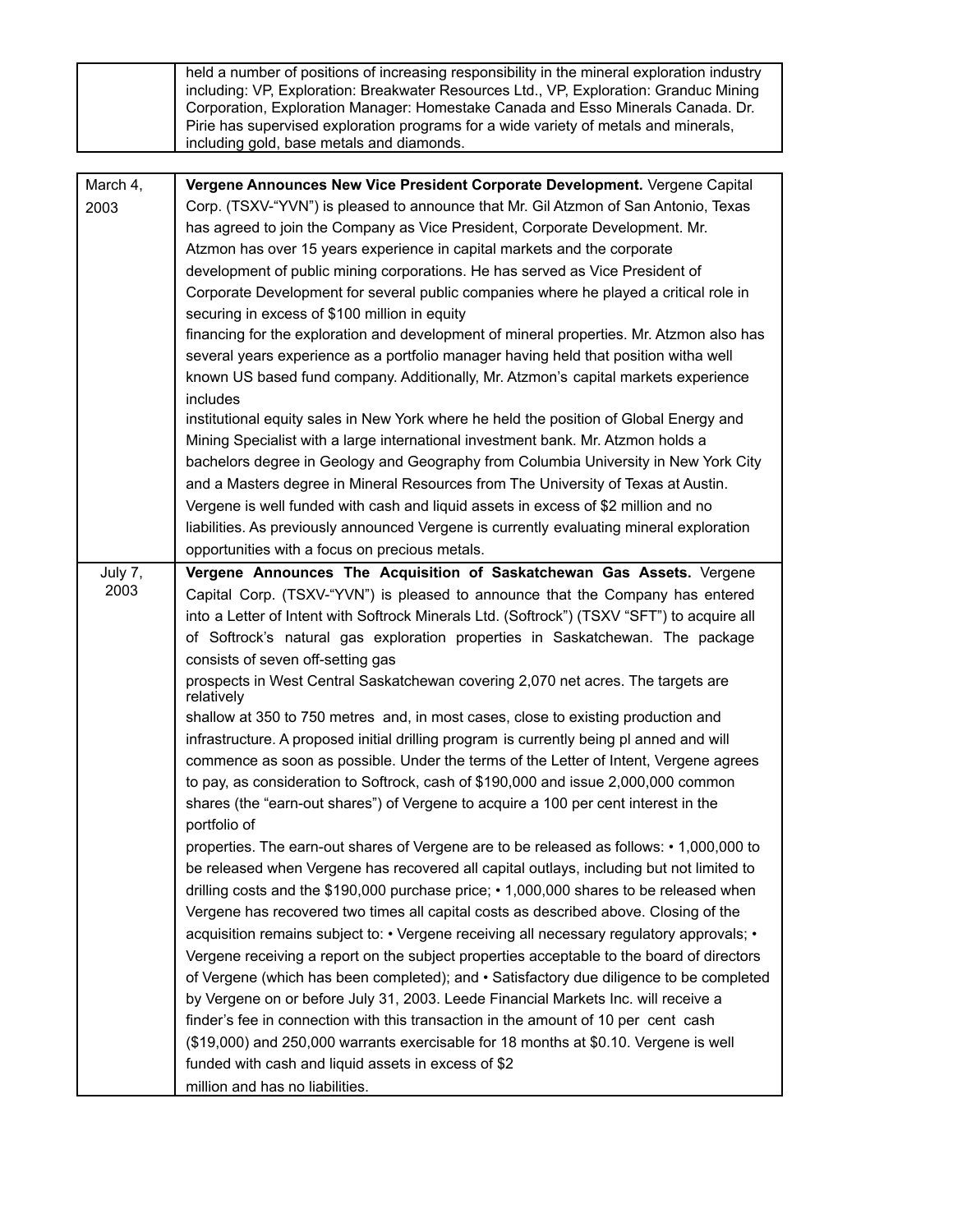| | |
|---|---|
| | held a number of positions of increasing responsibility in the mineral exploration industry including: VP, Exploration: Breakwater Resources Ltd., VP, Exploration: Granduc Mining Corporation, Exploration Manager: Homestake Canada and Esso Minerals Canada. Dr. Pirie has supervised exploration programs for a wide variety of metals and minerals, including gold, base metals and diamonds. |

| | |
|---|---|
| March 4, 2003 | **Vergene Announces New Vice President Corporate Development.** Vergene Capital Corp. (TSXV-"YVN") is pleased to announce that Mr. Gil Atzmon of San Antonio, Texas has agreed to join the Company as Vice President, Corporate Development. Mr. Atzmon has over 15 years experience in capital markets and the corporate development of public mining corporations. He has served as Vice President of Corporate Development for several public companies where he played a critical role in securing in excess of $100 million in equity financing for the exploration and development of mineral properties. Mr. Atzmon also has several years experience as a portfolio manager having held that position witha well known US based fund company. Additionally, Mr. Atzmon's capital markets experience includes institutional equity sales in New York where he held the position of Global Energy and Mining Specialist with a large international investment bank. Mr. Atzmon holds a bachelors degree in Geology and Geography from Columbia University in New York City and a Masters degree in Mineral Resources from The University of Texas at Austin. Vergene is well funded with cash and liquid assets in excess of $2 million and no liabilities. As previously announced Vergene is currently evaluating mineral exploration opportunities with a focus on precious metals. |
| July 7, 2003 | **Vergene Announces The Acquisition of Saskatchewan Gas Assets.** Vergene Capital Corp. (TSXV-"YVN") is pleased to announce that the Company has entered into a Letter of Intent with Softrock Minerals Ltd. (Softrock") (TSXV "SFT") to acquire all of Softrock's natural gas exploration properties in Saskatchewan. The package consists of seven off-setting gas prospects in West Central Saskatchewan covering 2,070 net acres. The targets are relatively shallow at 350 to 750 metres and, in most cases, close to existing production and infrastructure. A proposed initial drilling program is currently being pl anned and will commence as soon as possible. Under the terms of the Letter of Intent, Vergene agrees to pay, as consideration to Softrock, cash of $190,000 and issue 2,000,000 common shares (the "earn-out shares") of Vergene to acquire a 100 per cent interest in the portfolio of properties. The earn-out shares of Vergene are to be released as follows: • 1,000,000 to be released when Vergene has recovered all capital outlays, including but not limited to drilling costs and the $190,000 purchase price; • 1,000,000 shares to be released when Vergene has recovered two times all capital costs as described above. Closing of the acquisition remains subject to: • Vergene receiving all necessary regulatory approvals; • Vergene receiving a report on the subject properties acceptable to the board of directors of Vergene (which has been completed); and • Satisfactory due diligence to be completed by Vergene on or before July 31, 2003. Leede Financial Markets Inc. will receive a finder's fee in connection with this transaction in the amount of 10 per cent cash ($19,000) and 250,000 warrants exercisable for 18 months at $0.10. Vergene is well funded with cash and liquid assets in excess of $2 million and has no liabilities. |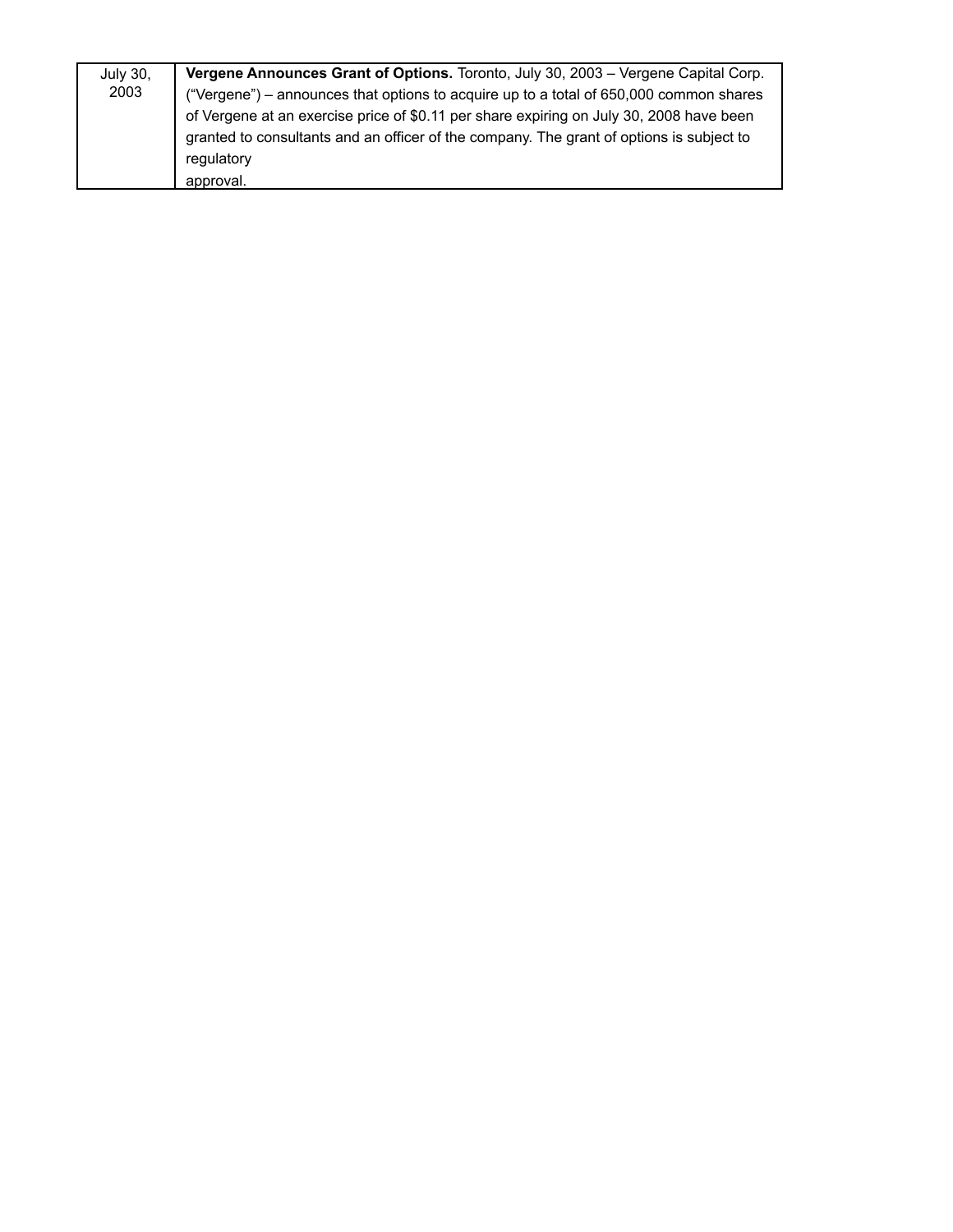| | |
|---|---|
| July 30, 2003 | **Vergene Announces Grant of Options.** Toronto, July 30, 2003 – Vergene Capital Corp. ("Vergene") – announces that options to acquire up to a total of 650,000 common shares of Vergene at an exercise price of $0.11 per share expiring on July 30, 2008 have been granted to consultants and an officer of the company. The grant of options is subject to regulatory approval. |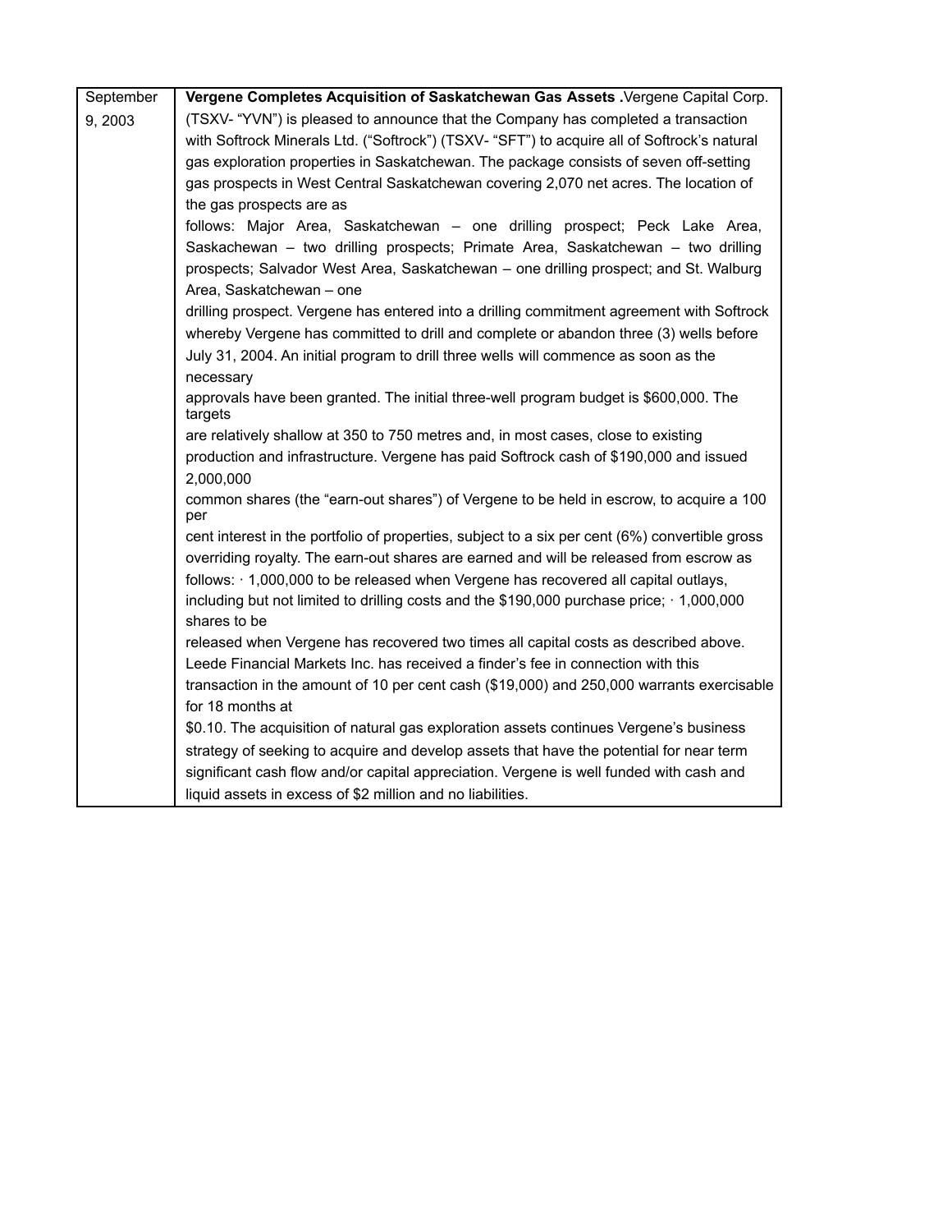| September 9, 2003 | **Vergene Completes Acquisition of Saskatchewan Gas Assets .**Vergene Capital Corp. (TSXV- "YVN") is pleased to announce that the Company has completed a transaction with Softrock Minerals Ltd. ("Softrock") (TSXV- "SFT") to acquire all of Softrock's natural gas exploration properties in Saskatchewan. The package consists of seven off-setting gas prospects in West Central Saskatchewan covering 2,070 net acres. The location of the gas prospects are as follows: Major Area, Saskatchewan – one drilling prospect; Peck Lake Area, Saskachewan – two drilling prospects; Primate Area, Saskatchewan – two drilling prospects; Salvador West Area, Saskatchewan – one drilling prospect; and St. Walburg Area, Saskatchewan – one drilling prospect. Vergene has entered into a drilling commitment agreement with Softrock whereby Vergene has committed to drill and complete or abandon three (3) wells before July 31, 2004. An initial program to drill three wells will commence as soon as the necessary approvals have been granted. The initial three-well program budget is $600,000. The targets are relatively shallow at 350 to 750 metres and, in most cases, close to existing production and infrastructure. Vergene has paid Softrock cash of $190,000 and issued 2,000,000 common shares (the "earn-out shares") of Vergene to be held in escrow, to acquire a 100 per cent interest in the portfolio of properties, subject to a six per cent (6%) convertible gross overriding royalty. The earn-out shares are earned and will be released from escrow as follows: · 1,000,000 to be released when Vergene has recovered all capital outlays, including but not limited to drilling costs and the $190,000 purchase price; · 1,000,000 shares to be released when Vergene has recovered two times all capital costs as described above. Leede Financial Markets Inc. has received a finder's fee in connection with this transaction in the amount of 10 per cent cash ($19,000) and 250,000 warrants exercisable for 18 months at $0.10. The acquisition of natural gas exploration assets continues Vergene's business strategy of seeking to acquire and develop assets that have the potential for near term significant cash flow and/or capital appreciation. Vergene is well funded with cash and liquid assets in excess of $2 million and no liabilities. |
|---|---|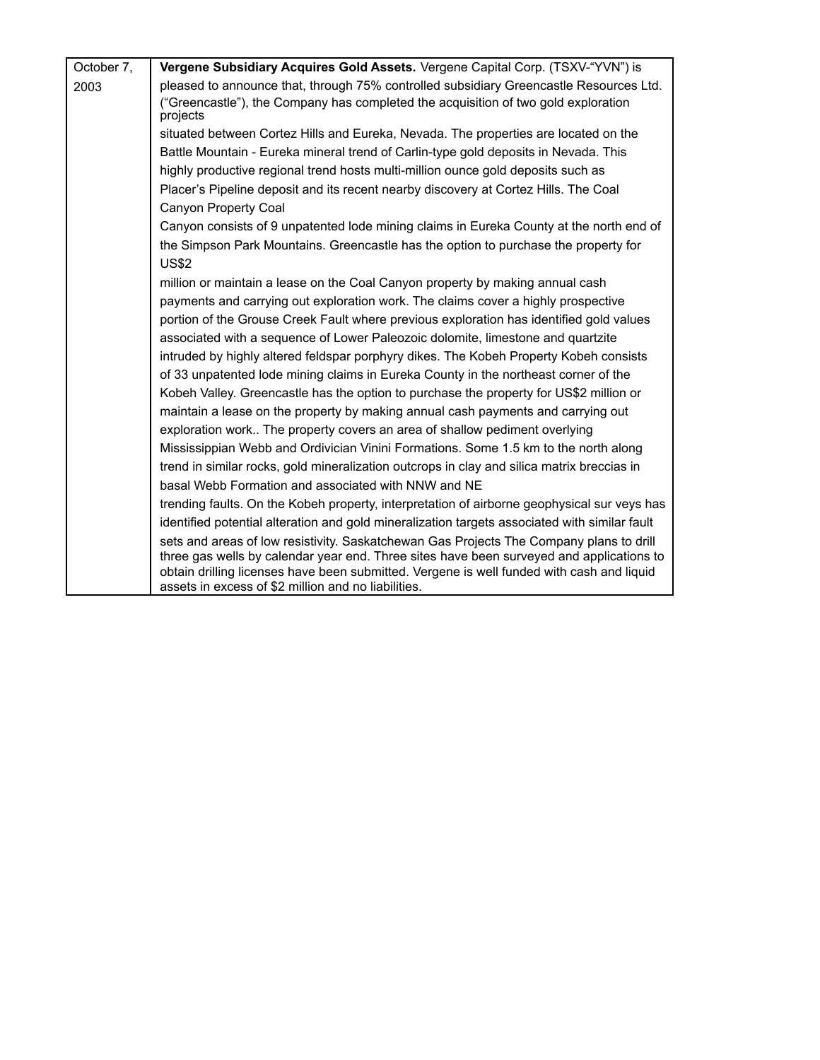| October 7, 2003 | **Vergene Subsidiary Acquires Gold Assets.** Vergene Capital Corp. (TSXV-"YVN") is pleased to announce that, through 75% controlled subsidiary Greencastle Resources Ltd. ("Greencastle"), the Company has completed the acquisition of two gold exploration projects situated between Cortez Hills and Eureka, Nevada. The properties are located on the Battle Mountain - Eureka mineral trend of Carlin-type gold deposits in Nevada. This highly productive regional trend hosts multi-million ounce gold deposits such as Placer's Pipeline deposit and its recent nearby discovery at Cortez Hills. The Coal Canyon Property Coal Canyon consists of 9 unpatented lode mining claims in Eureka County at the north end of the Simpson Park Mountains. Greencastle has the option to purchase the property for US$2 million or maintain a lease on the Coal Canyon property by making annual cash payments and carrying out exploration work. The claims cover a highly prospective portion of the Grouse Creek Fault where previous exploration has identified gold values associated with a sequence of Lower Paleozoic dolomite, limestone and quartzite intruded by highly altered feldspar porphyry dikes. The Kobeh Property Kobeh consists of 33 unpatented lode mining claims in Eureka County in the northeast corner of the Kobeh Valley. Greencastle has the option to purchase the property for US$2 million or maintain a lease on the property by making annual cash payments and carrying out exploration work.. The property covers an area of shallow pediment overlying Mississippian Webb and Ordivician Vinini Formations. Some 1.5 km to the north along trend in similar rocks, gold mineralization outcrops in clay and silica matrix breccias in basal Webb Formation and associated with NNW and NE trending faults. On the Kobeh property, interpretation of airborne geophysical sur veys has identified potential alteration and gold mineralization targets associated with similar fault sets and areas of low resistivity. Saskatchewan Gas Projects The Company plans to drill three gas wells by calendar year end. Three sites have been surveyed and applications to obtain drilling licenses have been submitted. Vergene is well funded with cash and liquid assets in excess of $2 million and no liabilities. |
|---|---|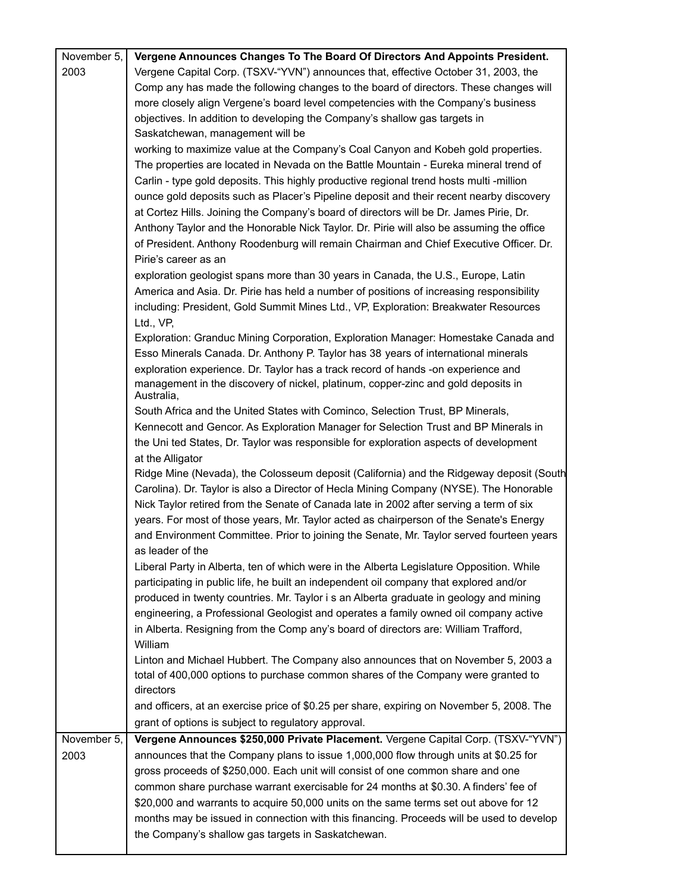| | |
|---|---|
| November 5, 2003 | **Vergene Announces Changes To The Board Of Directors And Appoints President.** Vergene Capital Corp. (TSXV-"YVN") announces that, effective October 31, 2003, the Comp any has made the following changes to the board of directors. These changes will more closely align Vergene's board level competencies with the Company's business objectives. In addition to developing the Company's shallow gas targets in Saskatchewan, management will be working to maximize value at the Company's Coal Canyon and Kobeh gold properties. The properties are located in Nevada on the Battle Mountain - Eureka mineral trend of Carlin - type gold deposits. This highly productive regional trend hosts multi -million ounce gold deposits such as Placer's Pipeline deposit and their recent nearby discovery at Cortez Hills. Joining the Company's board of directors will be Dr. James Pirie, Dr. Anthony Taylor and the Honorable Nick Taylor. Dr. Pirie will also be assuming the office of President. Anthony Roodenburg will remain Chairman and Chief Executive Officer. Dr. Pirie's career as an exploration geologist spans more than 30 years in Canada, the U.S., Europe, Latin America and Asia. Dr. Pirie has held a number of positions of increasing responsibility including: President, Gold Summit Mines Ltd., VP, Exploration: Breakwater Resources Ltd., VP, Exploration: Granduc Mining Corporation, Exploration Manager: Homestake Canada and Esso Minerals Canada. Dr. Anthony P. Taylor has 38 years of international minerals exploration experience. Dr. Taylor has a track record of hands -on experience and management in the discovery of nickel, platinum, copper-zinc and gold deposits in Australia, South Africa and the United States with Cominco, Selection Trust, BP Minerals, Kennecott and Gencor. As Exploration Manager for Selection Trust and BP Minerals in the Uni ted States, Dr. Taylor was responsible for exploration aspects of development at the Alligator Ridge Mine (Nevada), the Colosseum deposit (California) and the Ridgeway deposit (South Carolina). Dr. Taylor is also a Director of Hecla Mining Company (NYSE). The Honorable Nick Taylor retired from the Senate of Canada late in 2002 after serving a term of six years. For most of those years, Mr. Taylor acted as chairperson of the Senate's Energy and Environment Committee. Prior to joining the Senate, Mr. Taylor served fourteen years as leader of the Liberal Party in Alberta, ten of which were in the Alberta Legislature Opposition. While participating in public life, he built an independent oil company that explored and/or produced in twenty countries. Mr. Taylor i s an Alberta graduate in geology and mining engineering, a Professional Geologist and operates a family owned oil company active in Alberta. Resigning from the Comp any's board of directors are: William Trafford, William Linton and Michael Hubbert. The Company also announces that on November 5, 2003 a total of 400,000 options to purchase common shares of the Company were granted to directors and officers, at an exercise price of $0.25 per share, expiring on November 5, 2008. The grant of options is subject to regulatory approval. |
| November 5, 2003 | **Vergene Announces $250,000 Private Placement.** Vergene Capital Corp. (TSXV-"YVN") announces that the Company plans to issue 1,000,000 flow through units at $0.25 for gross proceeds of $250,000. Each unit will consist of one common share and one common share purchase warrant exercisable for 24 months at $0.30. A finders' fee of $20,000 and warrants to acquire 50,000 units on the same terms set out above for 12 months may be issued in connection with this financing. Proceeds will be used to develop the Company's shallow gas targets in Saskatchewan. |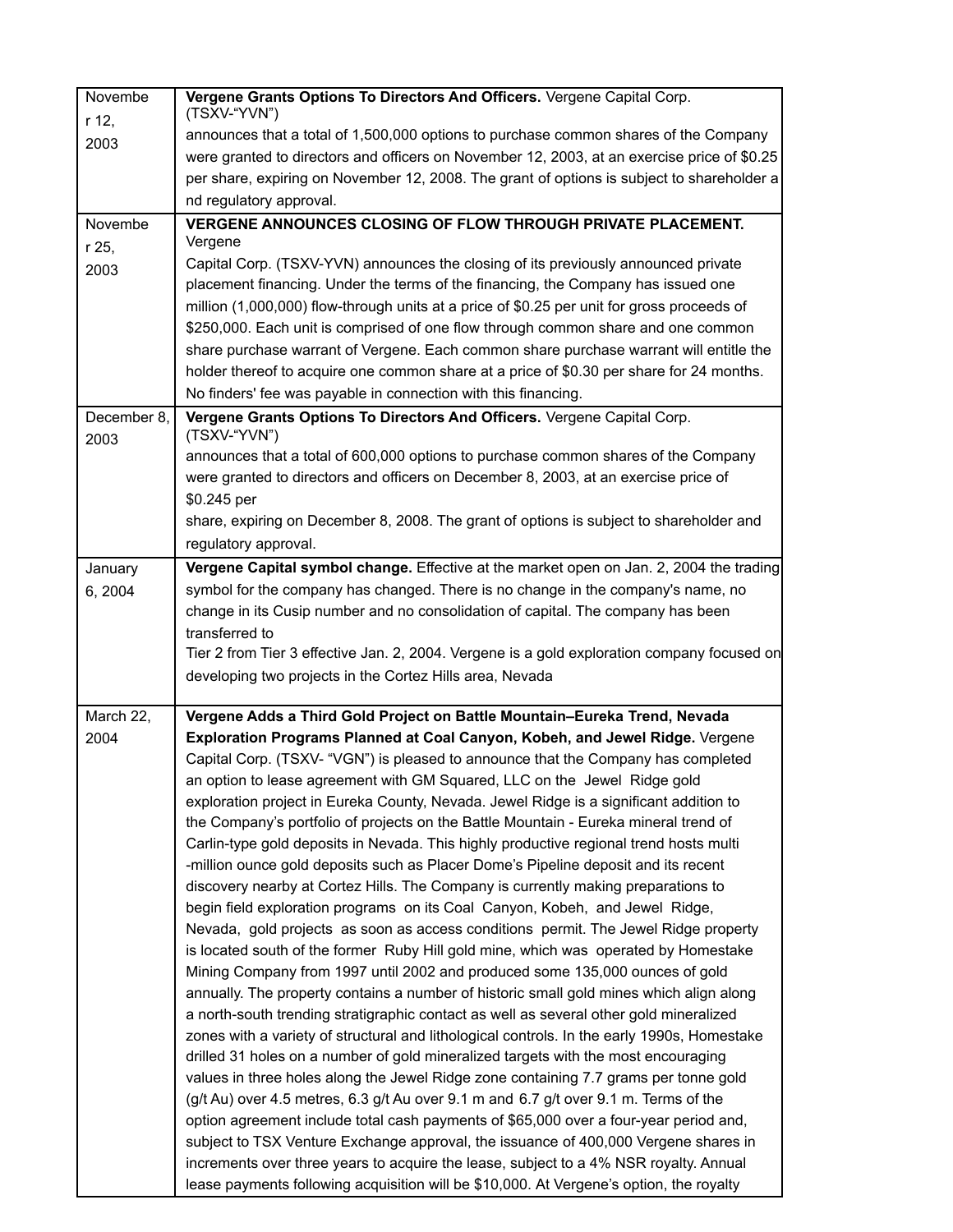| | |
|---|---|
| November 12, 2003 | **Vergene Grants Options To Directors And Officers.** Vergene Capital Corp. (TSXV-"YVN") announces that a total of 1,500,000 options to purchase common shares of the Company were granted to directors and officers on November 12, 2003, at an exercise price of $0.25 per share, expiring on November 12, 2008. The grant of options is subject to shareholder and regulatory approval. |
| November 25, 2003 | **VERGENE ANNOUNCES CLOSING OF FLOW THROUGH PRIVATE PLACEMENT.** Vergene Capital Corp. (TSXV-YVN) announces the closing of its previously announced private placement financing. Under the terms of the financing, the Company has issued one million (1,000,000) flow-through units at a price of $0.25 per unit for gross proceeds of $250,000. Each unit is comprised of one flow through common share and one common share purchase warrant of Vergene. Each common share purchase warrant will entitle the holder thereof to acquire one common share at a price of $0.30 per share for 24 months. No finders' fee was payable in connection with this financing. |
| December 8, 2003 | **Vergene Grants Options To Directors And Officers.** Vergene Capital Corp. (TSXV-"YVN") announces that a total of 600,000 options to purchase common shares of the Company were granted to directors and officers on December 8, 2003, at an exercise price of $0.245 per share, expiring on December 8, 2008. The grant of options is subject to shareholder and regulatory approval. |
| January 6, 2004 | **Vergene Capital symbol change.** Effective at the market open on Jan. 2, 2004 the trading symbol for the company has changed. There is no change in the company's name, no change in its Cusip number and no consolidation of capital. The company has been transferred to Tier 2 from Tier 3 effective Jan. 2, 2004. Vergene is a gold exploration company focused on developing two projects in the Cortez Hills area, Nevada |
| March 22, 2004 | **Vergene Adds a Third Gold Project on Battle Mountain–Eureka Trend, Nevada Exploration Programs Planned at Coal Canyon, Kobeh, and Jewel Ridge.** Vergene Capital Corp. (TSXV- "VGN") is pleased to announce that the Company has completed an option to lease agreement with GM Squared, LLC on the Jewel Ridge gold exploration project in Eureka County, Nevada. Jewel Ridge is a significant addition to the Company's portfolio of projects on the Battle Mountain - Eureka mineral trend of Carlin-type gold deposits in Nevada. This highly productive regional trend hosts multi-million ounce gold deposits such as Placer Dome's Pipeline deposit and its recent discovery nearby at Cortez Hills. The Company is currently making preparations to begin field exploration programs on its Coal Canyon, Kobeh, and Jewel Ridge, Nevada, gold projects as soon as access conditions permit. The Jewel Ridge property is located south of the former Ruby Hill gold mine, which was operated by Homestake Mining Company from 1997 until 2002 and produced some 135,000 ounces of gold annually. The property contains a number of historic small gold mines which align along a north-south trending stratigraphic contact as well as several other gold mineralized zones with a variety of structural and lithological controls. In the early 1990s, Homestake drilled 31 holes on a number of gold mineralized targets with the most encouraging values in three holes along the Jewel Ridge zone containing 7.7 grams per tonne gold (g/t Au) over 4.5 metres, 6.3 g/t Au over 9.1 m and 6.7 g/t over 9.1 m. Terms of the option agreement include total cash payments of $65,000 over a four-year period and, subject to TSX Venture Exchange approval, the issuance of 400,000 Vergene shares in increments over three years to acquire the lease, subject to a 4% NSR royalty. Annual lease payments following acquisition will be $10,000. At Vergene's option, the royalty |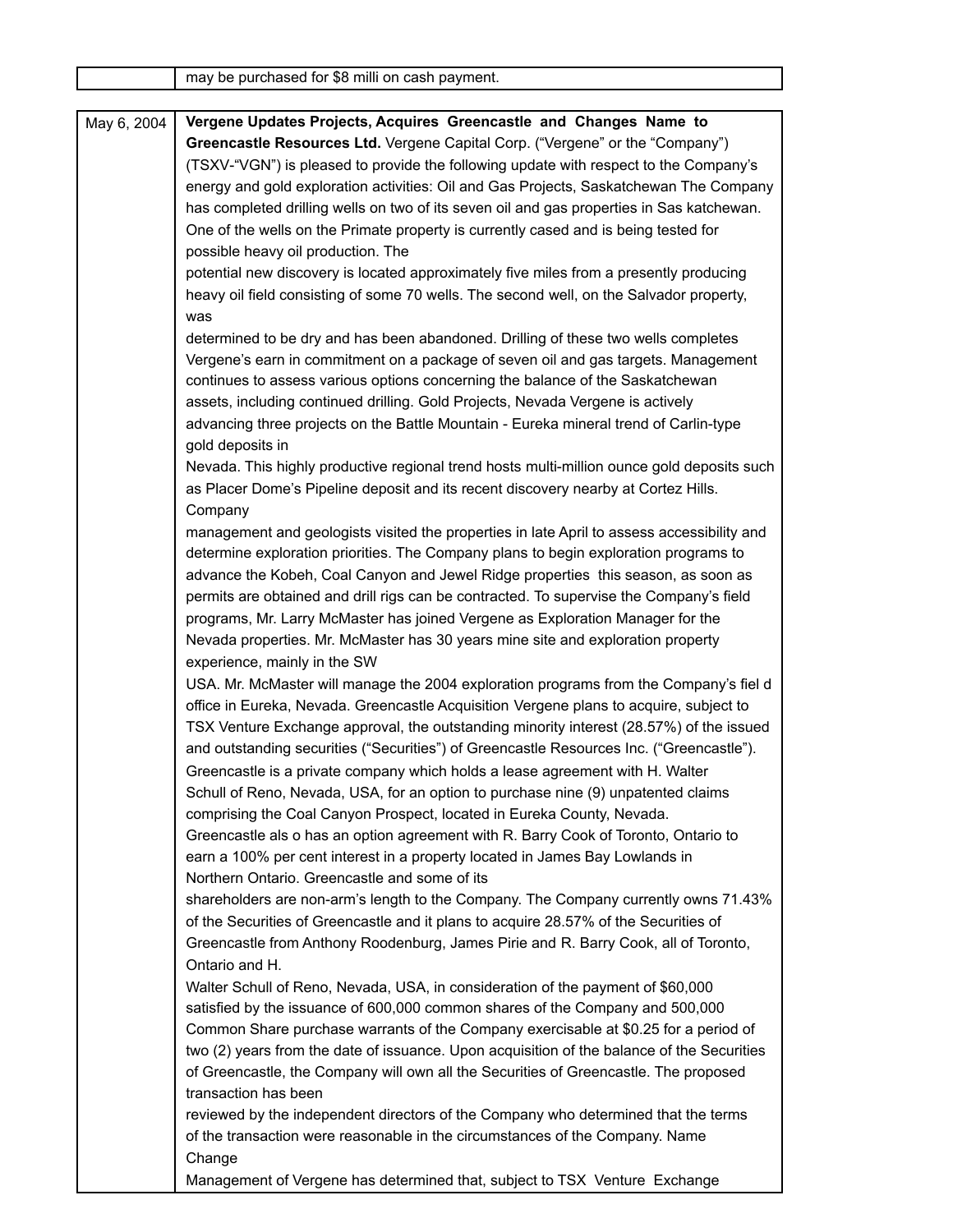|  | may be purchased for $8 milli on cash payment. |
|---|---|

| May 6, 2004 | **Vergene Updates Projects, Acquires Greencastle and Changes Name to Greencastle Resources Ltd.** Vergene Capital Corp. ("Vergene" or the "Company") (TSXV-"VGN") is pleased to provide the following update with respect to the Company's energy and gold exploration activities: Oil and Gas Projects, Saskatchewan The Company has completed drilling wells on two of its seven oil and gas properties in Sas katchewan. One of the wells on the Primate property is currently cased and is being tested for possible heavy oil production. The potential new discovery is located approximately five miles from a presently producing heavy oil field consisting of some 70 wells. The second well, on the Salvador property, was determined to be dry and has been abandoned. Drilling of these two wells completes Vergene's earn in commitment on a package of seven oil and gas targets. Management continues to assess various options concerning the balance of the Saskatchewan assets, including continued drilling. Gold Projects, Nevada Vergene is actively advancing three projects on the Battle Mountain - Eureka mineral trend of Carlin-type gold deposits in Nevada. This highly productive regional trend hosts multi-million ounce gold deposits such as Placer Dome's Pipeline deposit and its recent discovery nearby at Cortez Hills. Company management and geologists visited the properties in late April to assess accessibility and determine exploration priorities. The Company plans to begin exploration programs to advance the Kobeh, Coal Canyon and Jewel Ridge properties this season, as soon as permits are obtained and drill rigs can be contracted. To supervise the Company's field programs, Mr. Larry McMaster has joined Vergene as Exploration Manager for the Nevada properties. Mr. McMaster has 30 years mine site and exploration property experience, mainly in the SW USA. Mr. McMaster will manage the 2004 exploration programs from the Company's fiel d office in Eureka, Nevada. Greencastle Acquisition Vergene plans to acquire, subject to TSX Venture Exchange approval, the outstanding minority interest (28.57%) of the issued and outstanding securities ("Securities") of Greencastle Resources Inc. ("Greencastle"). Greencastle is a private company which holds a lease agreement with H. Walter Schull of Reno, Nevada, USA, for an option to purchase nine (9) unpatented claims comprising the Coal Canyon Prospect, located in Eureka County, Nevada. Greencastle als o has an option agreement with R. Barry Cook of Toronto, Ontario to earn a 100% per cent interest in a property located in James Bay Lowlands in Northern Ontario. Greencastle and some of its shareholders are non-arm's length to the Company. The Company currently owns 71.43% of the Securities of Greencastle and it plans to acquire 28.57% of the Securities of Greencastle from Anthony Roodenburg, James Pirie and R. Barry Cook, all of Toronto, Ontario and H. Walter Schull of Reno, Nevada, USA, in consideration of the payment of $60,000 satisfied by the issuance of 600,000 common shares of the Company and 500,000 Common Share purchase warrants of the Company exercisable at $0.25 for a period of two (2) years from the date of issuance. Upon acquisition of the balance of the Securities of Greencastle, the Company will own all the Securities of Greencastle. The proposed transaction has been reviewed by the independent directors of the Company who determined that the terms of the transaction were reasonable in the circumstances of the Company. Name Change Management of Vergene has determined that, subject to TSX Venture Exchange |
|---|---|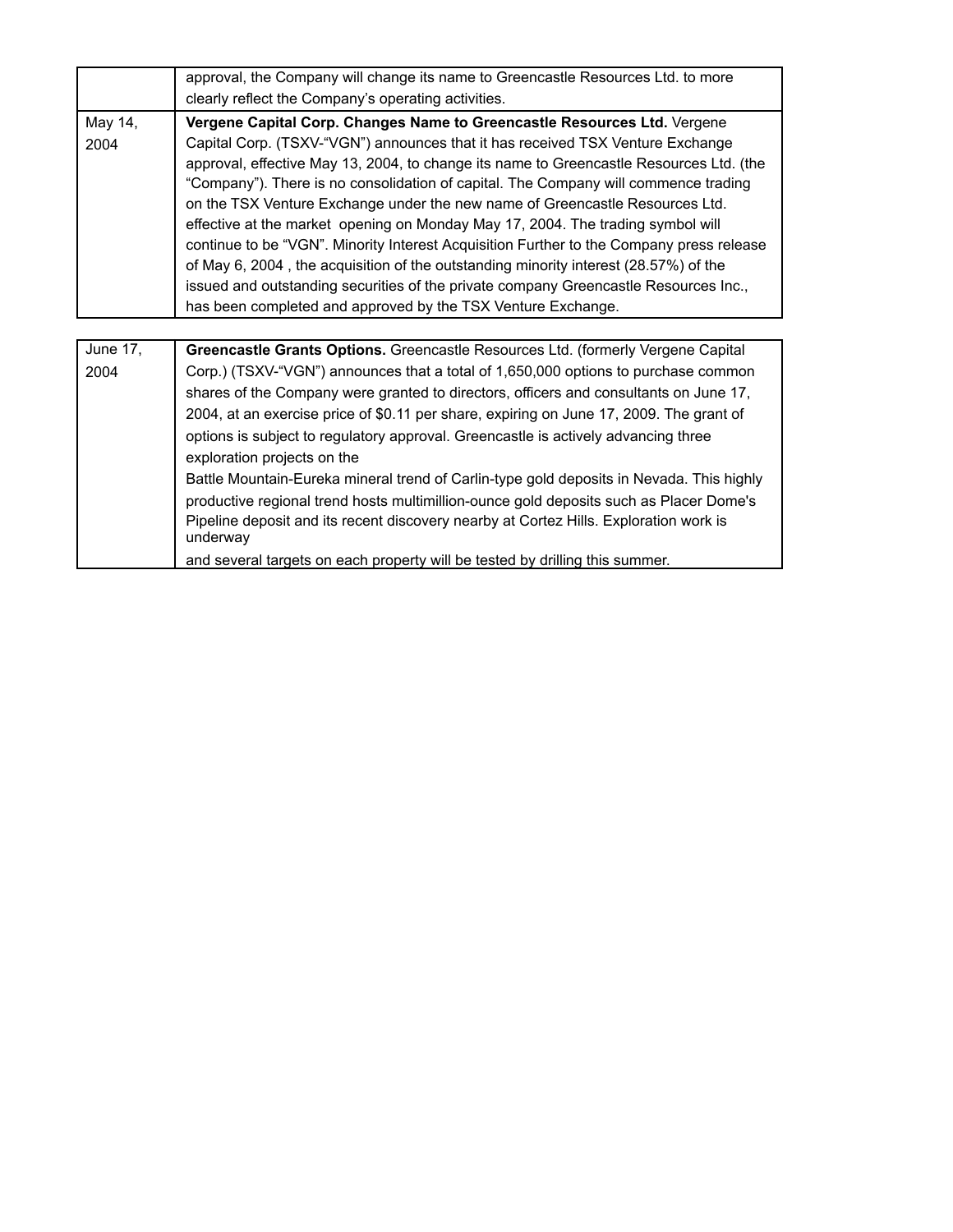| | |
|---|---|
| | approval, the Company will change its name to Greencastle Resources Ltd. to more clearly reflect the Company's operating activities. |
| May 14, 2004 | **Vergene Capital Corp. Changes Name to Greencastle Resources Ltd.** Vergene Capital Corp. (TSXV-"VGN") announces that it has received TSX Venture Exchange approval, effective May 13, 2004, to change its name to Greencastle Resources Ltd. (the "Company"). There is no consolidation of capital. The Company will commence trading on the TSX Venture Exchange under the new name of Greencastle Resources Ltd. effective at the market opening on Monday May 17, 2004. The trading symbol will continue to be "VGN". Minority Interest Acquisition Further to the Company press release of May 6, 2004 , the acquisition of the outstanding minority interest (28.57%) of the issued and outstanding securities of the private company Greencastle Resources Inc., has been completed and approved by the TSX Venture Exchange. |

| | |
|---|---|
| June 17, 2004 | **Greencastle Grants Options.** Greencastle Resources Ltd. (formerly Vergene Capital Corp.) (TSXV-"VGN") announces that a total of 1,650,000 options to purchase common shares of the Company were granted to directors, officers and consultants on June 17, 2004, at an exercise price of $0.11 per share, expiring on June 17, 2009. The grant of options is subject to regulatory approval. Greencastle is actively advancing three exploration projects on the Battle Mountain-Eureka mineral trend of Carlin-type gold deposits in Nevada. This highly productive regional trend hosts multimillion-ounce gold deposits such as Placer Dome's Pipeline deposit and its recent discovery nearby at Cortez Hills. Exploration work is underway and several targets on each property will be tested by drilling this summer. |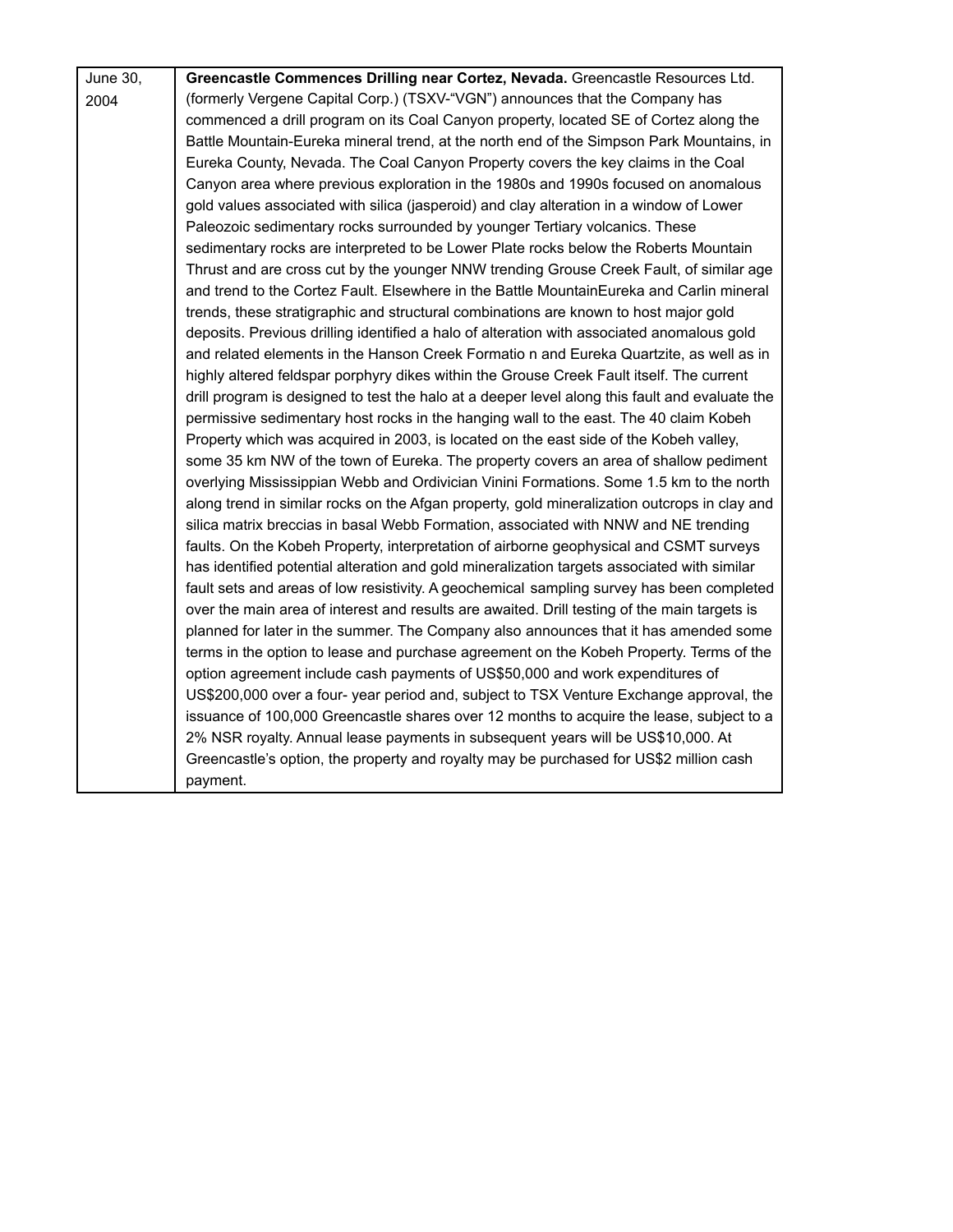| June 30, 2004 | **Greencastle Commences Drilling near Cortez, Nevada.** Greencastle Resources Ltd. (formerly Vergene Capital Corp.) (TSXV-"VGN") announces that the Company has commenced a drill program on its Coal Canyon property, located SE of Cortez along the Battle Mountain-Eureka mineral trend, at the north end of the Simpson Park Mountains, in Eureka County, Nevada. The Coal Canyon Property covers the key claims in the Coal Canyon area where previous exploration in the 1980s and 1990s focused on anomalous gold values associated with silica (jasperoid) and clay alteration in a window of Lower Paleozoic sedimentary rocks surrounded by younger Tertiary volcanics. These sedimentary rocks are interpreted to be Lower Plate rocks below the Roberts Mountain Thrust and are cross cut by the younger NNW trending Grouse Creek Fault, of similar age and trend to the Cortez Fault. Elsewhere in the Battle MountainEureka and Carlin mineral trends, these stratigraphic and structural combinations are known to host major gold deposits. Previous drilling identified a halo of alteration with associated anomalous gold and related elements in the Hanson Creek Formatio n and Eureka Quartzite, as well as in highly altered feldspar porphyry dikes within the Grouse Creek Fault itself. The current drill program is designed to test the halo at a deeper level along this fault and evaluate the permissive sedimentary host rocks in the hanging wall to the east. The 40 claim Kobeh Property which was acquired in 2003, is located on the east side of the Kobeh valley, some 35 km NW of the town of Eureka. The property covers an area of shallow pediment overlying Mississippian Webb and Ordivician Vinini Formations. Some 1.5 km to the north along trend in similar rocks on the Afgan property, gold mineralization outcrops in clay and silica matrix breccias in basal Webb Formation, associated with NNW and NE trending faults. On the Kobeh Property, interpretation of airborne geophysical and CSMT surveys has identified potential alteration and gold mineralization targets associated with similar fault sets and areas of low resistivity. A geochemical sampling survey has been completed over the main area of interest and results are awaited. Drill testing of the main targets is planned for later in the summer. The Company also announces that it has amended some terms in the option to lease and purchase agreement on the Kobeh Property. Terms of the option agreement include cash payments of US$50,000 and work expenditures of US$200,000 over a four- year period and, subject to TSX Venture Exchange approval, the issuance of 100,000 Greencastle shares over 12 months to acquire the lease, subject to a 2% NSR royalty. Annual lease payments in subsequent years will be US$10,000. At Greencastle's option, the property and royalty may be purchased for US$2 million cash payment. |
|---|---|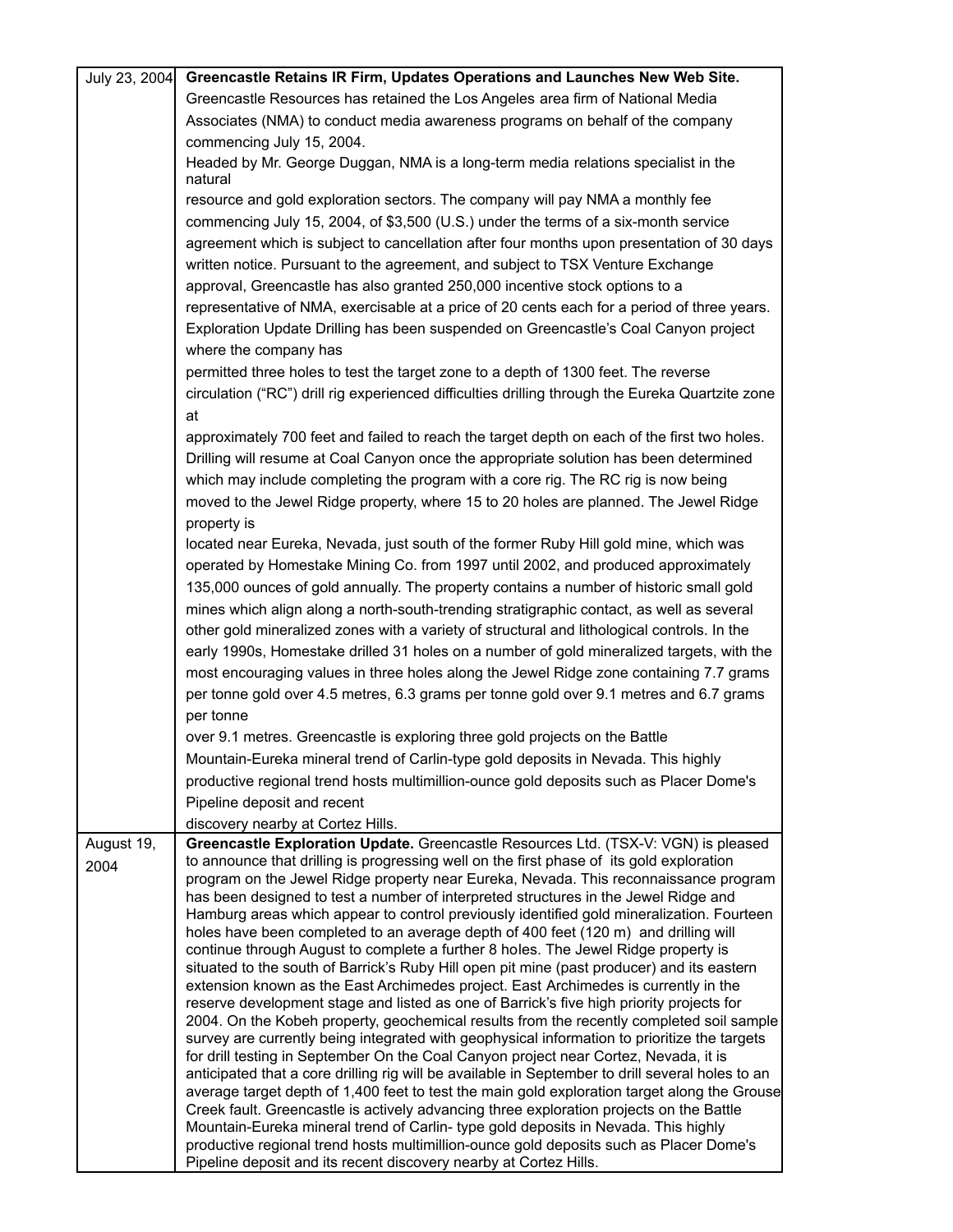| | |
|---|---|
| July 23, 2004 | **Greencastle Retains IR Firm, Updates Operations and Launches New Web Site.** Greencastle Resources has retained the Los Angeles area firm of National Media Associates (NMA) to conduct media awareness programs on behalf of the company commencing July 15, 2004. Headed by Mr. George Duggan, NMA is a long-term media relations specialist in the natural resource and gold exploration sectors. The company will pay NMA a monthly fee commencing July 15, 2004, of $3,500 (U.S.) under the terms of a six-month service agreement which is subject to cancellation after four months upon presentation of 30 days written notice. Pursuant to the agreement, and subject to TSX Venture Exchange approval, Greencastle has also granted 250,000 incentive stock options to a representative of NMA, exercisable at a price of 20 cents each for a period of three years. Exploration Update Drilling has been suspended on Greencastle's Coal Canyon project where the company has permitted three holes to test the target zone to a depth of 1300 feet. The reverse circulation ("RC") drill rig experienced difficulties drilling through the Eureka Quartzite zone at approximately 700 feet and failed to reach the target depth on each of the first two holes. Drilling will resume at Coal Canyon once the appropriate solution has been determined which may include completing the program with a core rig. The RC rig is now being moved to the Jewel Ridge property, where 15 to 20 holes are planned. The Jewel Ridge property is located near Eureka, Nevada, just south of the former Ruby Hill gold mine, which was operated by Homestake Mining Co. from 1997 until 2002, and produced approximately 135,000 ounces of gold annually. The property contains a number of historic small gold mines which align along a north-south-trending stratigraphic contact, as well as several other gold mineralized zones with a variety of structural and lithological controls. In the early 1990s, Homestake drilled 31 holes on a number of gold mineralized targets, with the most encouraging values in three holes along the Jewel Ridge zone containing 7.7 grams per tonne gold over 4.5 metres, 6.3 grams per tonne gold over 9.1 metres and 6.7 grams per tonne over 9.1 metres. Greencastle is exploring three gold projects on the Battle Mountain-Eureka mineral trend of Carlin-type gold deposits in Nevada. This highly productive regional trend hosts multimillion-ounce gold deposits such as Placer Dome's Pipeline deposit and recent discovery nearby at Cortez Hills. |
| August 19, 2004 | **Greencastle Exploration Update.** Greencastle Resources Ltd. (TSX-V: VGN) is pleased to announce that drilling is progressing well on the first phase of its gold exploration program on the Jewel Ridge property near Eureka, Nevada. This reconnaissance program has been designed to test a number of interpreted structures in the Jewel Ridge and Hamburg areas which appear to control previously identified gold mineralization. Fourteen holes have been completed to an average depth of 400 feet (120 m) and drilling will continue through August to complete a further 8 holes. The Jewel Ridge property is situated to the south of Barrick's Ruby Hill open pit mine (past producer) and its eastern extension known as the East Archimedes project. East Archimedes is currently in the reserve development stage and listed as one of Barrick's five high priority projects for 2004. On the Kobeh property, geochemical results from the recently completed soil sample survey are currently being integrated with geophysical information to prioritize the targets for drill testing in September On the Coal Canyon project near Cortez, Nevada, it is anticipated that a core drilling rig will be available in September to drill several holes to an average target depth of 1,400 feet to test the main gold exploration target along the Grouse Creek fault. Greencastle is actively advancing three exploration projects on the Battle Mountain-Eureka mineral trend of Carlin- type gold deposits in Nevada. This highly productive regional trend hosts multimillion-ounce gold deposits such as Placer Dome's Pipeline deposit and its recent discovery nearby at Cortez Hills. |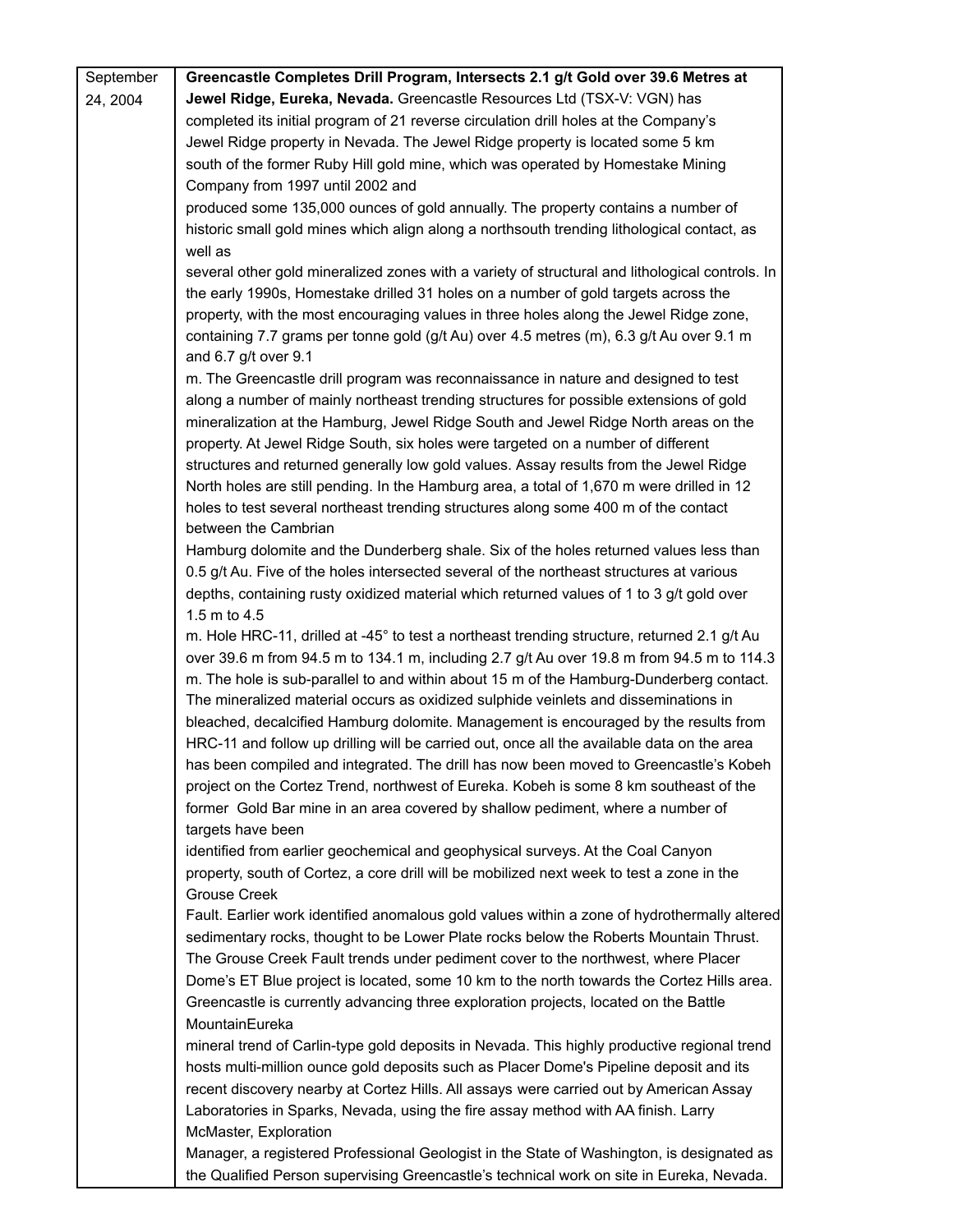| | |
|---|---|
| September 24, 2004 | **Greencastle Completes Drill Program, Intersects 2.1 g/t Gold over 39.6 Metres at Jewel Ridge, Eureka, Nevada.** Greencastle Resources Ltd (TSX-V: VGN) has completed its initial program of 21 reverse circulation drill holes at the Company's Jewel Ridge property in Nevada. The Jewel Ridge property is located some 5 km south of the former Ruby Hill gold mine, which was operated by Homestake Mining Company from 1997 until 2002 and produced some 135,000 ounces of gold annually. The property contains a number of historic small gold mines which align along a northsouth trending lithological contact, as well as several other gold mineralized zones with a variety of structural and lithological controls. In the early 1990s, Homestake drilled 31 holes on a number of gold targets across the property, with the most encouraging values in three holes along the Jewel Ridge zone, containing 7.7 grams per tonne gold (g/t Au) over 4.5 metres (m), 6.3 g/t Au over 9.1 m and 6.7 g/t over 9.1 m. The Greencastle drill program was reconnaissance in nature and designed to test along a number of mainly northeast trending structures for possible extensions of gold mineralization at the Hamburg, Jewel Ridge South and Jewel Ridge North areas on the property. At Jewel Ridge South, six holes were targeted on a number of different structures and returned generally low gold values. Assay results from the Jewel Ridge North holes are still pending. In the Hamburg area, a total of 1,670 m were drilled in 12 holes to test several northeast trending structures along some 400 m of the contact between the Cambrian Hamburg dolomite and the Dunderberg shale. Six of the holes returned values less than 0.5 g/t Au. Five of the holes intersected several of the northeast structures at various depths, containing rusty oxidized material which returned values of 1 to 3 g/t gold over 1.5 m to 4.5 m. Hole HRC-11, drilled at -45° to test a northeast trending structure, returned 2.1 g/t Au over 39.6 m from 94.5 m to 134.1 m, including 2.7 g/t Au over 19.8 m from 94.5 m to 114.3 m. The hole is sub-parallel to and within about 15 m of the Hamburg-Dunderberg contact. The mineralized material occurs as oxidized sulphide veinlets and disseminations in bleached, decalcified Hamburg dolomite. Management is encouraged by the results from HRC-11 and follow up drilling will be carried out, once all the available data on the area has been compiled and integrated. The drill has now been moved to Greencastle's Kobeh project on the Cortez Trend, northwest of Eureka. Kobeh is some 8 km southeast of the former Gold Bar mine in an area covered by shallow pediment, where a number of targets have been identified from earlier geochemical and geophysical surveys. At the Coal Canyon property, south of Cortez, a core drill will be mobilized next week to test a zone in the Grouse Creek Fault. Earlier work identified anomalous gold values within a zone of hydrothermally altered sedimentary rocks, thought to be Lower Plate rocks below the Roberts Mountain Thrust. The Grouse Creek Fault trends under pediment cover to the northwest, where Placer Dome's ET Blue project is located, some 10 km to the north towards the Cortez Hills area. Greencastle is currently advancing three exploration projects, located on the Battle MountainEureka mineral trend of Carlin-type gold deposits in Nevada. This highly productive regional trend hosts multi-million ounce gold deposits such as Placer Dome's Pipeline deposit and its recent discovery nearby at Cortez Hills. All assays were carried out by American Assay Laboratories in Sparks, Nevada, using the fire assay method with AA finish. Larry McMaster, Exploration Manager, a registered Professional Geologist in the State of Washington, is designated as the Qualified Person supervising Greencastle's technical work on site in Eureka, Nevada. |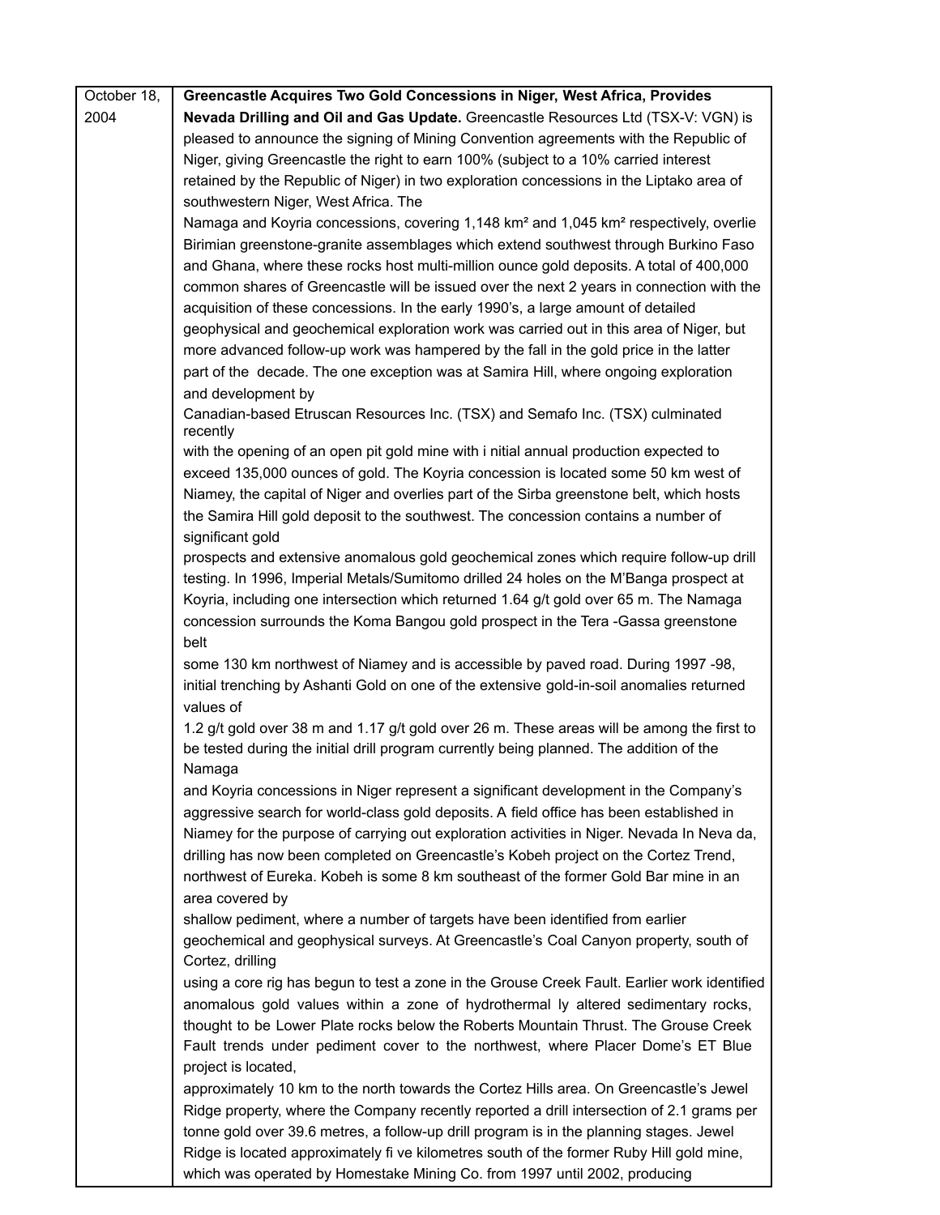| October 18, 2004 | **Greencastle Acquires Two Gold Concessions in Niger, West Africa, Provides Nevada Drilling and Oil and Gas Update.** Greencastle Resources Ltd (TSX-V: VGN) is pleased to announce the signing of Mining Convention agreements with the Republic of Niger, giving Greencastle the right to earn 100% (subject to a 10% carried interest retained by the Republic of Niger) in two exploration concessions in the Liptako area of southwestern Niger, West Africa. The Namaga and Koyria concessions, covering 1,148 km² and 1,045 km² respectively, overlie Birimian greenstone-granite assemblages which extend southwest through Burkino Faso and Ghana, where these rocks host multi-million ounce gold deposits. A total of 400,000 common shares of Greencastle will be issued over the next 2 years in connection with the acquisition of these concessions. In the early 1990's, a large amount of detailed geophysical and geochemical exploration work was carried out in this area of Niger, but more advanced follow-up work was hampered by the fall in the gold price in the latter part of the decade. The one exception was at Samira Hill, where ongoing exploration and development by Canadian-based Etruscan Resources Inc. (TSX) and Semafo Inc. (TSX) culminated recently with the opening of an open pit gold mine with i nitial annual production expected to exceed 135,000 ounces of gold. The Koyria concession is located some 50 km west of Niamey, the capital of Niger and overlies part of the Sirba greenstone belt, which hosts the Samira Hill gold deposit to the southwest. The concession contains a number of significant gold prospects and extensive anomalous gold geochemical zones which require follow-up drill testing. In 1996, Imperial Metals/Sumitomo drilled 24 holes on the M'Banga prospect at Koyria, including one intersection which returned 1.64 g/t gold over 65 m. The Namaga concession surrounds the Koma Bangou gold prospect in the Tera -Gassa greenstone belt some 130 km northwest of Niamey and is accessible by paved road. During 1997 -98, initial trenching by Ashanti Gold on one of the extensive gold-in-soil anomalies returned values of 1.2 g/t gold over 38 m and 1.17 g/t gold over 26 m. These areas will be among the first to be tested during the initial drill program currently being planned. The addition of the Namaga and Koyria concessions in Niger represent a significant development in the Company's aggressive search for world-class gold deposits. A field office has been established in Niamey for the purpose of carrying out exploration activities in Niger. Nevada In Neva da, drilling has now been completed on Greencastle's Kobeh project on the Cortez Trend, northwest of Eureka. Kobeh is some 8 km southeast of the former Gold Bar mine in an area covered by shallow pediment, where a number of targets have been identified from earlier geochemical and geophysical surveys. At Greencastle's Coal Canyon property, south of Cortez, drilling using a core rig has begun to test a zone in the Grouse Creek Fault. Earlier work identified anomalous gold values within a zone of hydrothermal ly altered sedimentary rocks, thought to be Lower Plate rocks below the Roberts Mountain Thrust. The Grouse Creek Fault trends under pediment cover to the northwest, where Placer Dome's ET Blue project is located, approximately 10 km to the north towards the Cortez Hills area. On Greencastle's Jewel Ridge property, where the Company recently reported a drill intersection of 2.1 grams per tonne gold over 39.6 metres, a follow-up drill program is in the planning stages. Jewel Ridge is located approximately fi ve kilometres south of the former Ruby Hill gold mine, which was operated by Homestake Mining Co. from 1997 until 2002, producing |
|---|---|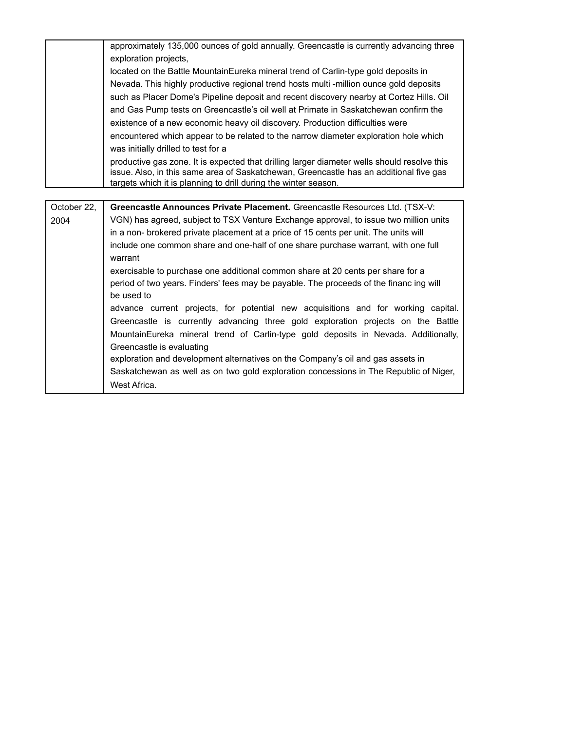| | |
|---|---|
| | approximately 135,000 ounces of gold annually. Greencastle is currently advancing three exploration projects, located on the Battle MountainEureka mineral trend of Carlin-type gold deposits in Nevada. This highly productive regional trend hosts multi -million ounce gold deposits such as Placer Dome's Pipeline deposit and recent discovery nearby at Cortez Hills. Oil and Gas Pump tests on Greencastle's oil well at Primate in Saskatchewan confirm the existence of a new economic heavy oil discovery. Production difficulties were encountered which appear to be related to the narrow diameter exploration hole which was initially drilled to test for a productive gas zone. It is expected that drilling larger diameter wells should resolve this issue. Also, in this same area of Saskatchewan, Greencastle has an additional five gas targets which it is planning to drill during the winter season. |

| | |
|---|---|
| October 22, 2004 | **Greencastle Announces Private Placement.** Greencastle Resources Ltd. (TSX-V: VGN) has agreed, subject to TSX Venture Exchange approval, to issue two million units in a non- brokered private placement at a price of 15 cents per unit. The units will include one common share and one-half of one share purchase warrant, with one full warrant exercisable to purchase one additional common share at 20 cents per share for a period of two years. Finders' fees may be payable. The proceeds of the financ ing will be used to advance current projects, for potential new acquisitions and for working capital. Greencastle is currently advancing three gold exploration projects on the Battle MountainEureka mineral trend of Carlin-type gold deposits in Nevada. Additionally, Greencastle is evaluating exploration and development alternatives on the Company's oil and gas assets in Saskatchewan as well as on two gold exploration concessions in The Republic of Niger, West Africa. |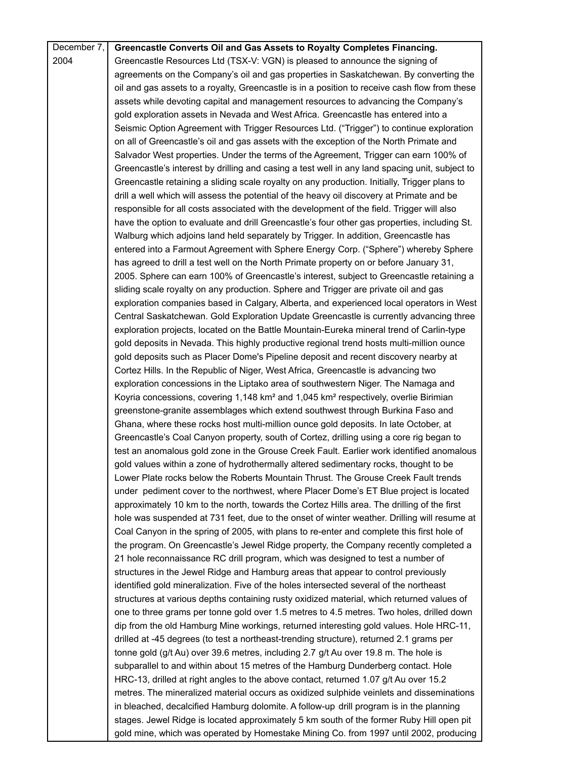| December 7, 2004 | **Greencastle Converts Oil and Gas Assets to Royalty Completes Financing.** Greencastle Resources Ltd (TSX-V: VGN) is pleased to announce the signing of agreements on the Company's oil and gas properties in Saskatchewan. By converting the oil and gas assets to a royalty, Greencastle is in a position to receive cash flow from these assets while devoting capital and management resources to advancing the Company's gold exploration assets in Nevada and West Africa. Greencastle has entered into a Seismic Option Agreement with Trigger Resources Ltd. ("Trigger") to continue exploration on all of Greencastle's oil and gas assets with the exception of the North Primate and Salvador West properties. Under the terms of the Agreement, Trigger can earn 100% of Greencastle's interest by drilling and casing a test well in any land spacing unit, subject to Greencastle retaining a sliding scale royalty on any production. Initially, Trigger plans to drill a well which will assess the potential of the heavy oil discovery at Primate and be responsible for all costs associated with the development of the field. Trigger will also have the option to evaluate and drill Greencastle's four other gas properties, including St. Walburg which adjoins land held separately by Trigger. In addition, Greencastle has entered into a Farmout Agreement with Sphere Energy Corp. ("Sphere") whereby Sphere has agreed to drill a test well on the North Primate property on or before January 31, 2005. Sphere can earn 100% of Greencastle's interest, subject to Greencastle retaining a sliding scale royalty on any production. Sphere and Trigger are private oil and gas exploration companies based in Calgary, Alberta, and experienced local operators in West Central Saskatchewan. Gold Exploration Update Greencastle is currently advancing three exploration projects, located on the Battle Mountain-Eureka mineral trend of Carlin-type gold deposits in Nevada. This highly productive regional trend hosts multi-million ounce gold deposits such as Placer Dome's Pipeline deposit and recent discovery nearby at Cortez Hills. In the Republic of Niger, West Africa, Greencastle is advancing two exploration concessions in the Liptako area of southwestern Niger. The Namaga and Koyria concessions, covering 1,148 km² and 1,045 km² respectively, overlie Birimian greenstone-granite assemblages which extend southwest through Burkina Faso and Ghana, where these rocks host multi-million ounce gold deposits. In late October, at Greencastle's Coal Canyon property, south of Cortez, drilling using a core rig began to test an anomalous gold zone in the Grouse Creek Fault. Earlier work identified anomalous gold values within a zone of hydrothermally altered sedimentary rocks, thought to be Lower Plate rocks below the Roberts Mountain Thrust. The Grouse Creek Fault trends under pediment cover to the northwest, where Placer Dome's ET Blue project is located approximately 10 km to the north, towards the Cortez Hills area. The drilling of the first hole was suspended at 731 feet, due to the onset of winter weather. Drilling will resume at Coal Canyon in the spring of 2005, with plans to re-enter and complete this first hole of the program. On Greencastle's Jewel Ridge property, the Company recently completed a 21 hole reconnaissance RC drill program, which was designed to test a number of structures in the Jewel Ridge and Hamburg areas that appear to control previously identified gold mineralization. Five of the holes intersected several of the northeast structures at various depths containing rusty oxidized material, which returned values of one to three grams per tonne gold over 1.5 metres to 4.5 metres. Two holes, drilled down dip from the old Hamburg Mine workings, returned interesting gold values. Hole HRC-11, drilled at -45 degrees (to test a northeast-trending structure), returned 2.1 grams per tonne gold (g/t Au) over 39.6 metres, including 2.7 g/t Au over 19.8 m. The hole is subparallel to and within about 15 metres of the Hamburg Dunderberg contact. Hole HRC-13, drilled at right angles to the above contact, returned 1.07 g/t Au over 15.2 metres. The mineralized material occurs as oxidized sulphide veinlets and disseminations in bleached, decalcified Hamburg dolomite. A follow-up drill program is in the planning stages. Jewel Ridge is located approximately 5 km south of the former Ruby Hill open pit gold mine, which was operated by Homestake Mining Co. from 1997 until 2002, producing |
|---|---|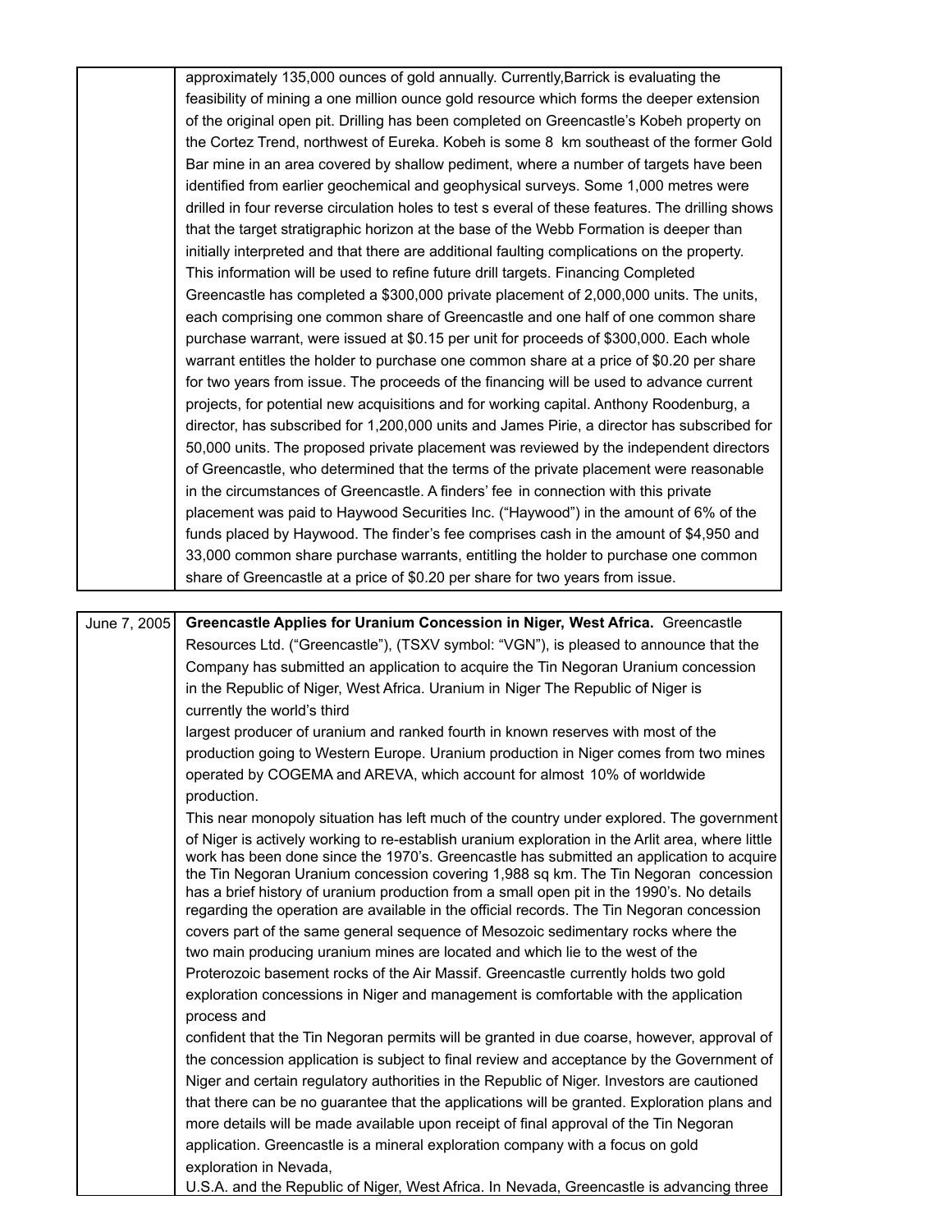| | |
|---|---|
| | approximately 135,000 ounces of gold annually. Currently,Barrick is evaluating the feasibility of mining a one million ounce gold resource which forms the deeper extension of the original open pit. Drilling has been completed on Greencastle's Kobeh property on the Cortez Trend, northwest of Eureka. Kobeh is some 8 km southeast of the former Gold Bar mine in an area covered by shallow pediment, where a number of targets have been identified from earlier geochemical and geophysical surveys. Some 1,000 metres were drilled in four reverse circulation holes to test s everal of these features. The drilling shows that the target stratigraphic horizon at the base of the Webb Formation is deeper than initially interpreted and that there are additional faulting complications on the property. This information will be used to refine future drill targets. Financing Completed Greencastle has completed a $300,000 private placement of 2,000,000 units. The units, each comprising one common share of Greencastle and one half of one common share purchase warrant, were issued at $0.15 per unit for proceeds of $300,000. Each whole warrant entitles the holder to purchase one common share at a price of $0.20 per share for two years from issue. The proceeds of the financing will be used to advance current projects, for potential new acquisitions and for working capital. Anthony Roodenburg, a director, has subscribed for 1,200,000 units and James Pirie, a director has subscribed for 50,000 units. The proposed private placement was reviewed by the independent directors of Greencastle, who determined that the terms of the private placement were reasonable in the circumstances of Greencastle. A finders' fee in connection with this private placement was paid to Haywood Securities Inc. ("Haywood") in the amount of 6% of the funds placed by Haywood. The finder's fee comprises cash in the amount of $4,950 and 33,000 common share purchase warrants, entitling the holder to purchase one common share of Greencastle at a price of $0.20 per share for two years from issue. |

| | |
|---|---|
| June 7, 2005 | **Greencastle Applies for Uranium Concession in Niger, West Africa.** Greencastle Resources Ltd. ("Greencastle"), (TSXV symbol: "VGN"), is pleased to announce that the Company has submitted an application to acquire the Tin Negoran Uranium concession in the Republic of Niger, West Africa. Uranium in Niger The Republic of Niger is currently the world's third largest producer of uranium and ranked fourth in known reserves with most of the production going to Western Europe. Uranium production in Niger comes from two mines operated by COGEMA and AREVA, which account for almost 10% of worldwide production. This near monopoly situation has left much of the country under explored. The government of Niger is actively working to re-establish uranium exploration in the Arlit area, where little work has been done since the 1970's. Greencastle has submitted an application to acquire the Tin Negoran Uranium concession covering 1,988 sq km. The Tin Negoran concession has a brief history of uranium production from a small open pit in the 1990's. No details regarding the operation are available in the official records. The Tin Negoran concession covers part of the same general sequence of Mesozoic sedimentary rocks where the two main producing uranium mines are located and which lie to the west of the Proterozoic basement rocks of the Air Massif. Greencastle currently holds two gold exploration concessions in Niger and management is comfortable with the application process and confident that the Tin Negoran permits will be granted in due coarse, however, approval of the concession application is subject to final review and acceptance by the Government of Niger and certain regulatory authorities in the Republic of Niger. Investors are cautioned that there can be no guarantee that the applications will be granted. Exploration plans and more details will be made available upon receipt of final approval of the Tin Negoran application. Greencastle is a mineral exploration company with a focus on gold exploration in Nevada, U.S.A. and the Republic of Niger, West Africa. In Nevada, Greencastle is advancing three |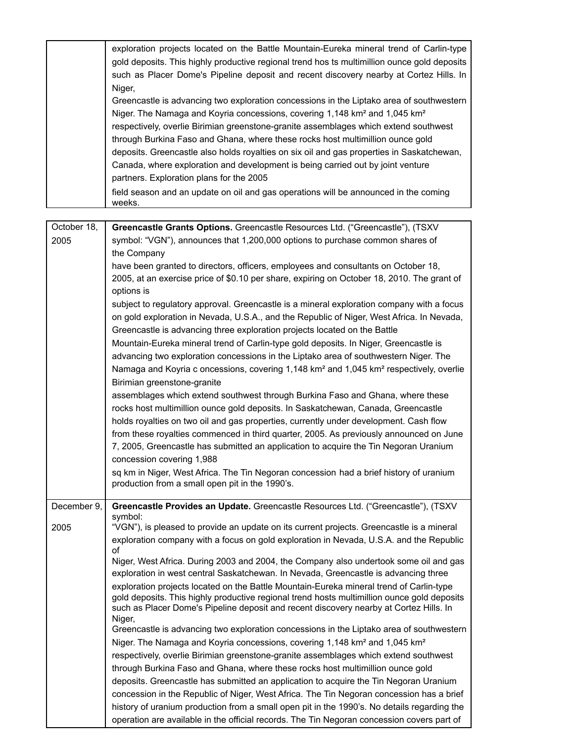| | exploration projects located on the Battle Mountain-Eureka mineral trend of Carlin-type gold deposits. This highly productive regional trend hos ts multimillion ounce gold deposits such as Placer Dome's Pipeline deposit and recent discovery nearby at Cortez Hills. In Niger, Greencastle is advancing two exploration concessions in the Liptako area of southwestern Niger. The Namaga and Koyria concessions, covering 1,148 km² and 1,045 km² respectively, overlie Birimian greenstone-granite assemblages which extend southwest through Burkina Faso and Ghana, where these rocks host multimillion ounce gold deposits. Greencastle also holds royalties on six oil and gas properties in Saskatchewan, Canada, where exploration and development is being carried out by joint venture partners. Exploration plans for the 2005 field season and an update on oil and gas operations will be announced in the coming weeks. |
|---|---|

| | |
|---|---|
| October 18, 2005 | **Greencastle Grants Options.** Greencastle Resources Ltd. ("Greencastle"), (TSXV symbol: "VGN"), announces that 1,200,000 options to purchase common shares of the Company have been granted to directors, officers, employees and consultants on October 18, 2005, at an exercise price of $0.10 per share, expiring on October 18, 2010. The grant of options is subject to regulatory approval. Greencastle is a mineral exploration company with a focus on gold exploration in Nevada, U.S.A., and the Republic of Niger, West Africa. In Nevada, Greencastle is advancing three exploration projects located on the Battle Mountain-Eureka mineral trend of Carlin-type gold deposits. In Niger, Greencastle is advancing two exploration concessions in the Liptako area of southwestern Niger. The Namaga and Koyria c oncessions, covering 1,148 km² and 1,045 km² respectively, overlie Birimian greenstone-granite assemblages which extend southwest through Burkina Faso and Ghana, where these rocks host multimillion ounce gold deposits. In Saskatchewan, Canada, Greencastle holds royalties on two oil and gas properties, currently under development. Cash flow from these royalties commenced in third quarter, 2005. As previously announced on June 7, 2005, Greencastle has submitted an application to acquire the Tin Negoran Uranium concession covering 1,988 sq km in Niger, West Africa. The Tin Negoran concession had a brief history of uranium production from a small open pit in the 1990's. |
| December 9, 2005 | **Greencastle Provides an Update.** Greencastle Resources Ltd. ("Greencastle"), (TSXV symbol: "VGN"), is pleased to provide an update on its current projects. Greencastle is a mineral exploration company with a focus on gold exploration in Nevada, U.S.A. and the Republic of Niger, West Africa. During 2003 and 2004, the Company also undertook some oil and gas exploration in west central Saskatchewan. In Nevada, Greencastle is advancing three exploration projects located on the Battle Mountain-Eureka mineral trend of Carlin-type gold deposits. This highly productive regional trend hosts multimillion ounce gold deposits such as Placer Dome's Pipeline deposit and recent discovery nearby at Cortez Hills. In Niger, Greencastle is advancing two exploration concessions in the Liptako area of southwestern Niger. The Namaga and Koyria concessions, covering 1,148 km² and 1,045 km² respectively, overlie Birimian greenstone-granite assemblages which extend southwest through Burkina Faso and Ghana, where these rocks host multimillion ounce gold deposits. Greencastle has submitted an application to acquire the Tin Negoran Uranium concession in the Republic of Niger, West Africa. The Tin Negoran concession has a brief history of uranium production from a small open pit in the 1990's. No details regarding the operation are available in the official records. The Tin Negoran concession covers part of |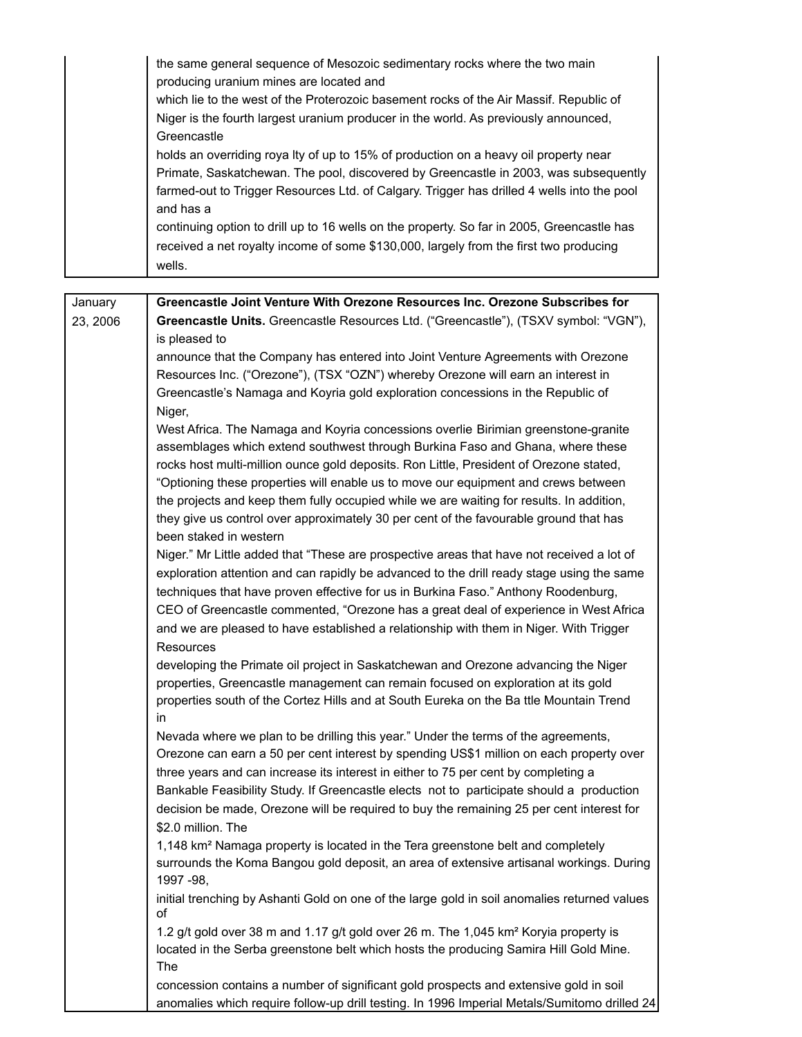| | |
|---|---|
| | the same general sequence of Mesozoic sedimentary rocks where the two main producing uranium mines are located and which lie to the west of the Proterozoic basement rocks of the Air Massif. Republic of Niger is the fourth largest uranium producer in the world. As previously announced, Greencastle holds an overriding roya lty of up to 15% of production on a heavy oil property near Primate, Saskatchewan. The pool, discovered by Greencastle in 2003, was subsequently farmed-out to Trigger Resources Ltd. of Calgary. Trigger has drilled 4 wells into the pool and has a continuing option to drill up to 16 wells on the property. So far in 2005, Greencastle has received a net royalty income of some $130,000, largely from the first two producing wells. |

| | |
|---|---|
| January 23, 2006 | **Greencastle Joint Venture With Orezone Resources Inc. Orezone Subscribes for Greencastle Units.** Greencastle Resources Ltd. ("Greencastle"), (TSXV symbol: "VGN"), is pleased to announce that the Company has entered into Joint Venture Agreements with Orezone Resources Inc. ("Orezone"), (TSX "OZN") whereby Orezone will earn an interest in Greencastle's Namaga and Koyria gold exploration concessions in the Republic of Niger, West Africa. The Namaga and Koyria concessions overlie Birimian greenstone-granite assemblages which extend southwest through Burkina Faso and Ghana, where these rocks host multi-million ounce gold deposits. Ron Little, President of Orezone stated, "Optioning these properties will enable us to move our equipment and crews between the projects and keep them fully occupied while we are waiting for results. In addition, they give us control over approximately 30 per cent of the favourable ground that has been staked in western Niger." Mr Little added that "These are prospective areas that have not received a lot of exploration attention and can rapidly be advanced to the drill ready stage using the same techniques that have proven effective for us in Burkina Faso." Anthony Roodenburg, CEO of Greencastle commented, "Orezone has a great deal of experience in West Africa and we are pleased to have established a relationship with them in Niger. With Trigger Resources developing the Primate oil project in Saskatchewan and Orezone advancing the Niger properties, Greencastle management can remain focused on exploration at its gold properties south of the Cortez Hills and at South Eureka on the Ba ttle Mountain Trend in Nevada where we plan to be drilling this year." Under the terms of the agreements, Orezone can earn a 50 per cent interest by spending US$1 million on each property over three years and can increase its interest in either to 75 per cent by completing a Bankable Feasibility Study. If Greencastle elects not to participate should a production decision be made, Orezone will be required to buy the remaining 25 per cent interest for $2.0 million. The 1,148 km² Namaga property is located in the Tera greenstone belt and completely surrounds the Koma Bangou gold deposit, an area of extensive artisanal workings. During 1997 -98, initial trenching by Ashanti Gold on one of the large gold in soil anomalies returned values of 1.2 g/t gold over 38 m and 1.17 g/t gold over 26 m. The 1,045 km² Koryia property is located in the Serba greenstone belt which hosts the producing Samira Hill Gold Mine. The concession contains a number of significant gold prospects and extensive gold in soil anomalies which require follow-up drill testing. In 1996 Imperial Metals/Sumitomo drilled 24 |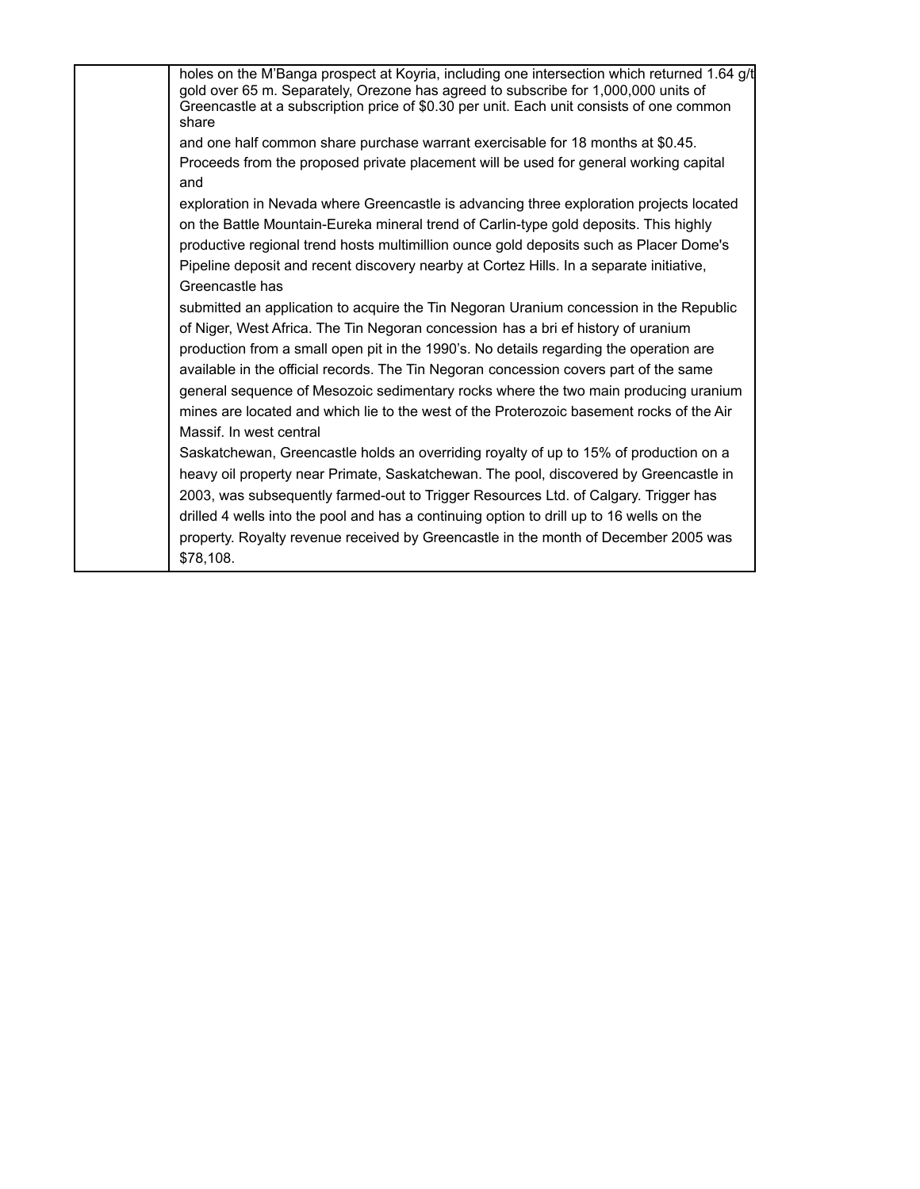|  | holes on the M'Banga prospect at Koyria, including one intersection which returned 1.64 g/t gold over 65 m. Separately, Orezone has agreed to subscribe for 1,000,000 units of Greencastle at a subscription price of $0.30 per unit. Each unit consists of one common share and one half common share purchase warrant exercisable for 18 months at $0.45. Proceeds from the proposed private placement will be used for general working capital and exploration in Nevada where Greencastle is advancing three exploration projects located on the Battle Mountain-Eureka mineral trend of Carlin-type gold deposits. This highly productive regional trend hosts multimillion ounce gold deposits such as Placer Dome's Pipeline deposit and recent discovery nearby at Cortez Hills. In a separate initiative, Greencastle has submitted an application to acquire the Tin Negoran Uranium concession in the Republic of Niger, West Africa. The Tin Negoran concession has a bri ef history of uranium production from a small open pit in the 1990's. No details regarding the operation are available in the official records. The Tin Negoran concession covers part of the same general sequence of Mesozoic sedimentary rocks where the two main producing uranium mines are located and which lie to the west of the Proterozoic basement rocks of the Air Massif. In west central Saskatchewan, Greencastle holds an overriding royalty of up to 15% of production on a heavy oil property near Primate, Saskatchewan. The pool, discovered by Greencastle in 2003, was subsequently farmed-out to Trigger Resources Ltd. of Calgary. Trigger has drilled 4 wells into the pool and has a continuing option to drill up to 16 wells on the property. Royalty revenue received by Greencastle in the month of December 2005 was $78,108. |
|---|---|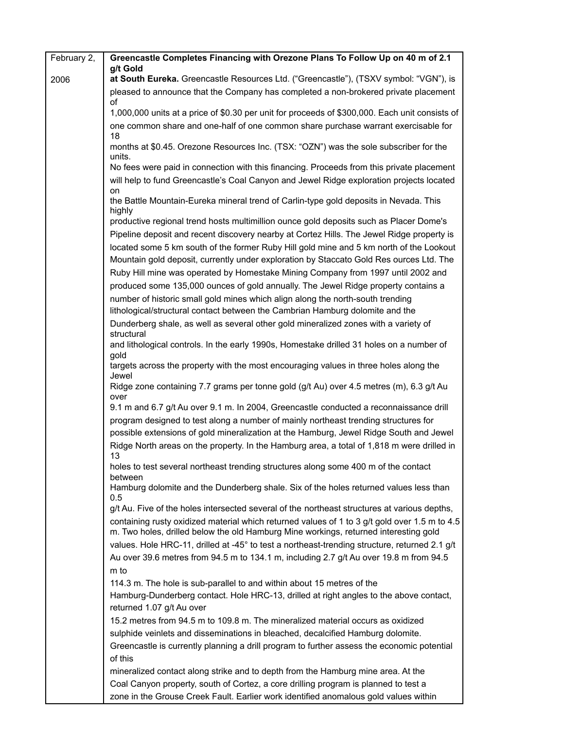| February 2, 2006 | **Greencastle Completes Financing with Orezone Plans To Follow Up on 40 m of 2.1 g/t Gold at South Eureka.** Greencastle Resources Ltd. ("Greencastle"), (TSXV symbol: "VGN"), is pleased to announce that the Company has completed a non-brokered private placement of 1,000,000 units at a price of $0.30 per unit for proceeds of $300,000. Each unit consists of one common share and one-half of one common share purchase warrant exercisable for 18 months at $0.45. Orezone Resources Inc. (TSX: "OZN") was the sole subscriber for the units. No fees were paid in connection with this financing. Proceeds from this private placement will help to fund Greencastle's Coal Canyon and Jewel Ridge exploration projects located on the Battle Mountain-Eureka mineral trend of Carlin-type gold deposits in Nevada. This highly productive regional trend hosts multimillion ounce gold deposits such as Placer Dome's Pipeline deposit and recent discovery nearby at Cortez Hills. The Jewel Ridge property is located some 5 km south of the former Ruby Hill gold mine and 5 km north of the Lookout Mountain gold deposit, currently under exploration by Staccato Gold Res ources Ltd. The Ruby Hill mine was operated by Homestake Mining Company from 1997 until 2002 and produced some 135,000 ounces of gold annually. The Jewel Ridge property contains a number of historic small gold mines which align along the north-south trending lithological/structural contact between the Cambrian Hamburg dolomite and the Dunderberg shale, as well as several other gold mineralized zones with a variety of structural and lithological controls. In the early 1990s, Homestake drilled 31 holes on a number of gold targets across the property with the most encouraging values in three holes along the Jewel Ridge zone containing 7.7 grams per tonne gold (g/t Au) over 4.5 metres (m), 6.3 g/t Au over 9.1 m and 6.7 g/t Au over 9.1 m. In 2004, Greencastle conducted a reconnaissance drill program designed to test along a number of mainly northeast trending structures for possible extensions of gold mineralization at the Hamburg, Jewel Ridge South and Jewel Ridge North areas on the property. In the Hamburg area, a total of 1,818 m were drilled in 13 holes to test several northeast trending structures along some 400 m of the contact between Hamburg dolomite and the Dunderberg shale. Six of the holes returned values less than 0.5 g/t Au. Five of the holes intersected several of the northeast structures at various depths, containing rusty oxidized material which returned values of 1 to 3 g/t gold over 1.5 m to 4.5 m. Two holes, drilled below the old Hamburg Mine workings, returned interesting gold values. Hole HRC-11, drilled at -45° to test a northeast-trending structure, returned 2.1 g/t Au over 39.6 metres from 94.5 m to 134.1 m, including 2.7 g/t Au over 19.8 m from 94.5 m to 114.3 m. The hole is sub-parallel to and within about 15 metres of the Hamburg-Dunderberg contact. Hole HRC-13, drilled at right angles to the above contact, returned 1.07 g/t Au over 15.2 metres from 94.5 m to 109.8 m. The mineralized material occurs as oxidized sulphide veinlets and disseminations in bleached, decalcified Hamburg dolomite. Greencastle is currently planning a drill program to further assess the economic potential of this mineralized contact along strike and to depth from the Hamburg mine area. At the Coal Canyon property, south of Cortez, a core drilling program is planned to test a zone in the Grouse Creek Fault. Earlier work identified anomalous gold values within |
|---|---|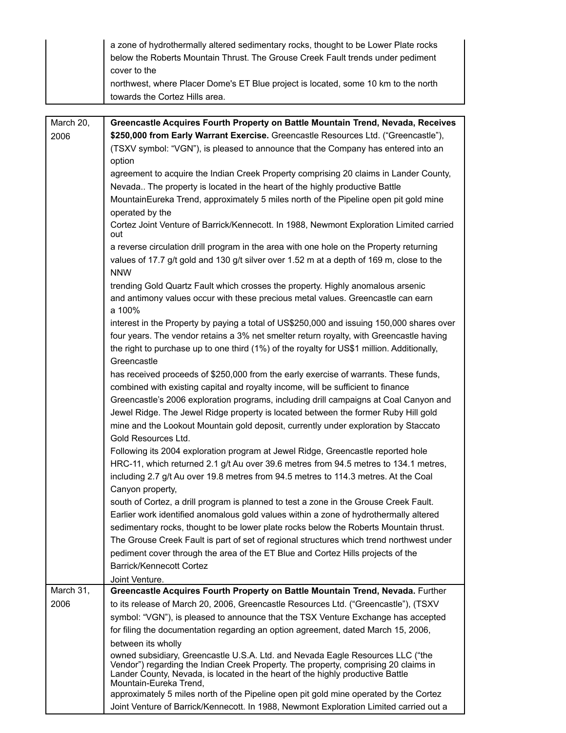| | |
|---|---|
| | a zone of hydrothermally altered sedimentary rocks, thought to be Lower Plate rocks below the Roberts Mountain Thrust. The Grouse Creek Fault trends under pediment cover to the northwest, where Placer Dome's ET Blue project is located, some 10 km to the north towards the Cortez Hills area. |

| | |
|---|---|
| March 20, 2006 | **Greencastle Acquires Fourth Property on Battle Mountain Trend, Nevada, Receives $250,000 from Early Warrant Exercise.** Greencastle Resources Ltd. ("Greencastle"), (TSXV symbol: "VGN"), is pleased to announce that the Company has entered into an option agreement to acquire the Indian Creek Property comprising 20 claims in Lander County, Nevada.. The property is located in the heart of the highly productive Battle MountainEureka Trend, approximately 5 miles north of the Pipeline open pit gold mine operated by the Cortez Joint Venture of Barrick/Kennecott. In 1988, Newmont Exploration Limited carried out a reverse circulation drill program in the area with one hole on the Property returning values of 17.7 g/t gold and 130 g/t silver over 1.52 m at a depth of 169 m, close to the NNW trending Gold Quartz Fault which crosses the property. Highly anomalous arsenic and antimony values occur with these precious metal values. Greencastle can earn a 100% interest in the Property by paying a total of US$250,000 and issuing 150,000 shares over four years. The vendor retains a 3% net smelter return royalty, with Greencastle having the right to purchase up to one third (1%) of the royalty for US$1 million. Additionally, Greencastle has received proceeds of $250,000 from the early exercise of warrants. These funds, combined with existing capital and royalty income, will be sufficient to finance Greencastle's 2006 exploration programs, including drill campaigns at Coal Canyon and Jewel Ridge. The Jewel Ridge property is located between the former Ruby Hill gold mine and the Lookout Mountain gold deposit, currently under exploration by Staccato Gold Resources Ltd.<br>Following its 2004 exploration program at Jewel Ridge, Greencastle reported hole HRC-11, which returned 2.1 g/t Au over 39.6 metres from 94.5 metres to 134.1 metres, including 2.7 g/t Au over 19.8 metres from 94.5 metres to 114.3 metres. At the Coal Canyon property, south of Cortez, a drill program is planned to test a zone in the Grouse Creek Fault. Earlier work identified anomalous gold values within a zone of hydrothermally altered sedimentary rocks, thought to be lower plate rocks below the Roberts Mountain thrust. The Grouse Creek Fault is part of set of regional structures which trend northwest under pediment cover through the area of the ET Blue and Cortez Hills projects of the Barrick/Kennecott Cortez Joint Venture. |
| March 31, 2006 | **Greencastle Acquires Fourth Property on Battle Mountain Trend, Nevada.** Further to its release of March 20, 2006, Greencastle Resources Ltd. ("Greencastle"), (TSXV symbol: "VGN"), is pleased to announce that the TSX Venture Exchange has accepted for filing the documentation regarding an option agreement, dated March 15, 2006, between its wholly owned subsidiary, Greencastle U.S.A. Ltd. and Nevada Eagle Resources LLC ("the Vendor") regarding the Indian Creek Property. The property, comprising 20 claims in Lander County, Nevada, is located in the heart of the highly productive Battle Mountain-Eureka Trend, approximately 5 miles north of the Pipeline open pit gold mine operated by the Cortez Joint Venture of Barrick/Kennecott. In 1988, Newmont Exploration Limited carried out a |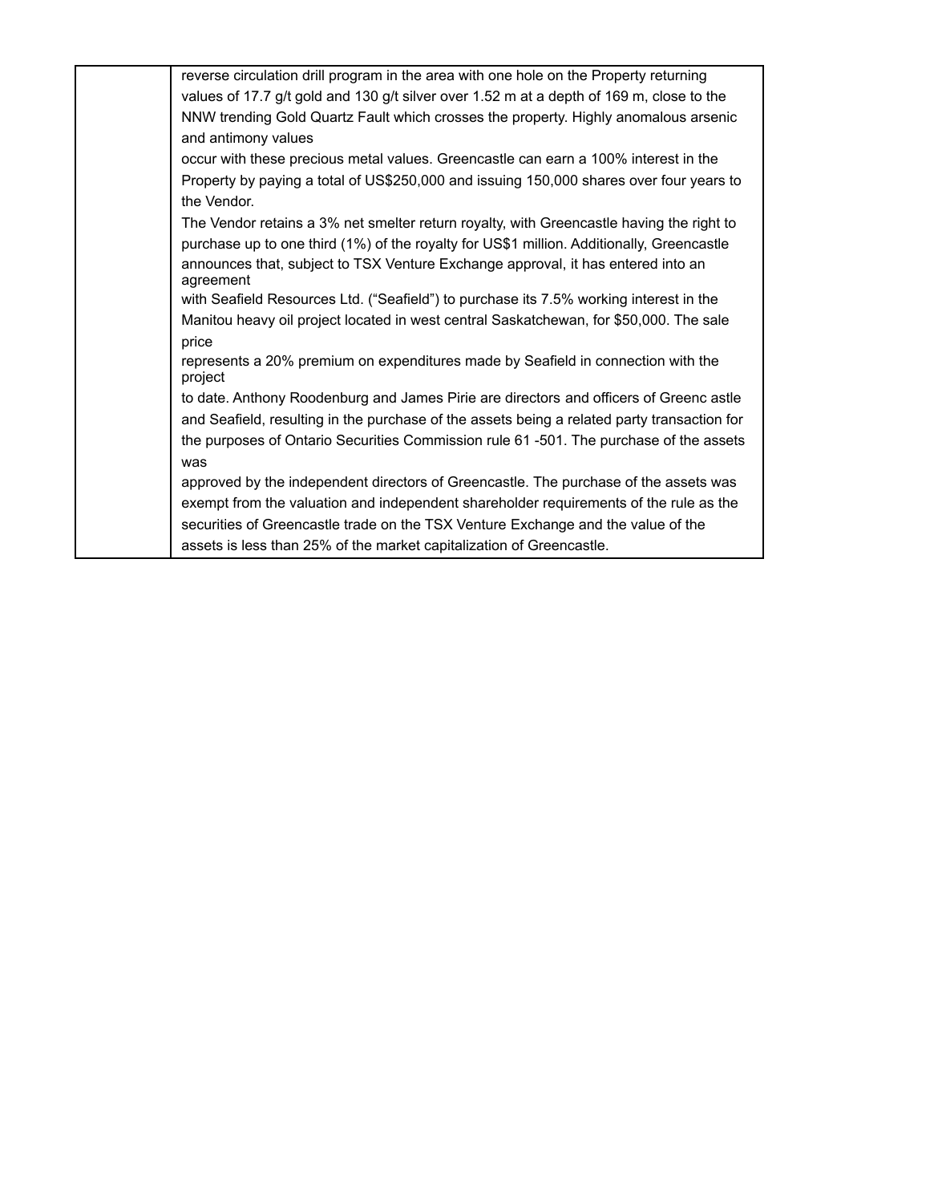| | reverse circulation drill program in the area with one hole on the Property returning values of 17.7 g/t gold and 130 g/t silver over 1.52 m at a depth of 169 m, close to the NNW trending Gold Quartz Fault which crosses the property. Highly anomalous arsenic and antimony values occur with these precious metal values. Greencastle can earn a 100% interest in the Property by paying a total of US$250,000 and issuing 150,000 shares over four years to the Vendor. The Vendor retains a 3% net smelter return royalty, with Greencastle having the right to purchase up to one third (1%) of the royalty for US$1 million. Additionally, Greencastle announces that, subject to TSX Venture Exchange approval, it has entered into an agreement with Seafield Resources Ltd. ("Seafield") to purchase its 7.5% working interest in the Manitou heavy oil project located in west central Saskatchewan, for $50,000. The sale price represents a 20% premium on expenditures made by Seafield in connection with the project to date. Anthony Roodenburg and James Pirie are directors and officers of Greenc astle and Seafield, resulting in the purchase of the assets being a related party transaction for the purposes of Ontario Securities Commission rule 61 -501. The purchase of the assets was approved by the independent directors of Greencastle. The purchase of the assets was exempt from the valuation and independent shareholder requirements of the rule as the securities of Greencastle trade on the TSX Venture Exchange and the value of the assets is less than 25% of the market capitalization of Greencastle. |
|---|---|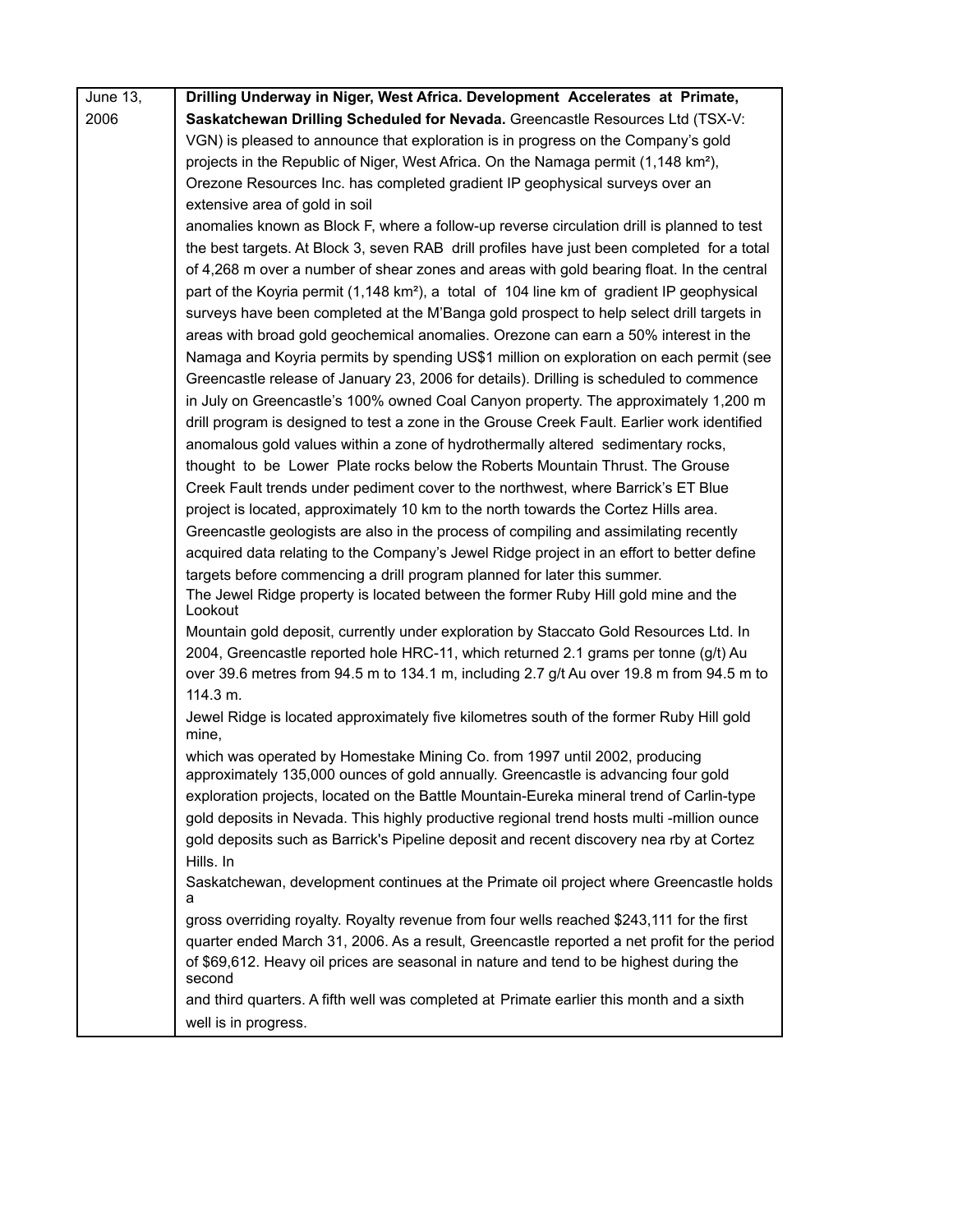| | |
|---|---|
| June 13, 2006 | **Drilling Underway in Niger, West Africa. Development Accelerates at Primate, Saskatchewan Drilling Scheduled for Nevada.** Greencastle Resources Ltd (TSX-V: VGN) is pleased to announce that exploration is in progress on the Company's gold projects in the Republic of Niger, West Africa. On the Namaga permit (1,148 km²), Orezone Resources Inc. has completed gradient IP geophysical surveys over an extensive area of gold in soil anomalies known as Block F, where a follow-up reverse circulation drill is planned to test the best targets. At Block 3, seven RAB drill profiles have just been completed for a total of 4,268 m over a number of shear zones and areas with gold bearing float. In the central part of the Koyria permit (1,148 km²), a total of 104 line km of gradient IP geophysical surveys have been completed at the M'Banga gold prospect to help select drill targets in areas with broad gold geochemical anomalies. Orezone can earn a 50% interest in the Namaga and Koyria permits by spending US$1 million on exploration on each permit (see Greencastle release of January 23, 2006 for details). Drilling is scheduled to commence in July on Greencastle's 100% owned Coal Canyon property. The approximately 1,200 m drill program is designed to test a zone in the Grouse Creek Fault. Earlier work identified anomalous gold values within a zone of hydrothermally altered sedimentary rocks, thought to be Lower Plate rocks below the Roberts Mountain Thrust. The Grouse Creek Fault trends under pediment cover to the northwest, where Barrick's ET Blue project is located, approximately 10 km to the north towards the Cortez Hills area. Greencastle geologists are also in the process of compiling and assimilating recently acquired data relating to the Company's Jewel Ridge project in an effort to better define targets before commencing a drill program planned for later this summer. The Jewel Ridge property is located between the former Ruby Hill gold mine and the Lookout Mountain gold deposit, currently under exploration by Staccato Gold Resources Ltd. In 2004, Greencastle reported hole HRC-11, which returned 2.1 grams per tonne (g/t) Au over 39.6 metres from 94.5 m to 134.1 m, including 2.7 g/t Au over 19.8 m from 94.5 m to 114.3 m. Jewel Ridge is located approximately five kilometres south of the former Ruby Hill gold mine, which was operated by Homestake Mining Co. from 1997 until 2002, producing approximately 135,000 ounces of gold annually. Greencastle is advancing four gold exploration projects, located on the Battle Mountain-Eureka mineral trend of Carlin-type gold deposits in Nevada. This highly productive regional trend hosts multi -million ounce gold deposits such as Barrick's Pipeline deposit and recent discovery nea rby at Cortez Hills. In Saskatchewan, development continues at the Primate oil project where Greencastle holds a gross overriding royalty. Royalty revenue from four wells reached $243,111 for the first quarter ended March 31, 2006. As a result, Greencastle reported a net profit for the period of $69,612. Heavy oil prices are seasonal in nature and tend to be highest during the second and third quarters. A fifth well was completed at Primate earlier this month and a sixth well is in progress. |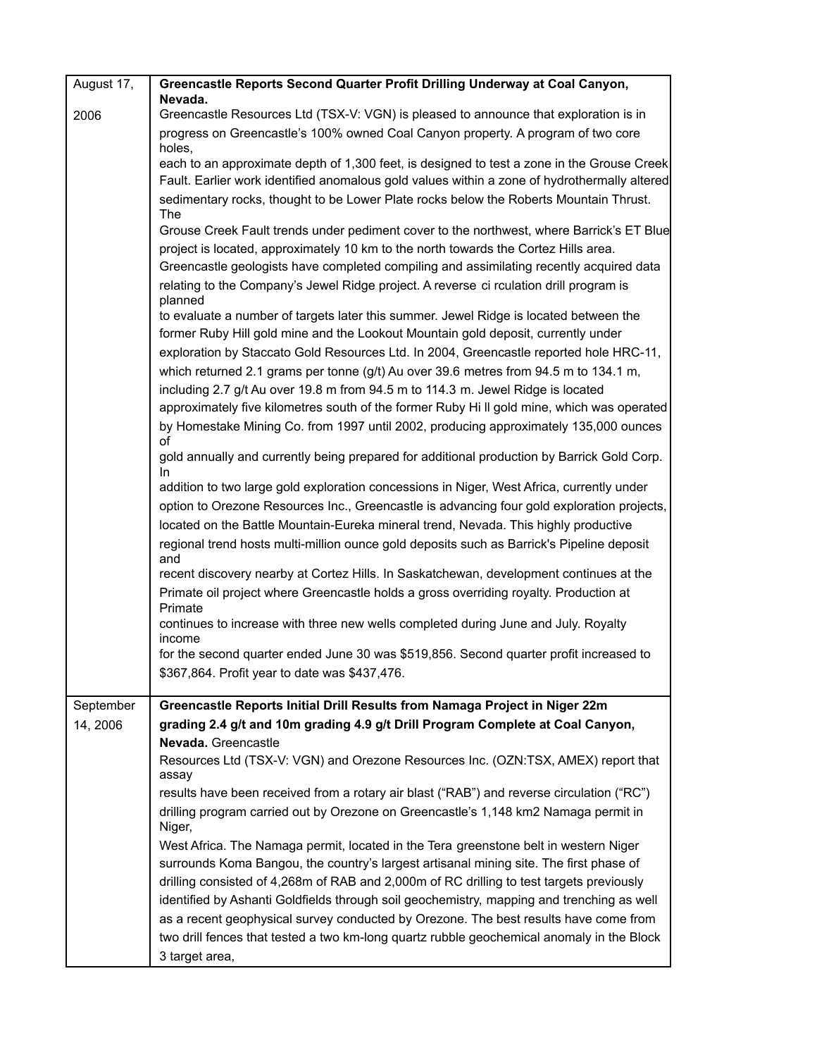| | |
|---|---|
| August 17, 2006 | **Greencastle Reports Second Quarter Profit Drilling Underway at Coal Canyon, Nevada.** Greencastle Resources Ltd (TSX-V: VGN) is pleased to announce that exploration is in progress on Greencastle's 100% owned Coal Canyon property. A program of two core holes, each to an approximate depth of 1,300 feet, is designed to test a zone in the Grouse Creek Fault. Earlier work identified anomalous gold values within a zone of hydrothermally altered sedimentary rocks, thought to be Lower Plate rocks below the Roberts Mountain Thrust. The Grouse Creek Fault trends under pediment cover to the northwest, where Barrick's ET Blue project is located, approximately 10 km to the north towards the Cortez Hills area. Greencastle geologists have completed compiling and assimilating recently acquired data relating to the Company's Jewel Ridge project. A reverse ci rculation drill program is planned to evaluate a number of targets later this summer. Jewel Ridge is located between the former Ruby Hill gold mine and the Lookout Mountain gold deposit, currently under exploration by Staccato Gold Resources Ltd. In 2004, Greencastle reported hole HRC-11, which returned 2.1 grams per tonne (g/t) Au over 39.6 metres from 94.5 m to 134.1 m, including 2.7 g/t Au over 19.8 m from 94.5 m to 114.3 m. Jewel Ridge is located approximately five kilometres south of the former Ruby Hi ll gold mine, which was operated by Homestake Mining Co. from 1997 until 2002, producing approximately 135,000 ounces of gold annually and currently being prepared for additional production by Barrick Gold Corp. In addition to two large gold exploration concessions in Niger, West Africa, currently under option to Orezone Resources Inc., Greencastle is advancing four gold exploration projects, located on the Battle Mountain-Eureka mineral trend, Nevada. This highly productive regional trend hosts multi-million ounce gold deposits such as Barrick's Pipeline deposit and recent discovery nearby at Cortez Hills. In Saskatchewan, development continues at the Primate oil project where Greencastle holds a gross overriding royalty. Production at Primate continues to increase with three new wells completed during June and July. Royalty income for the second quarter ended June 30 was $519,856. Second quarter profit increased to $367,864. Profit year to date was $437,476. |
| September 14, 2006 | **Greencastle Reports Initial Drill Results from Namaga Project in Niger 22m grading 2.4 g/t and 10m grading 4.9 g/t Drill Program Complete at Coal Canyon, Nevada.** Greencastle Resources Ltd (TSX-V: VGN) and Orezone Resources Inc. (OZN:TSX, AMEX) report that assay results have been received from a rotary air blast ("RAB") and reverse circulation ("RC") drilling program carried out by Orezone on Greencastle's 1,148 km2 Namaga permit in Niger, West Africa. The Namaga permit, located in the Tera greenstone belt in western Niger surrounds Koma Bangou, the country's largest artisanal mining site. The first phase of drilling consisted of 4,268m of RAB and 2,000m of RC drilling to test targets previously identified by Ashanti Goldfields through soil geochemistry, mapping and trenching as well as a recent geophysical survey conducted by Orezone. The best results have come from two drill fences that tested a two km-long quartz rubble geochemical anomaly in the Block 3 target area, |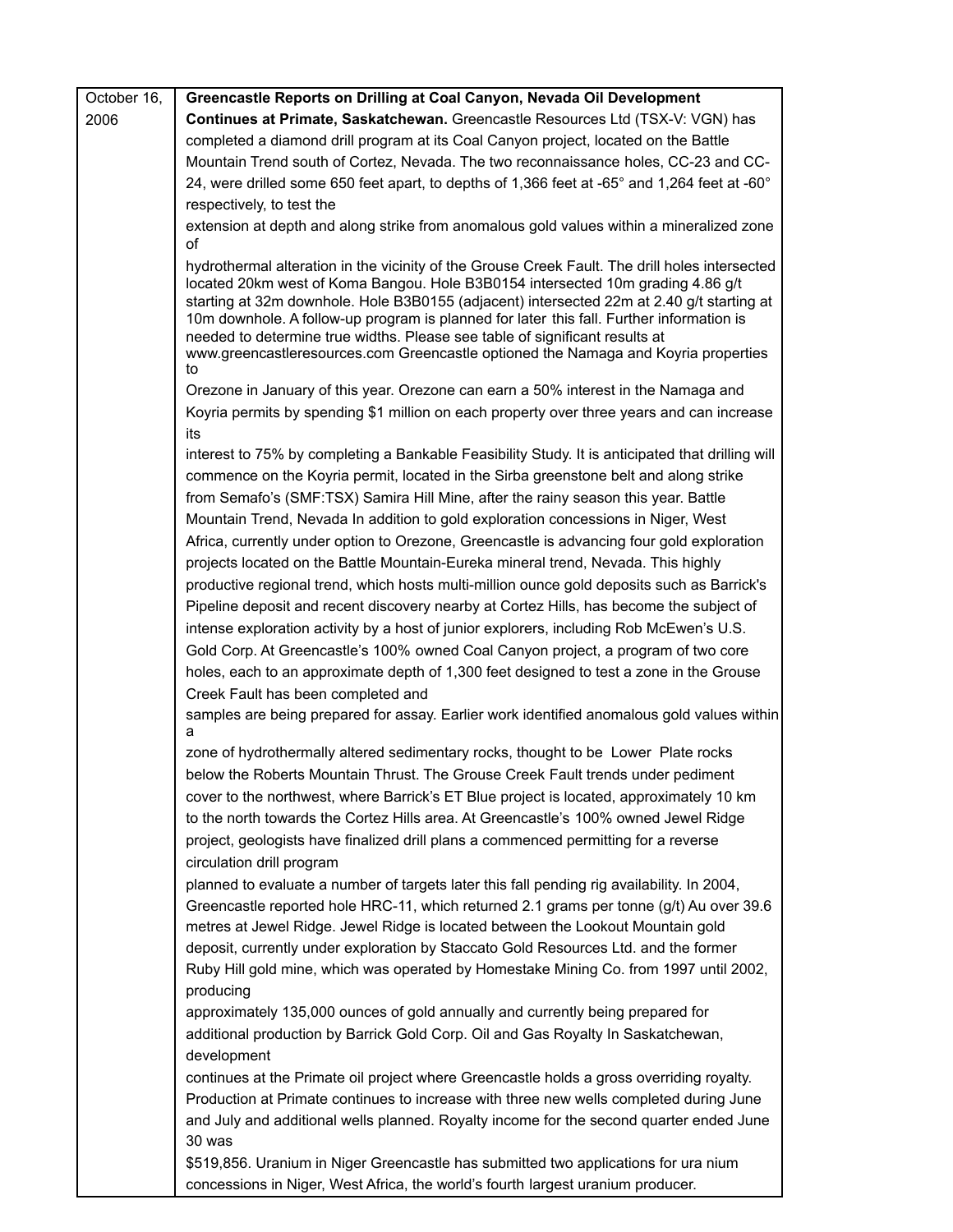| October 16, 2006 | **Greencastle Reports on Drilling at Coal Canyon, Nevada Oil Development Continues at Primate, Saskatchewan.** Greencastle Resources Ltd (TSX-V: VGN) has completed a diamond drill program at its Coal Canyon project, located on the Battle Mountain Trend south of Cortez, Nevada. The two reconnaissance holes, CC-23 and CC-24, were drilled some 650 feet apart, to depths of 1,366 feet at -65° and 1,264 feet at -60° respectively, to test the extension at depth and along strike from anomalous gold values within a mineralized zone of hydrothermal alteration in the vicinity of the Grouse Creek Fault. The drill holes intersected located 20km west of Koma Bangou. Hole B3B0154 intersected 10m grading 4.86 g/t starting at 32m downhole. Hole B3B0155 (adjacent) intersected 22m at 2.40 g/t starting at 10m downhole. A follow-up program is planned for later this fall. Further information is needed to determine true widths. Please see table of significant results at www.greencastleresources.com Greencastle optioned the Namaga and Koyria properties to Orezone in January of this year. Orezone can earn a 50% interest in the Namaga and Koyria permits by spending $1 million on each property over three years and can increase its interest to 75% by completing a Bankable Feasibility Study. It is anticipated that drilling will commence on the Koyria permit, located in the Sirba greenstone belt and along strike from Semafo's (SMF:TSX) Samira Hill Mine, after the rainy season this year. Battle Mountain Trend, Nevada In addition to gold exploration concessions in Niger, West Africa, currently under option to Orezone, Greencastle is advancing four gold exploration projects located on the Battle Mountain-Eureka mineral trend, Nevada. This highly productive regional trend, which hosts multi-million ounce gold deposits such as Barrick's Pipeline deposit and recent discovery nearby at Cortez Hills, has become the subject of intense exploration activity by a host of junior explorers, including Rob McEwen's U.S. Gold Corp. At Greencastle's 100% owned Coal Canyon project, a program of two core holes, each to an approximate depth of 1,300 feet designed to test a zone in the Grouse Creek Fault has been completed and samples are being prepared for assay. Earlier work identified anomalous gold values within a zone of hydrothermally altered sedimentary rocks, thought to be Lower Plate rocks below the Roberts Mountain Thrust. The Grouse Creek Fault trends under pediment cover to the northwest, where Barrick's ET Blue project is located, approximately 10 km to the north towards the Cortez Hills area. At Greencastle's 100% owned Jewel Ridge project, geologists have finalized drill plans a commenced permitting for a reverse circulation drill program planned to evaluate a number of targets later this fall pending rig availability. In 2004, Greencastle reported hole HRC-11, which returned 2.1 grams per tonne (g/t) Au over 39.6 metres at Jewel Ridge. Jewel Ridge is located between the Lookout Mountain gold deposit, currently under exploration by Staccato Gold Resources Ltd. and the former Ruby Hill gold mine, which was operated by Homestake Mining Co. from 1997 until 2002, producing approximately 135,000 ounces of gold annually and currently being prepared for additional production by Barrick Gold Corp. Oil and Gas Royalty In Saskatchewan, development continues at the Primate oil project where Greencastle holds a gross overriding royalty. Production at Primate continues to increase with three new wells completed during June and July and additional wells planned. Royalty income for the second quarter ended June 30 was $519,856. Uranium in Niger Greencastle has submitted two applications for ura nium concessions in Niger, West Africa, the world's fourth largest uranium producer. |
|---|---|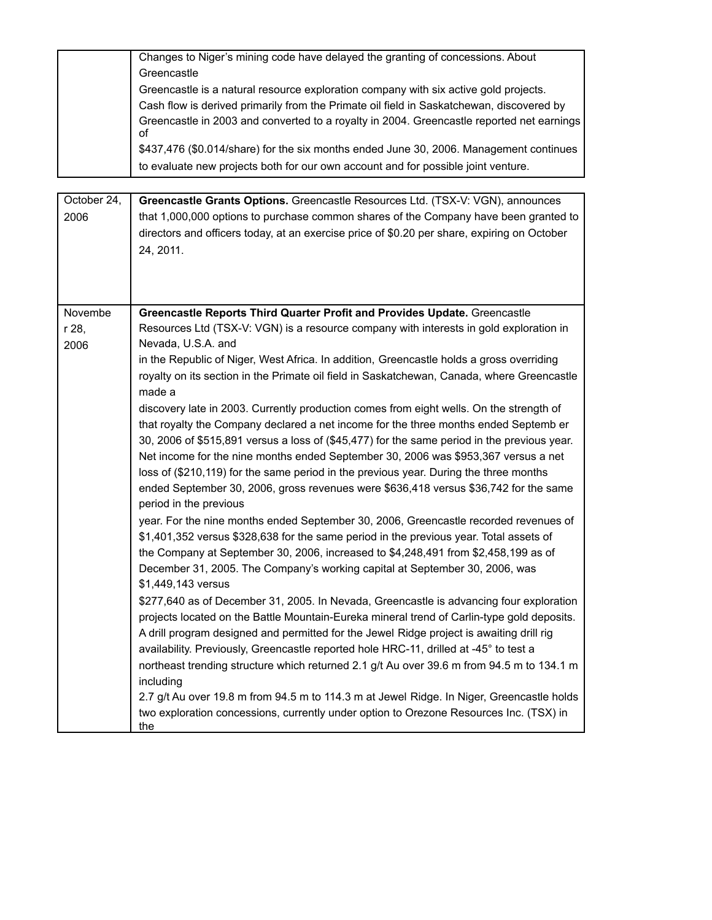| | |
|---|---|
| | Changes to Niger's mining code have delayed the granting of concessions. About Greencastle<br>Greencastle is a natural resource exploration company with six active gold projects. Cash flow is derived primarily from the Primate oil field in Saskatchewan, discovered by Greencastle in 2003 and converted to a royalty in 2004. Greencastle reported net earnings of<br>$437,476 ($0.014/share) for the six months ended June 30, 2006. Management continues to evaluate new projects both for our own account and for possible joint venture. |

| | |
|---|---|
| October 24, 2006 | **Greencastle Grants Options.** Greencastle Resources Ltd. (TSX-V: VGN), announces that 1,000,000 options to purchase common shares of the Company have been granted to directors and officers today, at an exercise price of $0.20 per share, expiring on October 24, 2011. |
| November 28, 2006 | **Greencastle Reports Third Quarter Profit and Provides Update.** Greencastle Resources Ltd (TSX-V: VGN) is a resource company with interests in gold exploration in Nevada, U.S.A. and<br>in the Republic of Niger, West Africa. In addition, Greencastle holds a gross overriding royalty on its section in the Primate oil field in Saskatchewan, Canada, where Greencastle made a<br>discovery late in 2003. Currently production comes from eight wells. On the strength of that royalty the Company declared a net income for the three months ended September 30, 2006 of $515,891 versus a loss of ($45,477) for the same period in the previous year. Net income for the nine months ended September 30, 2006 was $953,367 versus a net loss of ($210,119) for the same period in the previous year. During the three months ended September 30, 2006, gross revenues were $636,418 versus $36,742 for the same period in the previous<br>year. For the nine months ended September 30, 2006, Greencastle recorded revenues of $1,401,352 versus $328,638 for the same period in the previous year. Total assets of the Company at September 30, 2006, increased to $4,248,491 from $2,458,199 as of December 31, 2005. The Company's working capital at September 30, 2006, was $1,449,143 versus<br>$277,640 as of December 31, 2005. In Nevada, Greencastle is advancing four exploration projects located on the Battle Mountain-Eureka mineral trend of Carlin-type gold deposits. A drill program designed and permitted for the Jewel Ridge project is awaiting drill rig availability. Previously, Greencastle reported hole HRC-11, drilled at -45° to test a northeast trending structure which returned 2.1 g/t Au over 39.6 m from 94.5 m to 134.1 m including<br>2.7 g/t Au over 19.8 m from 94.5 m to 114.3 m at Jewel Ridge. In Niger, Greencastle holds two exploration concessions, currently under option to Orezone Resources Inc. (TSX) in the |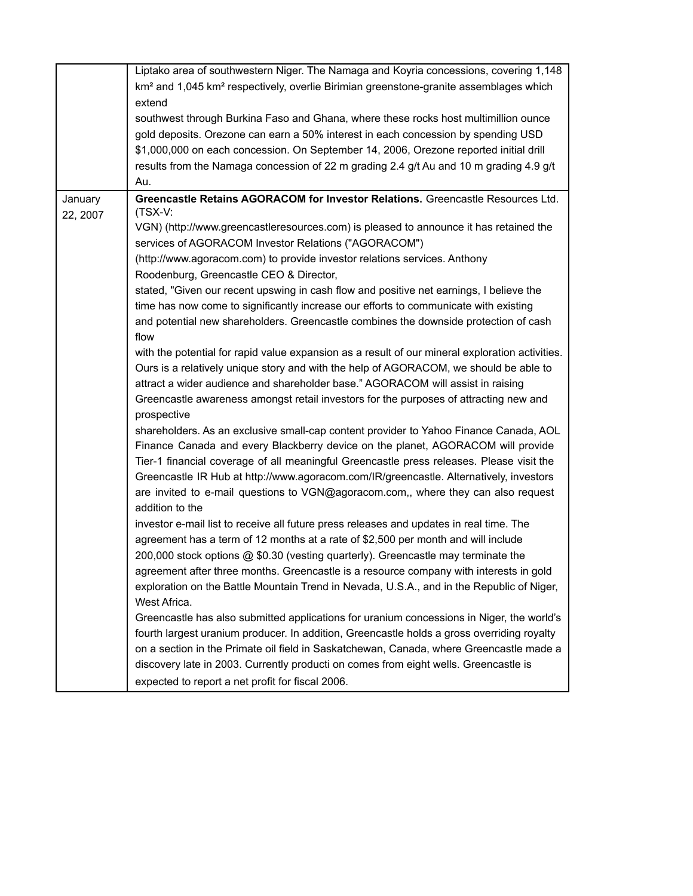| | |
|---|---|
| | Liptako area of southwestern Niger. The Namaga and Koyria concessions, covering 1,148 km² and 1,045 km² respectively, overlie Birimian greenstone-granite assemblages which extend southwest through Burkina Faso and Ghana, where these rocks host multimillion ounce gold deposits. Orezone can earn a 50% interest in each concession by spending USD $1,000,000 on each concession. On September 14, 2006, Orezone reported initial drill results from the Namaga concession of 22 m grading 2.4 g/t Au and 10 m grading 4.9 g/t Au. |
| January 22, 2007 | **Greencastle Retains AGORACOM for Investor Relations.** Greencastle Resources Ltd. (TSX-V: VGN) (http://www.greencastleresources.com) is pleased to announce it has retained the services of AGORACOM Investor Relations ("AGORACOM") (http://www.agoracom.com) to provide investor relations services. Anthony Roodenburg, Greencastle CEO & Director, stated, "Given our recent upswing in cash flow and positive net earnings, I believe the time has now come to significantly increase our efforts to communicate with existing and potential new shareholders. Greencastle combines the downside protection of cash flow with the potential for rapid value expansion as a result of our mineral exploration activities. Ours is a relatively unique story and with the help of AGORACOM, we should be able to attract a wider audience and shareholder base." AGORACOM will assist in raising Greencastle awareness amongst retail investors for the purposes of attracting new and prospective shareholders. As an exclusive small-cap content provider to Yahoo Finance Canada, AOL Finance Canada and every Blackberry device on the planet, AGORACOM will provide Tier-1 financial coverage of all meaningful Greencastle press releases. Please visit the Greencastle IR Hub at http://www.agoracom.com/IR/greencastle. Alternatively, investors are invited to e-mail questions to VGN@agoracom.com,, where they can also request addition to the investor e-mail list to receive all future press releases and updates in real time. The agreement has a term of 12 months at a rate of $2,500 per month and will include 200,000 stock options @ $0.30 (vesting quarterly). Greencastle may terminate the agreement after three months. Greencastle is a resource company with interests in gold exploration on the Battle Mountain Trend in Nevada, U.S.A., and in the Republic of Niger, West Africa.<br>Greencastle has also submitted applications for uranium concessions in Niger, the world's fourth largest uranium producer. In addition, Greencastle holds a gross overriding royalty on a section in the Primate oil field in Saskatchewan, Canada, where Greencastle made a discovery late in 2003. Currently producti on comes from eight wells. Greencastle is expected to report a net profit for fiscal 2006. |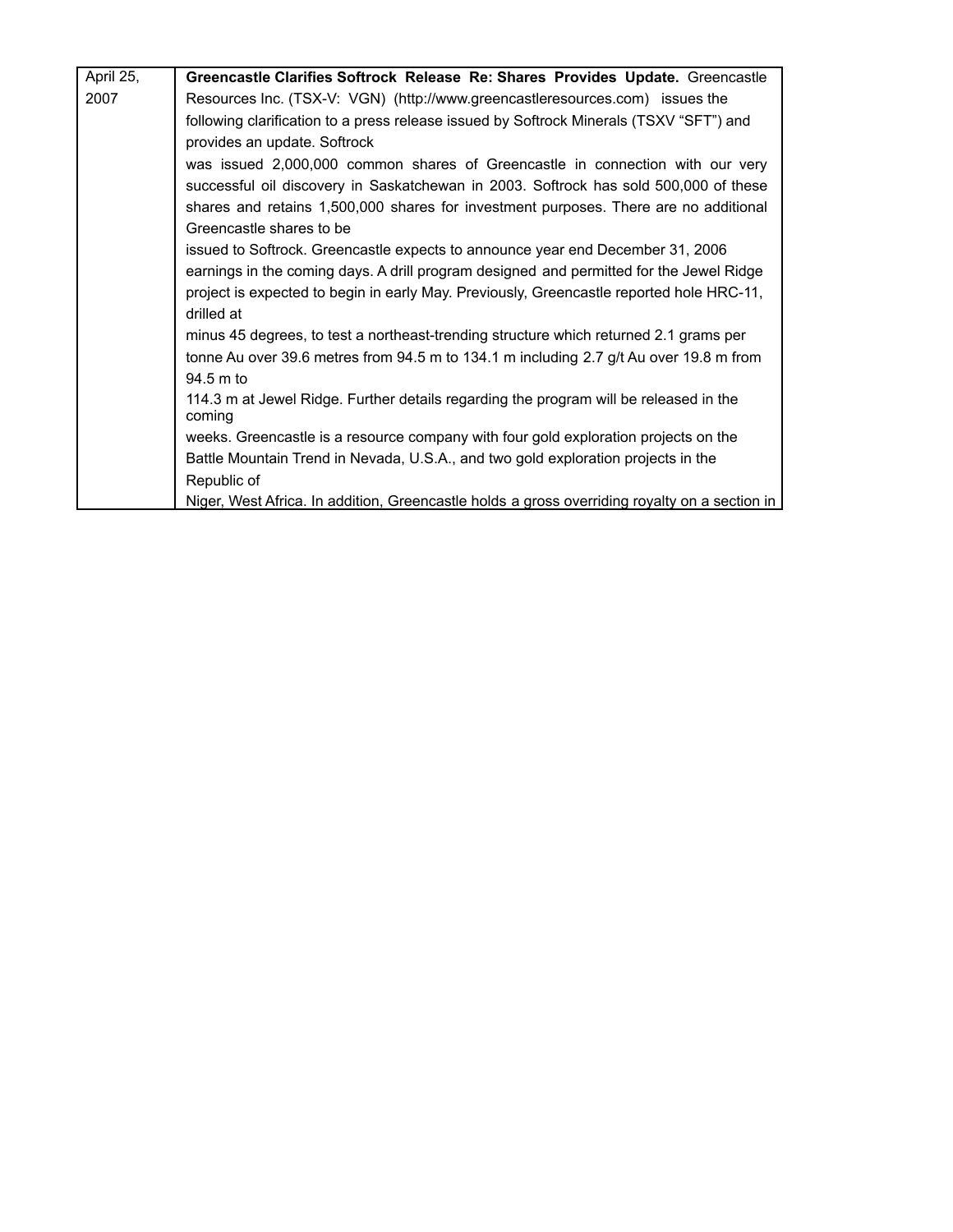| April 25, 2007 | **Greencastle Clarifies Softrock Release Re: Shares Provides Update.** Greencastle Resources Inc. (TSX-V: VGN) (http://www.greencastleresources.com) issues the following clarification to a press release issued by Softrock Minerals (TSXV "SFT") and provides an update. Softrock was issued 2,000,000 common shares of Greencastle in connection with our very successful oil discovery in Saskatchewan in 2003. Softrock has sold 500,000 of these shares and retains 1,500,000 shares for investment purposes. There are no additional Greencastle shares to be issued to Softrock. Greencastle expects to announce year end December 31, 2006 earnings in the coming days. A drill program designed and permitted for the Jewel Ridge project is expected to begin in early May. Previously, Greencastle reported hole HRC-11, drilled at minus 45 degrees, to test a northeast-trending structure which returned 2.1 grams per tonne Au over 39.6 metres from 94.5 m to 134.1 m including 2.7 g/t Au over 19.8 m from 94.5 m to 114.3 m at Jewel Ridge. Further details regarding the program will be released in the coming weeks. Greencastle is a resource company with four gold exploration projects on the Battle Mountain Trend in Nevada, U.S.A., and two gold exploration projects in the Republic of Niger, West Africa. In addition, Greencastle holds a gross overriding royalty on a section in |
|---|---|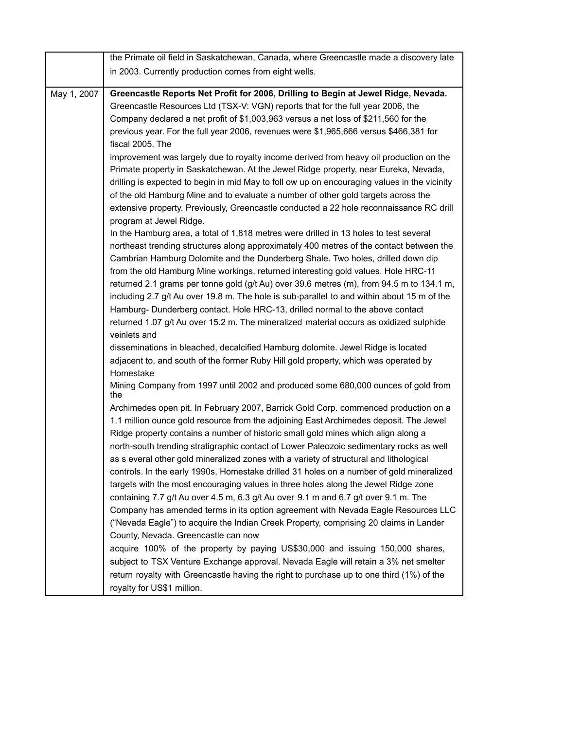|  |  |
|---|---|
|  | the Primate oil field in Saskatchewan, Canada, where Greencastle made a discovery late in 2003. Currently production comes from eight wells. |
| May 1, 2007 | **Greencastle Reports Net Profit for 2006, Drilling to Begin at Jewel Ridge, Nevada.** Greencastle Resources Ltd (TSX-V: VGN) reports that for the full year 2006, the Company declared a net profit of $1,003,963 versus a net loss of $211,560 for the previous year. For the full year 2006, revenues were $1,965,666 versus $466,381 for fiscal 2005. The improvement was largely due to royalty income derived from heavy oil production on the Primate property in Saskatchewan. At the Jewel Ridge property, near Eureka, Nevada, drilling is expected to begin in mid May to foll ow up on encouraging values in the vicinity of the old Hamburg Mine and to evaluate a number of other gold targets across the extensive property. Previously, Greencastle conducted a 22 hole reconnaissance RC drill program at Jewel Ridge.<br>In the Hamburg area, a total of 1,818 metres were drilled in 13 holes to test several northeast trending structures along approximately 400 metres of the contact between the Cambrian Hamburg Dolomite and the Dunderberg Shale. Two holes, drilled down dip from the old Hamburg Mine workings, returned interesting gold values. Hole HRC-11 returned 2.1 grams per tonne gold (g/t Au) over 39.6 metres (m), from 94.5 m to 134.1 m, including 2.7 g/t Au over 19.8 m. The hole is sub-parallel to and within about 15 m of the Hamburg- Dunderberg contact. Hole HRC-13, drilled normal to the above contact returned 1.07 g/t Au over 15.2 m. The mineralized material occurs as oxidized sulphide veinlets and disseminations in bleached, decalcified Hamburg dolomite. Jewel Ridge is located adjacent to, and south of the former Ruby Hill gold property, which was operated by Homestake Mining Company from 1997 until 2002 and produced some 680,000 ounces of gold from the Archimedes open pit. In February 2007, Barrick Gold Corp. commenced production on a 1.1 million ounce gold resource from the adjoining East Archimedes deposit. The Jewel Ridge property contains a number of historic small gold mines which align along a north-south trending stratigraphic contact of Lower Paleozoic sedimentary rocks as well as s everal other gold mineralized zones with a variety of structural and lithological controls. In the early 1990s, Homestake drilled 31 holes on a number of gold mineralized targets with the most encouraging values in three holes along the Jewel Ridge zone containing 7.7 g/t Au over 4.5 m, 6.3 g/t Au over 9.1 m and 6.7 g/t over 9.1 m. The Company has amended terms in its option agreement with Nevada Eagle Resources LLC ("Nevada Eagle") to acquire the Indian Creek Property, comprising 20 claims in Lander County, Nevada. Greencastle can now acquire 100% of the property by paying US$30,000 and issuing 150,000 shares, subject to TSX Venture Exchange approval. Nevada Eagle will retain a 3% net smelter return royalty with Greencastle having the right to purchase up to one third (1%) of the royalty for US$1 million. |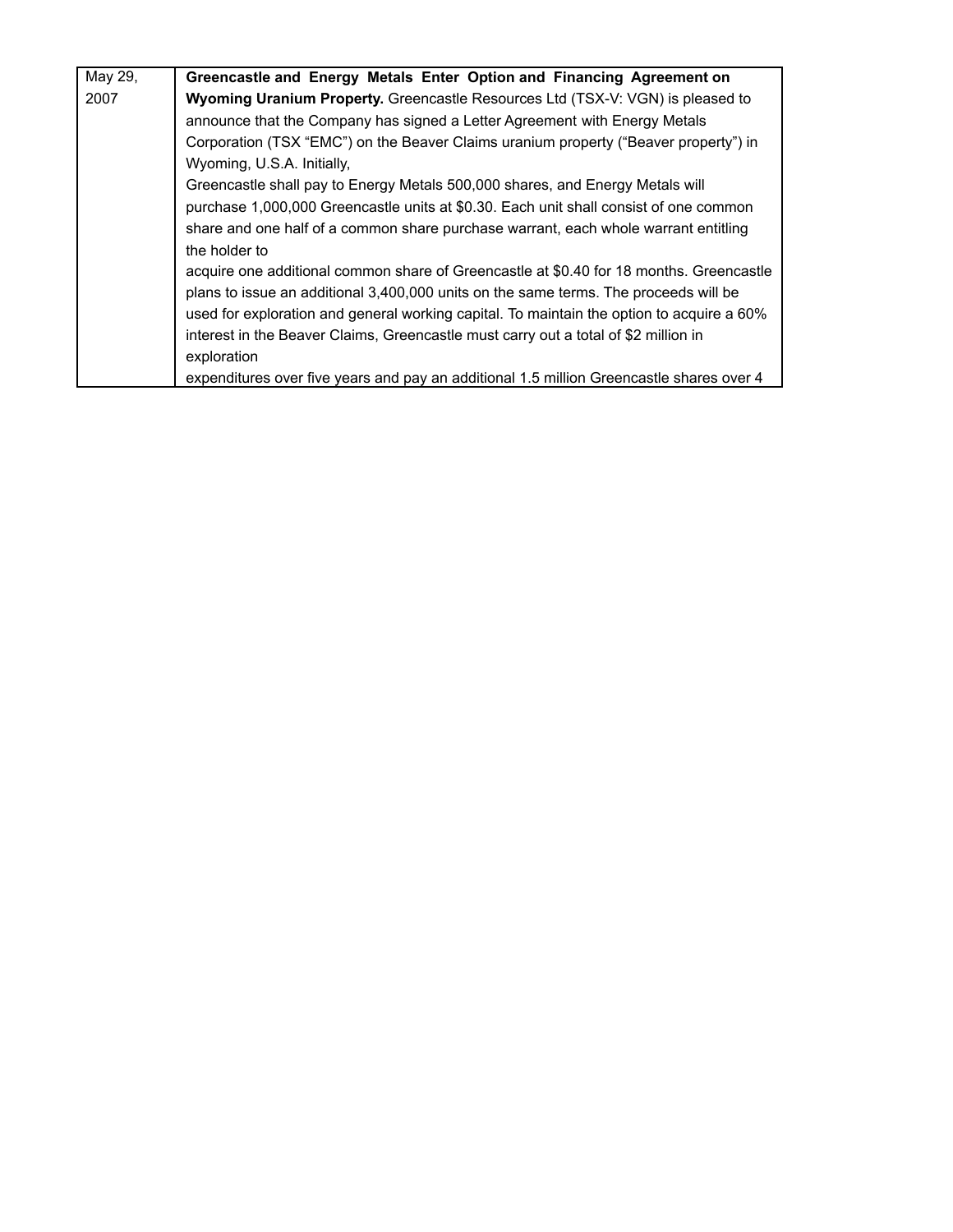| | |
|---|---|
| May 29, 2007 | **Greencastle and Energy Metals Enter Option and Financing Agreement on Wyoming Uranium Property.** Greencastle Resources Ltd (TSX-V: VGN) is pleased to announce that the Company has signed a Letter Agreement with Energy Metals Corporation (TSX "EMC") on the Beaver Claims uranium property ("Beaver property") in Wyoming, U.S.A. Initially, Greencastle shall pay to Energy Metals 500,000 shares, and Energy Metals will purchase 1,000,000 Greencastle units at \$0.30. Each unit shall consist of one common share and one half of a common share purchase warrant, each whole warrant entitling the holder to acquire one additional common share of Greencastle at \$0.40 for 18 months. Greencastle plans to issue an additional 3,400,000 units on the same terms. The proceeds will be used for exploration and general working capital. To maintain the option to acquire a 60% interest in the Beaver Claims, Greencastle must carry out a total of \$2 million in exploration expenditures over five years and pay an additional 1.5 million Greencastle shares over 4 |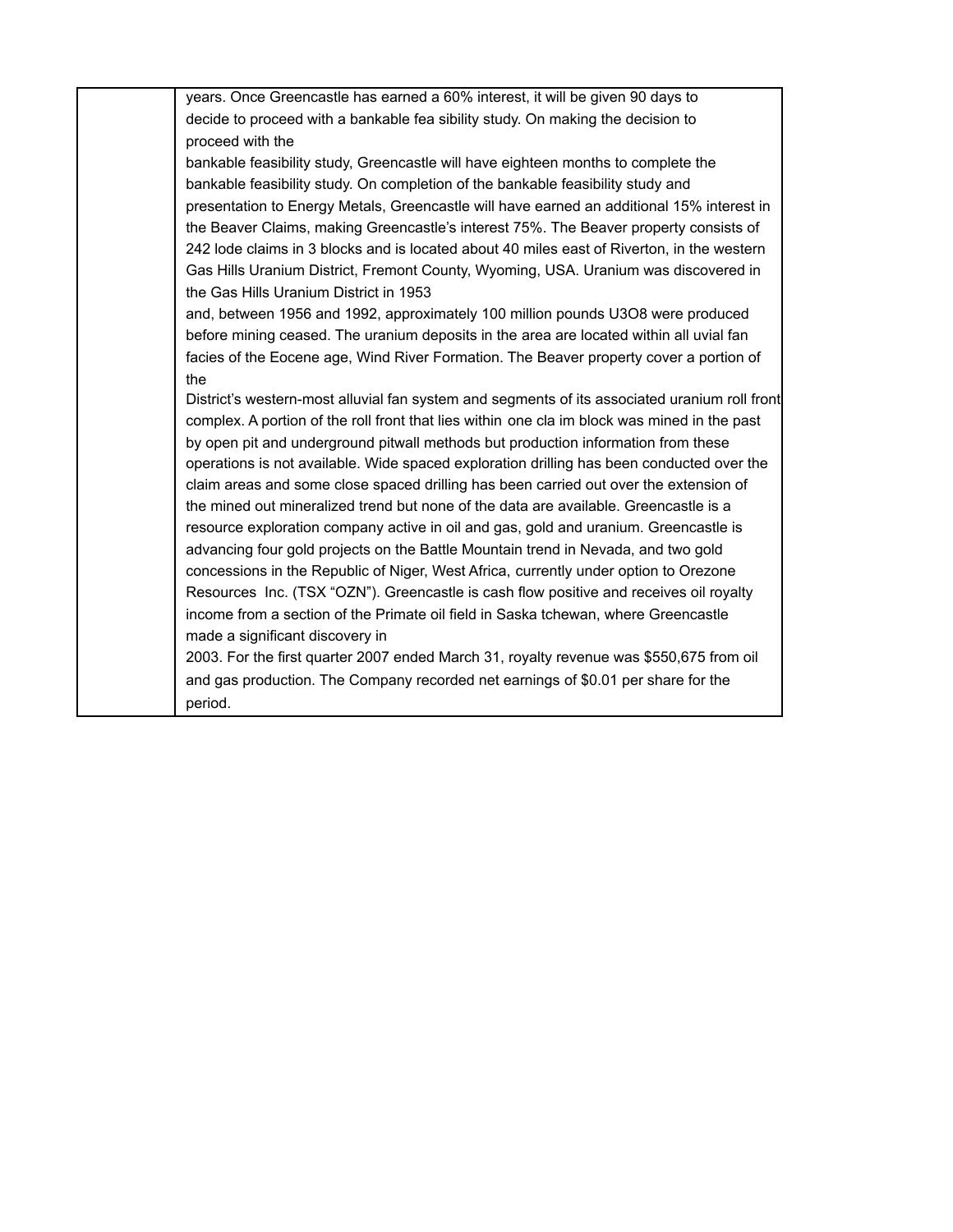| | years. Once Greencastle has earned a 60% interest, it will be given 90 days to decide to proceed with a bankable fea sibility study. On making the decision to proceed with the bankable feasibility study, Greencastle will have eighteen months to complete the bankable feasibility study. On completion of the bankable feasibility study and presentation to Energy Metals, Greencastle will have earned an additional 15% interest in the Beaver Claims, making Greencastle's interest 75%. The Beaver property consists of 242 lode claims in 3 blocks and is located about 40 miles east of Riverton, in the western Gas Hills Uranium District, Fremont County, Wyoming, USA. Uranium was discovered in the Gas Hills Uranium District in 1953 and, between 1956 and 1992, approximately 100 million pounds U3O8 were produced before mining ceased. The uranium deposits in the area are located within all uvial fan facies of the Eocene age, Wind River Formation. The Beaver property cover a portion of the District's western-most alluvial fan system and segments of its associated uranium roll front complex. A portion of the roll front that lies within one cla im block was mined in the past by open pit and underground pitwall methods but production information from these operations is not available. Wide spaced exploration drilling has been conducted over the claim areas and some close spaced drilling has been carried out over the extension of the mined out mineralized trend but none of the data are available. Greencastle is a resource exploration company active in oil and gas, gold and uranium. Greencastle is advancing four gold projects on the Battle Mountain trend in Nevada, and two gold concessions in the Republic of Niger, West Africa, currently under option to Orezone Resources Inc. (TSX "OZN"). Greencastle is cash flow positive and receives oil royalty income from a section of the Primate oil field in Saska tchewan, where Greencastle made a significant discovery in 2003. For the first quarter 2007 ended March 31, royalty revenue was $550,675 from oil and gas production. The Company recorded net earnings of $0.01 per share for the period. |
|---|---|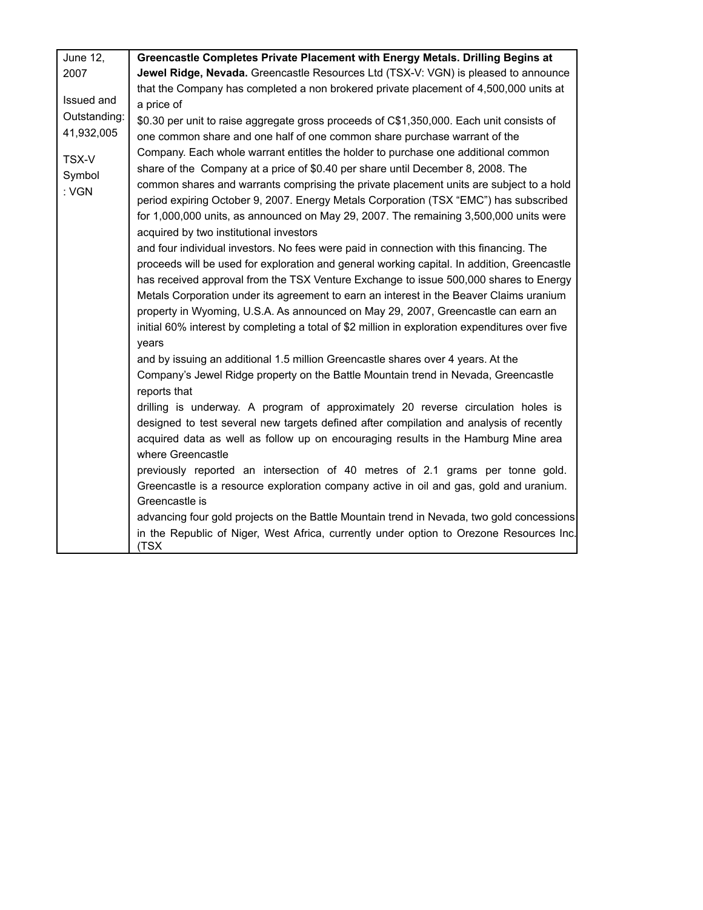| June 12, 2007<br><br>Issued and Outstanding: 41,932,005<br><br>TSX-V Symbol : VGN | **Greencastle Completes Private Placement with Energy Metals. Drilling Begins at Jewel Ridge, Nevada.** Greencastle Resources Ltd (TSX-V: VGN) is pleased to announce that the Company has completed a non brokered private placement of 4,500,000 units at a price of $0.30 per unit to raise aggregate gross proceeds of C$1,350,000. Each unit consists of one common share and one half of one common share purchase warrant of the Company. Each whole warrant entitles the holder to purchase one additional common share of the Company at a price of $0.40 per share until December 8, 2008. The common shares and warrants comprising the private placement units are subject to a hold period expiring October 9, 2007. Energy Metals Corporation (TSX "EMC") has subscribed for 1,000,000 units, as announced on May 29, 2007. The remaining 3,500,000 units were acquired by two institutional investors and four individual investors. No fees were paid in connection with this financing. The proceeds will be used for exploration and general working capital. In addition, Greencastle has received approval from the TSX Venture Exchange to issue 500,000 shares to Energy Metals Corporation under its agreement to earn an interest in the Beaver Claims uranium property in Wyoming, U.S.A. As announced on May 29, 2007, Greencastle can earn an initial 60% interest by completing a total of $2 million in exploration expenditures over five years and by issuing an additional 1.5 million Greencastle shares over 4 years. At the Company's Jewel Ridge property on the Battle Mountain trend in Nevada, Greencastle reports that drilling is underway. A program of approximately 20 reverse circulation holes is designed to test several new targets defined after compilation and analysis of recently acquired data as well as follow up on encouraging results in the Hamburg Mine area where Greencastle previously reported an intersection of 40 metres of 2.1 grams per tonne gold. Greencastle is a resource exploration company active in oil and gas, gold and uranium. Greencastle is advancing four gold projects on the Battle Mountain trend in Nevada, two gold concessions in the Republic of Niger, West Africa, currently under option to Orezone Resources Inc. (TSX |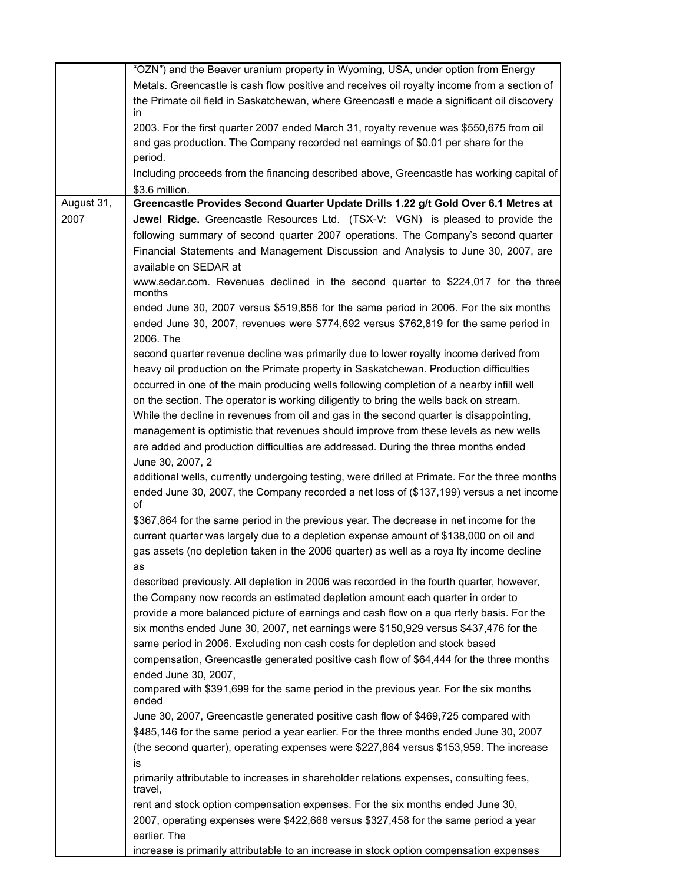| | |
|---|---|
| | "OZN") and the Beaver uranium property in Wyoming, USA, under option from Energy Metals. Greencastle is cash flow positive and receives oil royalty income from a section of the Primate oil field in Saskatchewan, where Greencastl e made a significant oil discovery in 2003. For the first quarter 2007 ended March 31, royalty revenue was $550,675 from oil and gas production. The Company recorded net earnings of $0.01 per share for the period. Including proceeds from the financing described above, Greencastle has working capital of $3.6 million. |
| August 31, 2007 | **Greencastle Provides Second Quarter Update Drills 1.22 g/t Gold Over 6.1 Metres at Jewel Ridge.** Greencastle Resources Ltd. (TSX-V: VGN) is pleased to provide the following summary of second quarter 2007 operations. The Company's second quarter Financial Statements and Management Discussion and Analysis to June 30, 2007, are available on SEDAR at www.sedar.com. Revenues declined in the second quarter to $224,017 for the three months ended June 30, 2007 versus $519,856 for the same period in 2006. For the six months ended June 30, 2007, revenues were $774,692 versus $762,819 for the same period in 2006. The second quarter revenue decline was primarily due to lower royalty income derived from heavy oil production on the Primate property in Saskatchewan. Production difficulties occurred in one of the main producing wells following completion of a nearby infill well on the section. The operator is working diligently to bring the wells back on stream. While the decline in revenues from oil and gas in the second quarter is disappointing, management is optimistic that revenues should improve from these levels as new wells are added and production difficulties are addressed. During the three months ended June 30, 2007, 2 additional wells, currently undergoing testing, were drilled at Primate. For the three months ended June 30, 2007, the Company recorded a net loss of ($137,199) versus a net income of $367,864 for the same period in the previous year. The decrease in net income for the current quarter was largely due to a depletion expense amount of $138,000 on oil and gas assets (no depletion taken in the 2006 quarter) as well as a roya lty income decline as described previously. All depletion in 2006 was recorded in the fourth quarter, however, the Company now records an estimated depletion amount each quarter in order to provide a more balanced picture of earnings and cash flow on a qua rterly basis. For the six months ended June 30, 2007, net earnings were $150,929 versus $437,476 for the same period in 2006. Excluding non cash costs for depletion and stock based compensation, Greencastle generated positive cash flow of $64,444 for the three months ended June 30, 2007, compared with $391,699 for the same period in the previous year. For the six months ended June 30, 2007, Greencastle generated positive cash flow of $469,725 compared with $485,146 for the same period a year earlier. For the three months ended June 30, 2007 (the second quarter), operating expenses were $227,864 versus $153,959. The increase is primarily attributable to increases in shareholder relations expenses, consulting fees, travel, rent and stock option compensation expenses. For the six months ended June 30, 2007, operating expenses were $422,668 versus $327,458 for the same period a year earlier. The increase is primarily attributable to an increase in stock option compensation expenses |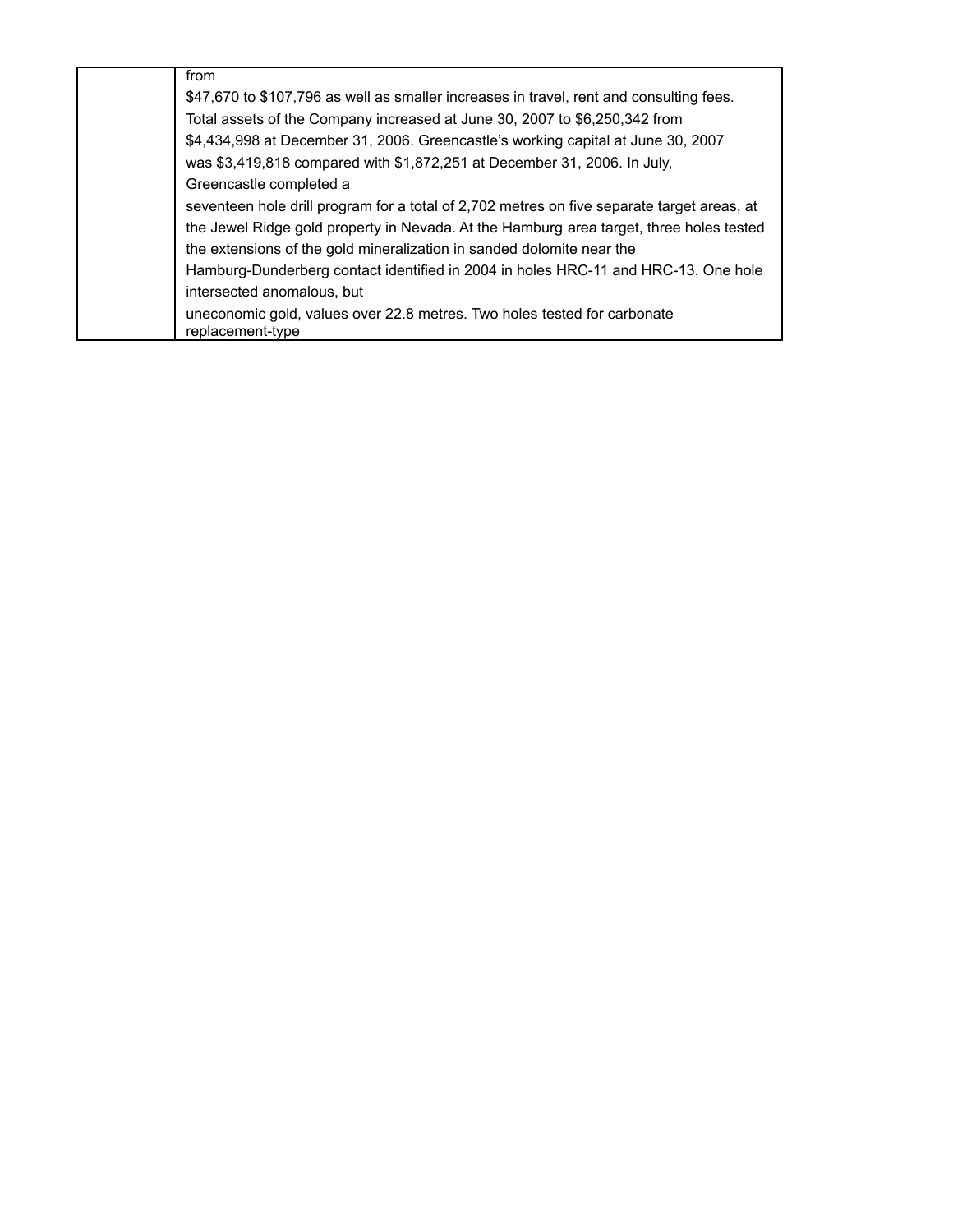|  | from $47,670 to $107,796 as well as smaller increases in travel, rent and consulting fees. Total assets of the Company increased at June 30, 2007 to $6,250,342 from $4,434,998 at December 31, 2006. Greencastle's working capital at June 30, 2007 was $3,419,818 compared with $1,872,251 at December 31, 2006. In July, Greencastle completed a seventeen hole drill program for a total of 2,702 metres on five separate target areas, at the Jewel Ridge gold property in Nevada. At the Hamburg area target, three holes tested the extensions of the gold mineralization in sanded dolomite near the Hamburg-Dunderberg contact identified in 2004 in holes HRC-11 and HRC-13. One hole intersected anomalous, but uneconomic gold, values over 22.8 metres. Two holes tested for carbonate replacement-type |
|---|---|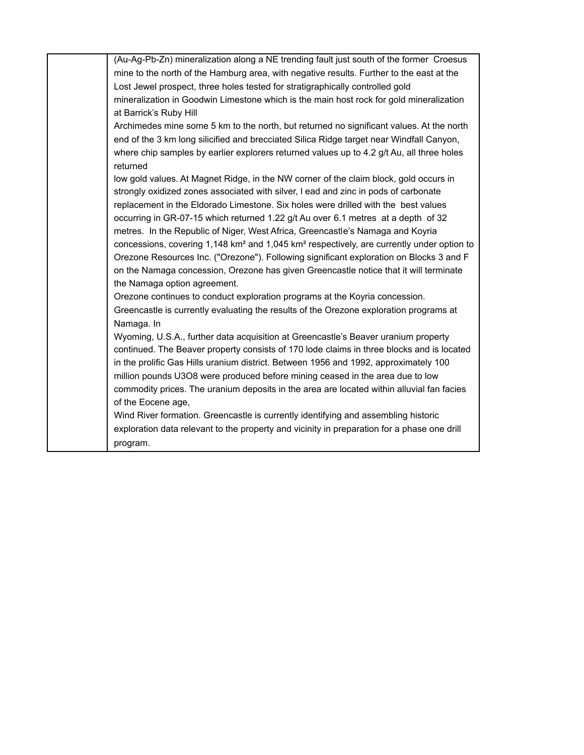| | (Au-Ag-Pb-Zn) mineralization along a NE trending fault just south of the former Croesus mine to the north of the Hamburg area, with negative results. Further to the east at the Lost Jewel prospect, three holes tested for stratigraphically controlled gold mineralization in Goodwin Limestone which is the main host rock for gold mineralization at Barrick's Ruby Hill Archimedes mine some 5 km to the north, but returned no significant values. At the north end of the 3 km long silicified and brecciated Silica Ridge target near Windfall Canyon, where chip samples by earlier explorers returned values up to 4.2 g/t Au, all three holes returned low gold values. At Magnet Ridge, in the NW corner of the claim block, gold occurs in strongly oxidized zones associated with silver, l ead and zinc in pods of carbonate replacement in the Eldorado Limestone. Six holes were drilled with the best values occurring in GR-07-15 which returned 1.22 g/t Au over 6.1 metres at a depth of 32 metres. In the Republic of Niger, West Africa, Greencastle's Namaga and Koyria concessions, covering 1,148 km² and 1,045 km² respectively, are currently under option to Orezone Resources Inc. ("Orezone"). Following significant exploration on Blocks 3 and F on the Namaga concession, Orezone has given Greencastle notice that it will terminate the Namaga option agreement. Orezone continues to conduct exploration programs at the Koyria concession. Greencastle is currently evaluating the results of the Orezone exploration programs at Namaga. In Wyoming, U.S.A., further data acquisition at Greencastle's Beaver uranium property continued. The Beaver property consists of 170 lode claims in three blocks and is located in the prolific Gas Hills uranium district. Between 1956 and 1992, approximately 100 million pounds U3O8 were produced before mining ceased in the area due to low commodity prices. The uranium deposits in the area are located within alluvial fan facies of the Eocene age, Wind River formation. Greencastle is currently identifying and assembling historic exploration data relevant to the property and vicinity in preparation for a phase one drill program. |
|---|---|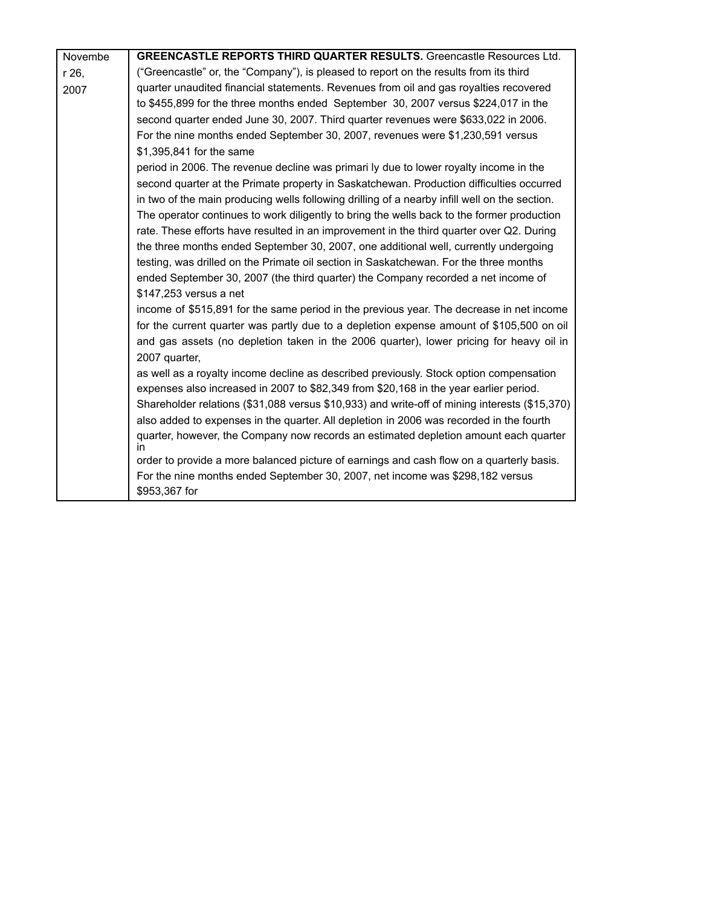| | |
|---|---|
| November 26, 2007 | **GREENCASTLE REPORTS THIRD QUARTER RESULTS.** Greencastle Resources Ltd. ("Greencastle" or, the "Company"), is pleased to report on the results from its third quarter unaudited financial statements. Revenues from oil and gas royalties recovered to $455,899 for the three months ended September 30, 2007 versus $224,017 in the second quarter ended June 30, 2007. Third quarter revenues were $633,022 in 2006. For the nine months ended September 30, 2007, revenues were $1,230,591 versus $1,395,841 for the same period in 2006. The revenue decline was primari ly due to lower royalty income in the second quarter at the Primate property in Saskatchewan. Production difficulties occurred in two of the main producing wells following drilling of a nearby infill well on the section. The operator continues to work diligently to bring the wells back to the former production rate. These efforts have resulted in an improvement in the third quarter over Q2. During the three months ended September 30, 2007, one additional well, currently undergoing testing, was drilled on the Primate oil section in Saskatchewan. For the three months ended September 30, 2007 (the third quarter) the Company recorded a net income of $147,253 versus a net income of $515,891 for the same period in the previous year. The decrease in net income for the current quarter was partly due to a depletion expense amount of $105,500 on oil and gas assets (no depletion taken in the 2006 quarter), lower pricing for heavy oil in 2007 quarter, as well as a royalty income decline as described previously. Stock option compensation expenses also increased in 2007 to $82,349 from $20,168 in the year earlier period. Shareholder relations ($31,088 versus $10,933) and write-off of mining interests ($15,370) also added to expenses in the quarter. All depletion in 2006 was recorded in the fourth quarter, however, the Company now records an estimated depletion amount each quarter in order to provide a more balanced picture of earnings and cash flow on a quarterly basis. For the nine months ended September 30, 2007, net income was $298,182 versus $953,367 for |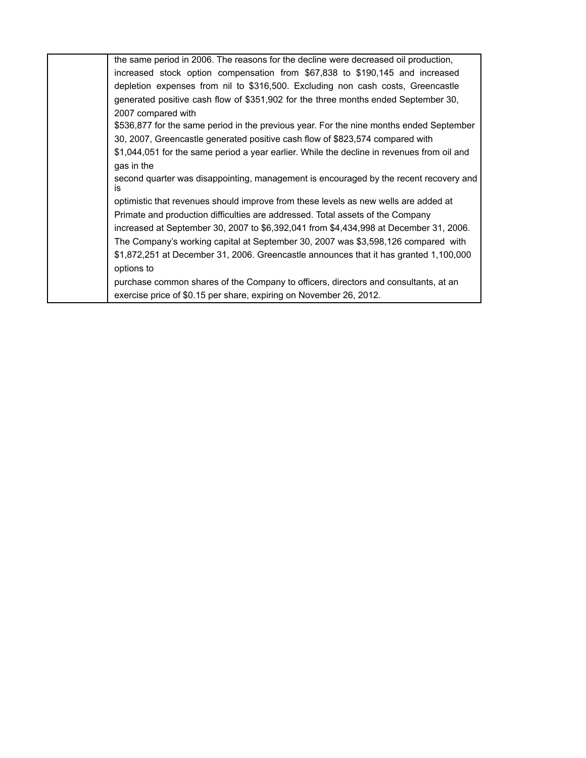| | the same period in 2006. The reasons for the decline were decreased oil production, increased stock option compensation from $67,838 to $190,145 and increased depletion expenses from nil to $316,500. Excluding non cash costs, Greencastle generated positive cash flow of $351,902 for the three months ended September 30, 2007 compared with $536,877 for the same period in the previous year. For the nine months ended September 30, 2007, Greencastle generated positive cash flow of $823,574 compared with $1,044,051 for the same period a year earlier. While the decline in revenues from oil and gas in the second quarter was disappointing, management is encouraged by the recent recovery and is optimistic that revenues should improve from these levels as new wells are added at Primate and production difficulties are addressed. Total assets of the Company increased at September 30, 2007 to $6,392,041 from $4,434,998 at December 31, 2006. The Company's working capital at September 30, 2007 was $3,598,126 compared with $1,872,251 at December 31, 2006. Greencastle announces that it has granted 1,100,000 options to purchase common shares of the Company to officers, directors and consultants, at an exercise price of $0.15 per share, expiring on November 26, 2012. |
|---|---|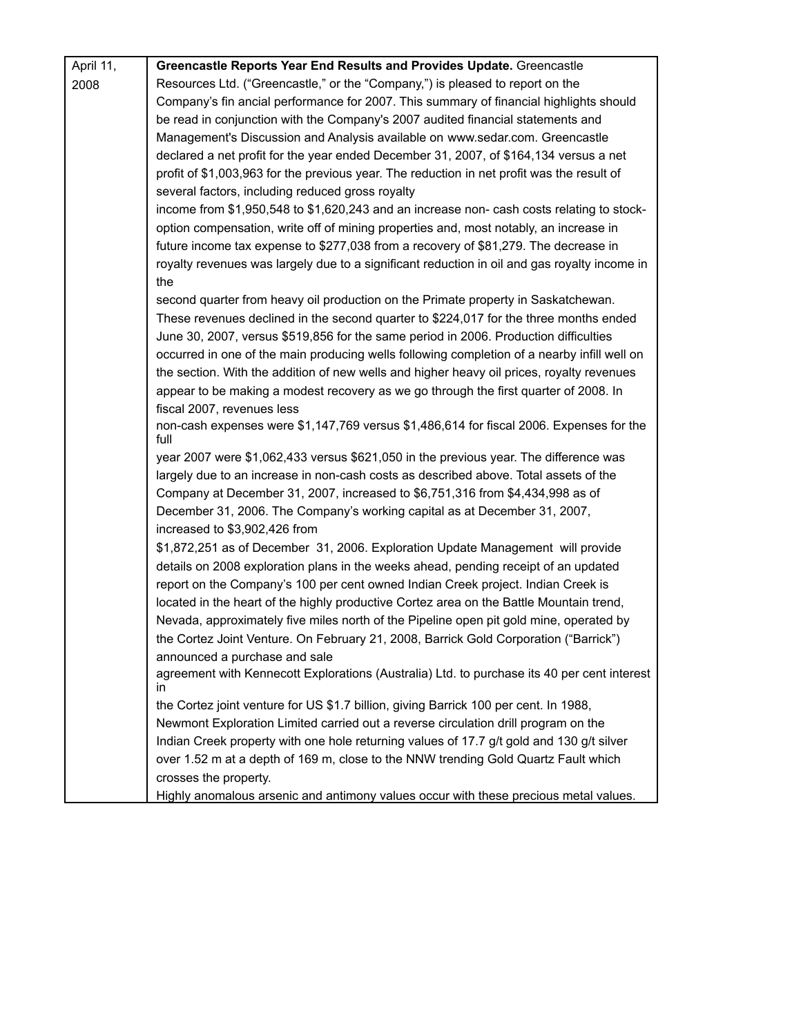| April 11, 2008 | **Greencastle Reports Year End Results and Provides Update.** Greencastle Resources Ltd. ("Greencastle," or the "Company,") is pleased to report on the Company's fin ancial performance for 2007. This summary of financial highlights should be read in conjunction with the Company's 2007 audited financial statements and Management's Discussion and Analysis available on www.sedar.com. Greencastle declared a net profit for the year ended December 31, 2007, of $164,134 versus a net profit of $1,003,963 for the previous year. The reduction in net profit was the result of several factors, including reduced gross royalty income from $1,950,548 to $1,620,243 and an increase non- cash costs relating to stock-option compensation, write off of mining properties and, most notably, an increase in future income tax expense to $277,038 from a recovery of $81,279. The decrease in royalty revenues was largely due to a significant reduction in oil and gas royalty income in the second quarter from heavy oil production on the Primate property in Saskatchewan. These revenues declined in the second quarter to $224,017 for the three months ended June 30, 2007, versus $519,856 for the same period in 2006. Production difficulties occurred in one of the main producing wells following completion of a nearby infill well on the section. With the addition of new wells and higher heavy oil prices, royalty revenues appear to be making a modest recovery as we go through the first quarter of 2008. In fiscal 2007, revenues less non-cash expenses were $1,147,769 versus $1,486,614 for fiscal 2006. Expenses for the full year 2007 were $1,062,433 versus $621,050 in the previous year. The difference was largely due to an increase in non-cash costs as described above. Total assets of the Company at December 31, 2007, increased to $6,751,316 from $4,434,998 as of December 31, 2006. The Company's working capital as at December 31, 2007, increased to $3,902,426 from $1,872,251 as of December 31, 2006. Exploration Update Management will provide details on 2008 exploration plans in the weeks ahead, pending receipt of an updated report on the Company's 100 per cent owned Indian Creek project. Indian Creek is located in the heart of the highly productive Cortez area on the Battle Mountain trend, Nevada, approximately five miles north of the Pipeline open pit gold mine, operated by the Cortez Joint Venture. On February 21, 2008, Barrick Gold Corporation ("Barrick") announced a purchase and sale agreement with Kennecott Explorations (Australia) Ltd. to purchase its 40 per cent interest in the Cortez joint venture for US $1.7 billion, giving Barrick 100 per cent. In 1988, Newmont Exploration Limited carried out a reverse circulation drill program on the Indian Creek property with one hole returning values of 17.7 g/t gold and 130 g/t silver over 1.52 m at a depth of 169 m, close to the NNW trending Gold Quartz Fault which crosses the property. Highly anomalous arsenic and antimony values occur with these precious metal values. |
|---|---|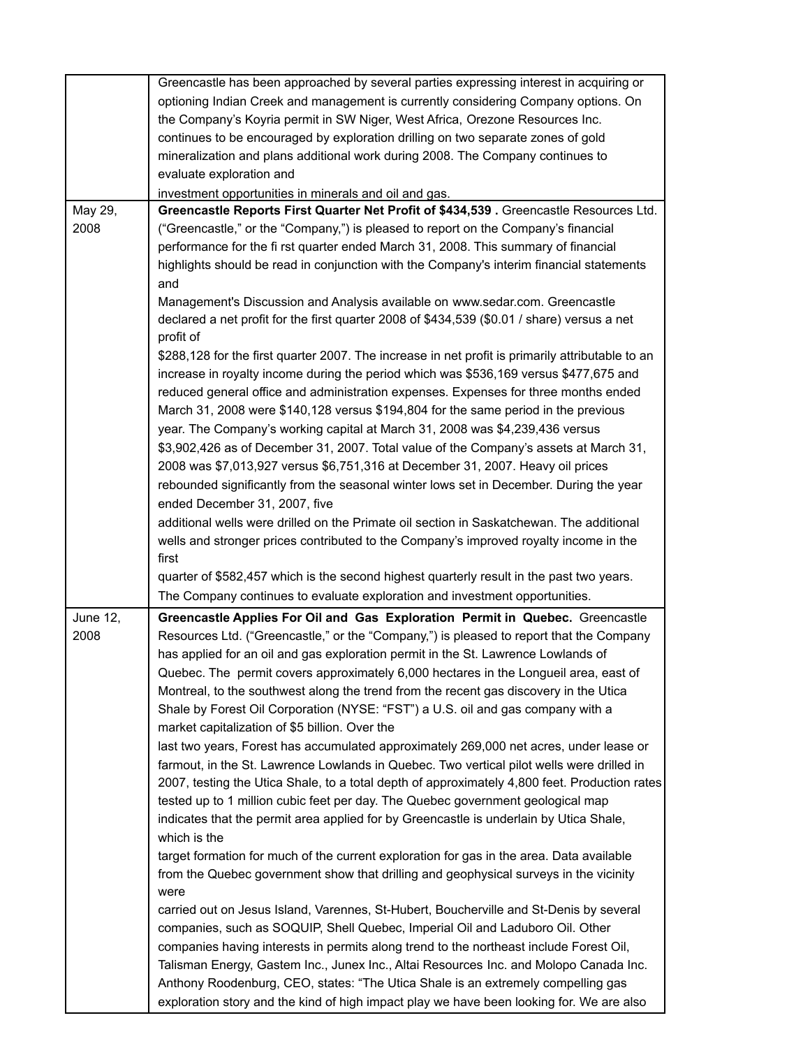| | |
|---|---|
| | Greencastle has been approached by several parties expressing interest in acquiring or optioning Indian Creek and management is currently considering Company options. On the Company's Koyria permit in SW Niger, West Africa, Orezone Resources Inc. continues to be encouraged by exploration drilling on two separate zones of gold mineralization and plans additional work during 2008. The Company continues to evaluate exploration and investment opportunities in minerals and oil and gas. |
| May 29, 2008 | **Greencastle Reports First Quarter Net Profit of $434,539 .** Greencastle Resources Ltd. ("Greencastle," or the "Company,") is pleased to report on the Company's financial performance for the fi rst quarter ended March 31, 2008. This summary of financial highlights should be read in conjunction with the Company's interim financial statements and Management's Discussion and Analysis available on www.sedar.com. Greencastle declared a net profit for the first quarter 2008 of $434,539 ($0.01 / share) versus a net profit of $288,128 for the first quarter 2007. The increase in net profit is primarily attributable to an increase in royalty income during the period which was $536,169 versus $477,675 and reduced general office and administration expenses. Expenses for three months ended March 31, 2008 were $140,128 versus $194,804 for the same period in the previous year. The Company's working capital at March 31, 2008 was $4,239,436 versus $3,902,426 as of December 31, 2007. Total value of the Company's assets at March 31, 2008 was $7,013,927 versus $6,751,316 at December 31, 2007. Heavy oil prices rebounded significantly from the seasonal winter lows set in December. During the year ended December 31, 2007, five additional wells were drilled on the Primate oil section in Saskatchewan. The additional wells and stronger prices contributed to the Company's improved royalty income in the first quarter of $582,457 which is the second highest quarterly result in the past two years. The Company continues to evaluate exploration and investment opportunities. |
| June 12, 2008 | **Greencastle Applies For Oil and Gas Exploration Permit in Quebec.** Greencastle Resources Ltd. ("Greencastle," or the "Company,") is pleased to report that the Company has applied for an oil and gas exploration permit in the St. Lawrence Lowlands of Quebec. The permit covers approximately 6,000 hectares in the Longueil area, east of Montreal, to the southwest along the trend from the recent gas discovery in the Utica Shale by Forest Oil Corporation (NYSE: "FST") a U.S. oil and gas company with a market capitalization of $5 billion. Over the last two years, Forest has accumulated approximately 269,000 net acres, under lease or farmout, in the St. Lawrence Lowlands in Quebec. Two vertical pilot wells were drilled in 2007, testing the Utica Shale, to a total depth of approximately 4,800 feet. Production rates tested up to 1 million cubic feet per day. The Quebec government geological map indicates that the permit area applied for by Greencastle is underlain by Utica Shale, which is the target formation for much of the current exploration for gas in the area. Data available from the Quebec government show that drilling and geophysical surveys in the vicinity were carried out on Jesus Island, Varennes, St-Hubert, Boucherville and St-Denis by several companies, such as SOQUIP, Shell Quebec, Imperial Oil and Laduboro Oil. Other companies having interests in permits along trend to the northeast include Forest Oil, Talisman Energy, Gastem Inc., Junex Inc., Altai Resources Inc. and Molopo Canada Inc. Anthony Roodenburg, CEO, states: "The Utica Shale is an extremely compelling gas exploration story and the kind of high impact play we have been looking for. We are also |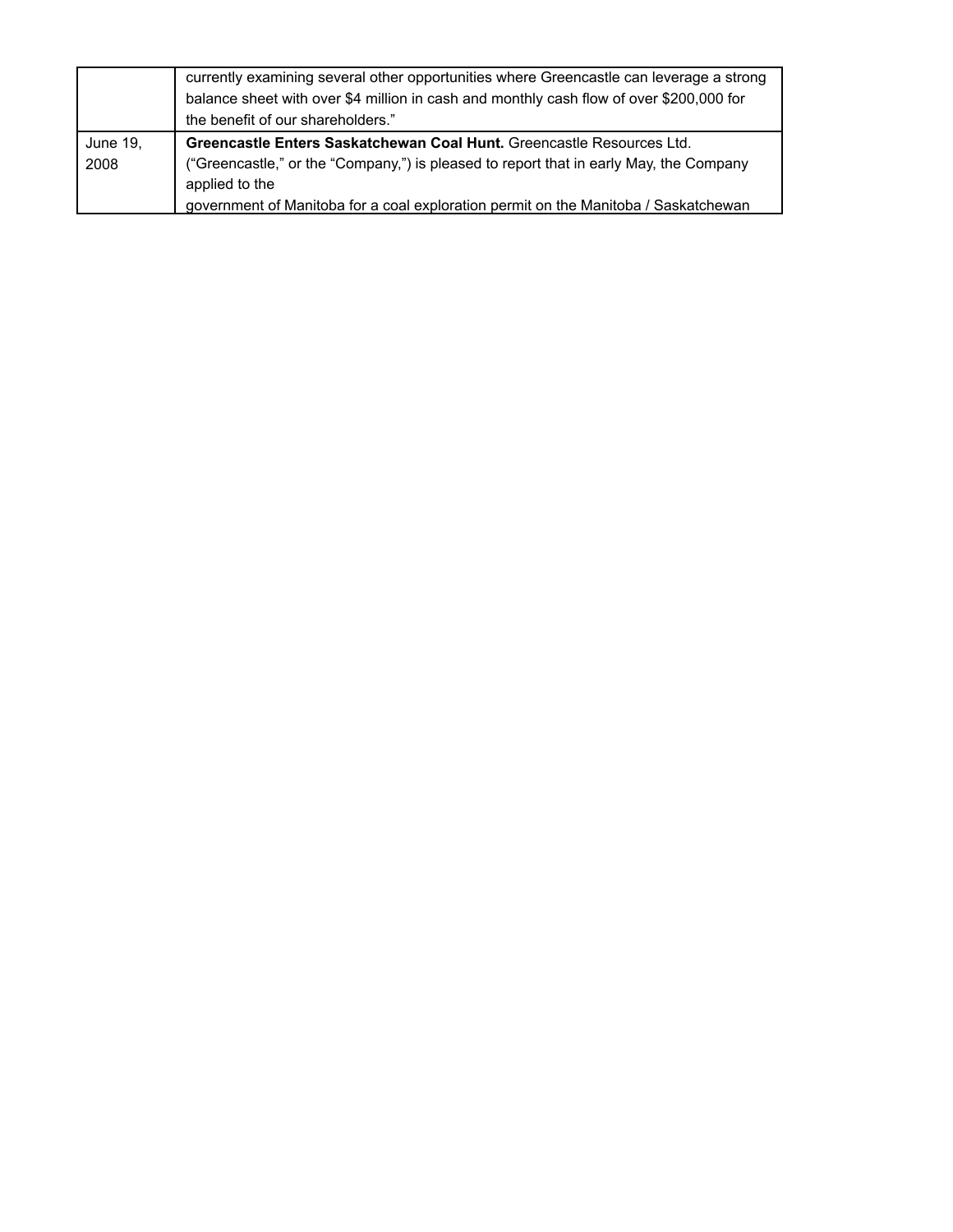| | |
|---|---|
| | currently examining several other opportunities where Greencastle can leverage a strong balance sheet with over $4 million in cash and monthly cash flow of over $200,000 for the benefit of our shareholders." |
| June 19, 2008 | **Greencastle Enters Saskatchewan Coal Hunt.** Greencastle Resources Ltd. ("Greencastle," or the "Company,") is pleased to report that in early May, the Company applied to the government of Manitoba for a coal exploration permit on the Manitoba / Saskatchewan |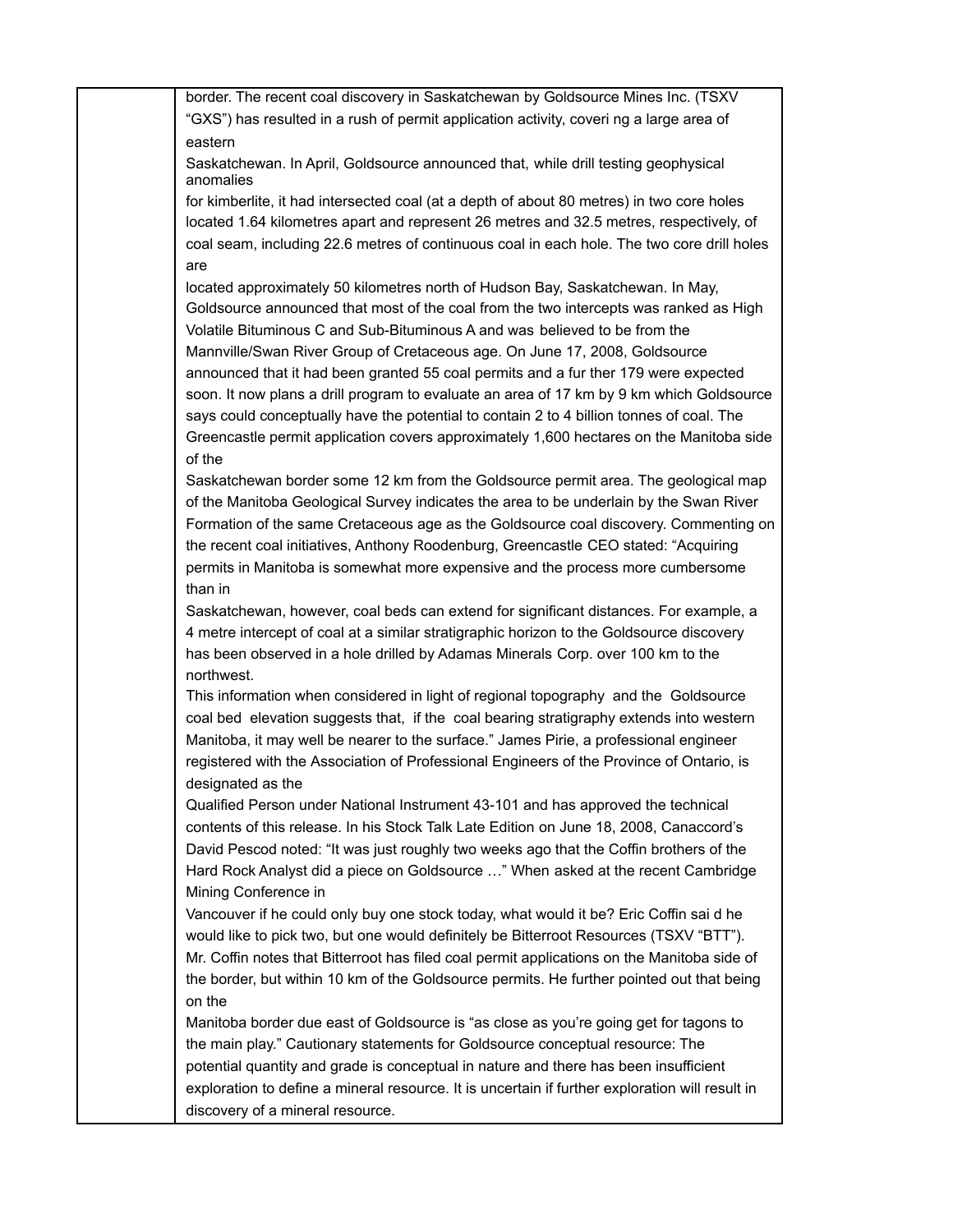border. The recent coal discovery in Saskatchewan by Goldsource Mines Inc. (TSXV "GXS") has resulted in a rush of permit application activity, coveri ng a large area of eastern Saskatchewan. In April, Goldsource announced that, while drill testing geophysical anomalies for kimberlite, it had intersected coal (at a depth of about 80 metres) in two core holes located 1.64 kilometres apart and represent 26 metres and 32.5 metres, respectively, of coal seam, including 22.6 metres of continuous coal in each hole. The two core drill holes are located approximately 50 kilometres north of Hudson Bay, Saskatchewan. In May, Goldsource announced that most of the coal from the two intercepts was ranked as High Volatile Bituminous C and Sub-Bituminous A and was believed to be from the Mannville/Swan River Group of Cretaceous age. On June 17, 2008, Goldsource announced that it had been granted 55 coal permits and a fur ther 179 were expected soon. It now plans a drill program to evaluate an area of 17 km by 9 km which Goldsource says could conceptually have the potential to contain 2 to 4 billion tonnes of coal. The Greencastle permit application covers approximately 1,600 hectares on the Manitoba side of the Saskatchewan border some 12 km from the Goldsource permit area. The geological map of the Manitoba Geological Survey indicates the area to be underlain by the Swan River Formation of the same Cretaceous age as the Goldsource coal discovery. Commenting on the recent coal initiatives, Anthony Roodenburg, Greencastle CEO stated: "Acquiring permits in Manitoba is somewhat more expensive and the process more cumbersome than in Saskatchewan, however, coal beds can extend for significant distances. For example, a 4 metre intercept of coal at a similar stratigraphic horizon to the Goldsource discovery has been observed in a hole drilled by Adamas Minerals Corp. over 100 km to the northwest. This information when considered in light of regional topography and the Goldsource coal bed elevation suggests that, if the coal bearing stratigraphy extends into western Manitoba, it may well be nearer to the surface." James Pirie, a professional engineer registered with the Association of Professional Engineers of the Province of Ontario, is designated as the Qualified Person under National Instrument 43-101 and has approved the technical contents of this release. In his Stock Talk Late Edition on June 18, 2008, Canaccord's David Pescod noted: "It was just roughly two weeks ago that the Coffin brothers of the Hard Rock Analyst did a piece on Goldsource …" When asked at the recent Cambridge Mining Conference in Vancouver if he could only buy one stock today, what would it be? Eric Coffin sai d he would like to pick two, but one would definitely be Bitterroot Resources (TSXV "BTT"). Mr. Coffin notes that Bitterroot has filed coal permit applications on the Manitoba side of the border, but within 10 km of the Goldsource permits. He further pointed out that being on the Manitoba border due east of Goldsource is "as close as you're going get for tagons to the main play." Cautionary statements for Goldsource conceptual resource: The potential quantity and grade is conceptual in nature and there has been insufficient exploration to define a mineral resource. It is uncertain if further exploration will result in discovery of a mineral resource.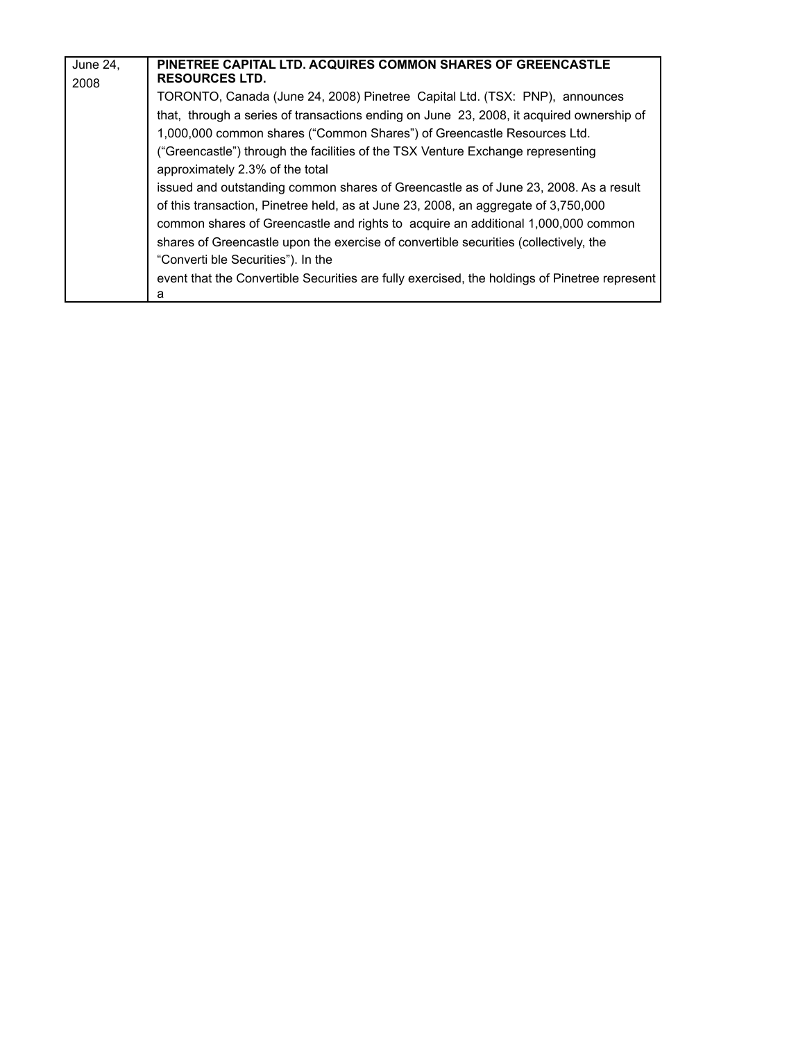| June 24, 2008 | **PINETREE CAPITAL LTD. ACQUIRES COMMON SHARES OF GREENCASTLE RESOURCES LTD.**<br>TORONTO, Canada (June 24, 2008) Pinetree Capital Ltd. (TSX: PNP), announces that, through a series of transactions ending on June 23, 2008, it acquired ownership of 1,000,000 common shares ("Common Shares") of Greencastle Resources Ltd. ("Greencastle") through the facilities of the TSX Venture Exchange representing approximately 2.3% of the total issued and outstanding common shares of Greencastle as of June 23, 2008. As a result of this transaction, Pinetree held, as at June 23, 2008, an aggregate of 3,750,000 common shares of Greencastle and rights to acquire an additional 1,000,000 common shares of Greencastle upon the exercise of convertible securities (collectively, the "Converti ble Securities"). In the event that the Convertible Securities are fully exercised, the holdings of Pinetree represent a |
|---|---|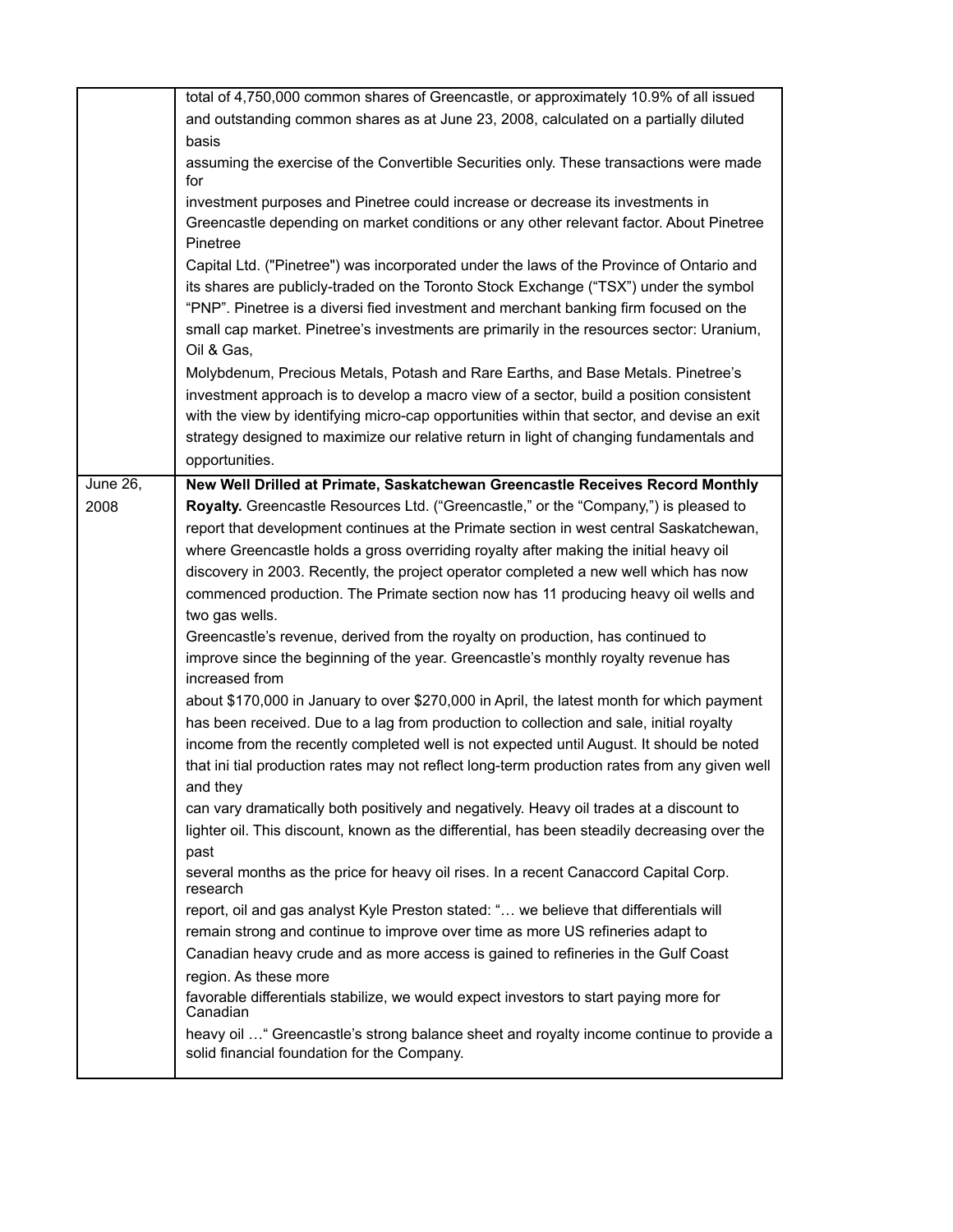| | |
|---|---|
| | total of 4,750,000 common shares of Greencastle, or approximately 10.9% of all issued and outstanding common shares as at June 23, 2008, calculated on a partially diluted basis assuming the exercise of the Convertible Securities only. These transactions were made for investment purposes and Pinetree could increase or decrease its investments in Greencastle depending on market conditions or any other relevant factor. About Pinetree Pinetree Capital Ltd. ("Pinetree") was incorporated under the laws of the Province of Ontario and its shares are publicly-traded on the Toronto Stock Exchange ("TSX") under the symbol "PNP". Pinetree is a diversi fied investment and merchant banking firm focused on the small cap market. Pinetree's investments are primarily in the resources sector: Uranium, Oil & Gas, Molybdenum, Precious Metals, Potash and Rare Earths, and Base Metals. Pinetree's investment approach is to develop a macro view of a sector, build a position consistent with the view by identifying micro-cap opportunities within that sector, and devise an exit strategy designed to maximize our relative return in light of changing fundamentals and opportunities. |
| June 26, 2008 | **New Well Drilled at Primate, Saskatchewan Greencastle Receives Record Monthly Royalty.** Greencastle Resources Ltd. ("Greencastle," or the "Company,") is pleased to report that development continues at the Primate section in west central Saskatchewan, where Greencastle holds a gross overriding royalty after making the initial heavy oil discovery in 2003. Recently, the project operator completed a new well which has now commenced production. The Primate section now has 11 producing heavy oil wells and two gas wells. Greencastle's revenue, derived from the royalty on production, has continued to improve since the beginning of the year. Greencastle's monthly royalty revenue has increased from about $170,000 in January to over $270,000 in April, the latest month for which payment has been received. Due to a lag from production to collection and sale, initial royalty income from the recently completed well is not expected until August. It should be noted that ini tial production rates may not reflect long-term production rates from any given well and they can vary dramatically both positively and negatively. Heavy oil trades at a discount to lighter oil. This discount, known as the differential, has been steadily decreasing over the past several months as the price for heavy oil rises. In a recent Canaccord Capital Corp. research report, oil and gas analyst Kyle Preston stated: "… we believe that differentials will remain strong and continue to improve over time as more US refineries adapt to Canadian heavy crude and as more access is gained to refineries in the Gulf Coast region. As these more favorable differentials stabilize, we would expect investors to start paying more for Canadian heavy oil …" Greencastle's strong balance sheet and royalty income continue to provide a solid financial foundation for the Company. |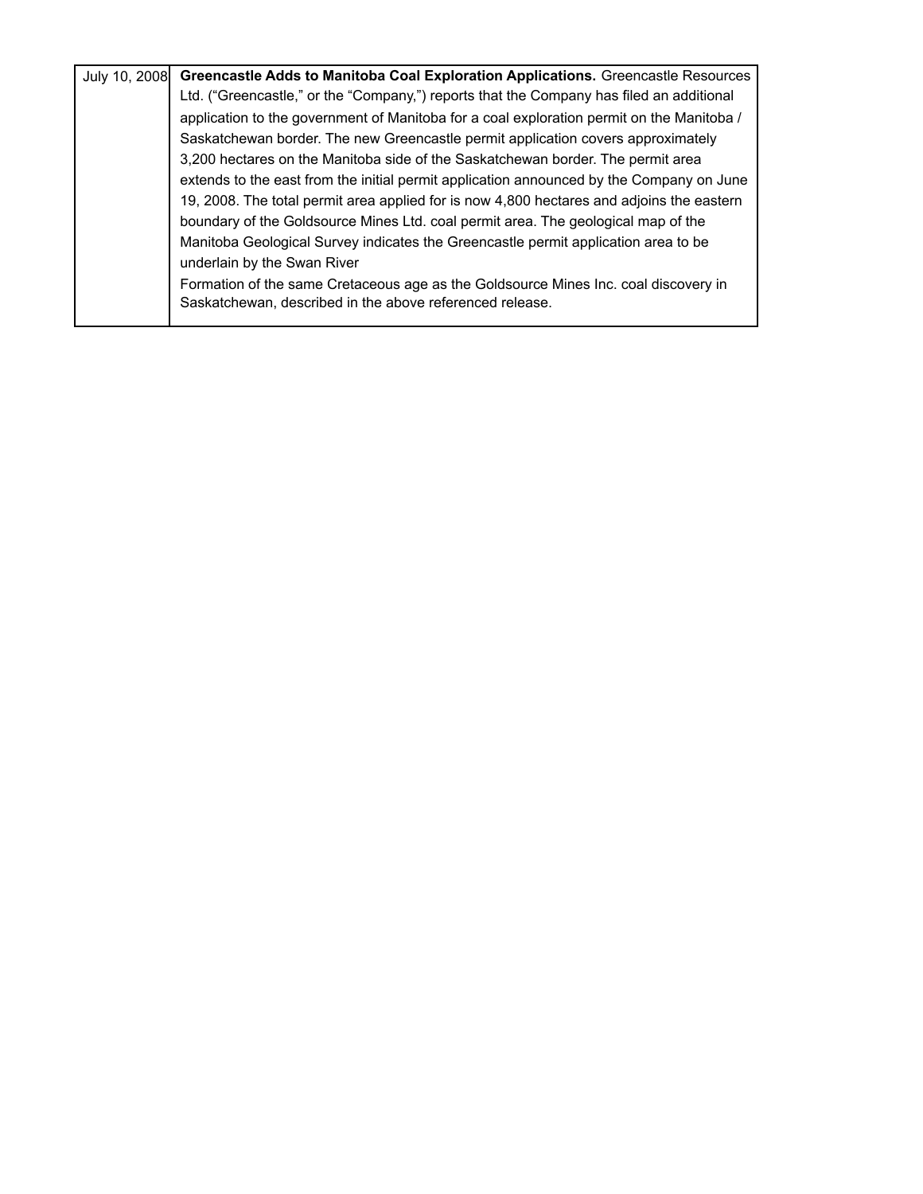| | |
|---|---|
| July 10, 2008 | **Greencastle Adds to Manitoba Coal Exploration Applications.** Greencastle Resources Ltd. ("Greencastle," or the "Company,") reports that the Company has filed an additional application to the government of Manitoba for a coal exploration permit on the Manitoba / Saskatchewan border. The new Greencastle permit application covers approximately 3,200 hectares on the Manitoba side of the Saskatchewan border. The permit area extends to the east from the initial permit application announced by the Company on June 19, 2008. The total permit area applied for is now 4,800 hectares and adjoins the eastern boundary of the Goldsource Mines Ltd. coal permit area. The geological map of the Manitoba Geological Survey indicates the Greencastle permit application area to be underlain by the Swan River Formation of the same Cretaceous age as the Goldsource Mines Inc. coal discovery in Saskatchewan, described in the above referenced release. |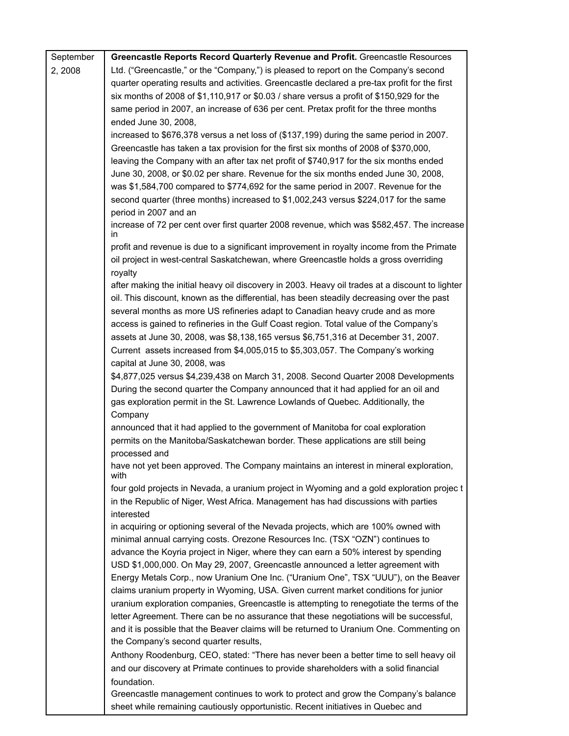| September 2, 2008 | **Greencastle Reports Record Quarterly Revenue and Profit.** Greencastle Resources Ltd. ("Greencastle," or the "Company,") is pleased to report on the Company's second quarter operating results and activities. Greencastle declared a pre-tax profit for the first six months of 2008 of $1,110,917 or $0.03 / share versus a profit of $150,929 for the same period in 2007, an increase of 636 per cent. Pretax profit for the three months ended June 30, 2008, increased to $676,378 versus a net loss of ($137,199) during the same period in 2007. Greencastle has taken a tax provision for the first six months of 2008 of $370,000, leaving the Company with an after tax net profit of $740,917 for the six months ended June 30, 2008, or $0.02 per share. Revenue for the six months ended June 30, 2008, was $1,584,700 compared to $774,692 for the same period in 2007. Revenue for the second quarter (three months) increased to $1,002,243 versus $224,017 for the same period in 2007 and an increase of 72 per cent over first quarter 2008 revenue, which was $582,457. The increase in profit and revenue is due to a significant improvement in royalty income from the Primate oil project in west-central Saskatchewan, where Greencastle holds a gross overriding royalty after making the initial heavy oil discovery in 2003. Heavy oil trades at a discount to lighter oil. This discount, known as the differential, has been steadily decreasing over the past several months as more US refineries adapt to Canadian heavy crude and as more access is gained to refineries in the Gulf Coast region. Total value of the Company's assets at June 30, 2008, was $8,138,165 versus $6,751,316 at December 31, 2007. Current assets increased from $4,005,015 to $5,303,057. The Company's working capital at June 30, 2008, was $4,877,025 versus $4,239,438 on March 31, 2008. Second Quarter 2008 Developments During the second quarter the Company announced that it had applied for an oil and gas exploration permit in the St. Lawrence Lowlands of Quebec. Additionally, the Company announced that it had applied to the government of Manitoba for coal exploration permits on the Manitoba/Saskatchewan border. These applications are still being processed and have not yet been approved. The Company maintains an interest in mineral exploration, with four gold projects in Nevada, a uranium project in Wyoming and a gold exploration projec t in the Republic of Niger, West Africa. Management has had discussions with parties interested in acquiring or optioning several of the Nevada projects, which are 100% owned with minimal annual carrying costs. Orezone Resources Inc. (TSX "OZN") continues to advance the Koyria project in Niger, where they can earn a 50% interest by spending USD $1,000,000. On May 29, 2007, Greencastle announced a letter agreement with Energy Metals Corp., now Uranium One Inc. ("Uranium One", TSX "UUU"), on the Beaver claims uranium property in Wyoming, USA. Given current market conditions for junior uranium exploration companies, Greencastle is attempting to renegotiate the terms of the letter Agreement. There can be no assurance that these negotiations will be successful, and it is possible that the Beaver claims will be returned to Uranium One. Commenting on the Company's second quarter results, Anthony Roodenburg, CEO, stated: "There has never been a better time to sell heavy oil and our discovery at Primate continues to provide shareholders with a solid financial foundation. Greencastle management continues to work to protect and grow the Company's balance sheet while remaining cautiously opportunistic. Recent initiatives in Quebec and |
|---|---|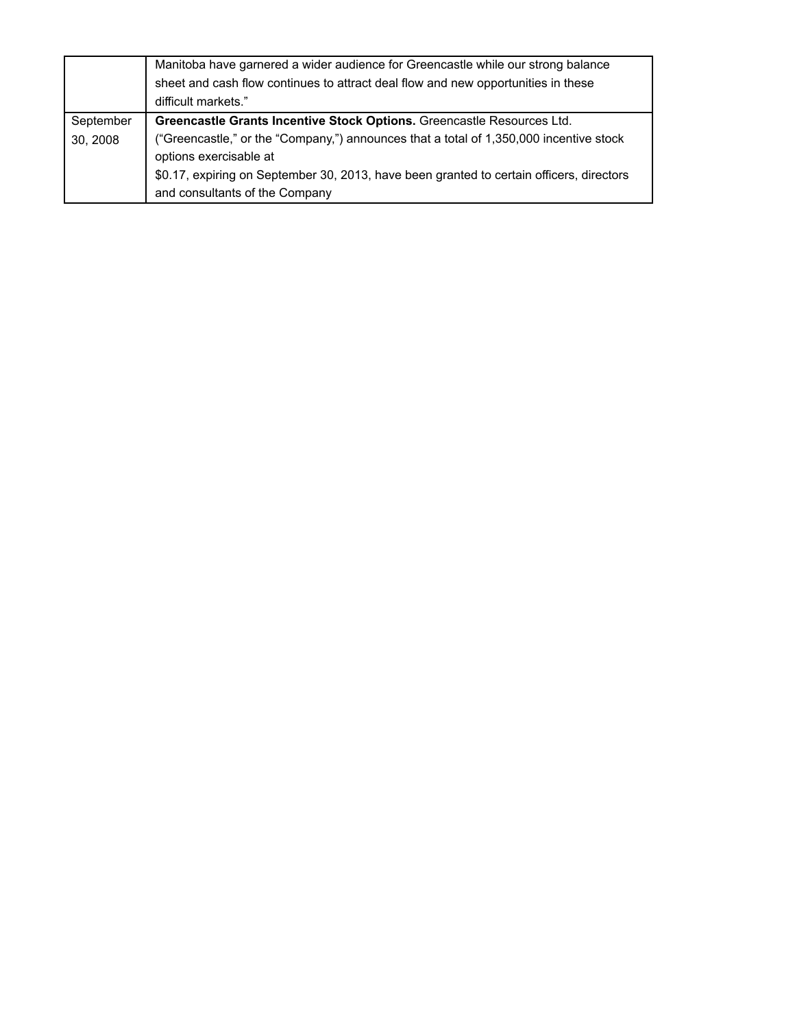| | |
|---|---|
| | Manitoba have garnered a wider audience for Greencastle while our strong balance sheet and cash flow continues to attract deal flow and new opportunities in these difficult markets.” |
| September 30, 2008 | **Greencastle Grants Incentive Stock Options.** Greencastle Resources Ltd. (“Greencastle,” or the “Company,”) announces that a total of 1,350,000 incentive stock options exercisable at $0.17, expiring on September 30, 2013, have been granted to certain officers, directors and consultants of the Company |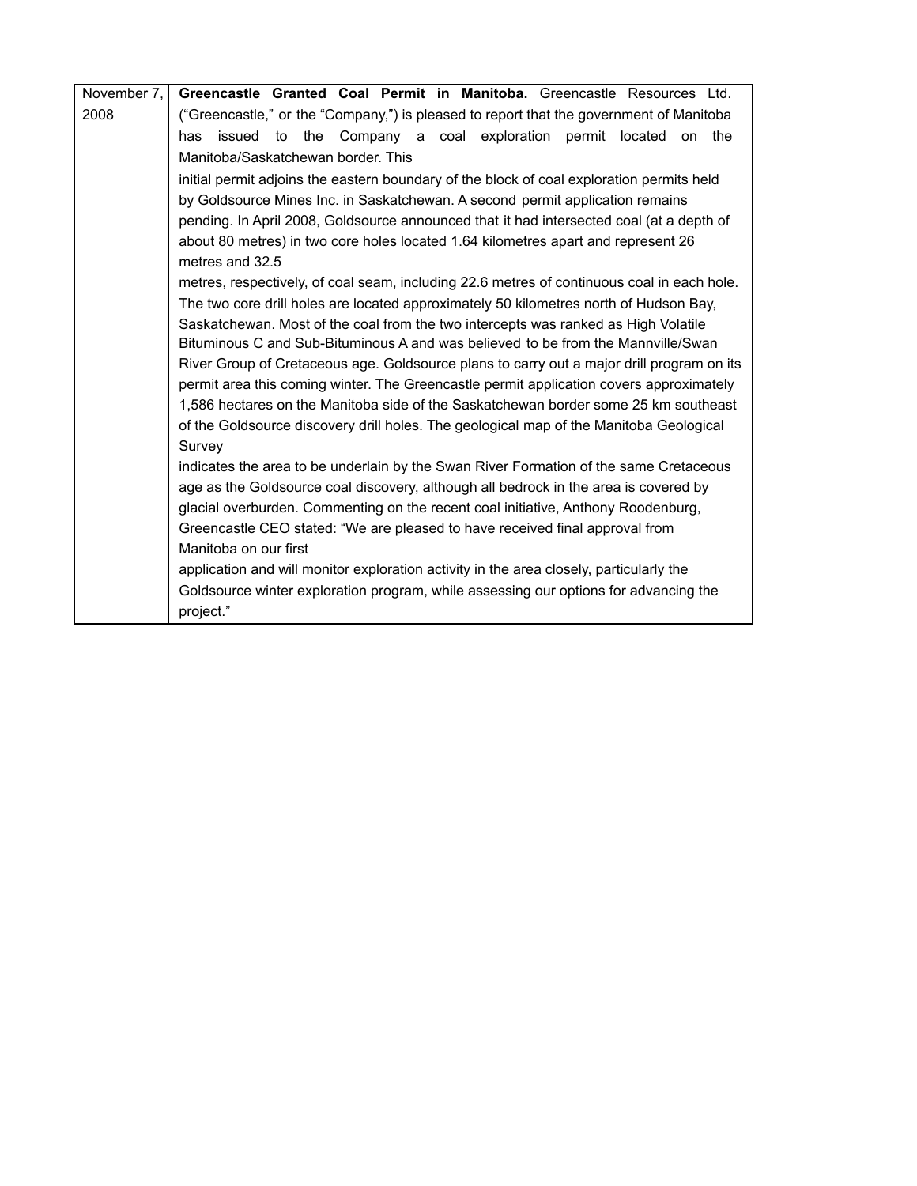| November 7, 2008 | **Greencastle Granted Coal Permit in Manitoba.** Greencastle Resources Ltd. ("Greencastle," or the "Company,") is pleased to report that the government of Manitoba has issued to the Company a coal exploration permit located on the Manitoba/Saskatchewan border. This initial permit adjoins the eastern boundary of the block of coal exploration permits held by Goldsource Mines Inc. in Saskatchewan. A second permit application remains pending. In April 2008, Goldsource announced that it had intersected coal (at a depth of about 80 metres) in two core holes located 1.64 kilometres apart and represent 26 metres and 32.5 metres, respectively, of coal seam, including 22.6 metres of continuous coal in each hole. The two core drill holes are located approximately 50 kilometres north of Hudson Bay, Saskatchewan. Most of the coal from the two intercepts was ranked as High Volatile Bituminous C and Sub-Bituminous A and was believed to be from the Mannville/Swan River Group of Cretaceous age. Goldsource plans to carry out a major drill program on its permit area this coming winter. The Greencastle permit application covers approximately 1,586 hectares on the Manitoba side of the Saskatchewan border some 25 km southeast of the Goldsource discovery drill holes. The geological map of the Manitoba Geological Survey indicates the area to be underlain by the Swan River Formation of the same Cretaceous age as the Goldsource coal discovery, although all bedrock in the area is covered by glacial overburden. Commenting on the recent coal initiative, Anthony Roodenburg, Greencastle CEO stated: "We are pleased to have received final approval from Manitoba on our first application and will monitor exploration activity in the area closely, particularly the Goldsource winter exploration program, while assessing our options for advancing the project." |
|---|---|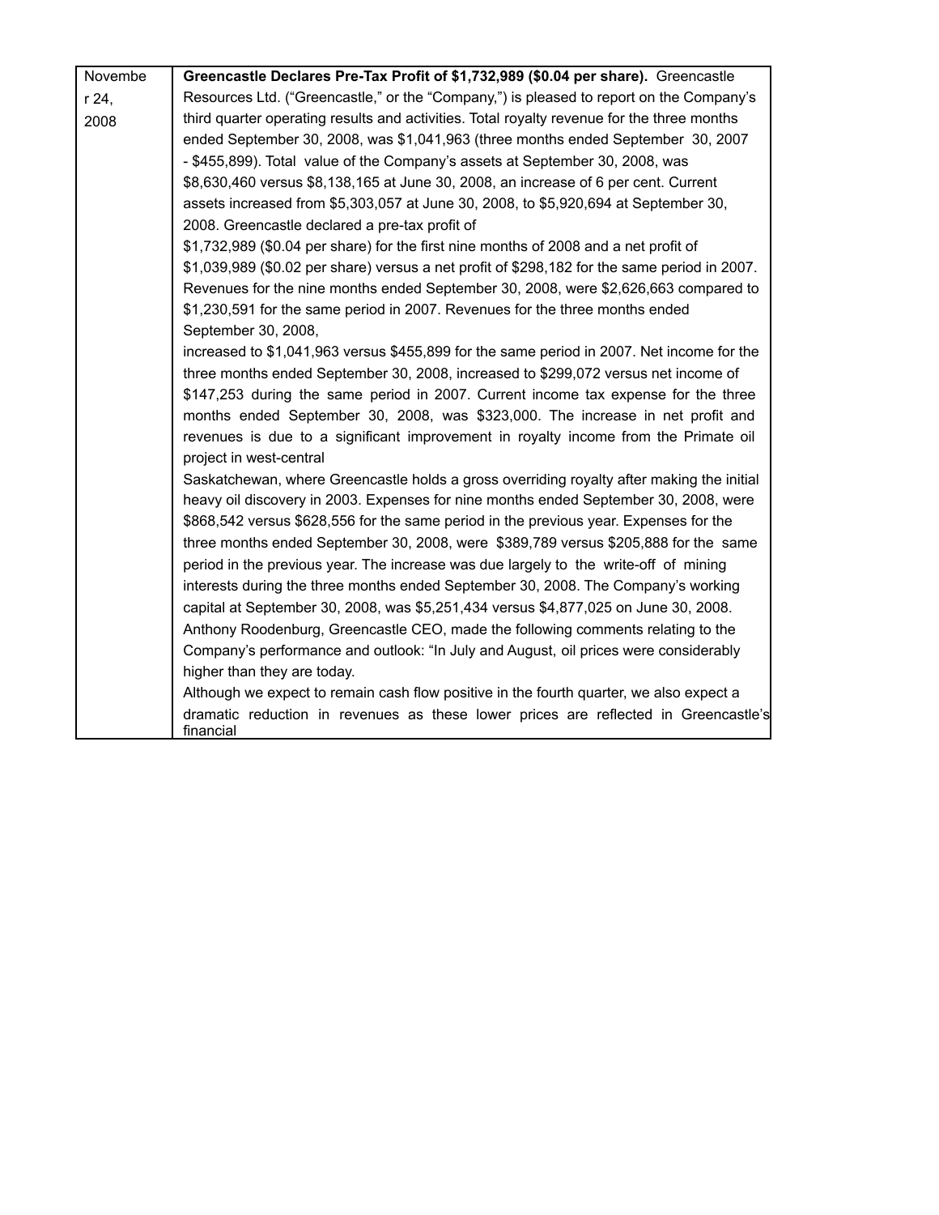| November 24, 2008 | **Greencastle Declares Pre-Tax Profit of $1,732,989 ($0.04 per share).** Greencastle Resources Ltd. ("Greencastle," or the "Company,") is pleased to report on the Company's third quarter operating results and activities. Total royalty revenue for the three months ended September 30, 2008, was $1,041,963 (three months ended September 30, 2007 - $455,899). Total value of the Company's assets at September 30, 2008, was $8,630,460 versus $8,138,165 at June 30, 2008, an increase of 6 per cent. Current assets increased from $5,303,057 at June 30, 2008, to $5,920,694 at September 30, 2008. Greencastle declared a pre-tax profit of $1,732,989 ($0.04 per share) for the first nine months of 2008 and a net profit of $1,039,989 ($0.02 per share) versus a net profit of $298,182 for the same period in 2007. Revenues for the nine months ended September 30, 2008, were $2,626,663 compared to $1,230,591 for the same period in 2007. Revenues for the three months ended September 30, 2008, increased to $1,041,963 versus $455,899 for the same period in 2007. Net income for the three months ended September 30, 2008, increased to $299,072 versus net income of $147,253 during the same period in 2007. Current income tax expense for the three months ended September 30, 2008, was $323,000. The increase in net profit and revenues is due to a significant improvement in royalty income from the Primate oil project in west-central Saskatchewan, where Greencastle holds a gross overriding royalty after making the initial heavy oil discovery in 2003. Expenses for nine months ended September 30, 2008, were $868,542 versus $628,556 for the same period in the previous year. Expenses for the three months ended September 30, 2008, were $389,789 versus $205,888 for the same period in the previous year. The increase was due largely to the write-off of mining interests during the three months ended September 30, 2008. The Company's working capital at September 30, 2008, was $5,251,434 versus $4,877,025 on June 30, 2008. Anthony Roodenburg, Greencastle CEO, made the following comments relating to the Company's performance and outlook: "In July and August, oil prices were considerably higher than they are today. Although we expect to remain cash flow positive in the fourth quarter, we also expect a dramatic reduction in revenues as these lower prices are reflected in Greencastle's financial |
|---|---|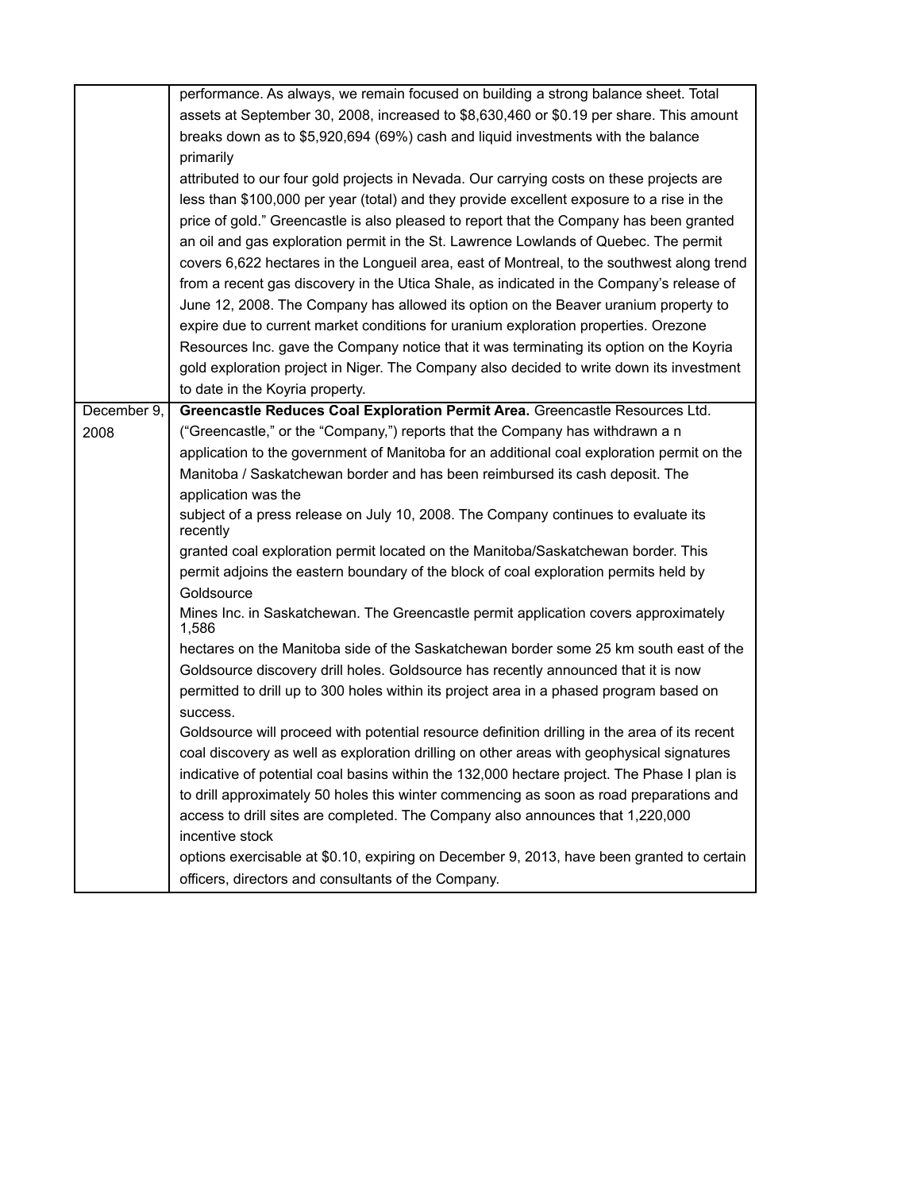|  |  |
| --- | --- |
|  | performance. As always, we remain focused on building a strong balance sheet. Total assets at September 30, 2008, increased to $8,630,460 or $0.19 per share. This amount breaks down as to $5,920,694 (69%) cash and liquid investments with the balance primarily attributed to our four gold projects in Nevada. Our carrying costs on these projects are less than $100,000 per year (total) and they provide excellent exposure to a rise in the price of gold." Greencastle is also pleased to report that the Company has been granted an oil and gas exploration permit in the St. Lawrence Lowlands of Quebec. The permit covers 6,622 hectares in the Longueil area, east of Montreal, to the southwest along trend from a recent gas discovery in the Utica Shale, as indicated in the Company's release of June 12, 2008. The Company has allowed its option on the Beaver uranium property to expire due to current market conditions for uranium exploration properties. Orezone Resources Inc. gave the Company notice that it was terminating its option on the Koyria gold exploration project in Niger. The Company also decided to write down its investment to date in the Koyria property. |
| December 9, 2008 | **Greencastle Reduces Coal Exploration Permit Area.** Greencastle Resources Ltd. ("Greencastle," or the "Company,") reports that the Company has withdrawn a n application to the government of Manitoba for an additional coal exploration permit on the Manitoba / Saskatchewan border and has been reimbursed its cash deposit. The application was the subject of a press release on July 10, 2008. The Company continues to evaluate its recently granted coal exploration permit located on the Manitoba/Saskatchewan border. This permit adjoins the eastern boundary of the block of coal exploration permits held by Goldsource Mines Inc. in Saskatchewan. The Greencastle permit application covers approximately 1,586 hectares on the Manitoba side of the Saskatchewan border some 25 km south east of the Goldsource discovery drill holes. Goldsource has recently announced that it is now permitted to drill up to 300 holes within its project area in a phased program based on success. Goldsource will proceed with potential resource definition drilling in the area of its recent coal discovery as well as exploration drilling on other areas with geophysical signatures indicative of potential coal basins within the 132,000 hectare project. The Phase I plan is to drill approximately 50 holes this winter commencing as soon as road preparations and access to drill sites are completed. The Company also announces that 1,220,000 incentive stock options exercisable at $0.10, expiring on December 9, 2013, have been granted to certain officers, directors and consultants of the Company. |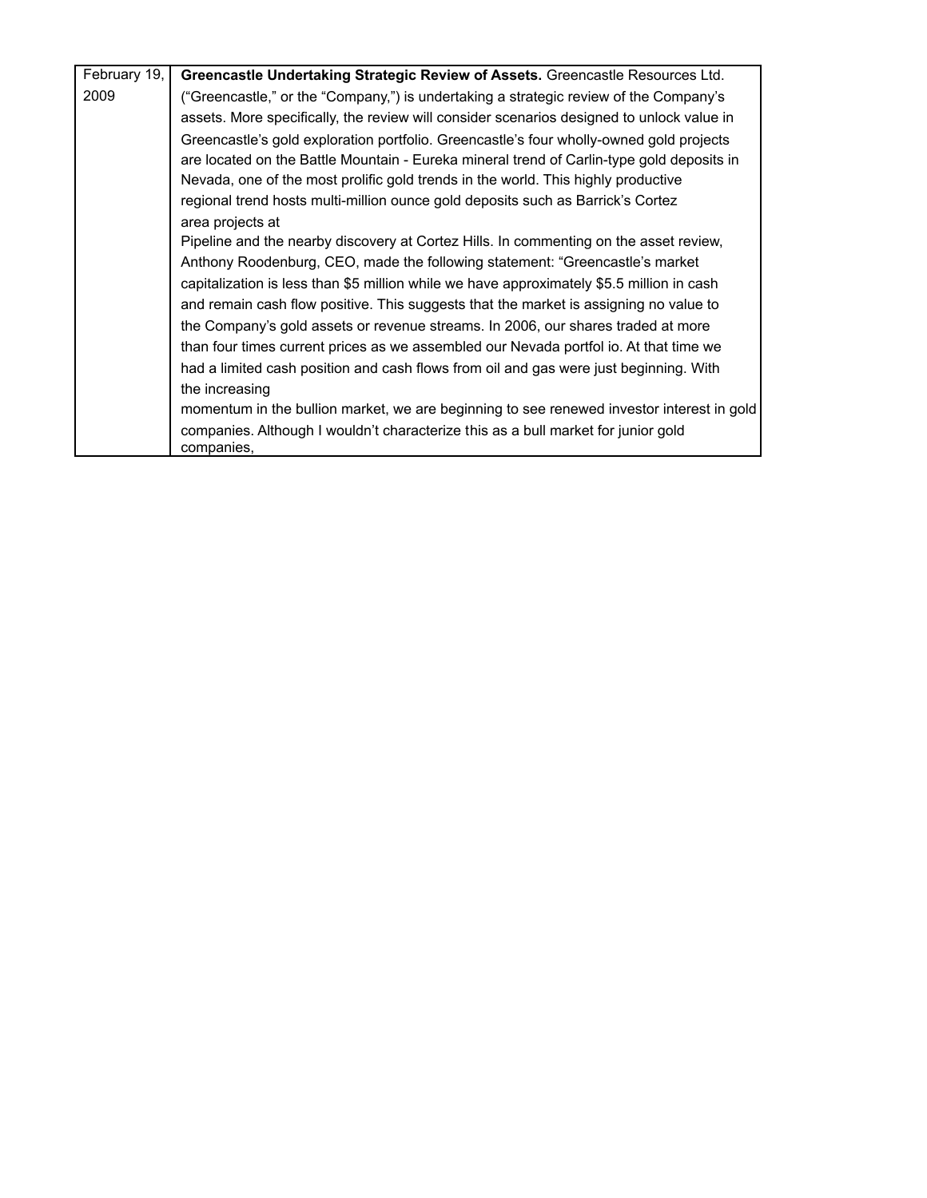| February 19, 2009 | **Greencastle Undertaking Strategic Review of Assets.** Greencastle Resources Ltd. ("Greencastle," or the "Company,") is undertaking a strategic review of the Company's assets. More specifically, the review will consider scenarios designed to unlock value in Greencastle's gold exploration portfolio. Greencastle's four wholly-owned gold projects are located on the Battle Mountain - Eureka mineral trend of Carlin-type gold deposits in Nevada, one of the most prolific gold trends in the world. This highly productive regional trend hosts multi-million ounce gold deposits such as Barrick's Cortez area projects at Pipeline and the nearby discovery at Cortez Hills. In commenting on the asset review, Anthony Roodenburg, CEO, made the following statement: "Greencastle's market capitalization is less than $5 million while we have approximately $5.5 million in cash and remain cash flow positive. This suggests that the market is assigning no value to the Company's gold assets or revenue streams. In 2006, our shares traded at more than four times current prices as we assembled our Nevada portfol io. At that time we had a limited cash position and cash flows from oil and gas were just beginning. With the increasing momentum in the bullion market, we are beginning to see renewed investor interest in gold companies. Although I wouldn't characterize this as a bull market for junior gold companies, |
|---|---|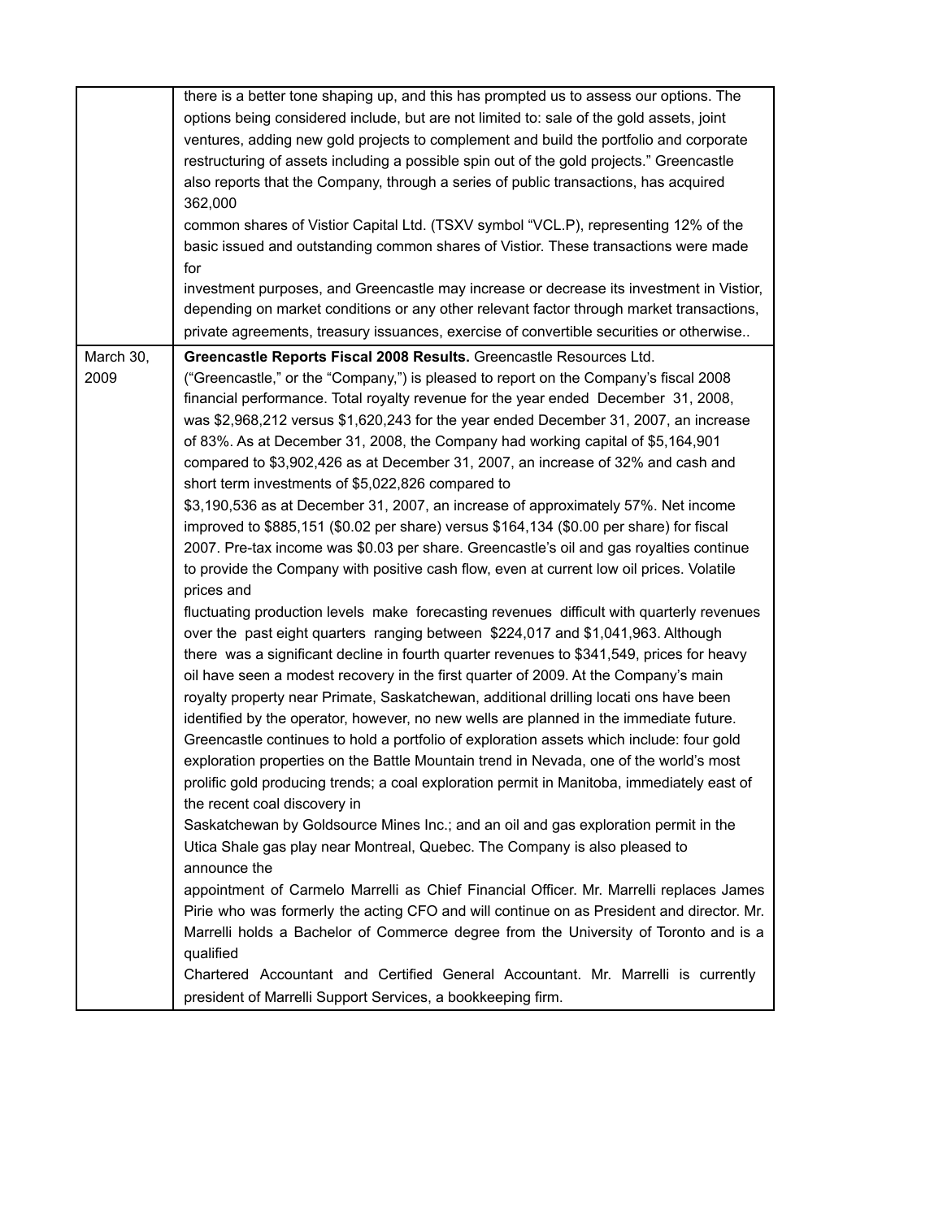| | |
|---|---|
| | there is a better tone shaping up, and this has prompted us to assess our options. The options being considered include, but are not limited to: sale of the gold assets, joint ventures, adding new gold projects to complement and build the portfolio and corporate restructuring of assets including a possible spin out of the gold projects." Greencastle also reports that the Company, through a series of public transactions, has acquired 362,000 common shares of Vistior Capital Ltd. (TSXV symbol "VCL.P), representing 12% of the basic issued and outstanding common shares of Vistior. These transactions were made for investment purposes, and Greencastle may increase or decrease its investment in Vistior, depending on market conditions or any other relevant factor through market transactions, private agreements, treasury issuances, exercise of convertible securities or otherwise.. |
| March 30, 2009 | **Greencastle Reports Fiscal 2008 Results.** Greencastle Resources Ltd. ("Greencastle," or the "Company,") is pleased to report on the Company's fiscal 2008 financial performance. Total royalty revenue for the year ended December 31, 2008, was $2,968,212 versus $1,620,243 for the year ended December 31, 2007, an increase of 83%. As at December 31, 2008, the Company had working capital of $5,164,901 compared to $3,902,426 as at December 31, 2007, an increase of 32% and cash and short term investments of $5,022,826 compared to $3,190,536 as at December 31, 2007, an increase of approximately 57%. Net income improved to $885,151 ($0.02 per share) versus $164,134 ($0.00 per share) for fiscal 2007. Pre-tax income was $0.03 per share. Greencastle's oil and gas royalties continue to provide the Company with positive cash flow, even at current low oil prices. Volatile prices and fluctuating production levels make forecasting revenues difficult with quarterly revenues over the past eight quarters ranging between $224,017 and $1,041,963. Although there was a significant decline in fourth quarter revenues to $341,549, prices for heavy oil have seen a modest recovery in the first quarter of 2009. At the Company's main royalty property near Primate, Saskatchewan, additional drilling locati ons have been identified by the operator, however, no new wells are planned in the immediate future. Greencastle continues to hold a portfolio of exploration assets which include: four gold exploration properties on the Battle Mountain trend in Nevada, one of the world's most prolific gold producing trends; a coal exploration permit in Manitoba, immediately east of the recent coal discovery in Saskatchewan by Goldsource Mines Inc.; and an oil and gas exploration permit in the Utica Shale gas play near Montreal, Quebec. The Company is also pleased to announce the appointment of Carmelo Marrelli as Chief Financial Officer. Mr. Marrelli replaces James Pirie who was formerly the acting CFO and will continue on as President and director. Mr. Marrelli holds a Bachelor of Commerce degree from the University of Toronto and is a qualified Chartered Accountant and Certified General Accountant. Mr. Marrelli is currently president of Marrelli Support Services, a bookkeeping firm. |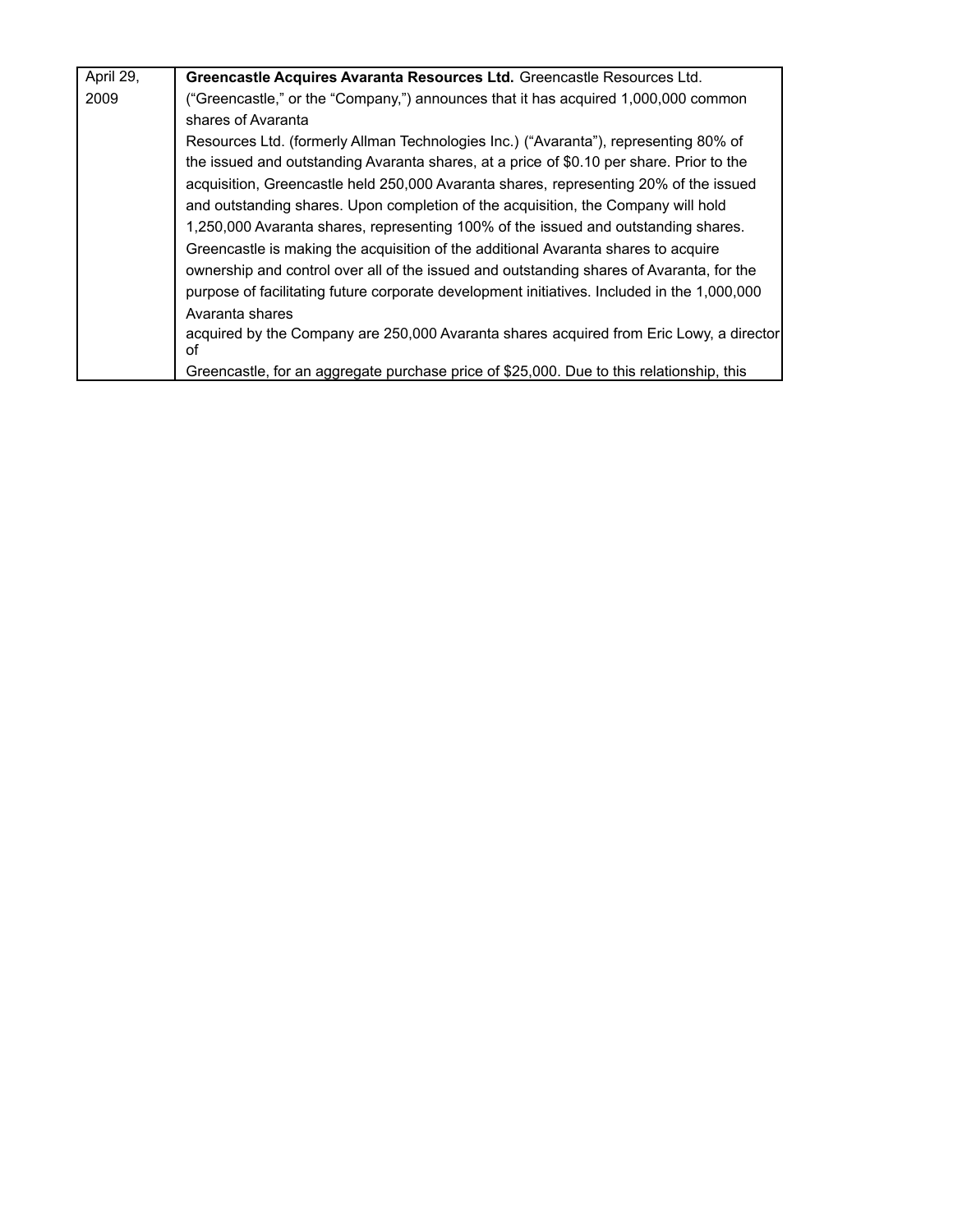| April 29, 2009 | **Greencastle Acquires Avaranta Resources Ltd.** Greencastle Resources Ltd. ("Greencastle," or the "Company,") announces that it has acquired 1,000,000 common shares of Avaranta Resources Ltd. (formerly Allman Technologies Inc.) ("Avaranta"), representing 80% of the issued and outstanding Avaranta shares, at a price of $0.10 per share. Prior to the acquisition, Greencastle held 250,000 Avaranta shares, representing 20% of the issued and outstanding shares. Upon completion of the acquisition, the Company will hold 1,250,000 Avaranta shares, representing 100% of the issued and outstanding shares. Greencastle is making the acquisition of the additional Avaranta shares to acquire ownership and control over all of the issued and outstanding shares of Avaranta, for the purpose of facilitating future corporate development initiatives. Included in the 1,000,000 Avaranta shares acquired by the Company are 250,000 Avaranta shares acquired from Eric Lowy, a director of Greencastle, for an aggregate purchase price of $25,000. Due to this relationship, this |
|---|---|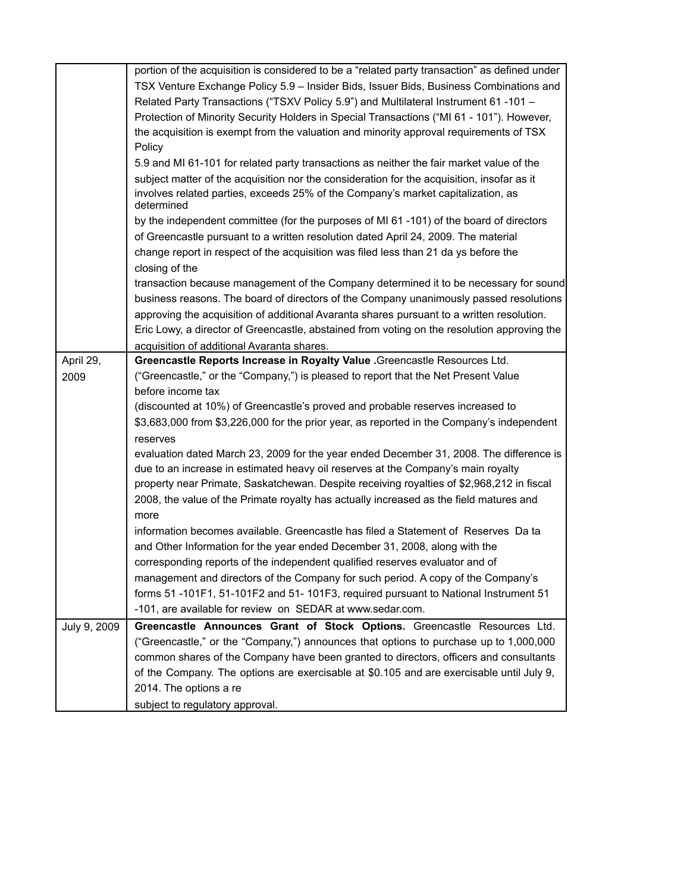| | |
|---|---|
| | portion of the acquisition is considered to be a "related party transaction" as defined under TSX Venture Exchange Policy 5.9 – Insider Bids, Issuer Bids, Business Combinations and Related Party Transactions ("TSXV Policy 5.9") and Multilateral Instrument 61 -101 – Protection of Minority Security Holders in Special Transactions ("MI 61 - 101"). However, the acquisition is exempt from the valuation and minority approval requirements of TSX Policy 5.9 and MI 61-101 for related party transactions as neither the fair market value of the subject matter of the acquisition nor the consideration for the acquisition, insofar as it involves related parties, exceeds 25% of the Company's market capitalization, as determined by the independent committee (for the purposes of MI 61 -101) of the board of directors of Greencastle pursuant to a written resolution dated April 24, 2009. The material change report in respect of the acquisition was filed less than 21 da ys before the closing of the transaction because management of the Company determined it to be necessary for sound business reasons. The board of directors of the Company unanimously passed resolutions approving the acquisition of additional Avaranta shares pursuant to a written resolution. Eric Lowy, a director of Greencastle, abstained from voting on the resolution approving the acquisition of additional Avaranta shares. |
| April 29, 2009 | **Greencastle Reports Increase in Royalty Value .**Greencastle Resources Ltd. ("Greencastle," or the "Company,") is pleased to report that the Net Present Value before income tax (discounted at 10%) of Greencastle's proved and probable reserves increased to $3,683,000 from $3,226,000 for the prior year, as reported in the Company's independent reserves evaluation dated March 23, 2009 for the year ended December 31, 2008. The difference is due to an increase in estimated heavy oil reserves at the Company's main royalty property near Primate, Saskatchewan. Despite receiving royalties of $2,968,212 in fiscal 2008, the value of the Primate royalty has actually increased as the field matures and more information becomes available. Greencastle has filed a Statement of Reserves Da ta and Other Information for the year ended December 31, 2008, along with the corresponding reports of the independent qualified reserves evaluator and of management and directors of the Company for such period. A copy of the Company's forms 51 -101F1, 51-101F2 and 51- 101F3, required pursuant to National Instrument 51 -101, are available for review on SEDAR at www.sedar.com. |
| July 9, 2009 | **Greencastle Announces Grant of Stock Options.** Greencastle Resources Ltd. ("Greencastle," or the "Company,") announces that options to purchase up to 1,000,000 common shares of the Company have been granted to directors, officers and consultants of the Company. The options are exercisable at $0.105 and are exercisable until July 9, 2014. The options a re subject to regulatory approval. |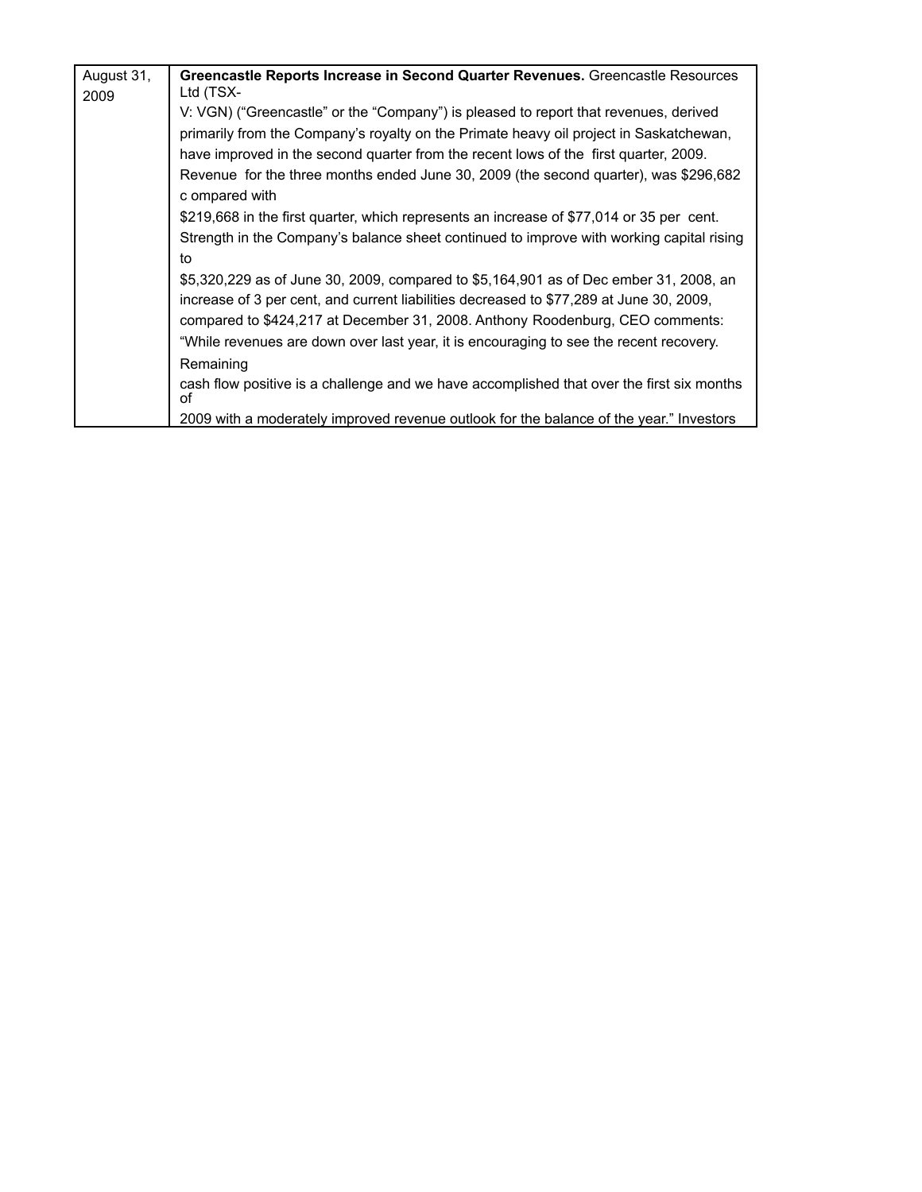| August 31, 2009 | **Greencastle Reports Increase in Second Quarter Revenues.** Greencastle Resources Ltd (TSX-V: VGN) ("Greencastle" or the "Company") is pleased to report that revenues, derived primarily from the Company's royalty on the Primate heavy oil project in Saskatchewan, have improved in the second quarter from the recent lows of the first quarter, 2009. Revenue for the three months ended June 30, 2009 (the second quarter), was $296,682 compared with $219,668 in the first quarter, which represents an increase of $77,014 or 35 per cent. Strength in the Company's balance sheet continued to improve with working capital rising to $5,320,229 as of June 30, 2009, compared to $5,164,901 as of December 31, 2008, an increase of 3 per cent, and current liabilities decreased to $77,289 at June 30, 2009, compared to $424,217 at December 31, 2008. Anthony Roodenburg, CEO comments: "While revenues are down over last year, it is encouraging to see the recent recovery. Remaining cash flow positive is a challenge and we have accomplished that over the first six months of 2009 with a moderately improved revenue outlook for the balance of the year." Investors |
|---|---|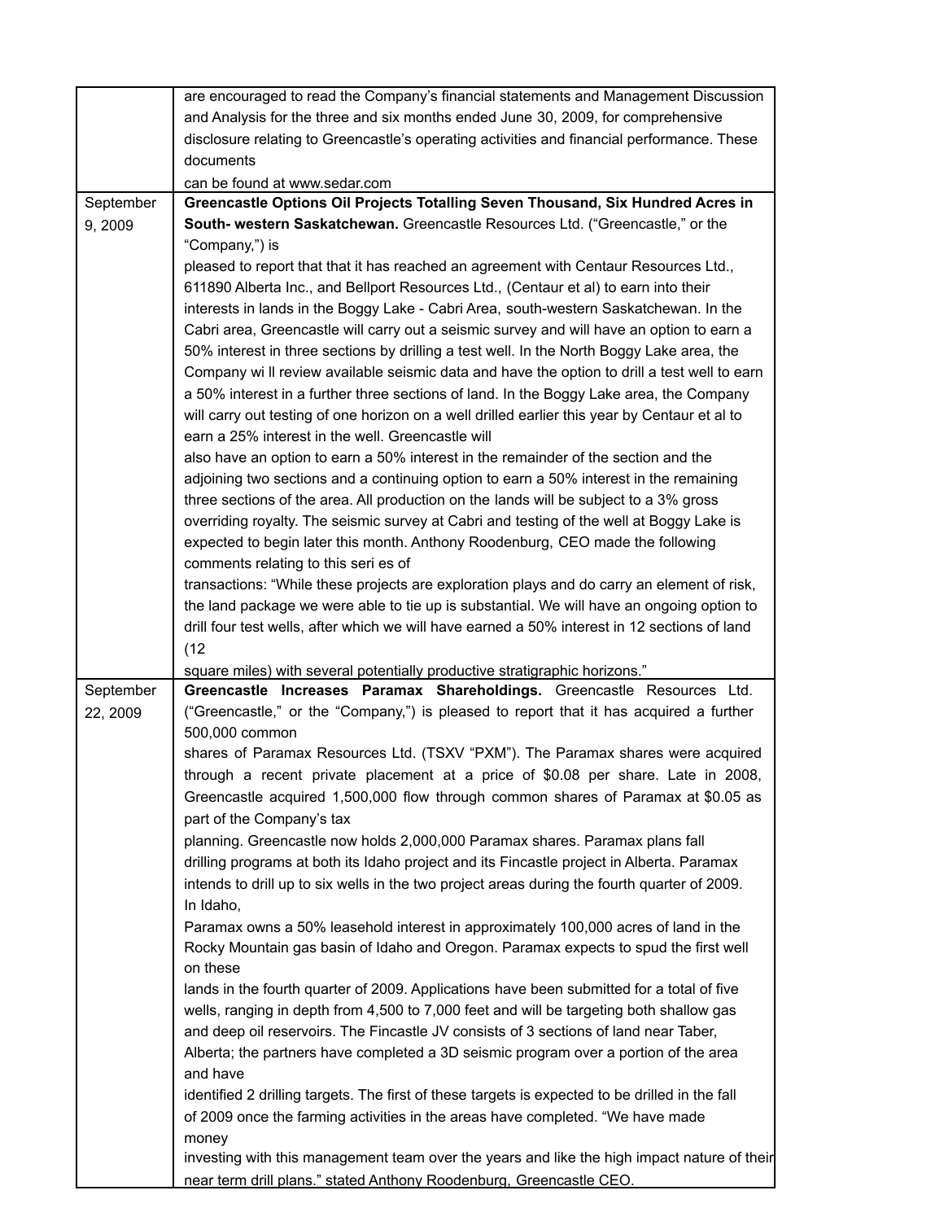| | |
|---|---|
| | are encouraged to read the Company's financial statements and Management Discussion and Analysis for the three and six months ended June 30, 2009, for comprehensive disclosure relating to Greencastle's operating activities and financial performance. These documents can be found at www.sedar.com |
| September 9, 2009 | **Greencastle Options Oil Projects Totalling Seven Thousand, Six Hundred Acres in South- western Saskatchewan.** Greencastle Resources Ltd. ("Greencastle," or the "Company,") is pleased to report that that it has reached an agreement with Centaur Resources Ltd., 611890 Alberta Inc., and Bellport Resources Ltd., (Centaur et al) to earn into their interests in lands in the Boggy Lake - Cabri Area, south-western Saskatchewan. In the Cabri area, Greencastle will carry out a seismic survey and will have an option to earn a 50% interest in three sections by drilling a test well. In the North Boggy Lake area, the Company wi ll review available seismic data and have the option to drill a test well to earn a 50% interest in a further three sections of land. In the Boggy Lake area, the Company will carry out testing of one horizon on a well drilled earlier this year by Centaur et al to earn a 25% interest in the well. Greencastle will also have an option to earn a 50% interest in the remainder of the section and the adjoining two sections and a continuing option to earn a 50% interest in the remaining three sections of the area. All production on the lands will be subject to a 3% gross overriding royalty. The seismic survey at Cabri and testing of the well at Boggy Lake is expected to begin later this month. Anthony Roodenburg, CEO made the following comments relating to this seri es of transactions: "While these projects are exploration plays and do carry an element of risk, the land package we were able to tie up is substantial. We will have an ongoing option to drill four test wells, after which we will have earned a 50% interest in 12 sections of land (12 square miles) with several potentially productive stratigraphic horizons." |
| September 22, 2009 | **Greencastle Increases Paramax Shareholdings.** Greencastle Resources Ltd. ("Greencastle," or the "Company,") is pleased to report that it has acquired a further 500,000 common shares of Paramax Resources Ltd. (TSXV "PXM"). The Paramax shares were acquired through a recent private placement at a price of $0.08 per share. Late in 2008, Greencastle acquired 1,500,000 flow through common shares of Paramax at $0.05 as part of the Company's tax planning. Greencastle now holds 2,000,000 Paramax shares. Paramax plans fall drilling programs at both its Idaho project and its Fincastle project in Alberta. Paramax intends to drill up to six wells in the two project areas during the fourth quarter of 2009. In Idaho, Paramax owns a 50% leasehold interest in approximately 100,000 acres of land in the Rocky Mountain gas basin of Idaho and Oregon. Paramax expects to spud the first well on these lands in the fourth quarter of 2009. Applications have been submitted for a total of five wells, ranging in depth from 4,500 to 7,000 feet and will be targeting both shallow gas and deep oil reservoirs. The Fincastle JV consists of 3 sections of land near Taber, Alberta; the partners have completed a 3D seismic program over a portion of the area and have identified 2 drilling targets. The first of these targets is expected to be drilled in the fall of 2009 once the farming activities in the areas have completed. "We have made money investing with this management team over the years and like the high impact nature of their near term drill plans." stated Anthony Roodenburg, Greencastle CEO. |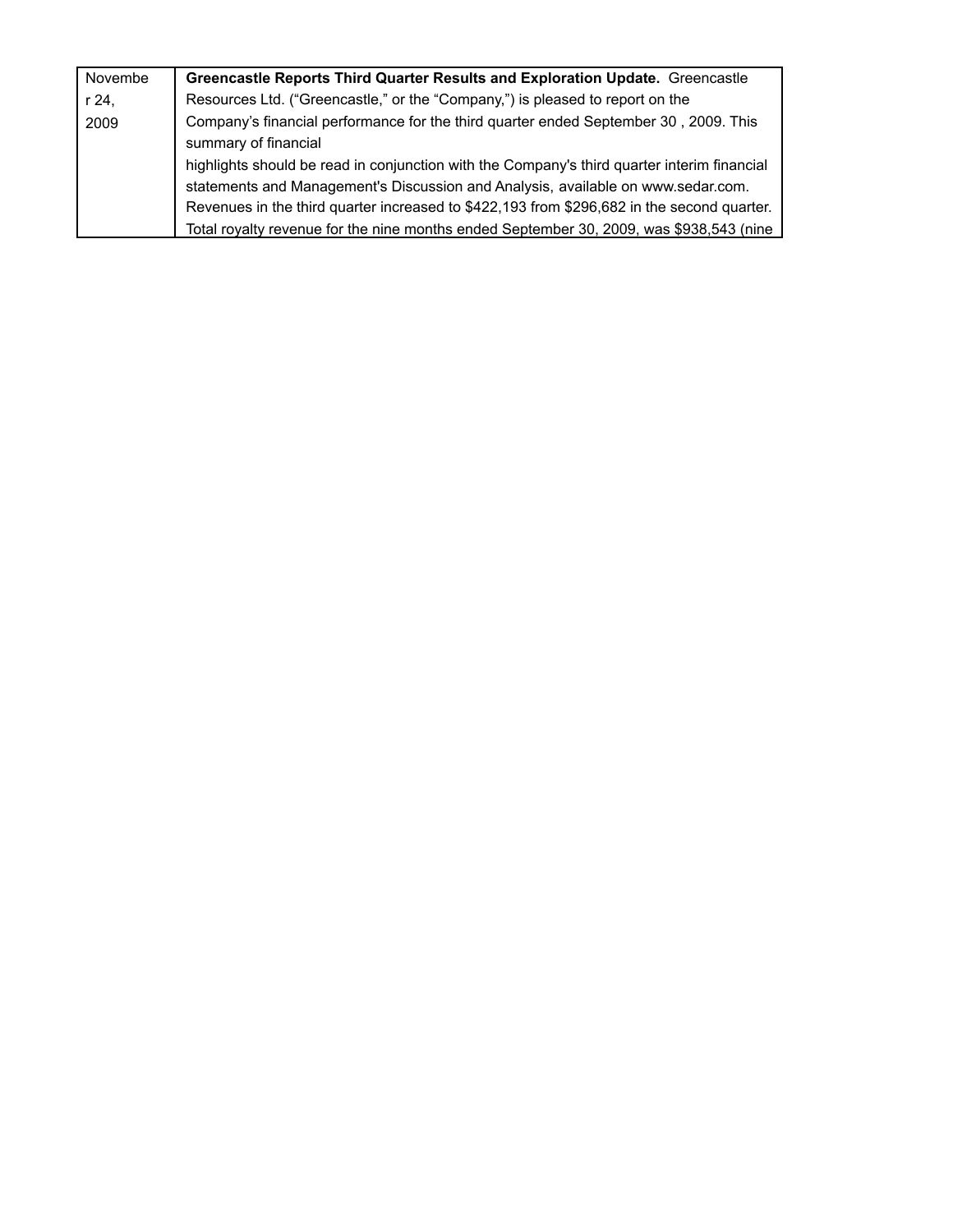| November 24, 2009 | **Greencastle Reports Third Quarter Results and Exploration Update.** Greencastle Resources Ltd. (“Greencastle,” or the “Company,”) is pleased to report on the Company’s financial performance for the third quarter ended September 30 , 2009. This summary of financial highlights should be read in conjunction with the Company's third quarter interim financial statements and Management's Discussion and Analysis, available on www.sedar.com. Revenues in the third quarter increased to $422,193 from $296,682 in the second quarter. Total royalty revenue for the nine months ended September 30, 2009, was $938,543 (nine |
|---|---|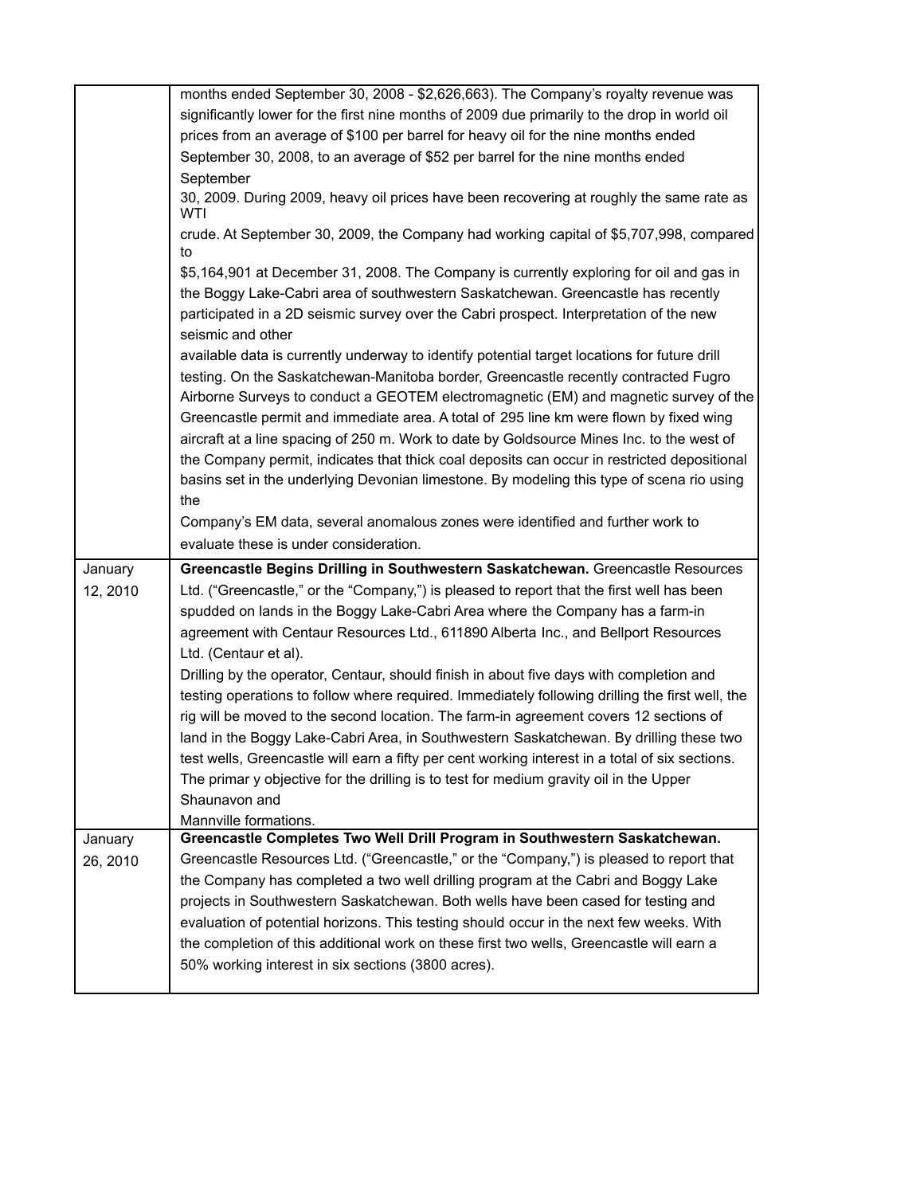| | |
|---|---|
| | months ended September 30, 2008 - $2,626,663). The Company's royalty revenue was significantly lower for the first nine months of 2009 due primarily to the drop in world oil prices from an average of $100 per barrel for heavy oil for the nine months ended September 30, 2008, to an average of $52 per barrel for the nine months ended September 30, 2009. During 2009, heavy oil prices have been recovering at roughly the same rate as WTI crude. At September 30, 2009, the Company had working capital of $5,707,998, compared to $5,164,901 at December 31, 2008. The Company is currently exploring for oil and gas in the Boggy Lake-Cabri area of southwestern Saskatchewan. Greencastle has recently participated in a 2D seismic survey over the Cabri prospect. Interpretation of the new seismic and other available data is currently underway to identify potential target locations for future drill testing. On the Saskatchewan-Manitoba border, Greencastle recently contracted Fugro Airborne Surveys to conduct a GEOTEM electromagnetic (EM) and magnetic survey of the Greencastle permit and immediate area. A total of 295 line km were flown by fixed wing aircraft at a line spacing of 250 m. Work to date by Goldsource Mines Inc. to the west of the Company permit, indicates that thick coal deposits can occur in restricted depositional basins set in the underlying Devonian limestone. By modeling this type of scena rio using the Company's EM data, several anomalous zones were identified and further work to evaluate these is under consideration. |
| January 12, 2010 | **Greencastle Begins Drilling in Southwestern Saskatchewan.** Greencastle Resources Ltd. ("Greencastle," or the "Company,") is pleased to report that the first well has been spudded on lands in the Boggy Lake-Cabri Area where the Company has a farm-in agreement with Centaur Resources Ltd., 611890 Alberta Inc., and Bellport Resources Ltd. (Centaur et al). Drilling by the operator, Centaur, should finish in about five days with completion and testing operations to follow where required. Immediately following drilling the first well, the rig will be moved to the second location. The farm-in agreement covers 12 sections of land in the Boggy Lake-Cabri Area, in Southwestern Saskatchewan. By drilling these two test wells, Greencastle will earn a fifty per cent working interest in a total of six sections. The primar y objective for the drilling is to test for medium gravity oil in the Upper Shaunavon and Mannville formations. |
| January 26, 2010 | **Greencastle Completes Two Well Drill Program in Southwestern Saskatchewan.** Greencastle Resources Ltd. ("Greencastle," or the "Company,") is pleased to report that the Company has completed a two well drilling program at the Cabri and Boggy Lake projects in Southwestern Saskatchewan. Both wells have been cased for testing and evaluation of potential horizons. This testing should occur in the next few weeks. With the completion of this additional work on these first two wells, Greencastle will earn a 50% working interest in six sections (3800 acres). |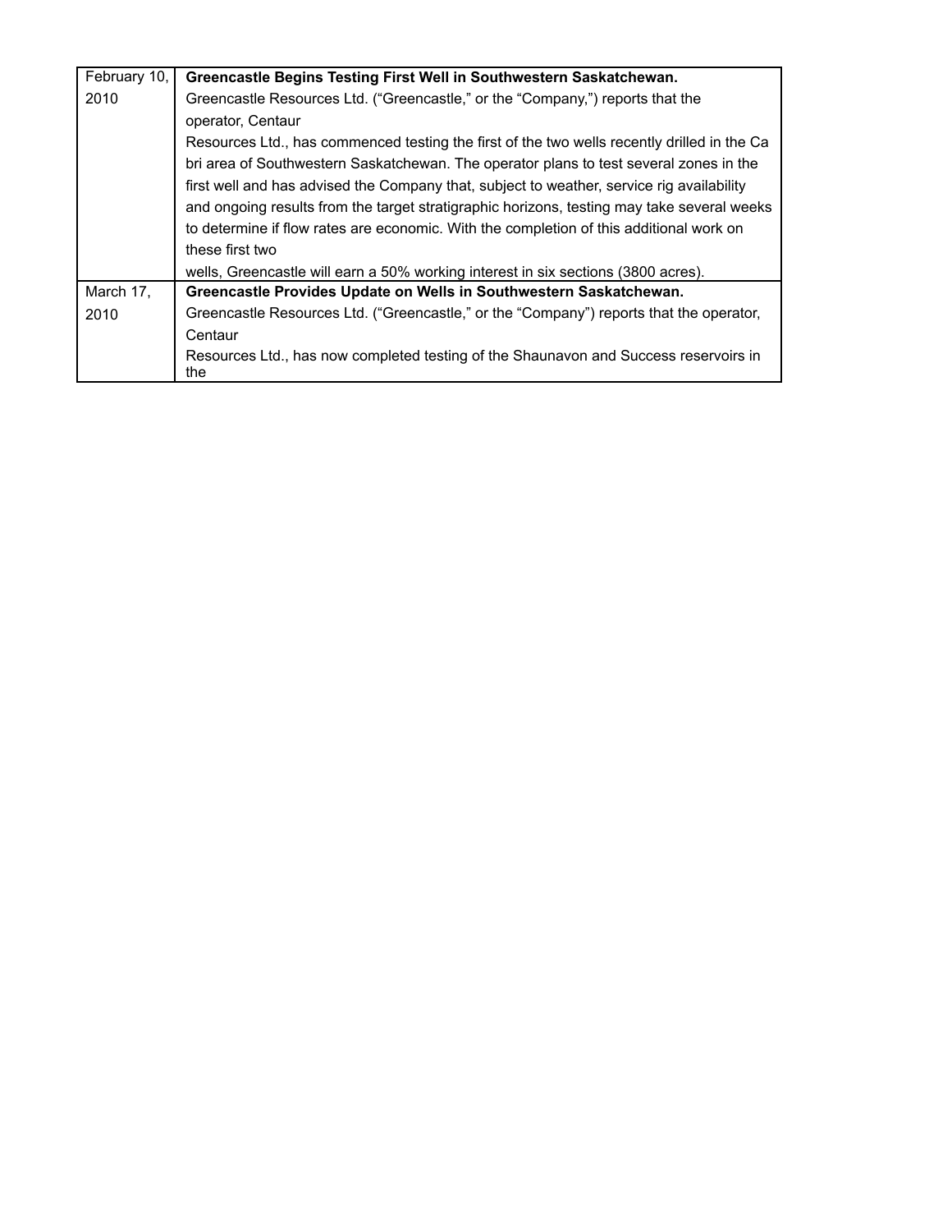| | |
|---|---|
| February 10, 2010 | **Greencastle Begins Testing First Well in Southwestern Saskatchewan.** Greencastle Resources Ltd. ("Greencastle," or the "Company,") reports that the operator, Centaur Resources Ltd., has commenced testing the first of the two wells recently drilled in the Ca bri area of Southwestern Saskatchewan. The operator plans to test several zones in the first well and has advised the Company that, subject to weather, service rig availability and ongoing results from the target stratigraphic horizons, testing may take several weeks to determine if flow rates are economic. With the completion of this additional work on these first two wells, Greencastle will earn a 50% working interest in six sections (3800 acres). |
| March 17, 2010 | **Greencastle Provides Update on Wells in Southwestern Saskatchewan.** Greencastle Resources Ltd. ("Greencastle," or the "Company") reports that the operator, Centaur Resources Ltd., has now completed testing of the Shaunavon and Success reservoirs in the |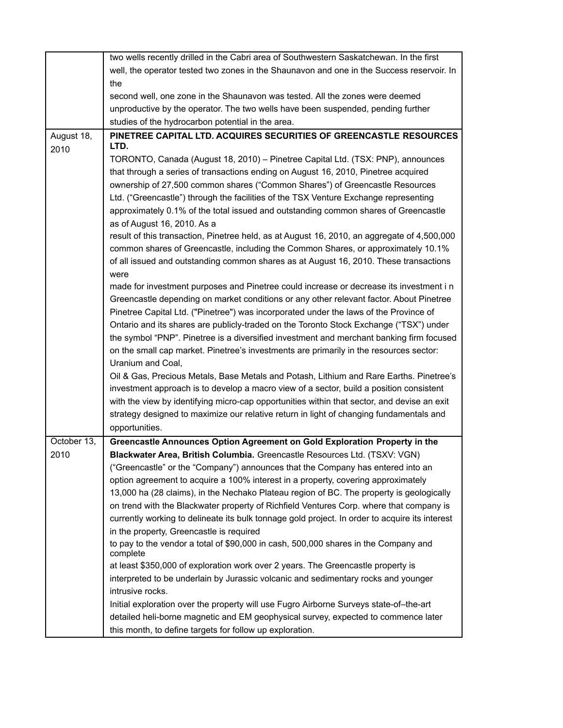|  |  |
| --- | --- |
|  | two wells recently drilled in the Cabri area of Southwestern Saskatchewan. In the first well, the operator tested two zones in the Shaunavon and one in the Success reservoir. In the second well, one zone in the Shaunavon was tested. All the zones were deemed unproductive by the operator. The two wells have been suspended, pending further studies of the hydrocarbon potential in the area. |
| August 18, 2010 | **PINETREE CAPITAL LTD. ACQUIRES SECURITIES OF GREENCASTLE RESOURCES LTD.** TORONTO, Canada (August 18, 2010) – Pinetree Capital Ltd. (TSX: PNP), announces that through a series of transactions ending on August 16, 2010, Pinetree acquired ownership of 27,500 common shares ("Common Shares") of Greencastle Resources Ltd. ("Greencastle") through the facilities of the TSX Venture Exchange representing approximately 0.1% of the total issued and outstanding common shares of Greencastle as of August 16, 2010. As a result of this transaction, Pinetree held, as at August 16, 2010, an aggregate of 4,500,000 common shares of Greencastle, including the Common Shares, or approximately 10.1% of all issued and outstanding common shares as at August 16, 2010. These transactions were made for investment purposes and Pinetree could increase or decrease its investment i n Greencastle depending on market conditions or any other relevant factor. About Pinetree Pinetree Capital Ltd. ("Pinetree") was incorporated under the laws of the Province of Ontario and its shares are publicly-traded on the Toronto Stock Exchange ("TSX") under the symbol "PNP". Pinetree is a diversified investment and merchant banking firm focused on the small cap market. Pinetree's investments are primarily in the resources sector: Uranium and Coal, Oil & Gas, Precious Metals, Base Metals and Potash, Lithium and Rare Earths. Pinetree's investment approach is to develop a macro view of a sector, build a position consistent with the view by identifying micro-cap opportunities within that sector, and devise an exit strategy designed to maximize our relative return in light of changing fundamentals and opportunities. |
| October 13, 2010 | **Greencastle Announces Option Agreement on Gold Exploration Property in the Blackwater Area, British Columbia.** Greencastle Resources Ltd. (TSXV: VGN) ("Greencastle" or the "Company") announces that the Company has entered into an option agreement to acquire a 100% interest in a property, covering approximately 13,000 ha (28 claims), in the Nechako Plateau region of BC. The property is geologically on trend with the Blackwater property of Richfield Ventures Corp. where that company is currently working to delineate its bulk tonnage gold project. In order to acquire its interest in the property, Greencastle is required to pay to the vendor a total of $90,000 in cash, 500,000 shares in the Company and complete at least $350,000 of exploration work over 2 years. The Greencastle property is interpreted to be underlain by Jurassic volcanic and sedimentary rocks and younger intrusive rocks. Initial exploration over the property will use Fugro Airborne Surveys state-of–the-art detailed heli-borne magnetic and EM geophysical survey, expected to commence later this month, to define targets for follow up exploration. |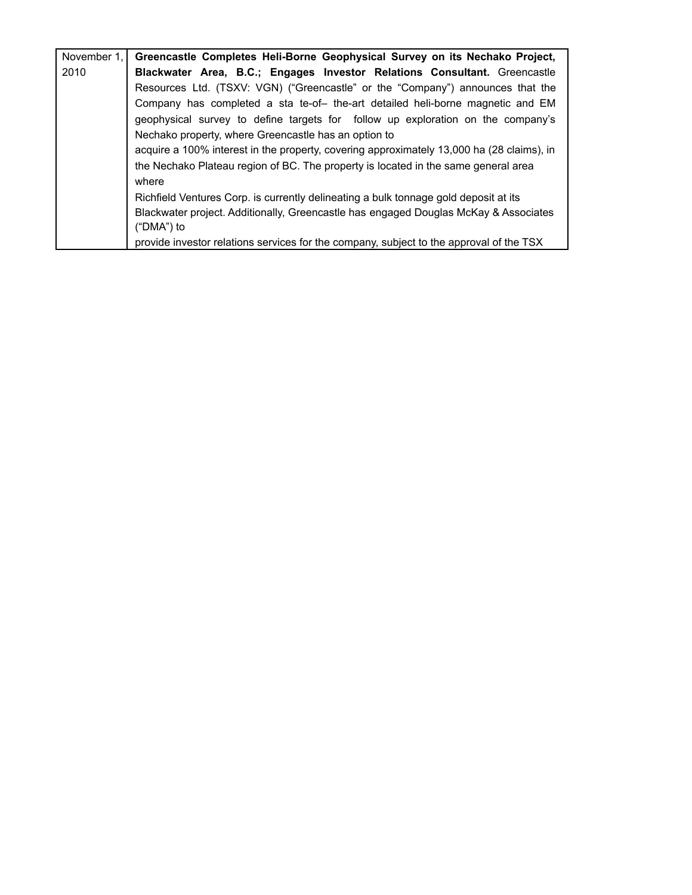| | |
|---|---|
| November 1, 2010 | **Greencastle Completes Heli-Borne Geophysical Survey on its Nechako Project, Blackwater Area, B.C.; Engages Investor Relations Consultant.** Greencastle Resources Ltd. (TSXV: VGN) ("Greencastle" or the "Company") announces that the Company has completed a sta te-of– the-art detailed heli-borne magnetic and EM geophysical survey to define targets for follow up exploration on the company's Nechako property, where Greencastle has an option to acquire a 100% interest in the property, covering approximately 13,000 ha (28 claims), in the Nechako Plateau region of BC. The property is located in the same general area where Richfield Ventures Corp. is currently delineating a bulk tonnage gold deposit at its Blackwater project. Additionally, Greencastle has engaged Douglas McKay & Associates ("DMA") to provide investor relations services for the company, subject to the approval of the TSX |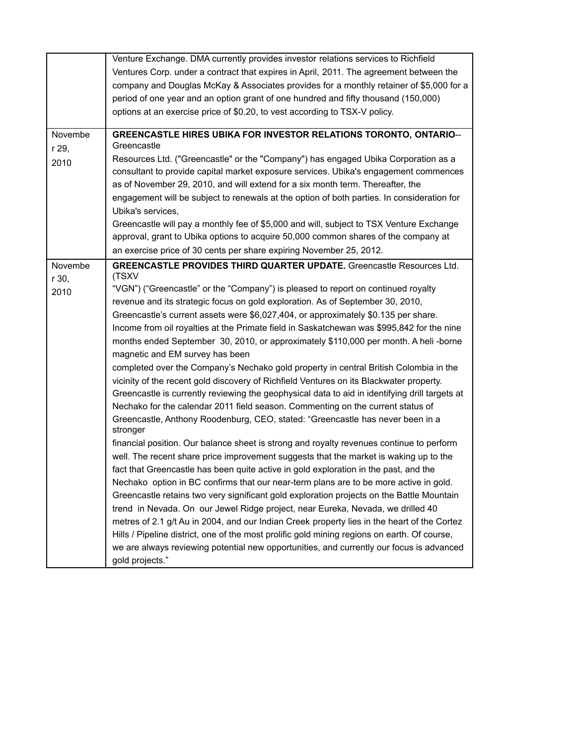| | |
|---|---|
| | Venture Exchange. DMA currently provides investor relations services to Richfield Ventures Corp. under a contract that expires in April, 2011. The agreement between the company and Douglas McKay & Associates provides for a monthly retainer of $5,000 for a period of one year and an option grant of one hundred and fifty thousand (150,000) options at an exercise price of $0.20, to vest according to TSX-V policy. |
| November 29, 2010 | **GREENCASTLE HIRES UBIKA FOR INVESTOR RELATIONS TORONTO, ONTARIO**-- Greencastle Resources Ltd. ("Greencastle" or the "Company") has engaged Ubika Corporation as a consultant to provide capital market exposure services. Ubika's engagement commences as of November 29, 2010, and will extend for a six month term. Thereafter, the engagement will be subject to renewals at the option of both parties. In consideration for Ubika's services, Greencastle will pay a monthly fee of $5,000 and will, subject to TSX Venture Exchange approval, grant to Ubika options to acquire 50,000 common shares of the company at an exercise price of 30 cents per share expiring November 25, 2012. |
| November 30, 2010 | **GREENCASTLE PROVIDES THIRD QUARTER UPDATE.** Greencastle Resources Ltd. (TSXV "VGN") ("Greencastle" or the "Company") is pleased to report on continued royalty revenue and its strategic focus on gold exploration. As of September 30, 2010, Greencastle's current assets were $6,027,404, or approximately $0.135 per share. Income from oil royalties at the Primate field in Saskatchewan was $995,842 for the nine months ended September 30, 2010, or approximately $110,000 per month. A heli -borne magnetic and EM survey has been completed over the Company's Nechako gold property in central British Colombia in the vicinity of the recent gold discovery of Richfield Ventures on its Blackwater property. Greencastle is currently reviewing the geophysical data to aid in identifying drill targets at Nechako for the calendar 2011 field season. Commenting on the current status of Greencastle, Anthony Roodenburg, CEO, stated: "Greencastle has never been in a stronger financial position. Our balance sheet is strong and royalty revenues continue to perform well. The recent share price improvement suggests that the market is waking up to the fact that Greencastle has been quite active in gold exploration in the past, and the Nechako option in BC confirms that our near-term plans are to be more active in gold. Greencastle retains two very significant gold exploration projects on the Battle Mountain trend in Nevada. On our Jewel Ridge project, near Eureka, Nevada, we drilled 40 metres of 2.1 g/t Au in 2004, and our Indian Creek property lies in the heart of the Cortez Hills / Pipeline district, one of the most prolific gold mining regions on earth. Of course, we are always reviewing potential new opportunities, and currently our focus is advanced gold projects." |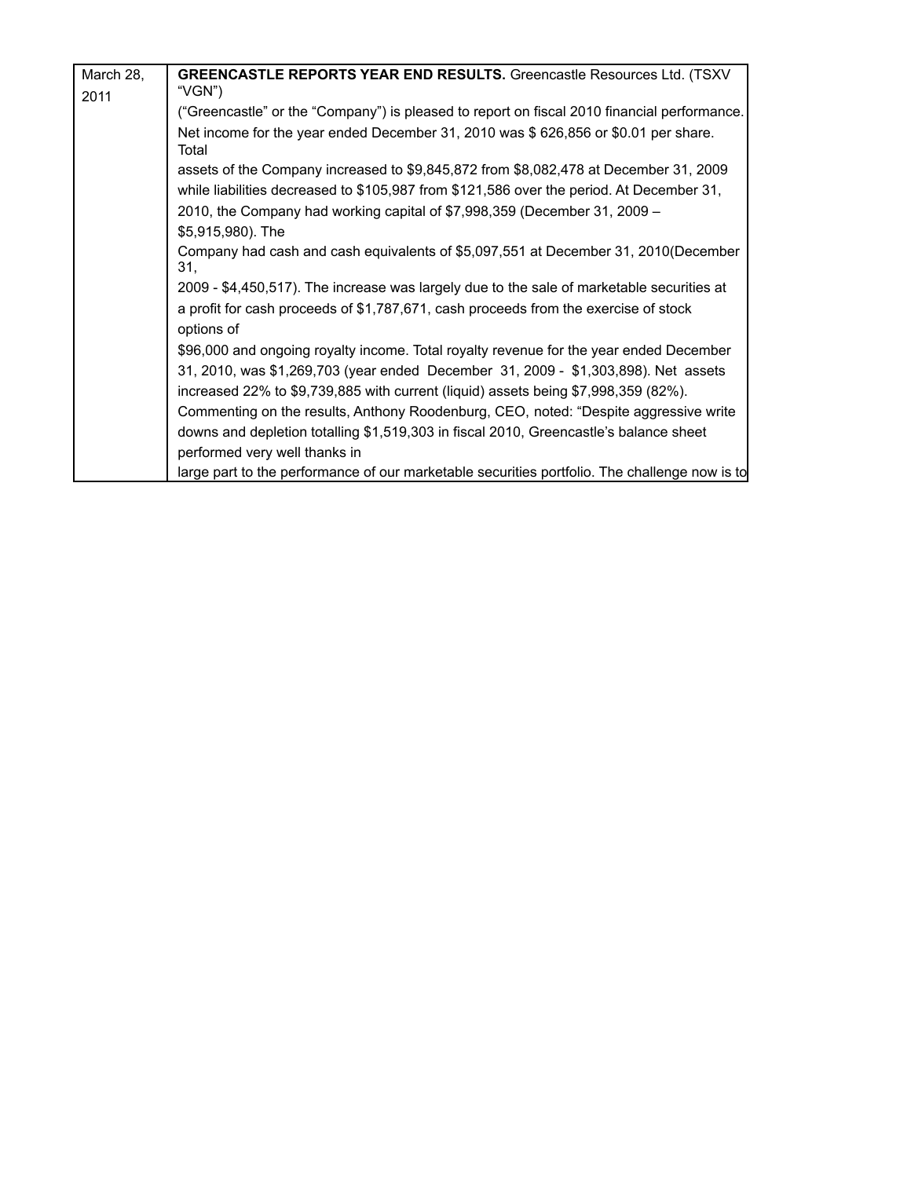| | |
|---|---|
| March 28, 2011 | **GREENCASTLE REPORTS YEAR END RESULTS.** Greencastle Resources Ltd. (TSXV "VGN") ("Greencastle" or the "Company") is pleased to report on fiscal 2010 financial performance. Net income for the year ended December 31, 2010 was $ 626,856 or $0.01 per share. Total assets of the Company increased to $9,845,872 from $8,082,478 at December 31, 2009 while liabilities decreased to $105,987 from $121,586 over the period. At December 31, 2010, the Company had working capital of $7,998,359 (December 31, 2009 – $5,915,980). The Company had cash and cash equivalents of $5,097,551 at December 31, 2010(December 31, 2009 - $4,450,517). The increase was largely due to the sale of marketable securities at a profit for cash proceeds of $1,787,671, cash proceeds from the exercise of stock options of $96,000 and ongoing royalty income. Total royalty revenue for the year ended December 31, 2010, was $1,269,703 (year ended December 31, 2009 - $1,303,898). Net assets increased 22% to $9,739,885 with current (liquid) assets being $7,998,359 (82%). Commenting on the results, Anthony Roodenburg, CEO, noted: "Despite aggressive write downs and depletion totalling $1,519,303 in fiscal 2010, Greencastle's balance sheet performed very well thanks in large part to the performance of our marketable securities portfolio. The challenge now is to |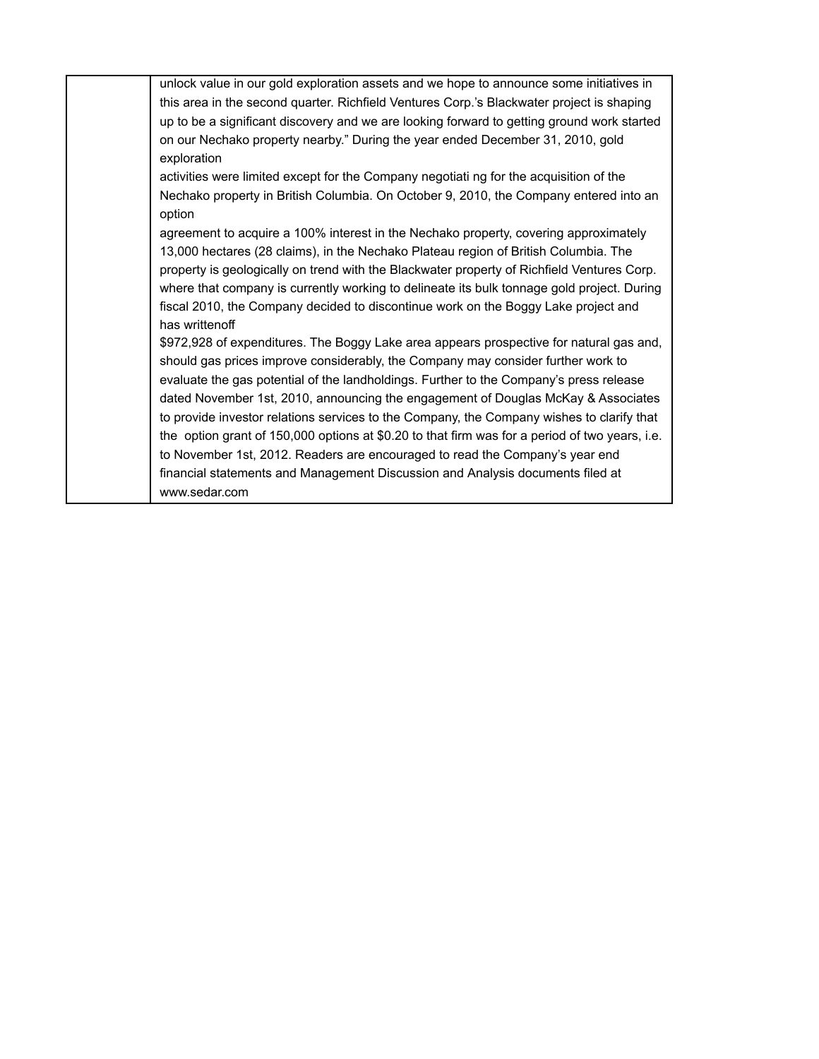| | unlock value in our gold exploration assets and we hope to announce some initiatives in this area in the second quarter. Richfield Ventures Corp.'s Blackwater project is shaping up to be a significant discovery and we are looking forward to getting ground work started on our Nechako property nearby." During the year ended December 31, 2010, gold exploration activities were limited except for the Company negotiati ng for the acquisition of the Nechako property in British Columbia. On October 9, 2010, the Company entered into an option agreement to acquire a 100% interest in the Nechako property, covering approximately 13,000 hectares (28 claims), in the Nechako Plateau region of British Columbia. The property is geologically on trend with the Blackwater property of Richfield Ventures Corp. where that company is currently working to delineate its bulk tonnage gold project. During fiscal 2010, the Company decided to discontinue work on the Boggy Lake project and has writtenoff $972,928 of expenditures. The Boggy Lake area appears prospective for natural gas and, should gas prices improve considerably, the Company may consider further work to evaluate the gas potential of the landholdings. Further to the Company's press release dated November 1st, 2010, announcing the engagement of Douglas McKay & Associates to provide investor relations services to the Company, the Company wishes to clarify that the option grant of 150,000 options at $0.20 to that firm was for a period of two years, i.e. to November 1st, 2012. Readers are encouraged to read the Company's year end financial statements and Management Discussion and Analysis documents filed at www.sedar.com |
|---|---|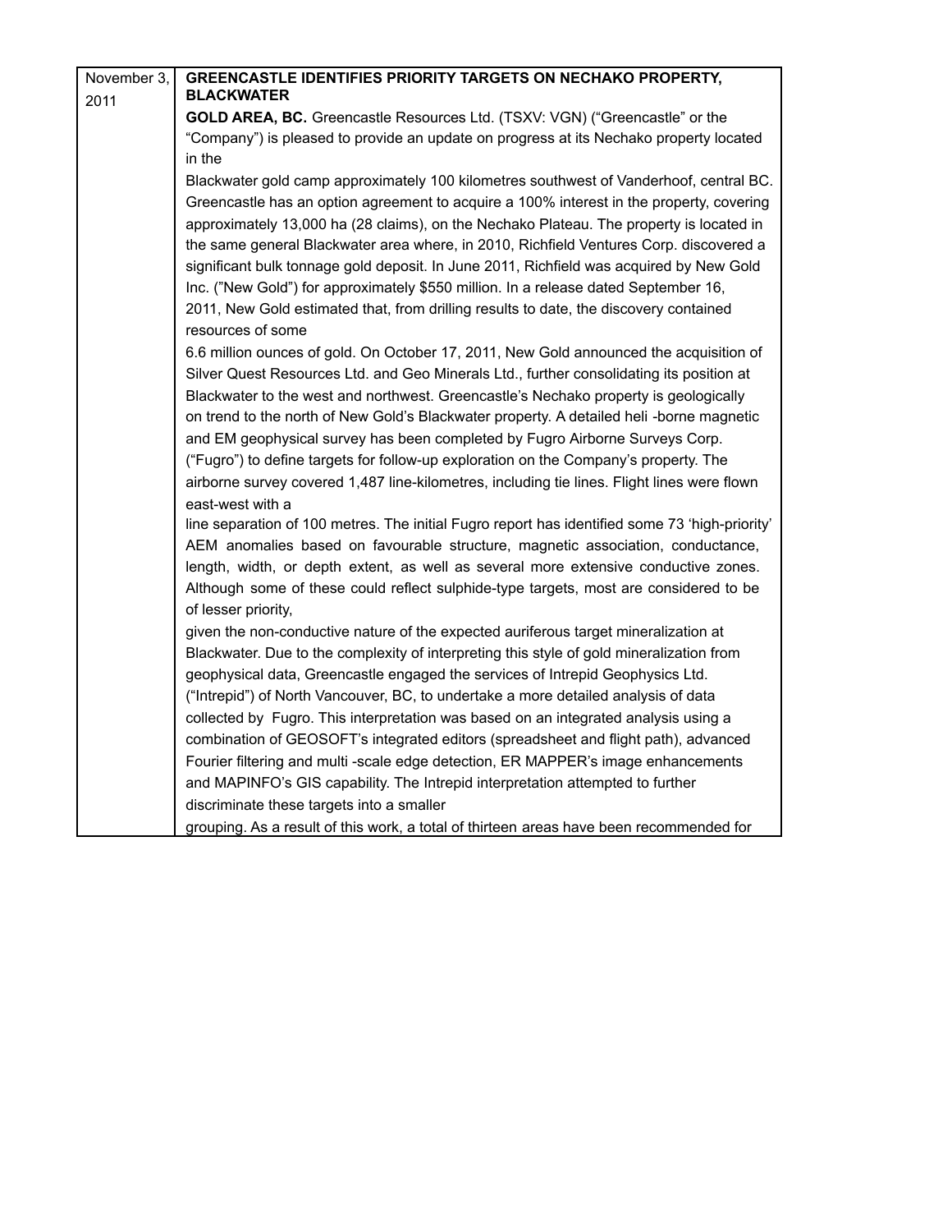| November 3, 2011 | **GREENCASTLE IDENTIFIES PRIORITY TARGETS ON NECHAKO PROPERTY, BLACKWATER GOLD AREA, BC.** Greencastle Resources Ltd. (TSXV: VGN) ("Greencastle" or the "Company") is pleased to provide an update on progress at its Nechako property located in the Blackwater gold camp approximately 100 kilometres southwest of Vanderhoof, central BC. Greencastle has an option agreement to acquire a 100% interest in the property, covering approximately 13,000 ha (28 claims), on the Nechako Plateau. The property is located in the same general Blackwater area where, in 2010, Richfield Ventures Corp. discovered a significant bulk tonnage gold deposit. In June 2011, Richfield was acquired by New Gold Inc. ("New Gold") for approximately $550 million. In a release dated September 16, 2011, New Gold estimated that, from drilling results to date, the discovery contained resources of some 6.6 million ounces of gold. On October 17, 2011, New Gold announced the acquisition of Silver Quest Resources Ltd. and Geo Minerals Ltd., further consolidating its position at Blackwater to the west and northwest. Greencastle's Nechako property is geologically on trend to the north of New Gold's Blackwater property. A detailed heli -borne magnetic and EM geophysical survey has been completed by Fugro Airborne Surveys Corp. ("Fugro") to define targets for follow-up exploration on the Company's property. The airborne survey covered 1,487 line-kilometres, including tie lines. Flight lines were flown east-west with a line separation of 100 metres. The initial Fugro report has identified some 73 'high-priority' AEM anomalies based on favourable structure, magnetic association, conductance, length, width, or depth extent, as well as several more extensive conductive zones. Although some of these could reflect sulphide-type targets, most are considered to be of lesser priority, given the non-conductive nature of the expected auriferous target mineralization at Blackwater. Due to the complexity of interpreting this style of gold mineralization from geophysical data, Greencastle engaged the services of Intrepid Geophysics Ltd. ("Intrepid") of North Vancouver, BC, to undertake a more detailed analysis of data collected by Fugro. This interpretation was based on an integrated analysis using a combination of GEOSOFT's integrated editors (spreadsheet and flight path), advanced Fourier filtering and multi -scale edge detection, ER MAPPER's image enhancements and MAPINFO's GIS capability. The Intrepid interpretation attempted to further discriminate these targets into a smaller grouping. As a result of this work, a total of thirteen areas have been recommended for |
|---|---|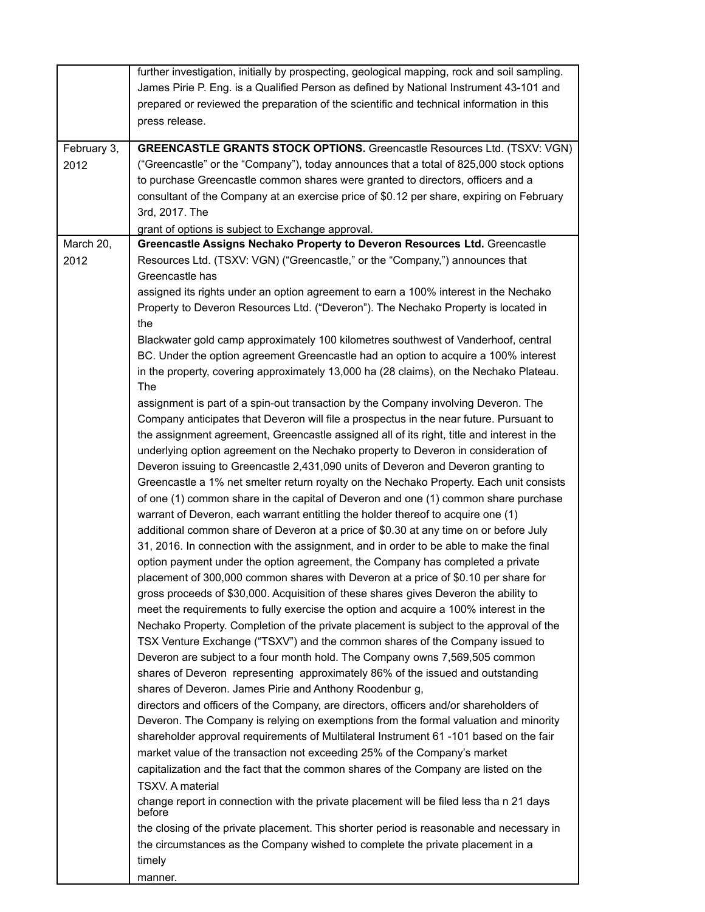| | |
|---|---|
| | further investigation, initially by prospecting, geological mapping, rock and soil sampling. James Pirie P. Eng. is a Qualified Person as defined by National Instrument 43-101 and prepared or reviewed the preparation of the scientific and technical information in this press release. |
| February 3, 2012 | **GREENCASTLE GRANTS STOCK OPTIONS.** Greencastle Resources Ltd. (TSXV: VGN) ("Greencastle" or the "Company"), today announces that a total of 825,000 stock options to purchase Greencastle common shares were granted to directors, officers and a consultant of the Company at an exercise price of $0.12 per share, expiring on February 3rd, 2017. The grant of options is subject to Exchange approval. |
| March 20, 2012 | **Greencastle Assigns Nechako Property to Deveron Resources Ltd.** Greencastle Resources Ltd. (TSXV: VGN) ("Greencastle," or the "Company,") announces that Greencastle has assigned its rights under an option agreement to earn a 100% interest in the Nechako Property to Deveron Resources Ltd. ("Deveron"). The Nechako Property is located in the Blackwater gold camp approximately 100 kilometres southwest of Vanderhoof, central BC. Under the option agreement Greencastle had an option to acquire a 100% interest in the property, covering approximately 13,000 ha (28 claims), on the Nechako Plateau. The assignment is part of a spin-out transaction by the Company involving Deveron. The Company anticipates that Deveron will file a prospectus in the near future. Pursuant to the assignment agreement, Greencastle assigned all of its right, title and interest in the underlying option agreement on the Nechako property to Deveron in consideration of Deveron issuing to Greencastle 2,431,090 units of Deveron and Deveron granting to Greencastle a 1% net smelter return royalty on the Nechako Property. Each unit consists of one (1) common share in the capital of Deveron and one (1) common share purchase warrant of Deveron, each warrant entitling the holder thereof to acquire one (1) additional common share of Deveron at a price of $0.30 at any time on or before July 31, 2016. In connection with the assignment, and in order to be able to make the final option payment under the option agreement, the Company has completed a private placement of 300,000 common shares with Deveron at a price of $0.10 per share for gross proceeds of $30,000. Acquisition of these shares gives Deveron the ability to meet the requirements to fully exercise the option and acquire a 100% interest in the Nechako Property. Completion of the private placement is subject to the approval of the TSX Venture Exchange ("TSXV") and the common shares of the Company issued to Deveron are subject to a four month hold. The Company owns 7,569,505 common shares of Deveron representing approximately 86% of the issued and outstanding shares of Deveron. James Pirie and Anthony Roodenbur g, directors and officers of the Company, are directors, officers and/or shareholders of Deveron. The Company is relying on exemptions from the formal valuation and minority shareholder approval requirements of Multilateral Instrument 61 -101 based on the fair market value of the transaction not exceeding 25% of the Company's market capitalization and the fact that the common shares of the Company are listed on the TSXV. A material change report in connection with the private placement will be filed less tha n 21 days before the closing of the private placement. This shorter period is reasonable and necessary in the circumstances as the Company wished to complete the private placement in a timely manner. |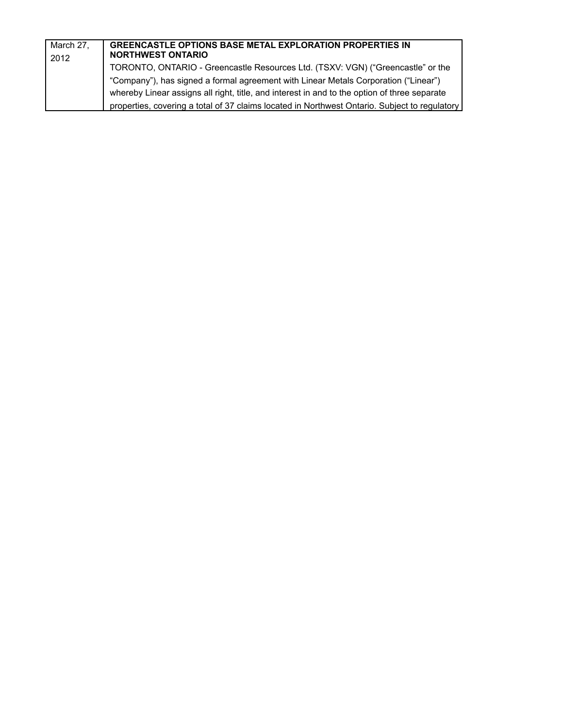| March 27, 2012 | **GREENCASTLE OPTIONS BASE METAL EXPLORATION PROPERTIES IN NORTHWEST ONTARIO**<br>TORONTO, ONTARIO - Greencastle Resources Ltd. (TSXV: VGN) ("Greencastle" or the "Company"), has signed a formal agreement with Linear Metals Corporation ("Linear") whereby Linear assigns all right, title, and interest in and to the option of three separate properties, covering a total of 37 claims located in Northwest Ontario. Subject to regulatory |
|---|---|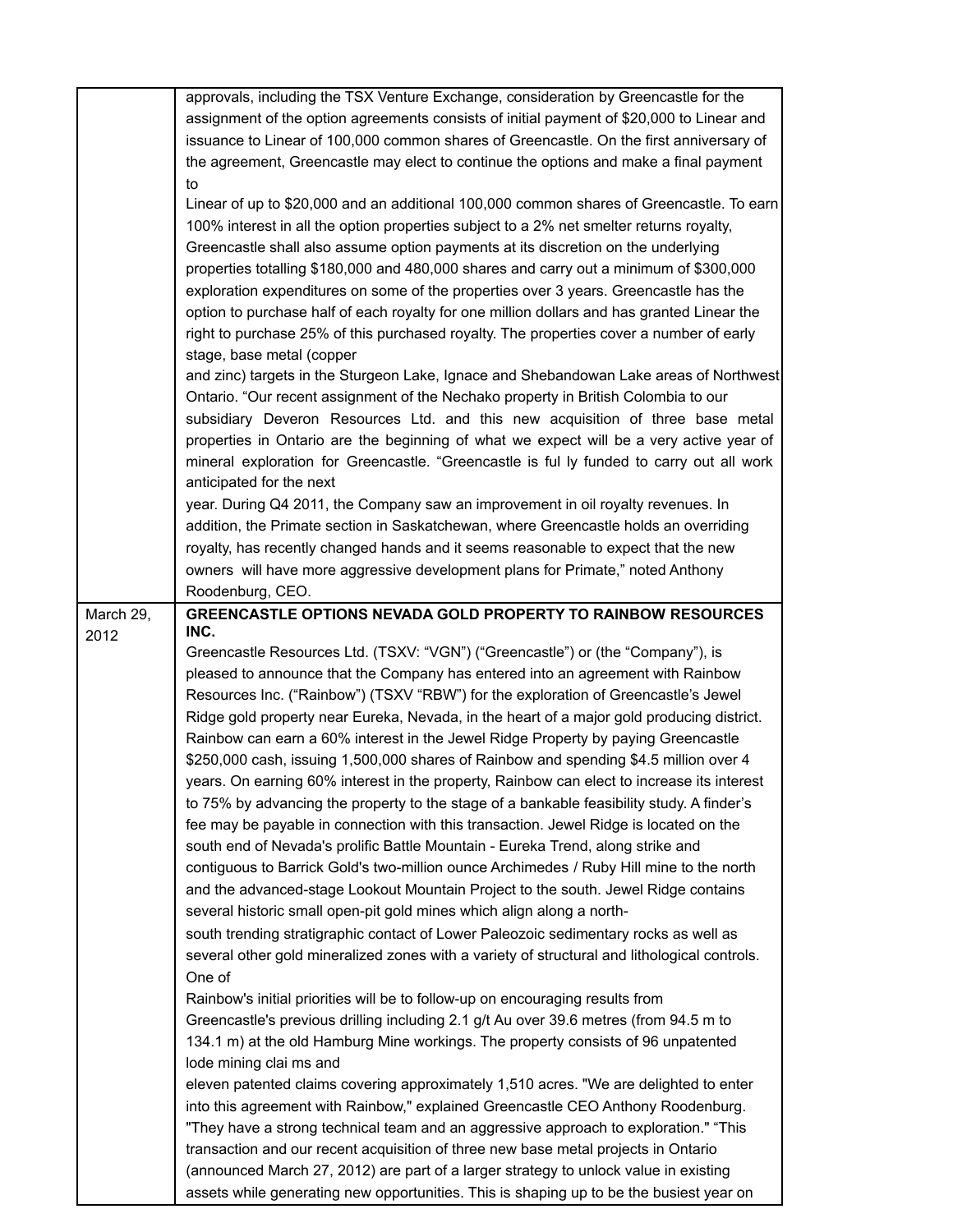| | |
|---|---|
| | approvals, including the TSX Venture Exchange, consideration by Greencastle for the assignment of the option agreements consists of initial payment of $20,000 to Linear and issuance to Linear of 100,000 common shares of Greencastle. On the first anniversary of the agreement, Greencastle may elect to continue the options and make a final payment to Linear of up to $20,000 and an additional 100,000 common shares of Greencastle. To earn 100% interest in all the option properties subject to a 2% net smelter returns royalty, Greencastle shall also assume option payments at its discretion on the underlying properties totalling $180,000 and 480,000 shares and carry out a minimum of $300,000 exploration expenditures on some of the properties over 3 years. Greencastle has the option to purchase half of each royalty for one million dollars and has granted Linear the right to purchase 25% of this purchased royalty. The properties cover a number of early stage, base metal (copper and zinc) targets in the Sturgeon Lake, Ignace and Shebandowan Lake areas of Northwest Ontario. "Our recent assignment of the Nechako property in British Colombia to our subsidiary Deveron Resources Ltd. and this new acquisition of three base metal properties in Ontario are the beginning of what we expect will be a very active year of mineral exploration for Greencastle. "Greencastle is ful ly funded to carry out all work anticipated for the next year. During Q4 2011, the Company saw an improvement in oil royalty revenues. In addition, the Primate section in Saskatchewan, where Greencastle holds an overriding royalty, has recently changed hands and it seems reasonable to expect that the new owners will have more aggressive development plans for Primate," noted Anthony Roodenburg, CEO. |
| March 29, 2012 | **GREENCASTLE OPTIONS NEVADA GOLD PROPERTY TO RAINBOW RESOURCES INC.** Greencastle Resources Ltd. (TSXV: "VGN") ("Greencastle") or (the "Company"), is pleased to announce that the Company has entered into an agreement with Rainbow Resources Inc. ("Rainbow") (TSXV "RBW") for the exploration of Greencastle's Jewel Ridge gold property near Eureka, Nevada, in the heart of a major gold producing district. Rainbow can earn a 60% interest in the Jewel Ridge Property by paying Greencastle $250,000 cash, issuing 1,500,000 shares of Rainbow and spending $4.5 million over 4 years. On earning 60% interest in the property, Rainbow can elect to increase its interest to 75% by advancing the property to the stage of a bankable feasibility study. A finder's fee may be payable in connection with this transaction. Jewel Ridge is located on the south end of Nevada's prolific Battle Mountain - Eureka Trend, along strike and contiguous to Barrick Gold's two-million ounce Archimedes / Ruby Hill mine to the north and the advanced-stage Lookout Mountain Project to the south. Jewel Ridge contains several historic small open-pit gold mines which align along a north-south trending stratigraphic contact of Lower Paleozoic sedimentary rocks as well as several other gold mineralized zones with a variety of structural and lithological controls. One of Rainbow's initial priorities will be to follow-up on encouraging results from Greencastle's previous drilling including 2.1 g/t Au over 39.6 metres (from 94.5 m to 134.1 m) at the old Hamburg Mine workings. The property consists of 96 unpatented lode mining clai ms and eleven patented claims covering approximately 1,510 acres. "We are delighted to enter into this agreement with Rainbow," explained Greencastle CEO Anthony Roodenburg. "They have a strong technical team and an aggressive approach to exploration." "This transaction and our recent acquisition of three new base metal projects in Ontario (announced March 27, 2012) are part of a larger strategy to unlock value in existing assets while generating new opportunities. This is shaping up to be the busiest year on |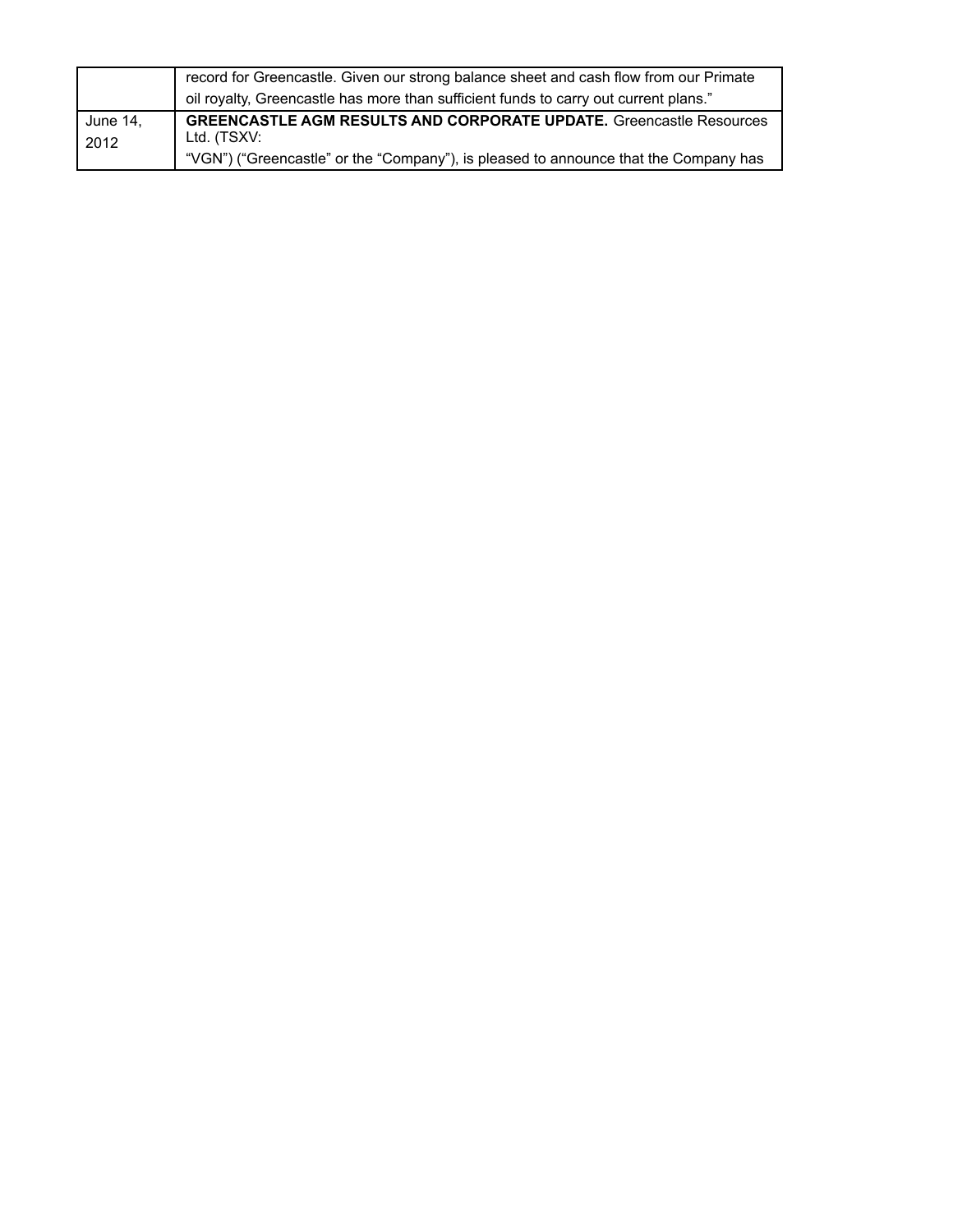| | |
|---|---|
| | record for Greencastle. Given our strong balance sheet and cash flow from our Primate oil royalty, Greencastle has more than sufficient funds to carry out current plans." |
| June 14, 2012 | **GREENCASTLE AGM RESULTS AND CORPORATE UPDATE.** Greencastle Resources Ltd. (TSXV: "VGN") ("Greencastle" or the "Company"), is pleased to announce that the Company has |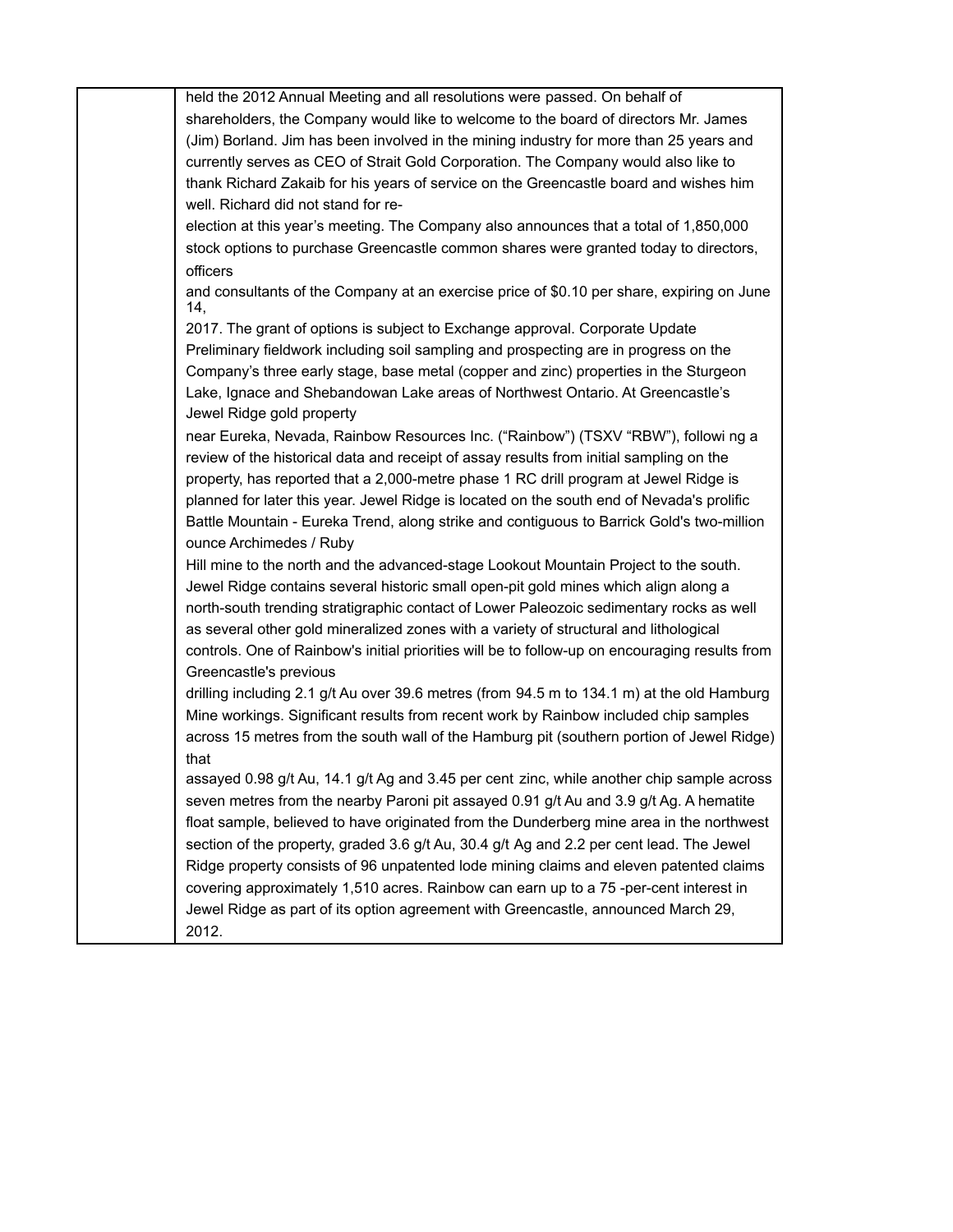| | held the 2012 Annual Meeting and all resolutions were passed. On behalf of shareholders, the Company would like to welcome to the board of directors Mr. James (Jim) Borland. Jim has been involved in the mining industry for more than 25 years and currently serves as CEO of Strait Gold Corporation. The Company would also like to thank Richard Zakaib for his years of service on the Greencastle board and wishes him well. Richard did not stand for re- election at this year's meeting. The Company also announces that a total of 1,850,000 stock options to purchase Greencastle common shares were granted today to directors, officers and consultants of the Company at an exercise price of $0.10 per share, expiring on June 14, 2017. The grant of options is subject to Exchange approval. Corporate Update Preliminary fieldwork including soil sampling and prospecting are in progress on the Company's three early stage, base metal (copper and zinc) properties in the Sturgeon Lake, Ignace and Shebandowan Lake areas of Northwest Ontario. At Greencastle's Jewel Ridge gold property near Eureka, Nevada, Rainbow Resources Inc. ("Rainbow") (TSXV "RBW"), followi ng a review of the historical data and receipt of assay results from initial sampling on the property, has reported that a 2,000-metre phase 1 RC drill program at Jewel Ridge is planned for later this year. Jewel Ridge is located on the south end of Nevada's prolific Battle Mountain - Eureka Trend, along strike and contiguous to Barrick Gold's two-million ounce Archimedes / Ruby Hill mine to the north and the advanced-stage Lookout Mountain Project to the south. Jewel Ridge contains several historic small open-pit gold mines which align along a north-south trending stratigraphic contact of Lower Paleozoic sedimentary rocks as well as several other gold mineralized zones with a variety of structural and lithological controls. One of Rainbow's initial priorities will be to follow-up on encouraging results from Greencastle's previous drilling including 2.1 g/t Au over 39.6 metres (from 94.5 m to 134.1 m) at the old Hamburg Mine workings. Significant results from recent work by Rainbow included chip samples across 15 metres from the south wall of the Hamburg pit (southern portion of Jewel Ridge) that assayed 0.98 g/t Au, 14.1 g/t Ag and 3.45 per cent zinc, while another chip sample across seven metres from the nearby Paroni pit assayed 0.91 g/t Au and 3.9 g/t Ag. A hematite float sample, believed to have originated from the Dunderberg mine area in the northwest section of the property, graded 3.6 g/t Au, 30.4 g/t Ag and 2.2 per cent lead. The Jewel Ridge property consists of 96 unpatented lode mining claims and eleven patented claims covering approximately 1,510 acres. Rainbow can earn up to a 75 -per-cent interest in Jewel Ridge as part of its option agreement with Greencastle, announced March 29, 2012. |
|---|---|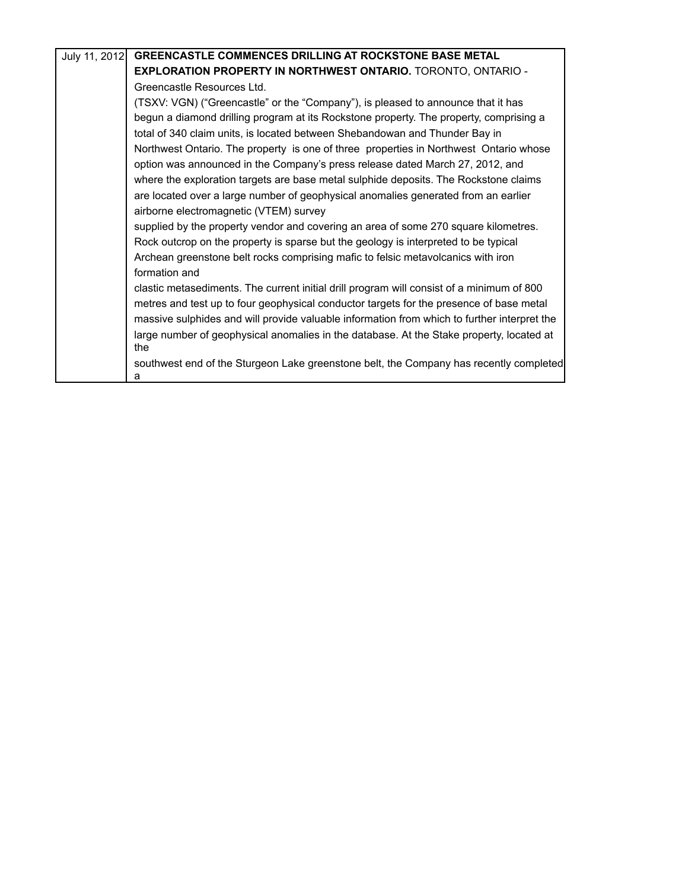| July 11, 2012 | **GREENCASTLE COMMENCES DRILLING AT ROCKSTONE BASE METAL EXPLORATION PROPERTY IN NORTHWEST ONTARIO.** TORONTO, ONTARIO - Greencastle Resources Ltd. (TSXV: VGN) ("Greencastle" or the "Company"), is pleased to announce that it has begun a diamond drilling program at its Rockstone property. The property, comprising a total of 340 claim units, is located between Shebandowan and Thunder Bay in Northwest Ontario. The property is one of three properties in Northwest Ontario whose option was announced in the Company's press release dated March 27, 2012, and where the exploration targets are base metal sulphide deposits. The Rockstone claims are located over a large number of geophysical anomalies generated from an earlier airborne electromagnetic (VTEM) survey supplied by the property vendor and covering an area of some 270 square kilometres. Rock outcrop on the property is sparse but the geology is interpreted to be typical Archean greenstone belt rocks comprising mafic to felsic metavolcanics with iron formation and clastic metasediments. The current initial drill program will consist of a minimum of 800 metres and test up to four geophysical conductor targets for the presence of base metal massive sulphides and will provide valuable information from which to further interpret the large number of geophysical anomalies in the database. At the Stake property, located at the southwest end of the Sturgeon Lake greenstone belt, the Company has recently completed a |
|---|---|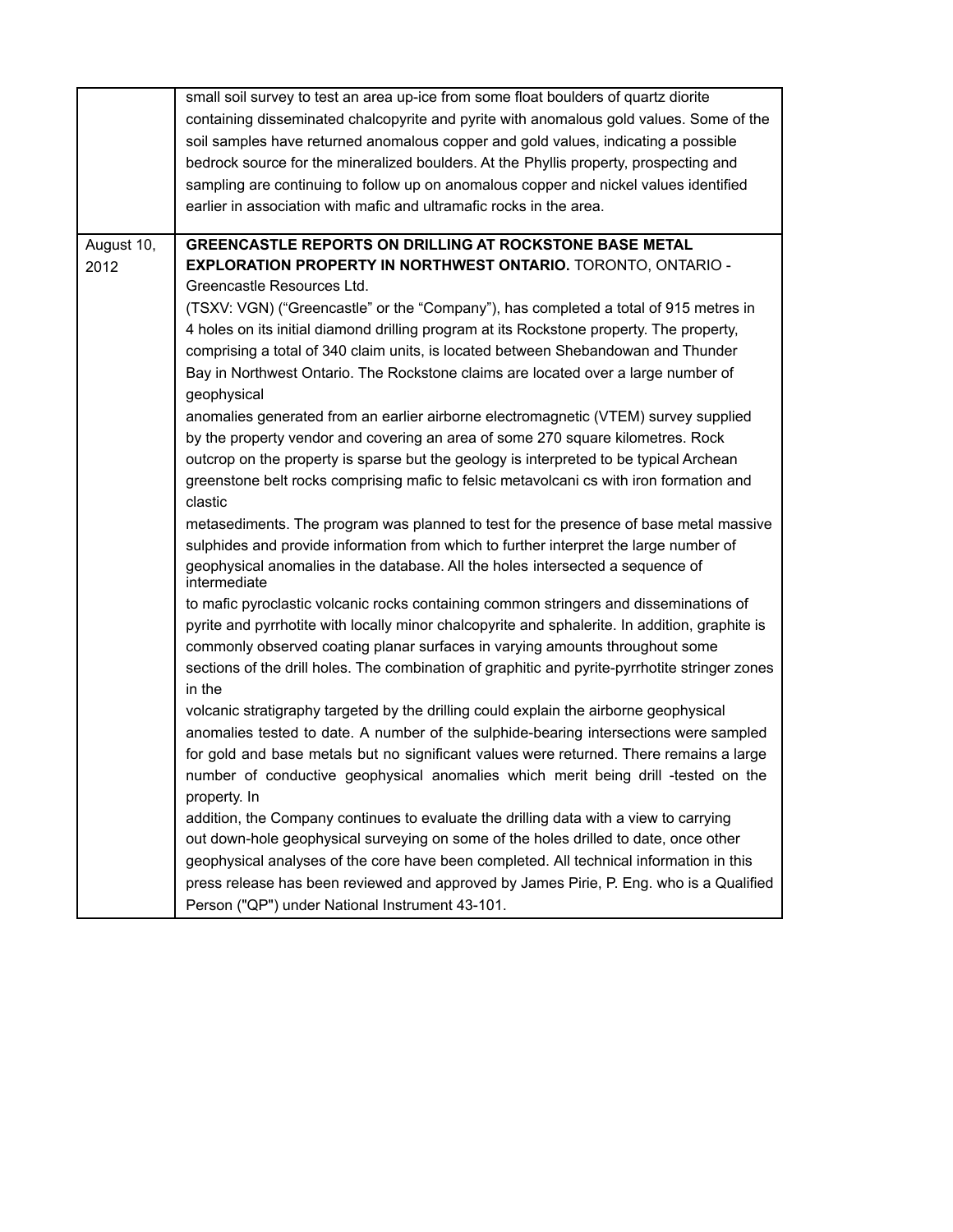|  |  |
| --- | --- |
|  | small soil survey to test an area up-ice from some float boulders of quartz diorite containing disseminated chalcopyrite and pyrite with anomalous gold values. Some of the soil samples have returned anomalous copper and gold values, indicating a possible bedrock source for the mineralized boulders. At the Phyllis property, prospecting and sampling are continuing to follow up on anomalous copper and nickel values identified earlier in association with mafic and ultramafic rocks in the area. |
| August 10, 2012 | **GREENCASTLE REPORTS ON DRILLING AT ROCKSTONE BASE METAL EXPLORATION PROPERTY IN NORTHWEST ONTARIO.** TORONTO, ONTARIO - Greencastle Resources Ltd. (TSXV: VGN) ("Greencastle" or the "Company"), has completed a total of 915 metres in 4 holes on its initial diamond drilling program at its Rockstone property. The property, comprising a total of 340 claim units, is located between Shebandowan and Thunder Bay in Northwest Ontario. The Rockstone claims are located over a large number of geophysical anomalies generated from an earlier airborne electromagnetic (VTEM) survey supplied by the property vendor and covering an area of some 270 square kilometres. Rock outcrop on the property is sparse but the geology is interpreted to be typical Archean greenstone belt rocks comprising mafic to felsic metavolcani cs with iron formation and clastic metasediments. The program was planned to test for the presence of base metal massive sulphides and provide information from which to further interpret the large number of geophysical anomalies in the database. All the holes intersected a sequence of intermediate to mafic pyroclastic volcanic rocks containing common stringers and disseminations of pyrite and pyrrhotite with locally minor chalcopyrite and sphalerite. In addition, graphite is commonly observed coating planar surfaces in varying amounts throughout some sections of the drill holes. The combination of graphitic and pyrite-pyrrhotite stringer zones in the volcanic stratigraphy targeted by the drilling could explain the airborne geophysical anomalies tested to date. A number of the sulphide-bearing intersections were sampled for gold and base metals but no significant values were returned. There remains a large number of conductive geophysical anomalies which merit being drill -tested on the property. In addition, the Company continues to evaluate the drilling data with a view to carrying out down-hole geophysical surveying on some of the holes drilled to date, once other geophysical analyses of the core have been completed. All technical information in this press release has been reviewed and approved by James Pirie, P. Eng. who is a Qualified Person ("QP") under National Instrument 43-101. |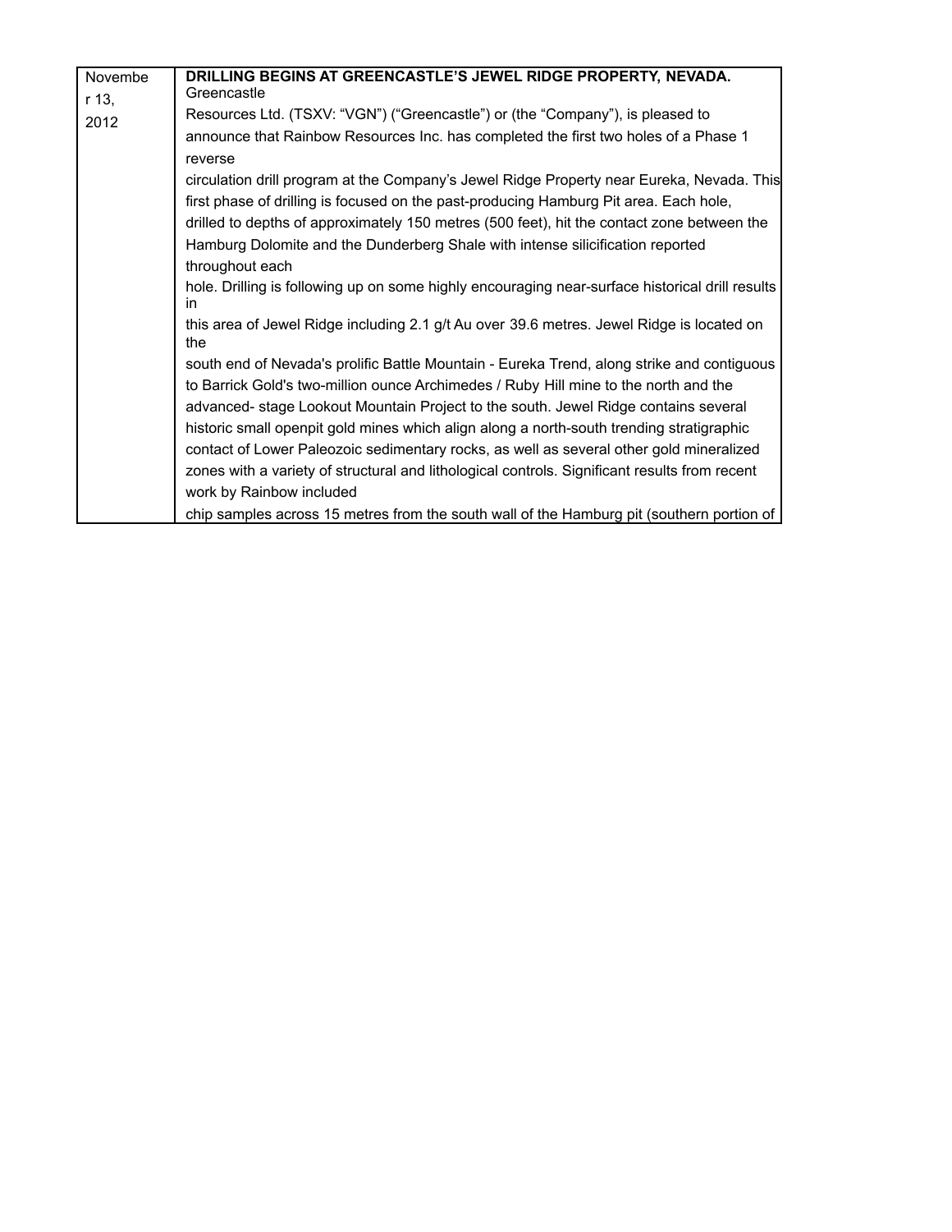| November 13, 2012 | **DRILLING BEGINS AT GREENCASTLE'S JEWEL RIDGE PROPERTY, NEVADA.** Greencastle Resources Ltd. (TSXV: "VGN") ("Greencastle") or (the "Company"), is pleased to announce that Rainbow Resources Inc. has completed the first two holes of a Phase 1 reverse circulation drill program at the Company's Jewel Ridge Property near Eureka, Nevada. This first phase of drilling is focused on the past-producing Hamburg Pit area. Each hole, drilled to depths of approximately 150 metres (500 feet), hit the contact zone between the Hamburg Dolomite and the Dunderberg Shale with intense silicification reported throughout each hole. Drilling is following up on some highly encouraging near-surface historical drill results in this area of Jewel Ridge including 2.1 g/t Au over 39.6 metres. Jewel Ridge is located on the south end of Nevada's prolific Battle Mountain - Eureka Trend, along strike and contiguous to Barrick Gold's two-million ounce Archimedes / Ruby Hill mine to the north and the advanced- stage Lookout Mountain Project to the south. Jewel Ridge contains several historic small openpit gold mines which align along a north-south trending stratigraphic contact of Lower Paleozoic sedimentary rocks, as well as several other gold mineralized zones with a variety of structural and lithological controls. Significant results from recent work by Rainbow included chip samples across 15 metres from the south wall of the Hamburg pit (southern portion of |
|---|---|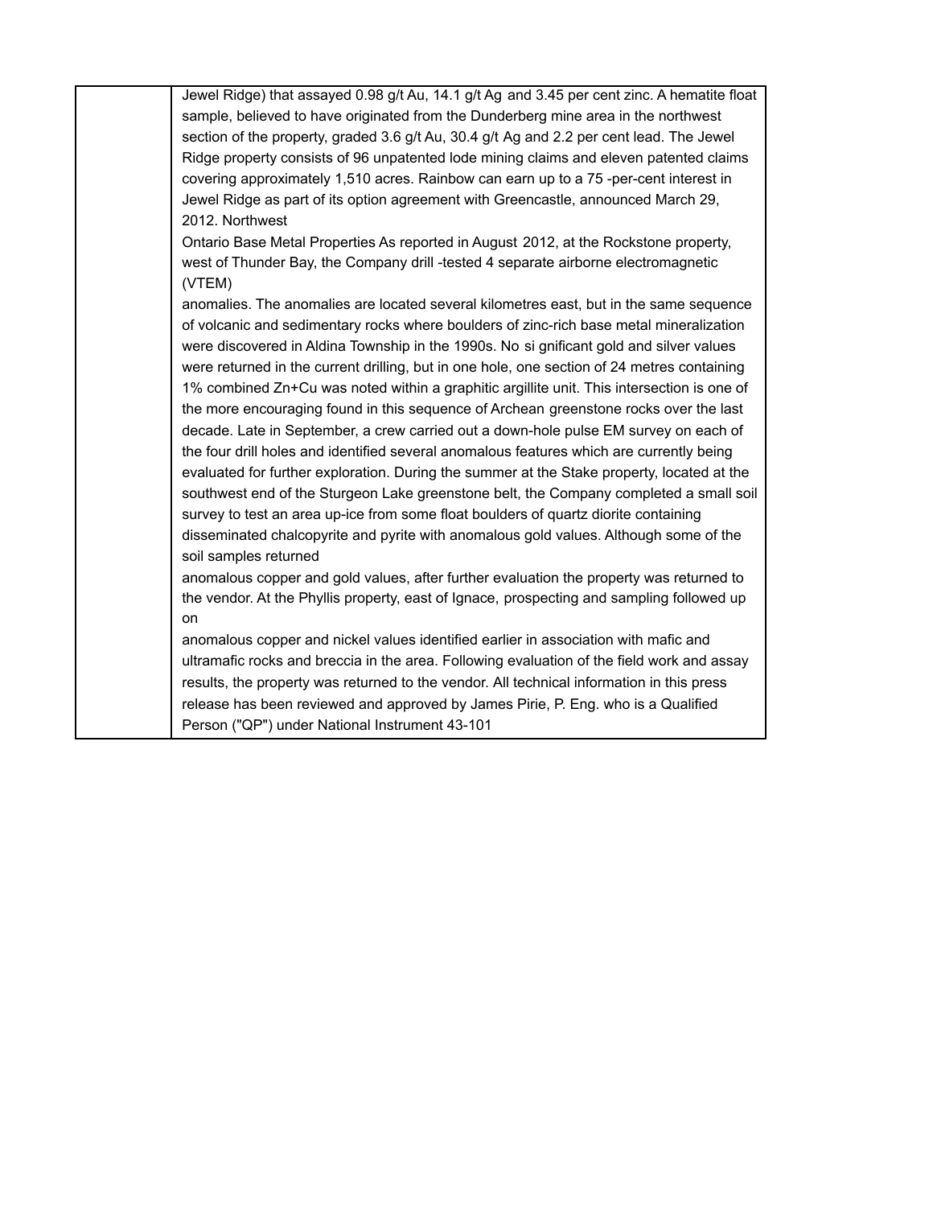|  | Jewel Ridge) that assayed 0.98 g/t Au, 14.1 g/t Ag and 3.45 per cent zinc. A hematite float sample, believed to have originated from the Dunderberg mine area in the northwest section of the property, graded 3.6 g/t Au, 30.4 g/t Ag and 2.2 per cent lead. The Jewel Ridge property consists of 96 unpatented lode mining claims and eleven patented claims covering approximately 1,510 acres. Rainbow can earn up to a 75 -per-cent interest in Jewel Ridge as part of its option agreement with Greencastle, announced March 29, 2012. Northwest Ontario Base Metal Properties As reported in August 2012, at the Rockstone property, west of Thunder Bay, the Company drill -tested 4 separate airborne electromagnetic (VTEM) anomalies. The anomalies are located several kilometres east, but in the same sequence of volcanic and sedimentary rocks where boulders of zinc-rich base metal mineralization were discovered in Aldina Township in the 1990s. No si gnificant gold and silver values were returned in the current drilling, but in one hole, one section of 24 metres containing 1% combined Zn+Cu was noted within a graphitic argillite unit. This intersection is one of the more encouraging found in this sequence of Archean greenstone rocks over the last decade. Late in September, a crew carried out a down-hole pulse EM survey on each of the four drill holes and identified several anomalous features which are currently being evaluated for further exploration. During the summer at the Stake property, located at the southwest end of the Sturgeon Lake greenstone belt, the Company completed a small soil survey to test an area up-ice from some float boulders of quartz diorite containing disseminated chalcopyrite and pyrite with anomalous gold values. Although some of the soil samples returned anomalous copper and gold values, after further evaluation the property was returned to the vendor. At the Phyllis property, east of Ignace, prospecting and sampling followed up on anomalous copper and nickel values identified earlier in association with mafic and ultramafic rocks and breccia in the area. Following evaluation of the field work and assay results, the property was returned to the vendor. All technical information in this press release has been reviewed and approved by James Pirie, P. Eng. who is a Qualified Person ("QP") under National Instrument 43-101 |
|---|---|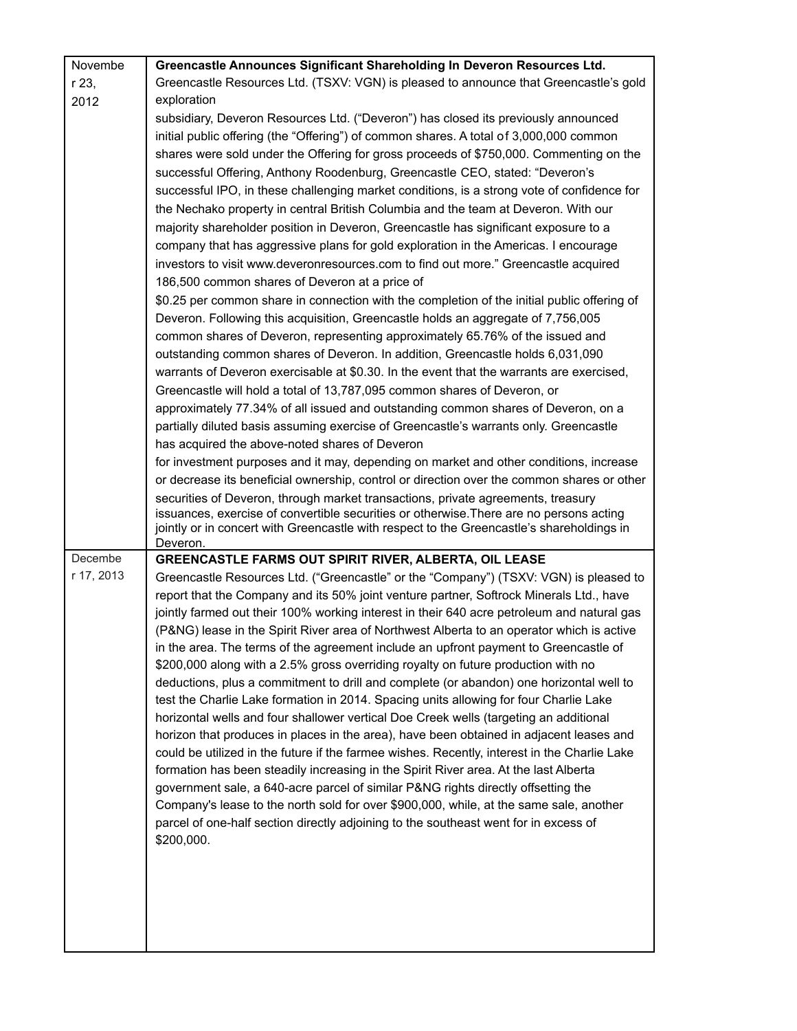| | |
|---|---|
| November 23, 2012 | **Greencastle Announces Significant Shareholding In Deveron Resources Ltd.**<br>Greencastle Resources Ltd. (TSXV: VGN) is pleased to announce that Greencastle's gold exploration subsidiary, Deveron Resources Ltd. ("Deveron") has closed its previously announced initial public offering (the "Offering") of common shares. A total of 3,000,000 common shares were sold under the Offering for gross proceeds of $750,000. Commenting on the successful Offering, Anthony Roodenburg, Greencastle CEO, stated: "Deveron's successful IPO, in these challenging market conditions, is a strong vote of confidence for the Nechako property in central British Columbia and the team at Deveron. With our majority shareholder position in Deveron, Greencastle has significant exposure to a company that has aggressive plans for gold exploration in the Americas. I encourage investors to visit www.deveronresources.com to find out more." Greencastle acquired 186,500 common shares of Deveron at a price of $0.25 per common share in connection with the completion of the initial public offering of Deveron. Following this acquisition, Greencastle holds an aggregate of 7,756,005 common shares of Deveron, representing approximately 65.76% of the issued and outstanding common shares of Deveron. In addition, Greencastle holds 6,031,090 warrants of Deveron exercisable at $0.30. In the event that the warrants are exercised, Greencastle will hold a total of 13,787,095 common shares of Deveron, or approximately 77.34% of all issued and outstanding common shares of Deveron, on a partially diluted basis assuming exercise of Greencastle's warrants only. Greencastle has acquired the above-noted shares of Deveron for investment purposes and it may, depending on market and other conditions, increase or decrease its beneficial ownership, control or direction over the common shares or other securities of Deveron, through market transactions, private agreements, treasury issuances, exercise of convertible securities or otherwise.There are no persons acting jointly or in concert with Greencastle with respect to the Greencastle's shareholdings in Deveron. |
| December 17, 2013 | **GREENCASTLE FARMS OUT SPIRIT RIVER, ALBERTA, OIL LEASE**<br>Greencastle Resources Ltd. ("Greencastle" or the "Company") (TSXV: VGN) is pleased to report that the Company and its 50% joint venture partner, Softrock Minerals Ltd., have jointly farmed out their 100% working interest in their 640 acre petroleum and natural gas (P&NG) lease in the Spirit River area of Northwest Alberta to an operator which is active in the area. The terms of the agreement include an upfront payment to Greencastle of $200,000 along with a 2.5% gross overriding royalty on future production with no deductions, plus a commitment to drill and complete (or abandon) one horizontal well to test the Charlie Lake formation in 2014. Spacing units allowing for four Charlie Lake horizontal wells and four shallower vertical Doe Creek wells (targeting an additional horizon that produces in places in the area), have been obtained in adjacent leases and could be utilized in the future if the farmee wishes. Recently, interest in the Charlie Lake formation has been steadily increasing in the Spirit River area. At the last Alberta government sale, a 640-acre parcel of similar P&NG rights directly offsetting the Company's lease to the north sold for over $900,000, while, at the same sale, another parcel of one-half section directly adjoining to the southeast went for in excess of $200,000. |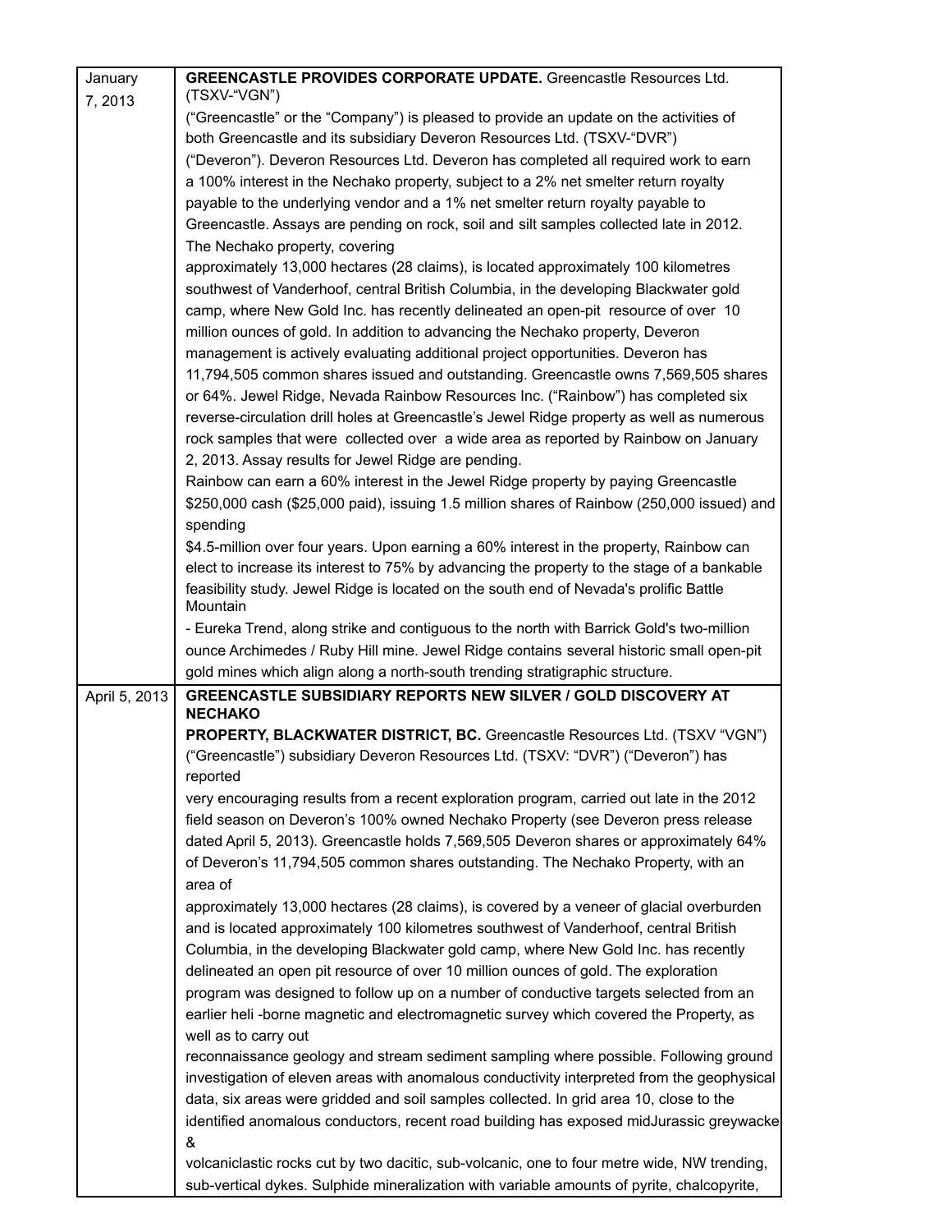| | |
|---|---|
| January 7, 2013 | **GREENCASTLE PROVIDES CORPORATE UPDATE.** Greencastle Resources Ltd. (TSXV-"VGN") ("Greencastle" or the "Company") is pleased to provide an update on the activities of both Greencastle and its subsidiary Deveron Resources Ltd. (TSXV-"DVR") ("Deveron"). Deveron Resources Ltd. Deveron has completed all required work to earn a 100% interest in the Nechako property, subject to a 2% net smelter return royalty payable to the underlying vendor and a 1% net smelter return royalty payable to Greencastle. Assays are pending on rock, soil and silt samples collected late in 2012. The Nechako property, covering approximately 13,000 hectares (28 claims), is located approximately 100 kilometres southwest of Vanderhoof, central British Columbia, in the developing Blackwater gold camp, where New Gold Inc. has recently delineated an open-pit resource of over 10 million ounces of gold. In addition to advancing the Nechako property, Deveron management is actively evaluating additional project opportunities. Deveron has 11,794,505 common shares issued and outstanding. Greencastle owns 7,569,505 shares or 64%. Jewel Ridge, Nevada Rainbow Resources Inc. ("Rainbow") has completed six reverse-circulation drill holes at Greencastle's Jewel Ridge property as well as numerous rock samples that were collected over a wide area as reported by Rainbow on January 2, 2013. Assay results for Jewel Ridge are pending.<br>Rainbow can earn a 60% interest in the Jewel Ridge property by paying Greencastle $250,000 cash ($25,000 paid), issuing 1.5 million shares of Rainbow (250,000 issued) and spending $4.5-million over four years. Upon earning a 60% interest in the property, Rainbow can elect to increase its interest to 75% by advancing the property to the stage of a bankable feasibility study. Jewel Ridge is located on the south end of Nevada's prolific Battle Mountain - Eureka Trend, along strike and contiguous to the north with Barrick Gold's two-million ounce Archimedes / Ruby Hill mine. Jewel Ridge contains several historic small open-pit gold mines which align along a north-south trending stratigraphic structure. |
| April 5, 2013 | **GREENCASTLE SUBSIDIARY REPORTS NEW SILVER / GOLD DISCOVERY AT NECHAKO PROPERTY, BLACKWATER DISTRICT, BC.** Greencastle Resources Ltd. (TSXV "VGN") ("Greencastle") subsidiary Deveron Resources Ltd. (TSXV: "DVR") ("Deveron") has reported very encouraging results from a recent exploration program, carried out late in the 2012 field season on Deveron's 100% owned Nechako Property (see Deveron press release dated April 5, 2013). Greencastle holds 7,569,505 Deveron shares or approximately 64% of Deveron's 11,794,505 common shares outstanding. The Nechako Property, with an area of approximately 13,000 hectares (28 claims), is covered by a veneer of glacial overburden and is located approximately 100 kilometres southwest of Vanderhoof, central British Columbia, in the developing Blackwater gold camp, where New Gold Inc. has recently delineated an open pit resource of over 10 million ounces of gold. The exploration program was designed to follow up on a number of conductive targets selected from an earlier heli -borne magnetic and electromagnetic survey which covered the Property, as well as to carry out reconnaissance geology and stream sediment sampling where possible. Following ground investigation of eleven areas with anomalous conductivity interpreted from the geophysical data, six areas were gridded and soil samples collected. In grid area 10, close to the identified anomalous conductors, recent road building has exposed midJurassic greywacke & volcaniclastic rocks cut by two dacitic, sub-volcanic, one to four metre wide, NW trending, sub-vertical dykes. Sulphide mineralization with variable amounts of pyrite, chalcopyrite, |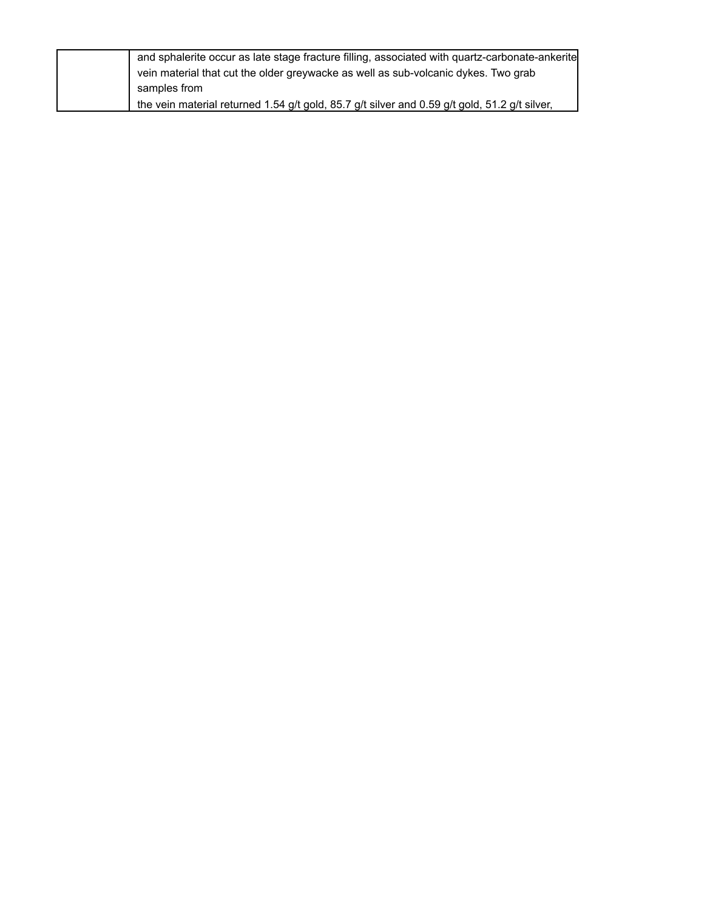|  | and sphalerite occur as late stage fracture filling, associated with quartz-carbonate-ankerite vein material that cut the older greywacke as well as sub-volcanic dykes. Two grab samples from the vein material returned 1.54 g/t gold, 85.7 g/t silver and 0.59 g/t gold, 51.2 g/t silver, |
| --- | --- |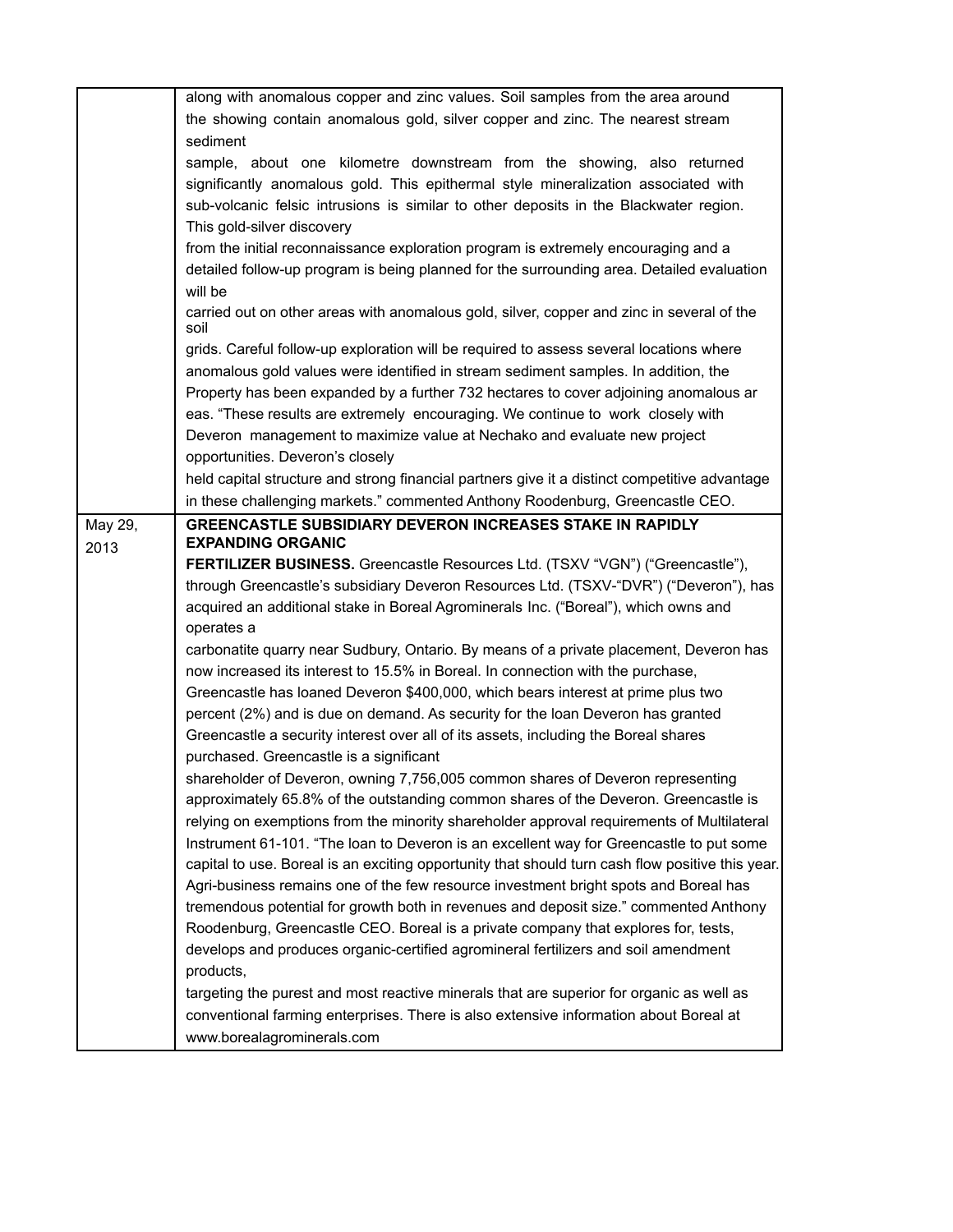| | |
|---|---|
| | along with anomalous copper and zinc values. Soil samples from the area around the showing contain anomalous gold, silver copper and zinc. The nearest stream sediment sample, about one kilometre downstream from the showing, also returned significantly anomalous gold. This epithermal style mineralization associated with sub-volcanic felsic intrusions is similar to other deposits in the Blackwater region. This gold-silver discovery from the initial reconnaissance exploration program is extremely encouraging and a detailed follow-up program is being planned for the surrounding area. Detailed evaluation will be carried out on other areas with anomalous gold, silver, copper and zinc in several of the soil grids. Careful follow-up exploration will be required to assess several locations where anomalous gold values were identified in stream sediment samples. In addition, the Property has been expanded by a further 732 hectares to cover adjoining anomalous ar eas. "These results are extremely encouraging. We continue to work closely with Deveron management to maximize value at Nechako and evaluate new project opportunities. Deveron's closely held capital structure and strong financial partners give it a distinct competitive advantage in these challenging markets." commented Anthony Roodenburg, Greencastle CEO. |
| May 29, 2013 | **GREENCASTLE SUBSIDIARY DEVERON INCREASES STAKE IN RAPIDLY EXPANDING ORGANIC FERTILIZER BUSINESS.** Greencastle Resources Ltd. (TSXV "VGN") ("Greencastle"), through Greencastle's subsidiary Deveron Resources Ltd. (TSXV-"DVR") ("Deveron"), has acquired an additional stake in Boreal Agrominerals Inc. ("Boreal"), which owns and operates a carbonatite quarry near Sudbury, Ontario. By means of a private placement, Deveron has now increased its interest to 15.5% in Boreal. In connection with the purchase, Greencastle has loaned Deveron $400,000, which bears interest at prime plus two percent (2%) and is due on demand. As security for the loan Deveron has granted Greencastle a security interest over all of its assets, including the Boreal shares purchased. Greencastle is a significant shareholder of Deveron, owning 7,756,005 common shares of Deveron representing approximately 65.8% of the outstanding common shares of the Deveron. Greencastle is relying on exemptions from the minority shareholder approval requirements of Multilateral Instrument 61-101. "The loan to Deveron is an excellent way for Greencastle to put some capital to use. Boreal is an exciting opportunity that should turn cash flow positive this year. Agri-business remains one of the few resource investment bright spots and Boreal has tremendous potential for growth both in revenues and deposit size." commented Anthony Roodenburg, Greencastle CEO. Boreal is a private company that explores for, tests, develops and produces organic-certified agromineral fertilizers and soil amendment products, targeting the purest and most reactive minerals that are superior for organic as well as conventional farming enterprises. There is also extensive information about Boreal at www.borealagrominerals.com |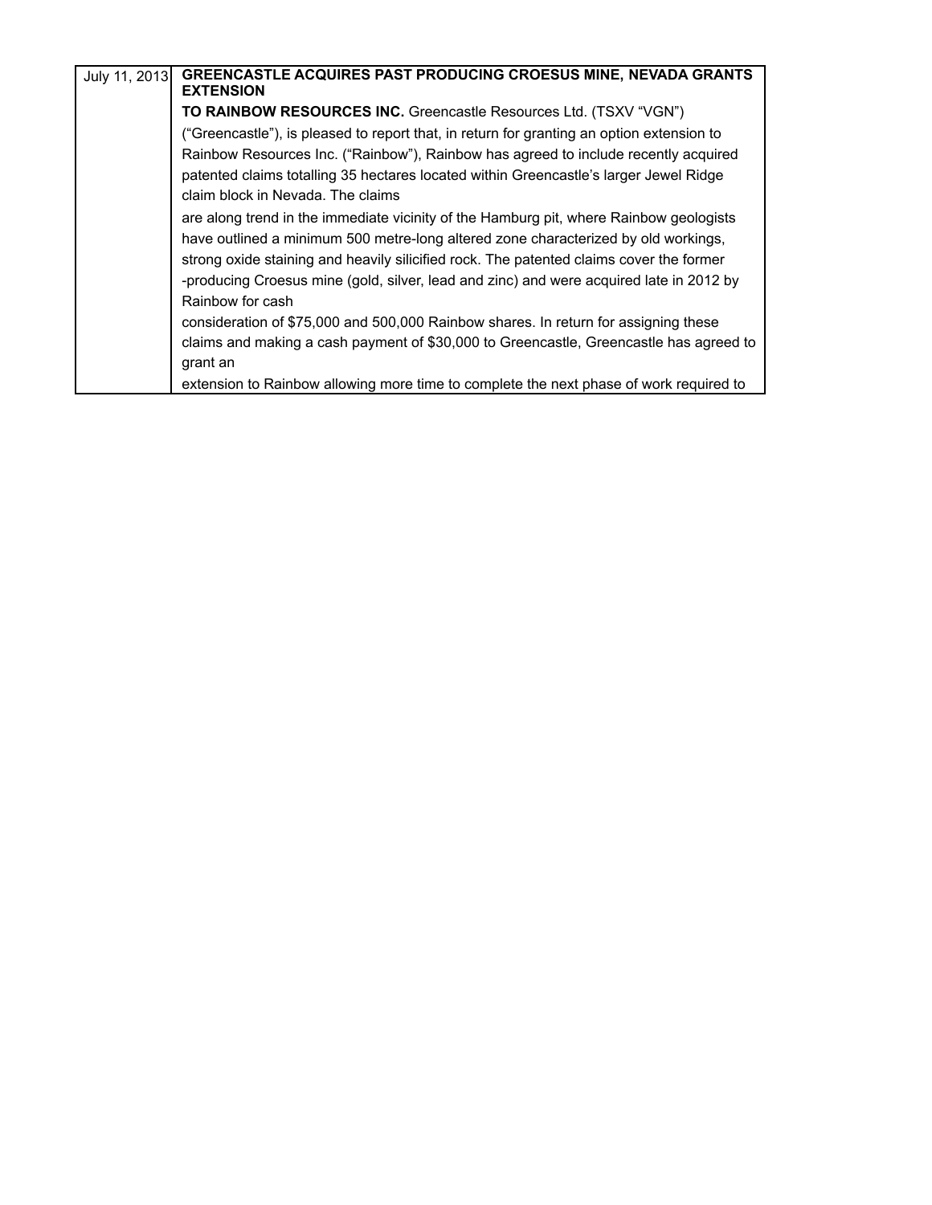| July 11, 2013 | **GREENCASTLE ACQUIRES PAST PRODUCING CROESUS MINE, NEVADA GRANTS EXTENSION TO RAINBOW RESOURCES INC.** Greencastle Resources Ltd. (TSXV "VGN") ("Greencastle"), is pleased to report that, in return for granting an option extension to Rainbow Resources Inc. ("Rainbow"), Rainbow has agreed to include recently acquired patented claims totalling 35 hectares located within Greencastle's larger Jewel Ridge claim block in Nevada. The claims are along trend in the immediate vicinity of the Hamburg pit, where Rainbow geologists have outlined a minimum 500 metre-long altered zone characterized by old workings, strong oxide staining and heavily silicified rock. The patented claims cover the former -producing Croesus mine (gold, silver, lead and zinc) and were acquired late in 2012 by Rainbow for cash consideration of $75,000 and 500,000 Rainbow shares. In return for assigning these claims and making a cash payment of $30,000 to Greencastle, Greencastle has agreed to grant an extension to Rainbow allowing more time to complete the next phase of work required to |
|---|---|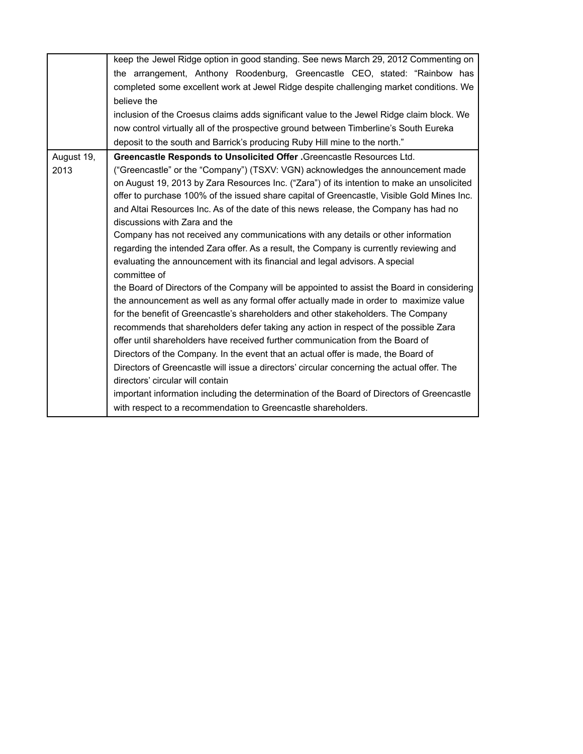| | |
|---|---|
| | keep the Jewel Ridge option in good standing. See news March 29, 2012 Commenting on the arrangement, Anthony Roodenburg, Greencastle CEO, stated: "Rainbow has completed some excellent work at Jewel Ridge despite challenging market conditions. We believe the inclusion of the Croesus claims adds significant value to the Jewel Ridge claim block. We now control virtually all of the prospective ground between Timberline's South Eureka deposit to the south and Barrick's producing Ruby Hill mine to the north." |
| August 19, 2013 | **Greencastle Responds to Unsolicited Offer .**Greencastle Resources Ltd. ("Greencastle" or the "Company") (TSXV: VGN) acknowledges the announcement made on August 19, 2013 by Zara Resources Inc. ("Zara") of its intention to make an unsolicited offer to purchase 100% of the issued share capital of Greencastle, Visible Gold Mines Inc. and Altai Resources Inc. As of the date of this news release, the Company has had no discussions with Zara and the Company has not received any communications with any details or other information regarding the intended Zara offer. As a result, the Company is currently reviewing and evaluating the announcement with its financial and legal advisors. A special committee of the Board of Directors of the Company will be appointed to assist the Board in considering the announcement as well as any formal offer actually made in order to maximize value for the benefit of Greencastle's shareholders and other stakeholders. The Company recommends that shareholders defer taking any action in respect of the possible Zara offer until shareholders have received further communication from the Board of Directors of the Company. In the event that an actual offer is made, the Board of Directors of Greencastle will issue a directors' circular concerning the actual offer. The directors' circular will contain important information including the determination of the Board of Directors of Greencastle with respect to a recommendation to Greencastle shareholders. |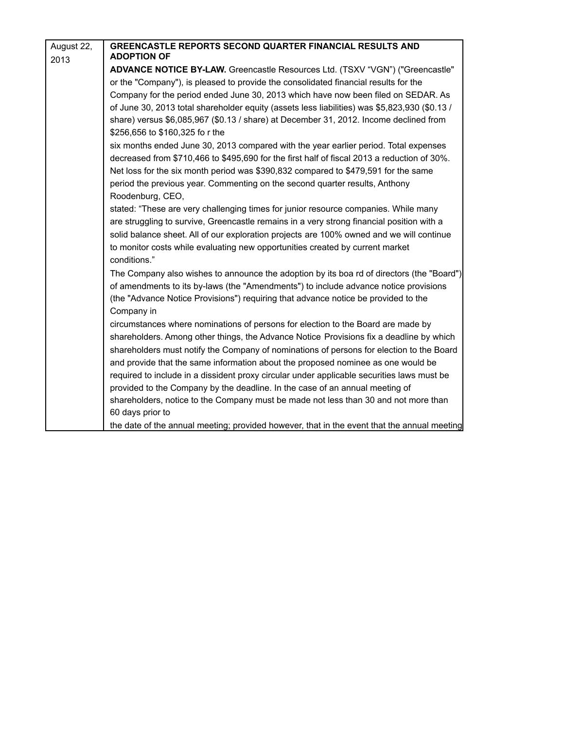| August 22, 2013 | **GREENCASTLE REPORTS SECOND QUARTER FINANCIAL RESULTS AND ADOPTION OF ADVANCE NOTICE BY-LAW.** Greencastle Resources Ltd. (TSXV "VGN") ("Greencastle" or the "Company"), is pleased to provide the consolidated financial results for the Company for the period ended June 30, 2013 which have now been filed on SEDAR. As of June 30, 2013 total shareholder equity (assets less liabilities) was $5,823,930 ($0.13 / share) versus $6,085,967 ($0.13 / share) at December 31, 2012. Income declined from $256,656 to $160,325 fo r the six months ended June 30, 2013 compared with the year earlier period. Total expenses decreased from $710,466 to $495,690 for the first half of fiscal 2013 a reduction of 30%. Net loss for the six month period was $390,832 compared to $479,591 for the same period the previous year. Commenting on the second quarter results, Anthony Roodenburg, CEO, stated: "These are very challenging times for junior resource companies. While many are struggling to survive, Greencastle remains in a very strong financial position with a solid balance sheet. All of our exploration projects are 100% owned and we will continue to monitor costs while evaluating new opportunities created by current market conditions." The Company also wishes to announce the adoption by its boa rd of directors (the "Board") of amendments to its by-laws (the "Amendments") to include advance notice provisions (the "Advance Notice Provisions") requiring that advance notice be provided to the Company in circumstances where nominations of persons for election to the Board are made by shareholders. Among other things, the Advance Notice Provisions fix a deadline by which shareholders must notify the Company of nominations of persons for election to the Board and provide that the same information about the proposed nominee as one would be required to include in a dissident proxy circular under applicable securities laws must be provided to the Company by the deadline. In the case of an annual meeting of shareholders, notice to the Company must be made not less than 30 and not more than 60 days prior to the date of the annual meeting; provided however, that in the event that the annual meeting |
|---|---|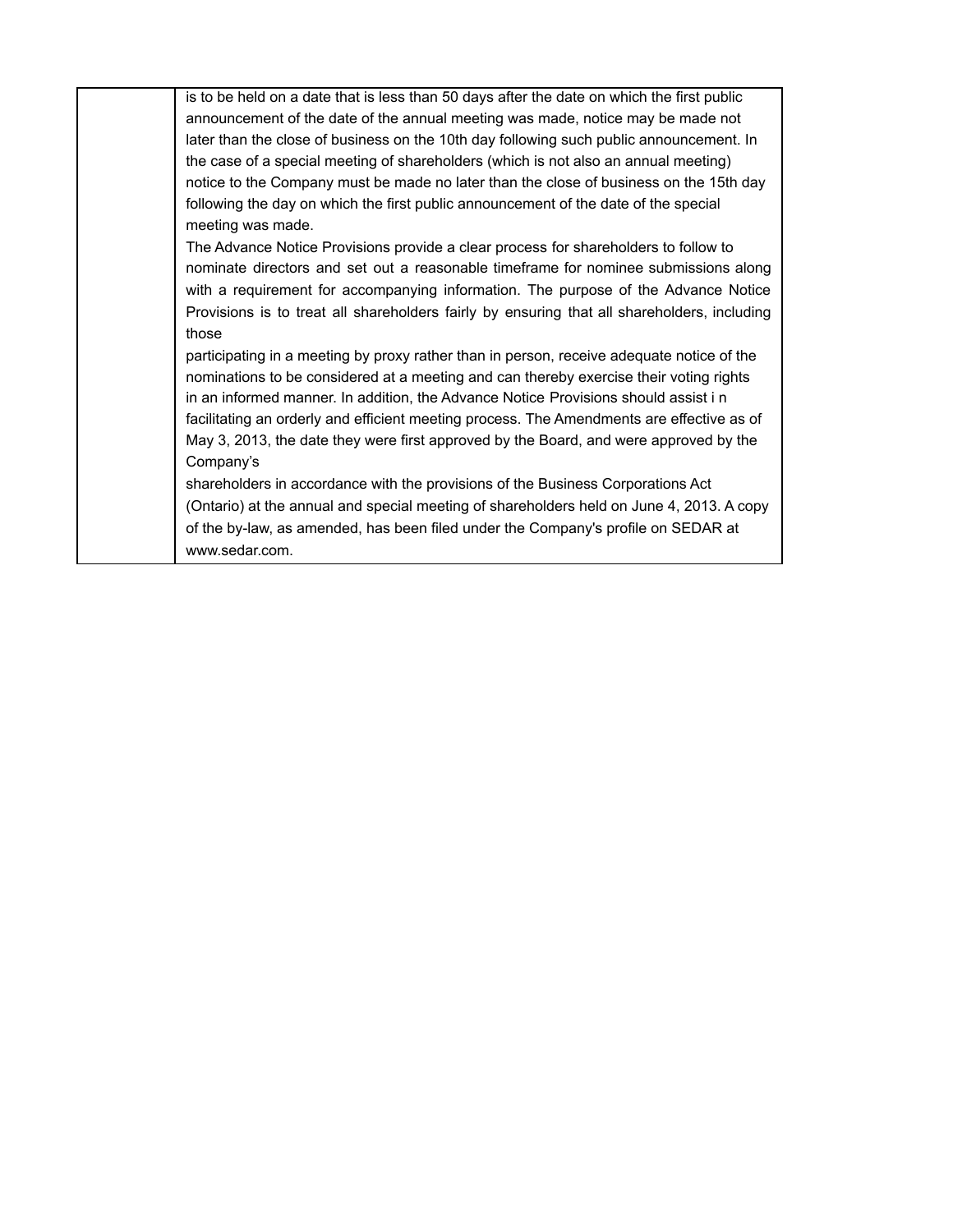| | is to be held on a date that is less than 50 days after the date on which the first public announcement of the date of the annual meeting was made, notice may be made not later than the close of business on the 10th day following such public announcement. In the case of a special meeting of shareholders (which is not also an annual meeting) notice to the Company must be made no later than the close of business on the 15th day following the day on which the first public announcement of the date of the special meeting was made.<br>The Advance Notice Provisions provide a clear process for shareholders to follow to nominate directors and set out a reasonable timeframe for nominee submissions along with a requirement for accompanying information. The purpose of the Advance Notice Provisions is to treat all shareholders fairly by ensuring that all shareholders, including those participating in a meeting by proxy rather than in person, receive adequate notice of the nominations to be considered at a meeting and can thereby exercise their voting rights in an informed manner. In addition, the Advance Notice Provisions should assist i n facilitating an orderly and efficient meeting process. The Amendments are effective as of May 3, 2013, the date they were first approved by the Board, and were approved by the Company's shareholders in accordance with the provisions of the Business Corporations Act (Ontario) at the annual and special meeting of shareholders held on June 4, 2013. A copy of the by-law, as amended, has been filed under the Company's profile on SEDAR at www.sedar.com. |
|---|---|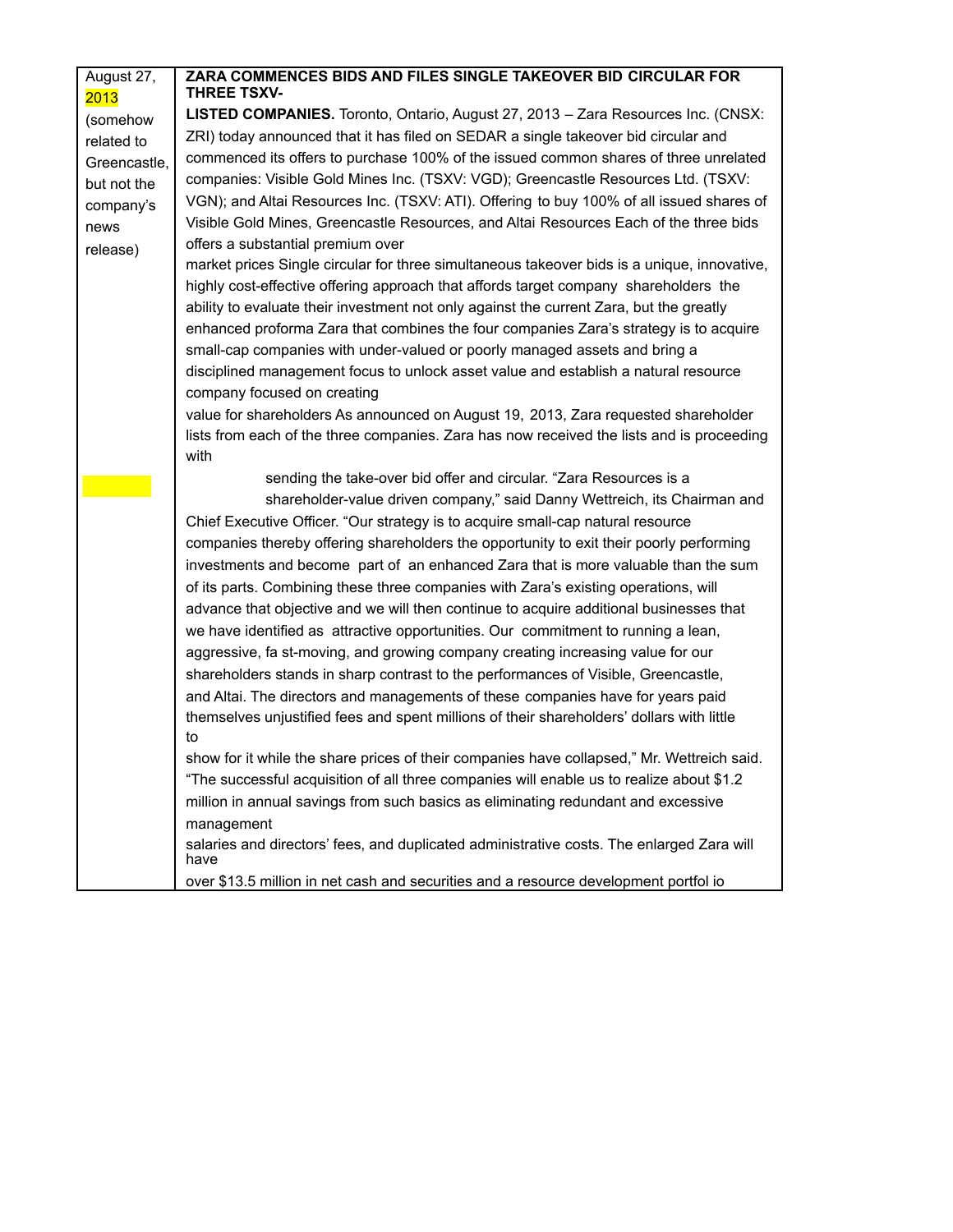| | |
|---|---|
| August 27, 2013 (somehow related to Greencastle, but not the company's news release) | **ZARA COMMENCES BIDS AND FILES SINGLE TAKEOVER BID CIRCULAR FOR THREE TSXV-LISTED COMPANIES.** Toronto, Ontario, August 27, 2013 – Zara Resources Inc. (CNSX: ZRI) today announced that it has filed on SEDAR a single takeover bid circular and commenced its offers to purchase 100% of the issued common shares of three unrelated companies: Visible Gold Mines Inc. (TSXV: VGD); Greencastle Resources Ltd. (TSXV: VGN); and Altai Resources Inc. (TSXV: ATI). Offering to buy 100% of all issued shares of Visible Gold Mines, Greencastle Resources, and Altai Resources Each of the three bids offers a substantial premium over market prices Single circular for three simultaneous takeover bids is a unique, innovative, highly cost-effective offering approach that affords target company shareholders the ability to evaluate their investment not only against the current Zara, but the greatly enhanced proforma Zara that combines the four companies Zara's strategy is to acquire small-cap companies with under-valued or poorly managed assets and bring a disciplined management focus to unlock asset value and establish a natural resource company focused on creating value for shareholders As announced on August 19, 2013, Zara requested shareholder lists from each of the three companies. Zara has now received the lists and is proceeding with sending the take-over bid offer and circular. "Zara Resources is a shareholder-value driven company," said Danny Wettreich, its Chairman and Chief Executive Officer. "Our strategy is to acquire small-cap natural resource companies thereby offering shareholders the opportunity to exit their poorly performing investments and become part of an enhanced Zara that is more valuable than the sum of its parts. Combining these three companies with Zara's existing operations, will advance that objective and we will then continue to acquire additional businesses that we have identified as attractive opportunities. Our commitment to running a lean, aggressive, fa st-moving, and growing company creating increasing value for our shareholders stands in sharp contrast to the performances of Visible, Greencastle, and Altai. The directors and managements of these companies have for years paid themselves unjustified fees and spent millions of their shareholders' dollars with little to show for it while the share prices of their companies have collapsed," Mr. Wettreich said. "The successful acquisition of all three companies will enable us to realize about $1.2 million in annual savings from such basics as eliminating redundant and excessive management salaries and directors' fees, and duplicated administrative costs. The enlarged Zara will have over $13.5 million in net cash and securities and a resource development portfol io |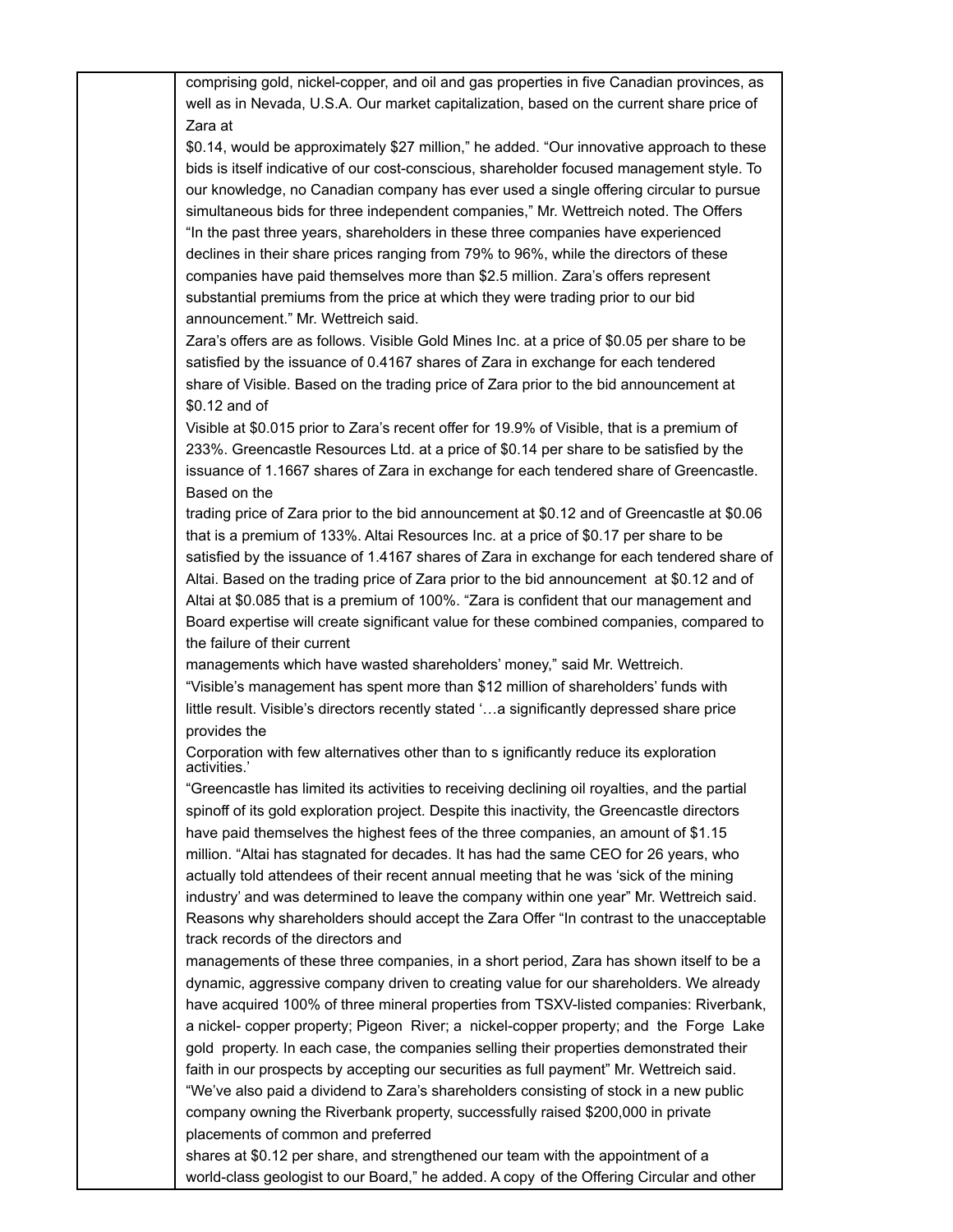comprising gold, nickel-copper, and oil and gas properties in five Canadian provinces, as well as in Nevada, U.S.A. Our market capitalization, based on the current share price of Zara at $0.14, would be approximately $27 million," he added. "Our innovative approach to these bids is itself indicative of our cost-conscious, shareholder focused management style. To our knowledge, no Canadian company has ever used a single offering circular to pursue simultaneous bids for three independent companies," Mr. Wettreich noted. The Offers "In the past three years, shareholders in these three companies have experienced declines in their share prices ranging from 79% to 96%, while the directors of these companies have paid themselves more than $2.5 million. Zara's offers represent substantial premiums from the price at which they were trading prior to our bid announcement." Mr. Wettreich said.

Zara's offers are as follows. Visible Gold Mines Inc. at a price of $0.05 per share to be satisfied by the issuance of 0.4167 shares of Zara in exchange for each tendered share of Visible. Based on the trading price of Zara prior to the bid announcement at $0.12 and of Visible at $0.015 prior to Zara's recent offer for 19.9% of Visible, that is a premium of 233%. Greencastle Resources Ltd. at a price of $0.14 per share to be satisfied by the issuance of 1.1667 shares of Zara in exchange for each tendered share of Greencastle. Based on the trading price of Zara prior to the bid announcement at $0.12 and of Greencastle at $0.06 that is a premium of 133%. Altai Resources Inc. at a price of $0.17 per share to be satisfied by the issuance of 1.4167 shares of Zara in exchange for each tendered share of Altai. Based on the trading price of Zara prior to the bid announcement at $0.12 and of Altai at $0.085 that is a premium of 100%. "Zara is confident that our management and Board expertise will create significant value for these combined companies, compared to the failure of their current managements which have wasted shareholders' money," said Mr. Wettreich.

"Visible's management has spent more than $12 million of shareholders' funds with little result. Visible's directors recently stated '…a significantly depressed share price provides the Corporation with few alternatives other than to significantly reduce its exploration activities.'

"Greencastle has limited its activities to receiving declining oil royalties, and the partial spinoff of its gold exploration project. Despite this inactivity, the Greencastle directors have paid themselves the highest fees of the three companies, an amount of $1.15 million. "Altai has stagnated for decades. It has had the same CEO for 26 years, who actually told attendees of their recent annual meeting that he was 'sick of the mining industry' and was determined to leave the company within one year" Mr. Wettreich said. Reasons why shareholders should accept the Zara Offer "In contrast to the unacceptable track records of the directors and managements of these three companies, in a short period, Zara has shown itself to be a dynamic, aggressive company driven to creating value for our shareholders. We already have acquired 100% of three mineral properties from TSXV-listed companies: Riverbank, a nickel- copper property; Pigeon River; a nickel-copper property; and the Forge Lake gold property. In each case, the companies selling their properties demonstrated their faith in our prospects by accepting our securities as full payment" Mr. Wettreich said. "We've also paid a dividend to Zara's shareholders consisting of stock in a new public company owning the Riverbank property, successfully raised $200,000 in private placements of common and preferred shares at $0.12 per share, and strengthened our team with the appointment of a world-class geologist to our Board," he added. A copy of the Offering Circular and other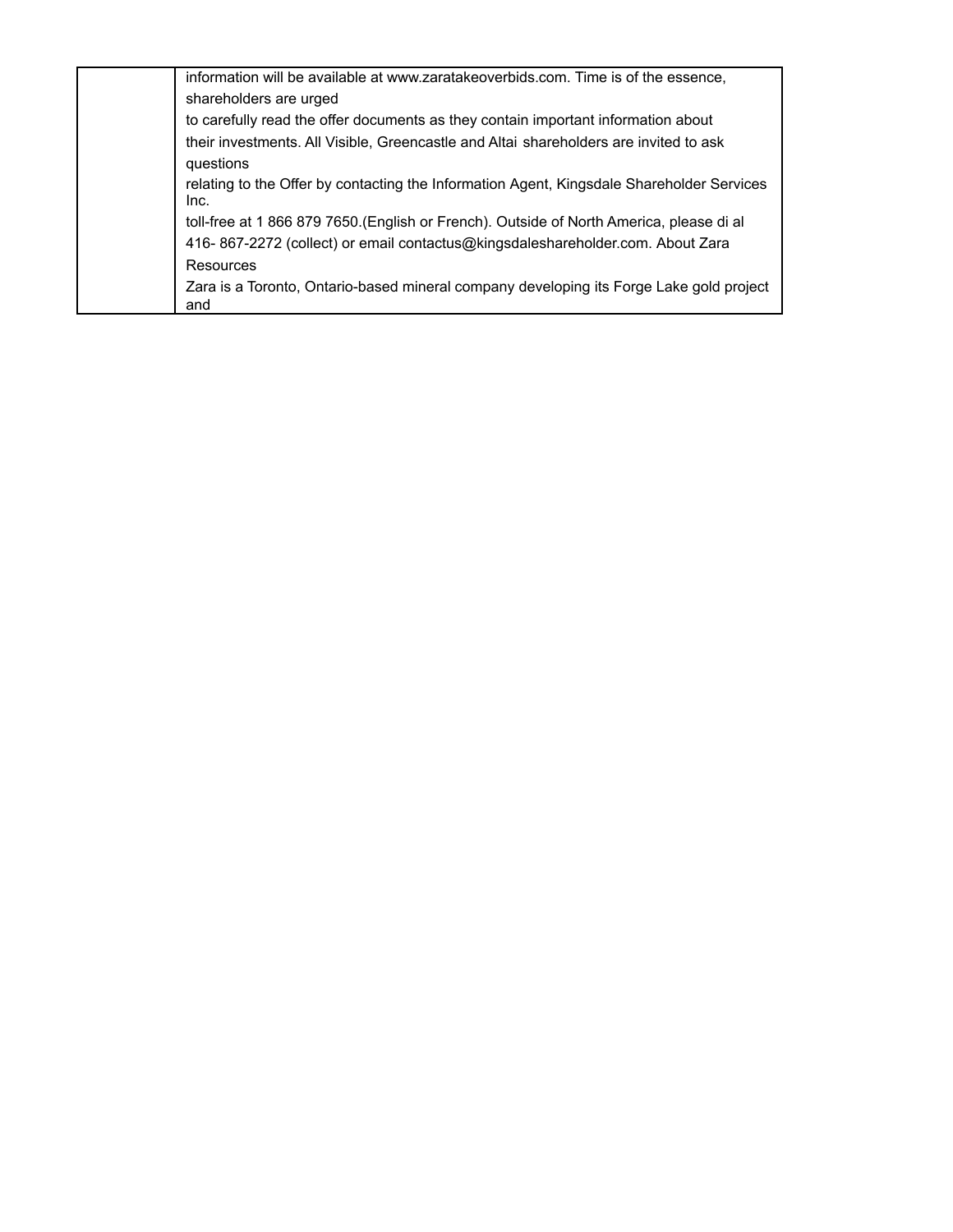| | information will be available at www.zaratakeoverbids.com. Time is of the essence, shareholders are urged to carefully read the offer documents as they contain important information about their investments. All Visible, Greencastle and Altai shareholders are invited to ask questions relating to the Offer by contacting the Information Agent, Kingsdale Shareholder Services Inc. toll-free at 1 866 879 7650.(English or French). Outside of North America, please di al 416- 867-2272 (collect) or email contactus@kingsdaleshareholder.com. About Zara Resources Zara is a Toronto, Ontario-based mineral company developing its Forge Lake gold project and |
|---|---|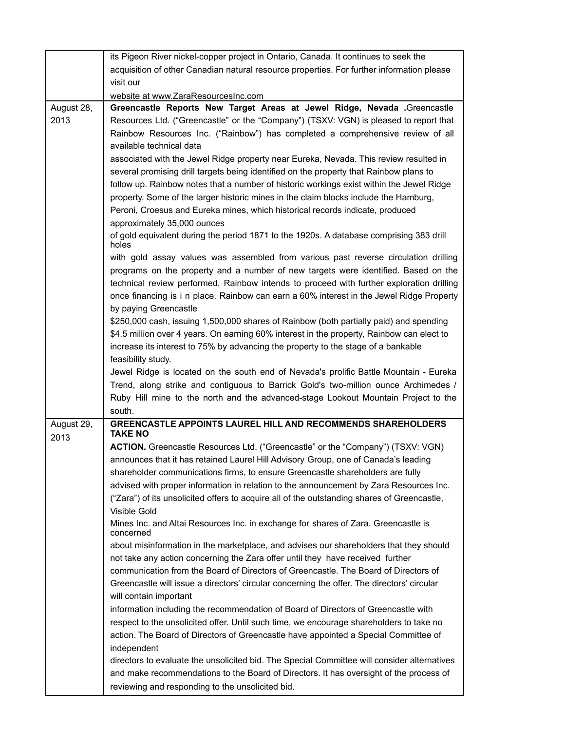| | |
|---|---|
| | its Pigeon River nickel-copper project in Ontario, Canada. It continues to seek the acquisition of other Canadian natural resource properties. For further information please visit our website at www.ZaraResourcesInc.com |
| August 28, 2013 | **Greencastle Reports New Target Areas at Jewel Ridge, Nevada .**Greencastle Resources Ltd. ("Greencastle" or the "Company") (TSXV: VGN) is pleased to report that Rainbow Resources Inc. ("Rainbow") has completed a comprehensive review of all available technical data associated with the Jewel Ridge property near Eureka, Nevada. This review resulted in several promising drill targets being identified on the property that Rainbow plans to follow up. Rainbow notes that a number of historic workings exist within the Jewel Ridge property. Some of the larger historic mines in the claim blocks include the Hamburg, Peroni, Croesus and Eureka mines, which historical records indicate, produced approximately 35,000 ounces of gold equivalent during the period 1871 to the 1920s. A database comprising 383 drill holes with gold assay values was assembled from various past reverse circulation drilling programs on the property and a number of new targets were identified. Based on the technical review performed, Rainbow intends to proceed with further exploration drilling once financing is i n place. Rainbow can earn a 60% interest in the Jewel Ridge Property by paying Greencastle $250,000 cash, issuing 1,500,000 shares of Rainbow (both partially paid) and spending $4.5 million over 4 years. On earning 60% interest in the property, Rainbow can elect to increase its interest to 75% by advancing the property to the stage of a bankable feasibility study.<br>Jewel Ridge is located on the south end of Nevada's prolific Battle Mountain - Eureka Trend, along strike and contiguous to Barrick Gold's two-million ounce Archimedes / Ruby Hill mine to the north and the advanced-stage Lookout Mountain Project to the south. |
| August 29, 2013 | **GREENCASTLE APPOINTS LAUREL HILL AND RECOMMENDS SHAREHOLDERS TAKE NO ACTION.** Greencastle Resources Ltd. ("Greencastle" or the "Company") (TSXV: VGN) announces that it has retained Laurel Hill Advisory Group, one of Canada's leading shareholder communications firms, to ensure Greencastle shareholders are fully advised with proper information in relation to the announcement by Zara Resources Inc. ("Zara") of its unsolicited offers to acquire all of the outstanding shares of Greencastle, Visible Gold Mines Inc. and Altai Resources Inc. in exchange for shares of Zara. Greencastle is concerned about misinformation in the marketplace, and advises our shareholders that they should not take any action concerning the Zara offer until they have received further communication from the Board of Directors of Greencastle. The Board of Directors of Greencastle will issue a directors' circular concerning the offer. The directors' circular will contain important information including the recommendation of Board of Directors of Greencastle with respect to the unsolicited offer. Until such time, we encourage shareholders to take no action. The Board of Directors of Greencastle have appointed a Special Committee of independent directors to evaluate the unsolicited bid. The Special Committee will consider alternatives and make recommendations to the Board of Directors. It has oversight of the process of reviewing and responding to the unsolicited bid. |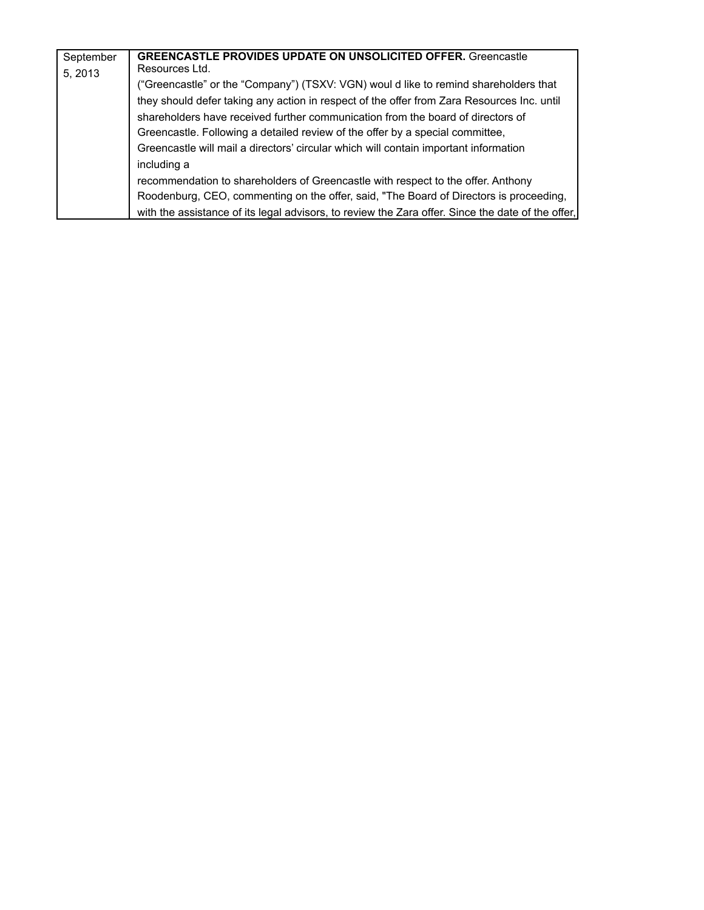| September 5, 2013 | **GREENCASTLE PROVIDES UPDATE ON UNSOLICITED OFFER.** Greencastle Resources Ltd. ("Greencastle" or the "Company") (TSXV: VGN) woul d like to remind shareholders that they should defer taking any action in respect of the offer from Zara Resources Inc. until shareholders have received further communication from the board of directors of Greencastle. Following a detailed review of the offer by a special committee, Greencastle will mail a directors' circular which will contain important information including a recommendation to shareholders of Greencastle with respect to the offer. Anthony Roodenburg, CEO, commenting on the offer, said, "The Board of Directors is proceeding, with the assistance of its legal advisors, to review the Zara offer. Since the date of the offer, |
|---|---|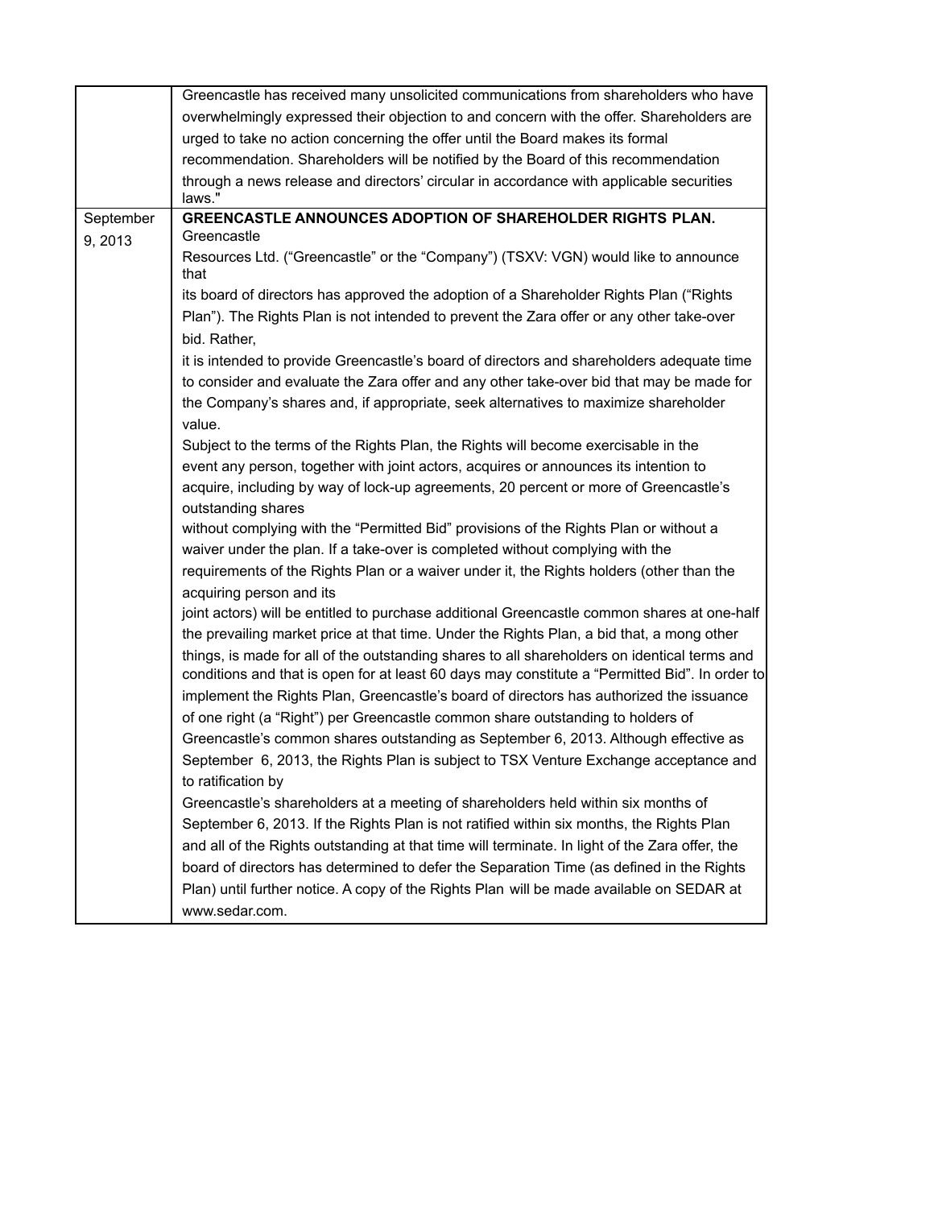| | |
|---|---|
| | Greencastle has received many unsolicited communications from shareholders who have overwhelmingly expressed their objection to and concern with the offer. Shareholders are urged to take no action concerning the offer until the Board makes its formal recommendation. Shareholders will be notified by the Board of this recommendation through a news release and directors' circular in accordance with applicable securities laws." |
| September 9, 2013 | **GREENCASTLE ANNOUNCES ADOPTION OF SHAREHOLDER RIGHTS PLAN.** Greencastle Resources Ltd. ("Greencastle" or the "Company") (TSXV: VGN) would like to announce that its board of directors has approved the adoption of a Shareholder Rights Plan ("Rights Plan"). The Rights Plan is not intended to prevent the Zara offer or any other take-over bid. Rather, it is intended to provide Greencastle's board of directors and shareholders adequate time to consider and evaluate the Zara offer and any other take-over bid that may be made for the Company's shares and, if appropriate, seek alternatives to maximize shareholder value. Subject to the terms of the Rights Plan, the Rights will become exercisable in the event any person, together with joint actors, acquires or announces its intention to acquire, including by way of lock-up agreements, 20 percent or more of Greencastle's outstanding shares without complying with the "Permitted Bid" provisions of the Rights Plan or without a waiver under the plan. If a take-over is completed without complying with the requirements of the Rights Plan or a waiver under it, the Rights holders (other than the acquiring person and its joint actors) will be entitled to purchase additional Greencastle common shares at one-half the prevailing market price at that time. Under the Rights Plan, a bid that, a mong other things, is made for all of the outstanding shares to all shareholders on identical terms and conditions and that is open for at least 60 days may constitute a "Permitted Bid". In order to implement the Rights Plan, Greencastle's board of directors has authorized the issuance of one right (a "Right") per Greencastle common share outstanding to holders of Greencastle's common shares outstanding as September 6, 2013. Although effective as September 6, 2013, the Rights Plan is subject to TSX Venture Exchange acceptance and to ratification by Greencastle's shareholders at a meeting of shareholders held within six months of September 6, 2013. If the Rights Plan is not ratified within six months, the Rights Plan and all of the Rights outstanding at that time will terminate. In light of the Zara offer, the board of directors has determined to defer the Separation Time (as defined in the Rights Plan) until further notice. A copy of the Rights Plan will be made available on SEDAR at www.sedar.com. |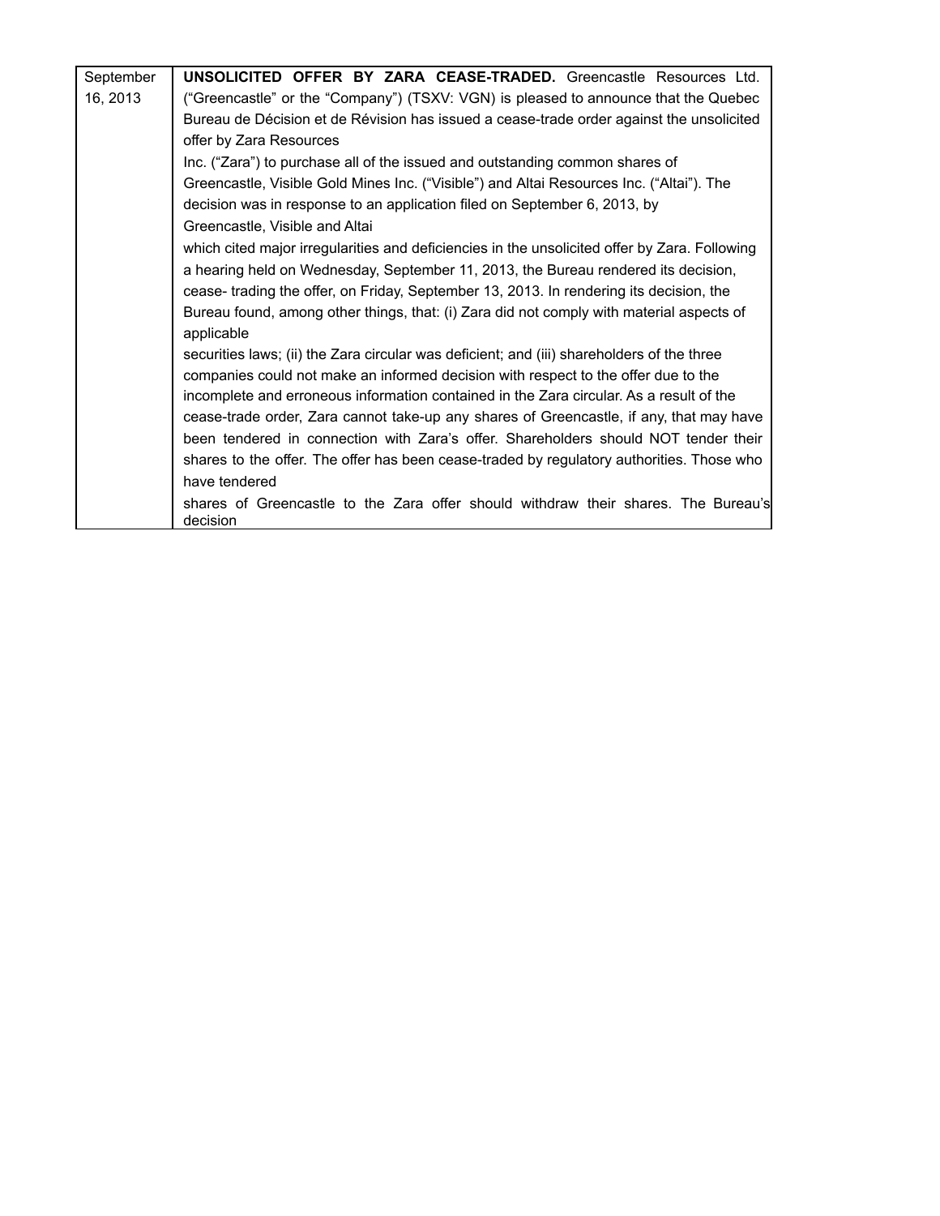| | |
|---|---|
| September 16, 2013 | **UNSOLICITED OFFER BY ZARA CEASE-TRADED.** Greencastle Resources Ltd. (“Greencastle” or the “Company”) (TSXV: VGN) is pleased to announce that the Quebec Bureau de Décision et de Révision has issued a cease-trade order against the unsolicited offer by Zara Resources Inc. (“Zara”) to purchase all of the issued and outstanding common shares of Greencastle, Visible Gold Mines Inc. (“Visible”) and Altai Resources Inc. (“Altai”). The decision was in response to an application filed on September 6, 2013, by Greencastle, Visible and Altai which cited major irregularities and deficiencies in the unsolicited offer by Zara. Following a hearing held on Wednesday, September 11, 2013, the Bureau rendered its decision, cease- trading the offer, on Friday, September 13, 2013. In rendering its decision, the Bureau found, among other things, that: (i) Zara did not comply with material aspects of applicable securities laws; (ii) the Zara circular was deficient; and (iii) shareholders of the three companies could not make an informed decision with respect to the offer due to the incomplete and erroneous information contained in the Zara circular. As a result of the cease-trade order, Zara cannot take-up any shares of Greencastle, if any, that may have been tendered in connection with Zara’s offer. Shareholders should NOT tender their shares to the offer. The offer has been cease-traded by regulatory authorities. Those who have tendered shares of Greencastle to the Zara offer should withdraw their shares. The Bureau’s decision |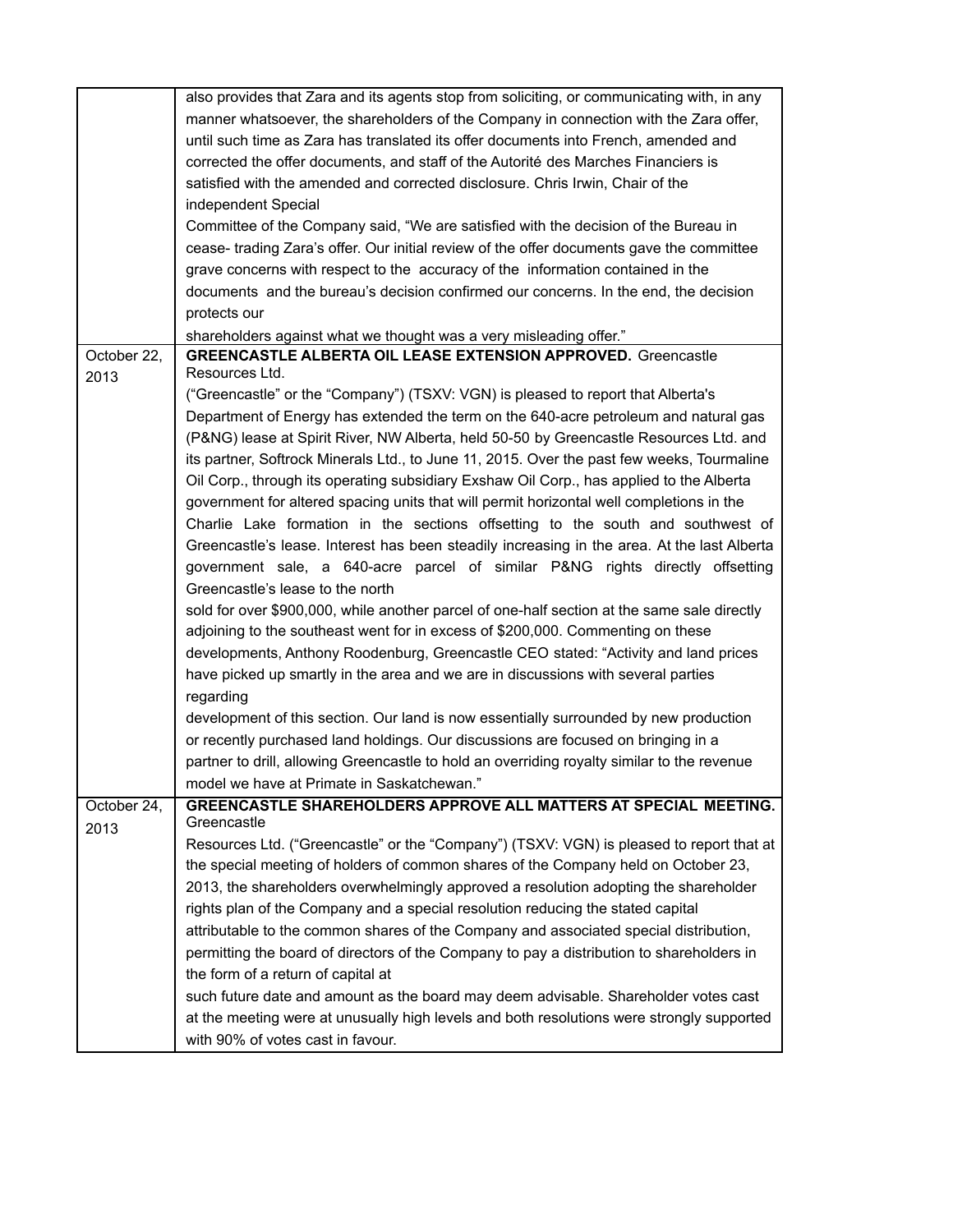| | |
|---|---|
| | also provides that Zara and its agents stop from soliciting, or communicating with, in any manner whatsoever, the shareholders of the Company in connection with the Zara offer, until such time as Zara has translated its offer documents into French, amended and corrected the offer documents, and staff of the Autorité des Marches Financiers is satisfied with the amended and corrected disclosure. Chris Irwin, Chair of the independent Special Committee of the Company said, "We are satisfied with the decision of the Bureau in cease- trading Zara's offer. Our initial review of the offer documents gave the committee grave concerns with respect to the accuracy of the information contained in the documents and the bureau's decision confirmed our concerns. In the end, the decision protects our shareholders against what we thought was a very misleading offer." |
| October 22, 2013 | **GREENCASTLE ALBERTA OIL LEASE EXTENSION APPROVED.** Greencastle Resources Ltd. ("Greencastle" or the "Company") (TSXV: VGN) is pleased to report that Alberta's Department of Energy has extended the term on the 640-acre petroleum and natural gas (P&NG) lease at Spirit River, NW Alberta, held 50-50 by Greencastle Resources Ltd. and its partner, Softrock Minerals Ltd., to June 11, 2015. Over the past few weeks, Tourmaline Oil Corp., through its operating subsidiary Exshaw Oil Corp., has applied to the Alberta government for altered spacing units that will permit horizontal well completions in the Charlie Lake formation in the sections offsetting to the south and southwest of Greencastle's lease. Interest has been steadily increasing in the area. At the last Alberta government sale, a 640-acre parcel of similar P&NG rights directly offsetting Greencastle's lease to the north sold for over $900,000, while another parcel of one-half section at the same sale directly adjoining to the southeast went for in excess of $200,000. Commenting on these developments, Anthony Roodenburg, Greencastle CEO stated: "Activity and land prices have picked up smartly in the area and we are in discussions with several parties regarding development of this section. Our land is now essentially surrounded by new production or recently purchased land holdings. Our discussions are focused on bringing in a partner to drill, allowing Greencastle to hold an overriding royalty similar to the revenue model we have at Primate in Saskatchewan." |
| October 24, 2013 | **GREENCASTLE SHAREHOLDERS APPROVE ALL MATTERS AT SPECIAL MEETING.** Greencastle Resources Ltd. ("Greencastle" or the "Company") (TSXV: VGN) is pleased to report that at the special meeting of holders of common shares of the Company held on October 23, 2013, the shareholders overwhelmingly approved a resolution adopting the shareholder rights plan of the Company and a special resolution reducing the stated capital attributable to the common shares of the Company and associated special distribution, permitting the board of directors of the Company to pay a distribution to shareholders in the form of a return of capital at such future date and amount as the board may deem advisable. Shareholder votes cast at the meeting were at unusually high levels and both resolutions were strongly supported with 90% of votes cast in favour. |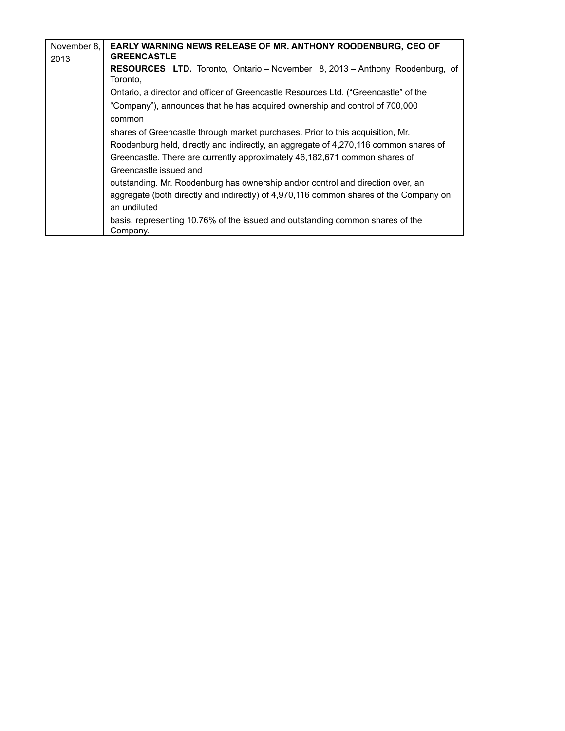| November 8, 2013 | **EARLY WARNING NEWS RELEASE OF MR. ANTHONY ROODENBURG, CEO OF GREENCASTLE RESOURCES LTD.** Toronto, Ontario – November 8, 2013 – Anthony Roodenburg, of Toronto, Ontario, a director and officer of Greencastle Resources Ltd. ("Greencastle" of the "Company"), announces that he has acquired ownership and control of 700,000 common shares of Greencastle through market purchases. Prior to this acquisition, Mr. Roodenburg held, directly and indirectly, an aggregate of 4,270,116 common shares of Greencastle. There are currently approximately 46,182,671 common shares of Greencastle issued and outstanding. Mr. Roodenburg has ownership and/or control and direction over, an aggregate (both directly and indirectly) of 4,970,116 common shares of the Company on an undiluted basis, representing 10.76% of the issued and outstanding common shares of the Company. |
|---|---|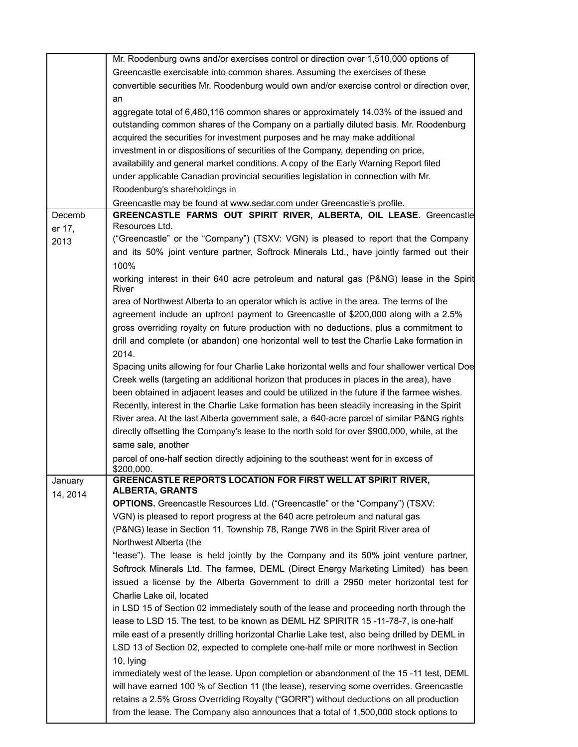| | |
|---|---|
| | Mr. Roodenburg owns and/or exercises control or direction over 1,510,000 options of Greencastle exercisable into common shares. Assuming the exercises of these convertible securities Mr. Roodenburg would own and/or exercise control or direction over, an aggregate total of 6,480,116 common shares or approximately 14.03% of the issued and outstanding common shares of the Company on a partially diluted basis. Mr. Roodenburg acquired the securities for investment purposes and he may make additional investment in or dispositions of securities of the Company, depending on price, availability and general market conditions. A copy of the Early Warning Report filed under applicable Canadian provincial securities legislation in connection with Mr. Roodenburg's shareholdings in Greencastle may be found at www.sedar.com under Greencastle's profile. |
| December 17, 2013 | **GREENCASTLE FARMS OUT SPIRIT RIVER, ALBERTA, OIL LEASE.** Greencastle Resources Ltd. ("Greencastle" or the "Company") (TSXV: VGN) is pleased to report that the Company and its 50% joint venture partner, Softrock Minerals Ltd., have jointly farmed out their 100% working interest in their 640 acre petroleum and natural gas (P&NG) lease in the Spirit River area of Northwest Alberta to an operator which is active in the area. The terms of the agreement include an upfront payment to Greencastle of $200,000 along with a 2.5% gross overriding royalty on future production with no deductions, plus a commitment to drill and complete (or abandon) one horizontal well to test the Charlie Lake formation in 2014. Spacing units allowing for four Charlie Lake horizontal wells and four shallower vertical Doe Creek wells (targeting an additional horizon that produces in places in the area), have been obtained in adjacent leases and could be utilized in the future if the farmee wishes. Recently, interest in the Charlie Lake formation has been steadily increasing in the Spirit River area. At the last Alberta government sale, a 640-acre parcel of similar P&NG rights directly offsetting the Company's lease to the north sold for over $900,000, while, at the same sale, another parcel of one-half section directly adjoining to the southeast went for in excess of $200,000. |
| January 14, 2014 | **GREENCASTLE REPORTS LOCATION FOR FIRST WELL AT SPIRIT RIVER, ALBERTA, GRANTS OPTIONS.** Greencastle Resources Ltd. ("Greencastle" or the "Company") (TSXV: VGN) is pleased to report progress at the 640 acre petroleum and natural gas (P&NG) lease in Section 11, Township 78, Range 7W6 in the Spirit River area of Northwest Alberta (the "lease"). The lease is held jointly by the Company and its 50% joint venture partner, Softrock Minerals Ltd. The farmee, DEML (Direct Energy Marketing Limited) has been issued a license by the Alberta Government to drill a 2950 meter horizontal test for Charlie Lake oil, located in LSD 15 of Section 02 immediately south of the lease and proceeding north through the lease to LSD 15. The test, to be known as DEML HZ SPIRITR 15 -11-78-7, is one-half mile east of a presently drilling horizontal Charlie Lake test, also being drilled by DEML in LSD 13 of Section 02, expected to complete one-half mile or more northwest in Section 10, lying immediately west of the lease. Upon completion or abandonment of the 15 -11 test, DEML will have earned 100 % of Section 11 (the lease), reserving some overrides. Greencastle retains a 2.5% Gross Overriding Royalty ("GORR") without deductions on all production from the lease. The Company also announces that a total of 1,500,000 stock options to |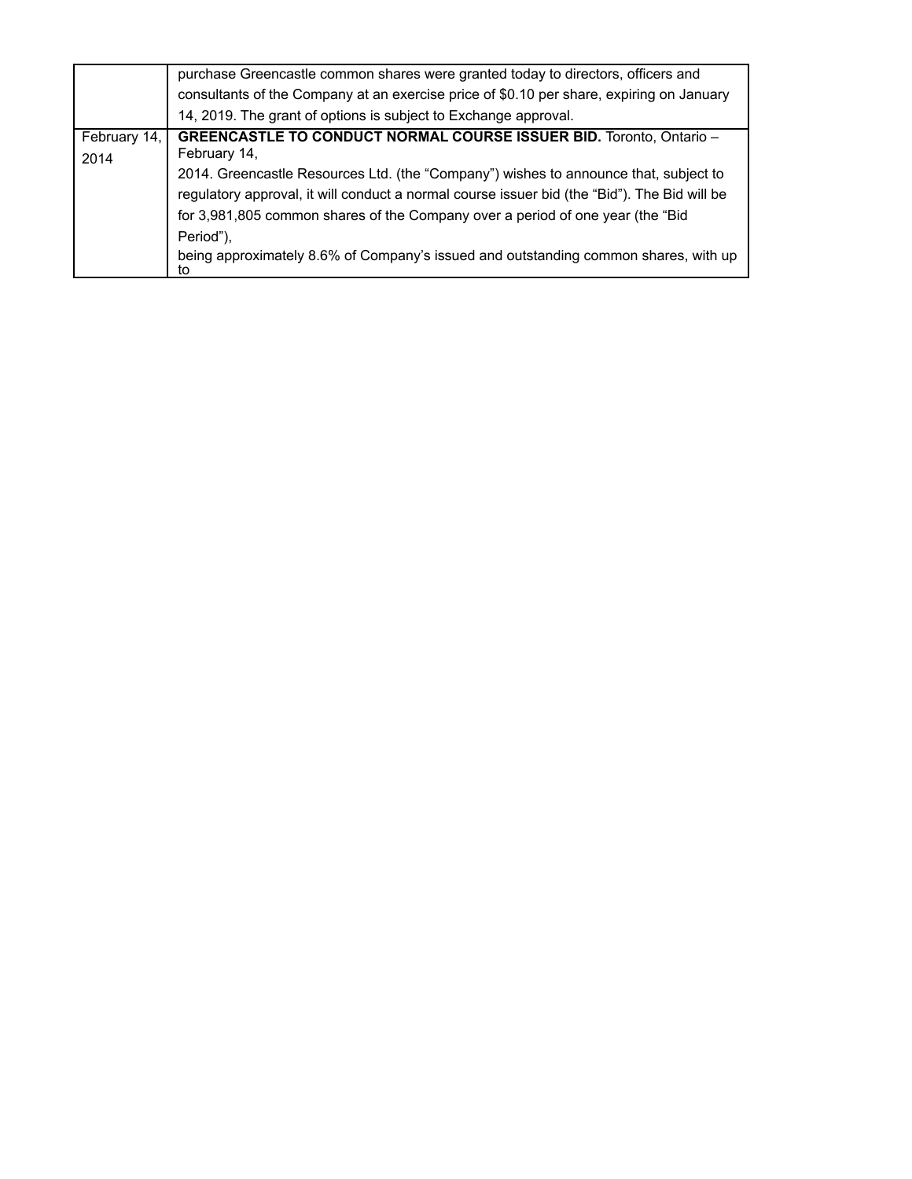| | |
|---|---|
| | purchase Greencastle common shares were granted today to directors, officers and consultants of the Company at an exercise price of $0.10 per share, expiring on January 14, 2019. The grant of options is subject to Exchange approval. |
| February 14, 2014 | **GREENCASTLE TO CONDUCT NORMAL COURSE ISSUER BID.** Toronto, Ontario – February 14, 2014. Greencastle Resources Ltd. (the “Company”) wishes to announce that, subject to regulatory approval, it will conduct a normal course issuer bid (the “Bid”). The Bid will be for 3,981,805 common shares of the Company over a period of one year (the “Bid Period”), being approximately 8.6% of Company’s issued and outstanding common shares, with up to |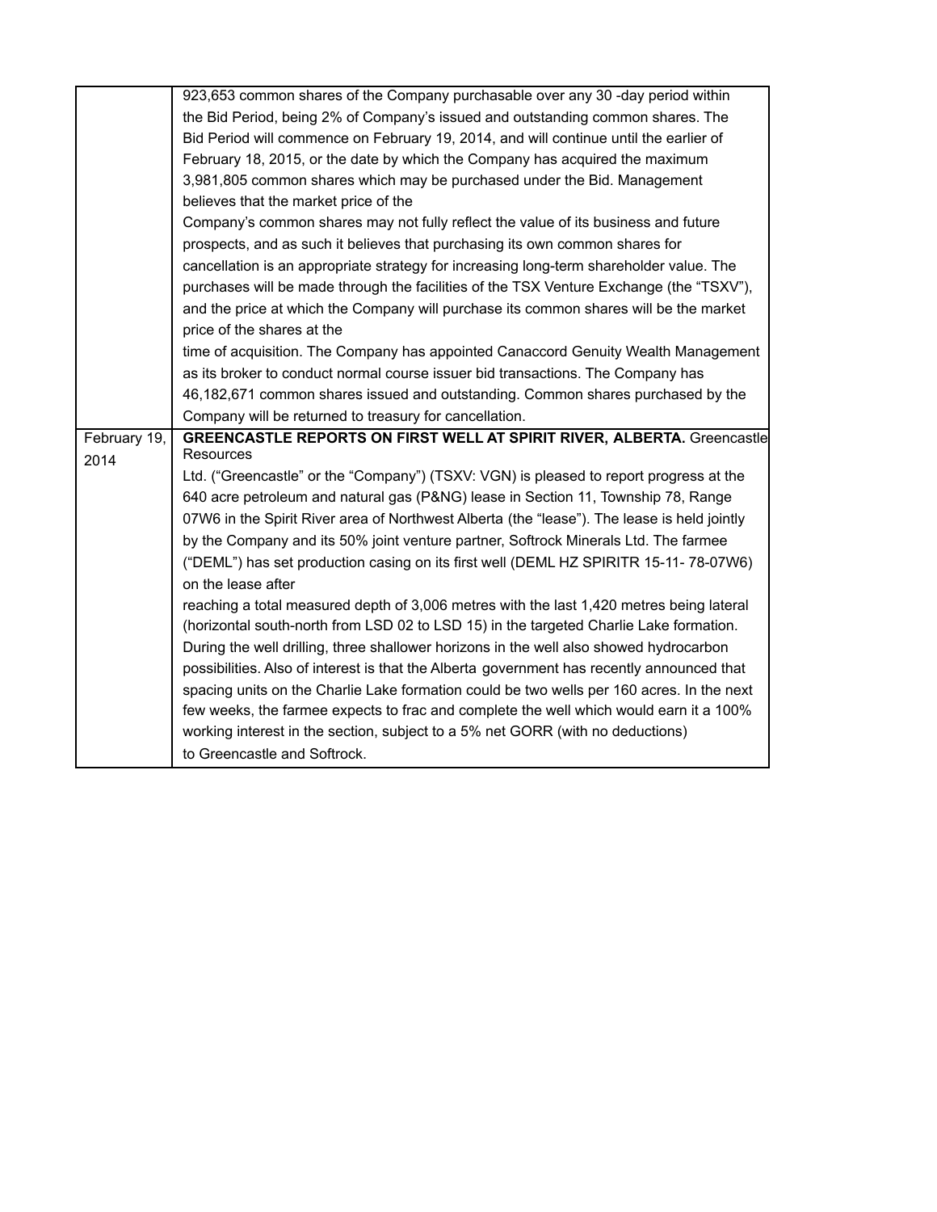|  |  |
| --- | --- |
|  | 923,653 common shares of the Company purchasable over any 30 -day period within the Bid Period, being 2% of Company's issued and outstanding common shares. The Bid Period will commence on February 19, 2014, and will continue until the earlier of February 18, 2015, or the date by which the Company has acquired the maximum 3,981,805 common shares which may be purchased under the Bid. Management believes that the market price of the Company's common shares may not fully reflect the value of its business and future prospects, and as such it believes that purchasing its own common shares for cancellation is an appropriate strategy for increasing long-term shareholder value. The purchases will be made through the facilities of the TSX Venture Exchange (the "TSXV"), and the price at which the Company will purchase its common shares will be the market price of the shares at the time of acquisition. The Company has appointed Canaccord Genuity Wealth Management as its broker to conduct normal course issuer bid transactions. The Company has 46,182,671 common shares issued and outstanding. Common shares purchased by the Company will be returned to treasury for cancellation. |
| February 19, 2014 | **GREENCASTLE REPORTS ON FIRST WELL AT SPIRIT RIVER, ALBERTA.** Greencastle Resources Ltd. ("Greencastle" or the "Company") (TSXV: VGN) is pleased to report progress at the 640 acre petroleum and natural gas (P&NG) lease in Section 11, Township 78, Range 07W6 in the Spirit River area of Northwest Alberta (the "lease"). The lease is held jointly by the Company and its 50% joint venture partner, Softrock Minerals Ltd. The farmee ("DEML") has set production casing on its first well (DEML HZ SPIRITR 15-11- 78-07W6) on the lease after reaching a total measured depth of 3,006 metres with the last 1,420 metres being lateral (horizontal south-north from LSD 02 to LSD 15) in the targeted Charlie Lake formation. During the well drilling, three shallower horizons in the well also showed hydrocarbon possibilities. Also of interest is that the Alberta government has recently announced that spacing units on the Charlie Lake formation could be two wells per 160 acres. In the next few weeks, the farmee expects to frac and complete the well which would earn it a 100% working interest in the section, subject to a 5% net GORR (with no deductions) to Greencastle and Softrock. |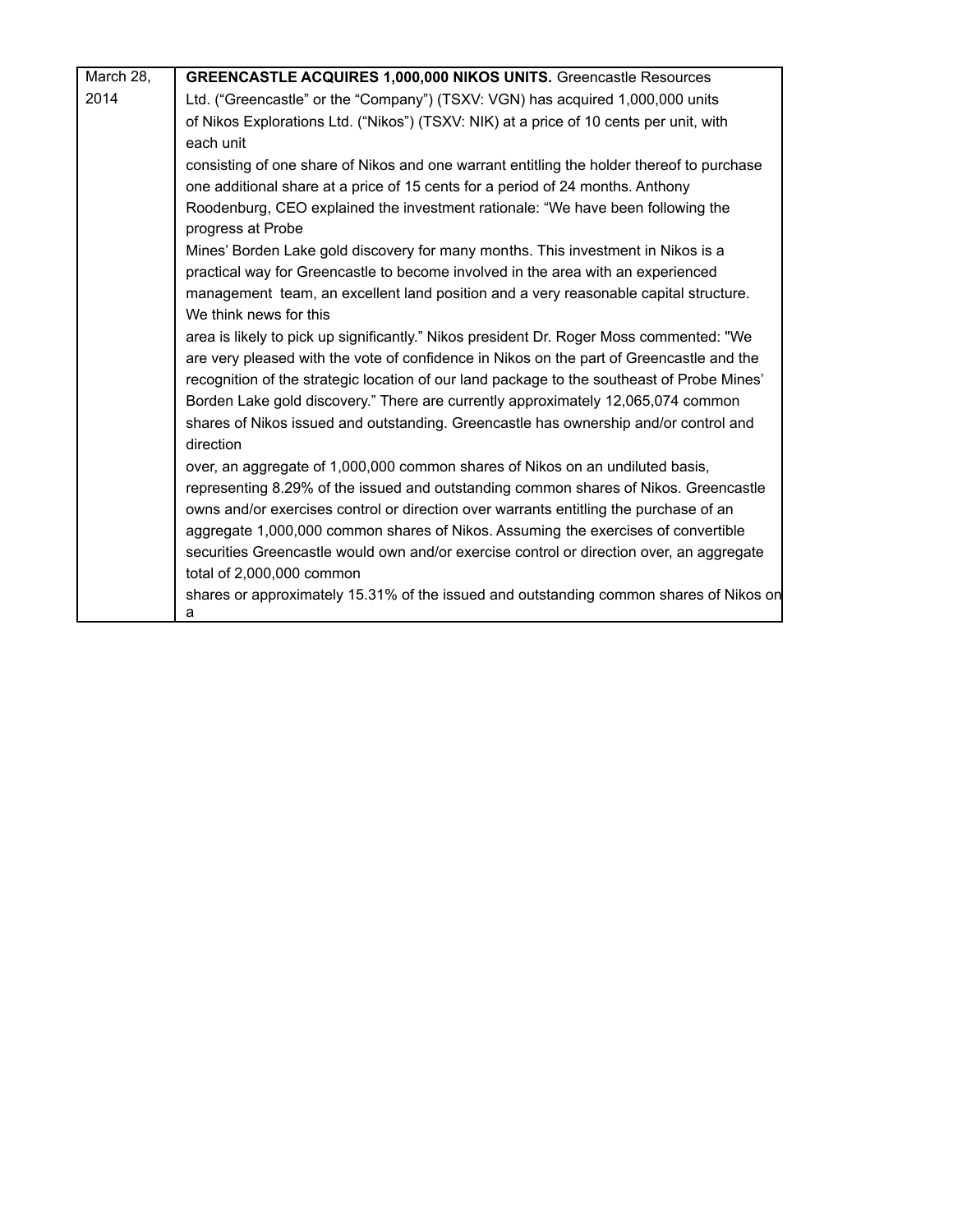| March 28, 2014 | **GREENCASTLE ACQUIRES 1,000,000 NIKOS UNITS.** Greencastle Resources Ltd. ("Greencastle" or the "Company") (TSXV: VGN) has acquired 1,000,000 units of Nikos Explorations Ltd. ("Nikos") (TSXV: NIK) at a price of 10 cents per unit, with each unit consisting of one share of Nikos and one warrant entitling the holder thereof to purchase one additional share at a price of 15 cents for a period of 24 months. Anthony Roodenburg, CEO explained the investment rationale: "We have been following the progress at Probe Mines' Borden Lake gold discovery for many months. This investment in Nikos is a practical way for Greencastle to become involved in the area with an experienced management team, an excellent land position and a very reasonable capital structure. We think news for this area is likely to pick up significantly." Nikos president Dr. Roger Moss commented: "We are very pleased with the vote of confidence in Nikos on the part of Greencastle and the recognition of the strategic location of our land package to the southeast of Probe Mines' Borden Lake gold discovery." There are currently approximately 12,065,074 common shares of Nikos issued and outstanding. Greencastle has ownership and/or control and direction over, an aggregate of 1,000,000 common shares of Nikos on an undiluted basis, representing 8.29% of the issued and outstanding common shares of Nikos. Greencastle owns and/or exercises control or direction over warrants entitling the purchase of an aggregate 1,000,000 common shares of Nikos. Assuming the exercises of convertible securities Greencastle would own and/or exercise control or direction over, an aggregate total of 2,000,000 common shares or approximately 15.31% of the issued and outstanding common shares of Nikos on a |
|---|---|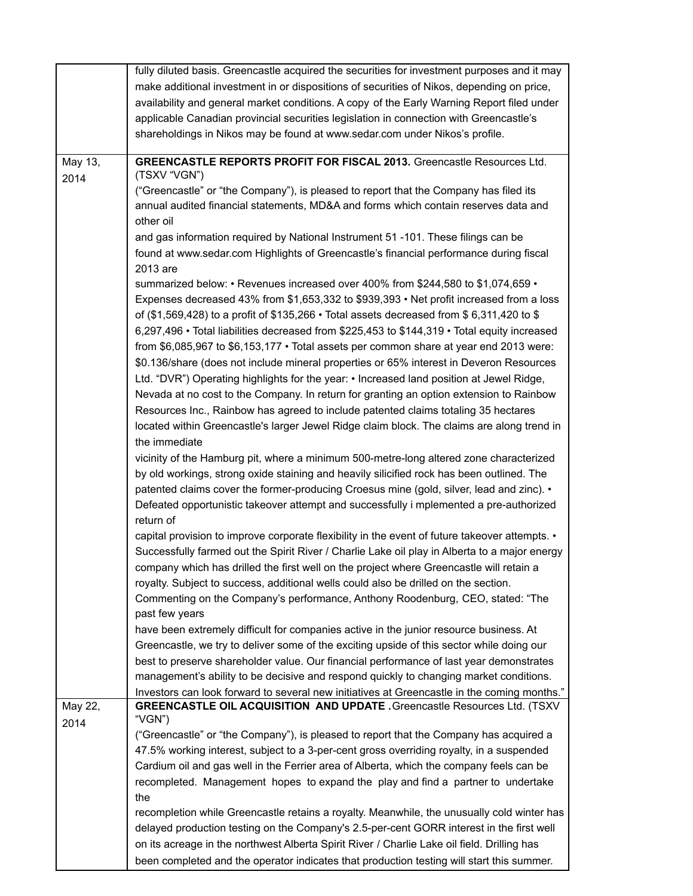| | |
|---|---|
| | fully diluted basis. Greencastle acquired the securities for investment purposes and it may make additional investment in or dispositions of securities of Nikos, depending on price, availability and general market conditions. A copy of the Early Warning Report filed under applicable Canadian provincial securities legislation in connection with Greencastle's shareholdings in Nikos may be found at www.sedar.com under Nikos's profile. |
| May 13, 2014 | **GREENCASTLE REPORTS PROFIT FOR FISCAL 2013.** Greencastle Resources Ltd. (TSXV "VGN") ("Greencastle" or "the Company"), is pleased to report that the Company has filed its annual audited financial statements, MD&A and forms which contain reserves data and other oil and gas information required by National Instrument 51 -101. These filings can be found at www.sedar.com Highlights of Greencastle's financial performance during fiscal 2013 are summarized below: • Revenues increased over 400% from $244,580 to $1,074,659 • Expenses decreased 43% from $1,653,332 to $939,393 • Net profit increased from a loss of ($1,569,428) to a profit of $135,266 • Total assets decreased from $ 6,311,420 to $ 6,297,496 • Total liabilities decreased from $225,453 to $144,319 • Total equity increased from $6,085,967 to $6,153,177 • Total assets per common share at year end 2013 were: $0.136/share (does not include mineral properties or 65% interest in Deveron Resources Ltd. "DVR") Operating highlights for the year: • Increased land position at Jewel Ridge, Nevada at no cost to the Company. In return for granting an option extension to Rainbow Resources Inc., Rainbow has agreed to include patented claims totaling 35 hectares located within Greencastle's larger Jewel Ridge claim block. The claims are along trend in the immediate vicinity of the Hamburg pit, where a minimum 500-metre-long altered zone characterized by old workings, strong oxide staining and heavily silicified rock has been outlined. The patented claims cover the former-producing Croesus mine (gold, silver, lead and zinc). • Defeated opportunistic takeover attempt and successfully i mplemented a pre-authorized return of capital provision to improve corporate flexibility in the event of future takeover attempts. • Successfully farmed out the Spirit River / Charlie Lake oil play in Alberta to a major energy company which has drilled the first well on the project where Greencastle will retain a royalty. Subject to success, additional wells could also be drilled on the section. Commenting on the Company's performance, Anthony Roodenburg, CEO, stated: "The past few years have been extremely difficult for companies active in the junior resource business. At Greencastle, we try to deliver some of the exciting upside of this sector while doing our best to preserve shareholder value. Our financial performance of last year demonstrates management's ability to be decisive and respond quickly to changing market conditions. Investors can look forward to several new initiatives at Greencastle in the coming months." |
| May 22, 2014 | **GREENCASTLE OIL ACQUISITION AND UPDATE .** Greencastle Resources Ltd. (TSXV "VGN") ("Greencastle" or "the Company"), is pleased to report that the Company has acquired a 47.5% working interest, subject to a 3-per-cent gross overriding royalty, in a suspended Cardium oil and gas well in the Ferrier area of Alberta, which the company feels can be recompleted. Management hopes to expand the play and find a partner to undertake the recompletion while Greencastle retains a royalty. Meanwhile, the unusually cold winter has delayed production testing on the Company's 2.5-per-cent GORR interest in the first well on its acreage in the northwest Alberta Spirit River / Charlie Lake oil field. Drilling has been completed and the operator indicates that production testing will start this summer. |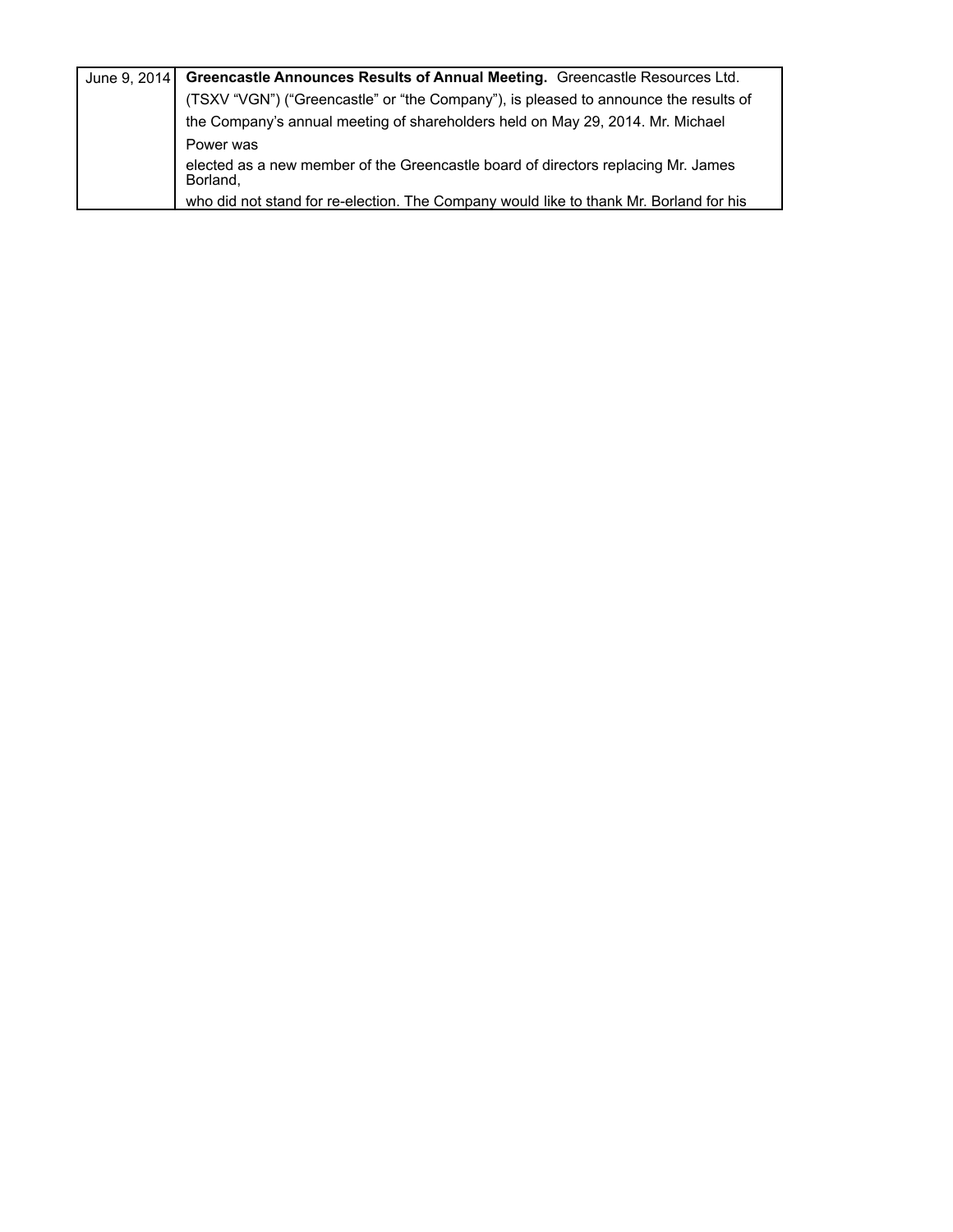| | |
|---|---|
| June 9, 2014 | **Greencastle Announces Results of Annual Meeting.** Greencastle Resources Ltd. (TSXV "VGN") ("Greencastle" or "the Company"), is pleased to announce the results of the Company's annual meeting of shareholders held on May 29, 2014. Mr. Michael Power was elected as a new member of the Greencastle board of directors replacing Mr. James Borland, who did not stand for re-election. The Company would like to thank Mr. Borland for his |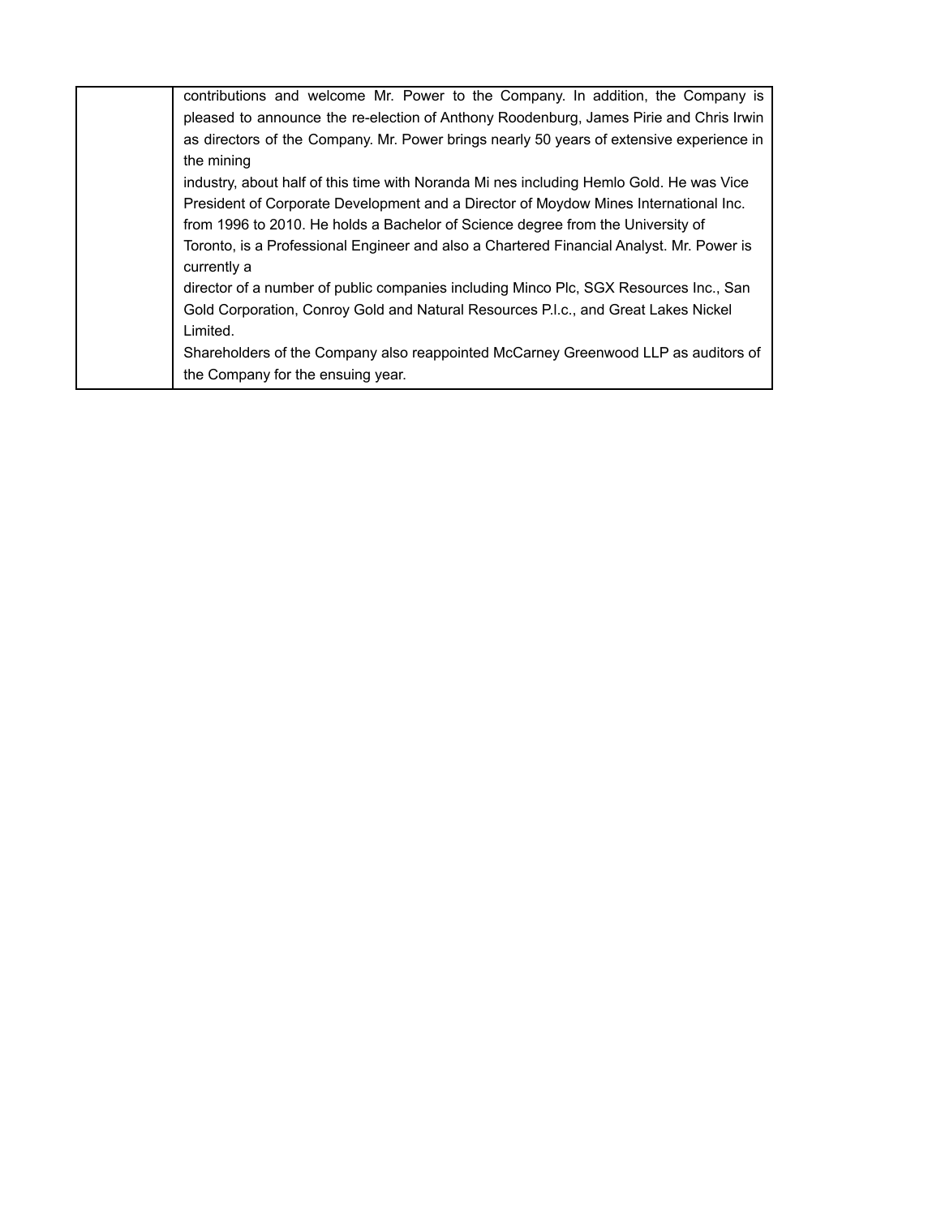| | contributions and welcome Mr. Power to the Company. In addition, the Company is pleased to announce the re-election of Anthony Roodenburg, James Pirie and Chris Irwin as directors of the Company. Mr. Power brings nearly 50 years of extensive experience in the mining industry, about half of this time with Noranda Mi nes including Hemlo Gold. He was Vice President of Corporate Development and a Director of Moydow Mines International Inc. from 1996 to 2010. He holds a Bachelor of Science degree from the University of Toronto, is a Professional Engineer and also a Chartered Financial Analyst. Mr. Power is currently a director of a number of public companies including Minco Plc, SGX Resources Inc., San Gold Corporation, Conroy Gold and Natural Resources P.l.c., and Great Lakes Nickel Limited.<br>Shareholders of the Company also reappointed McCarney Greenwood LLP as auditors of the Company for the ensuing year. |
|---|---|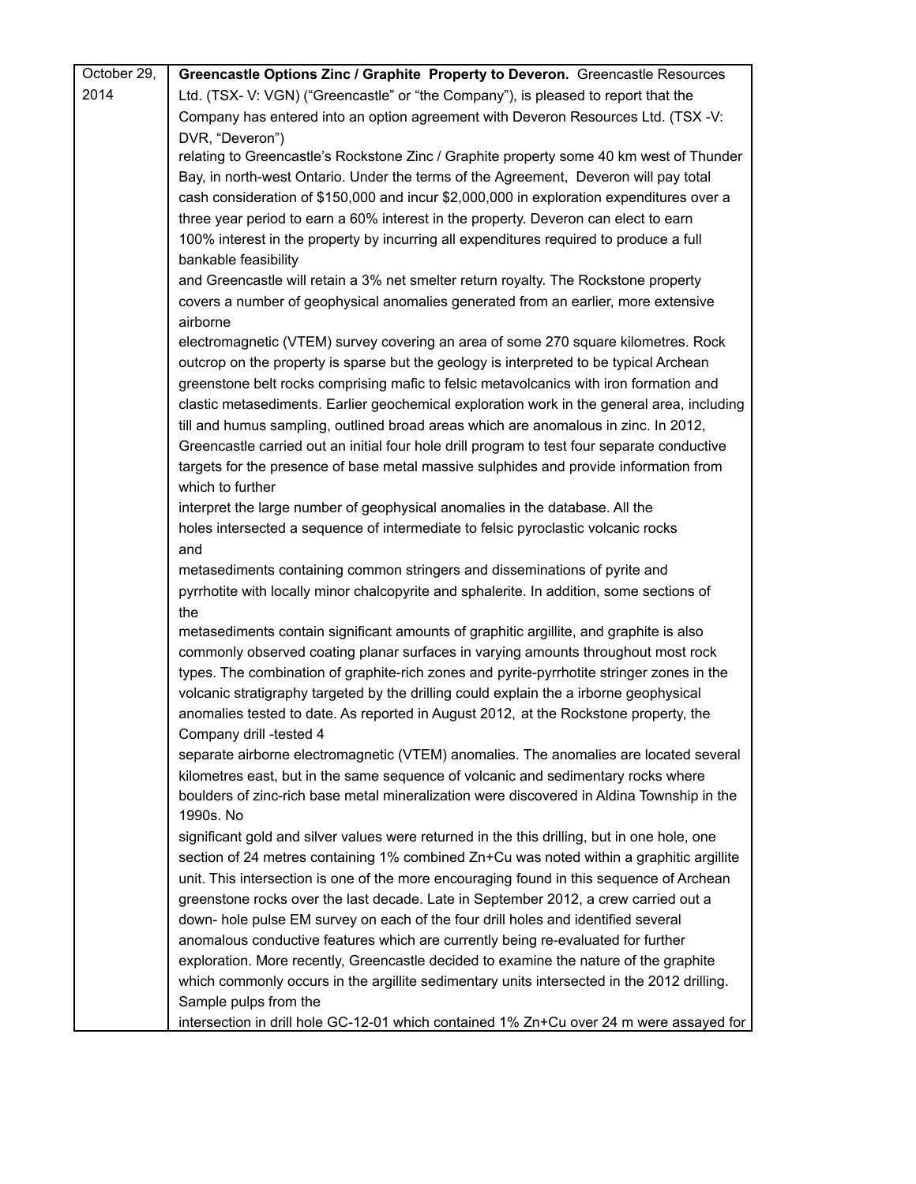| October 29, 2014 | **Greencastle Options Zinc / Graphite Property to Deveron.** Greencastle Resources Ltd. (TSX- V: VGN) ("Greencastle" or "the Company"), is pleased to report that the Company has entered into an option agreement with Deveron Resources Ltd. (TSX -V: DVR, "Deveron") relating to Greencastle's Rockstone Zinc / Graphite property some 40 km west of Thunder Bay, in north-west Ontario. Under the terms of the Agreement, Deveron will pay total cash consideration of $150,000 and incur $2,000,000 in exploration expenditures over a three year period to earn a 60% interest in the property. Deveron can elect to earn 100% interest in the property by incurring all expenditures required to produce a full bankable feasibility and Greencastle will retain a 3% net smelter return royalty. The Rockstone property covers a number of geophysical anomalies generated from an earlier, more extensive airborne electromagnetic (VTEM) survey covering an area of some 270 square kilometres. Rock outcrop on the property is sparse but the geology is interpreted to be typical Archean greenstone belt rocks comprising mafic to felsic metavolcanics with iron formation and clastic metasediments. Earlier geochemical exploration work in the general area, including till and humus sampling, outlined broad areas which are anomalous in zinc. In 2012, Greencastle carried out an initial four hole drill program to test four separate conductive targets for the presence of base metal massive sulphides and provide information from which to further interpret the large number of geophysical anomalies in the database. All the holes intersected a sequence of intermediate to felsic pyroclastic volcanic rocks and metasediments containing common stringers and disseminations of pyrite and pyrrhotite with locally minor chalcopyrite and sphalerite. In addition, some sections of the metasediments contain significant amounts of graphitic argillite, and graphite is also commonly observed coating planar surfaces in varying amounts throughout most rock types. The combination of graphite-rich zones and pyrite-pyrrhotite stringer zones in the volcanic stratigraphy targeted by the drilling could explain the a irborne geophysical anomalies tested to date. As reported in August 2012, at the Rockstone property, the Company drill -tested 4 separate airborne electromagnetic (VTEM) anomalies. The anomalies are located several kilometres east, but in the same sequence of volcanic and sedimentary rocks where boulders of zinc-rich base metal mineralization were discovered in Aldina Township in the 1990s. No significant gold and silver values were returned in the this drilling, but in one hole, one section of 24 metres containing 1% combined Zn+Cu was noted within a graphitic argillite unit. This intersection is one of the more encouraging found in this sequence of Archean greenstone rocks over the last decade. Late in September 2012, a crew carried out a down- hole pulse EM survey on each of the four drill holes and identified several anomalous conductive features which are currently being re-evaluated for further exploration. More recently, Greencastle decided to examine the nature of the graphite which commonly occurs in the argillite sedimentary units intersected in the 2012 drilling. Sample pulps from the intersection in drill hole GC-12-01 which contained 1% Zn+Cu over 24 m were assayed for |
|---|---|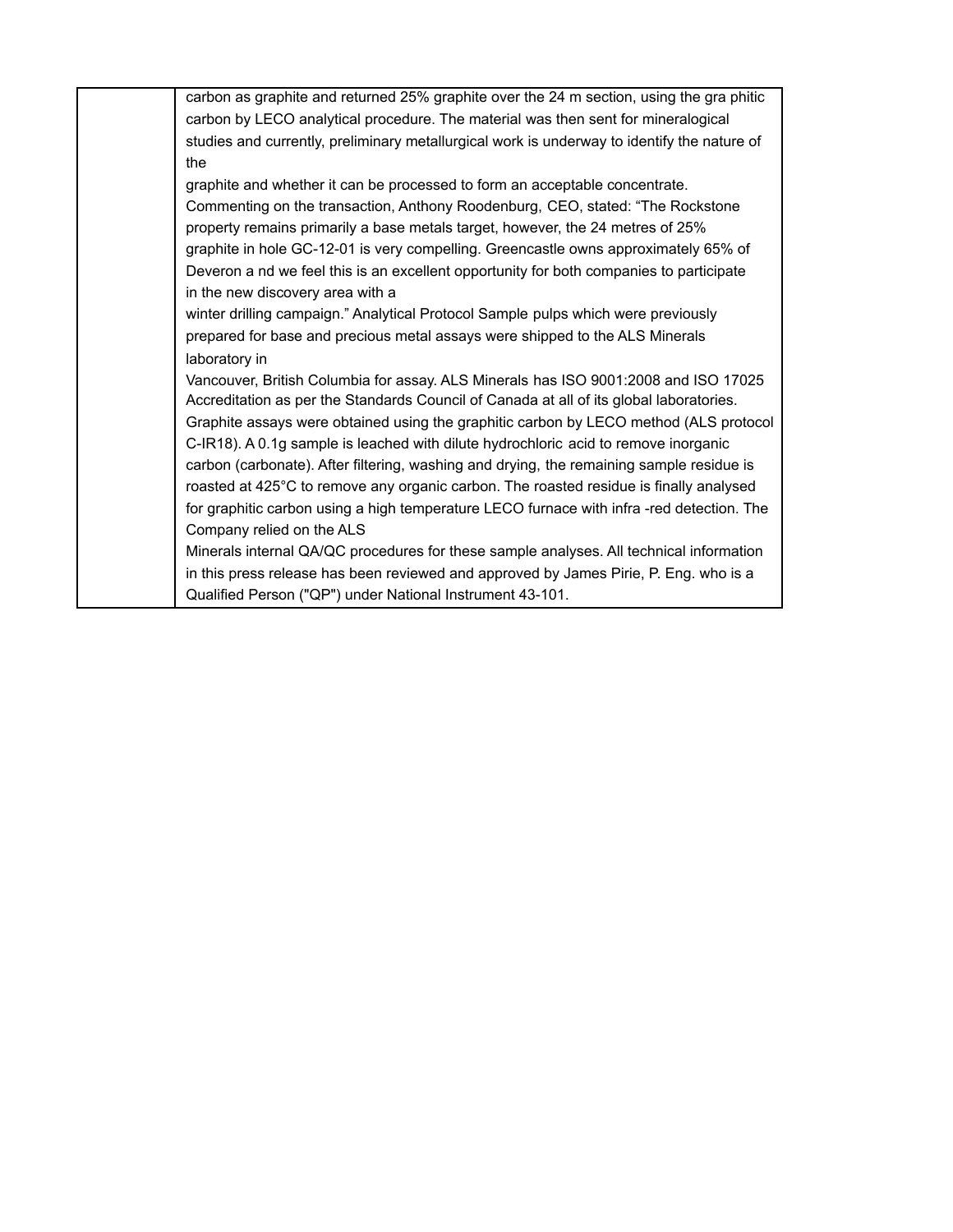| | carbon as graphite and returned 25% graphite over the 24 m section, using the gra phitic carbon by LECO analytical procedure. The material was then sent for mineralogical studies and currently, preliminary metallurgical work is underway to identify the nature of the graphite and whether it can be processed to form an acceptable concentrate. Commenting on the transaction, Anthony Roodenburg, CEO, stated: "The Rockstone property remains primarily a base metals target, however, the 24 metres of 25% graphite in hole GC-12-01 is very compelling. Greencastle owns approximately 65% of Deveron a nd we feel this is an excellent opportunity for both companies to participate in the new discovery area with a winter drilling campaign." Analytical Protocol Sample pulps which were previously prepared for base and precious metal assays were shipped to the ALS Minerals laboratory in Vancouver, British Columbia for assay. ALS Minerals has ISO 9001:2008 and ISO 17025 Accreditation as per the Standards Council of Canada at all of its global laboratories. Graphite assays were obtained using the graphitic carbon by LECO method (ALS protocol C-IR18). A 0.1g sample is leached with dilute hydrochloric acid to remove inorganic carbon (carbonate). After filtering, washing and drying, the remaining sample residue is roasted at 425°C to remove any organic carbon. The roasted residue is finally analysed for graphitic carbon using a high temperature LECO furnace with infra -red detection. The Company relied on the ALS Minerals internal QA/QC procedures for these sample analyses. All technical information in this press release has been reviewed and approved by James Pirie, P. Eng. who is a Qualified Person ("QP") under National Instrument 43-101. |
|---|---|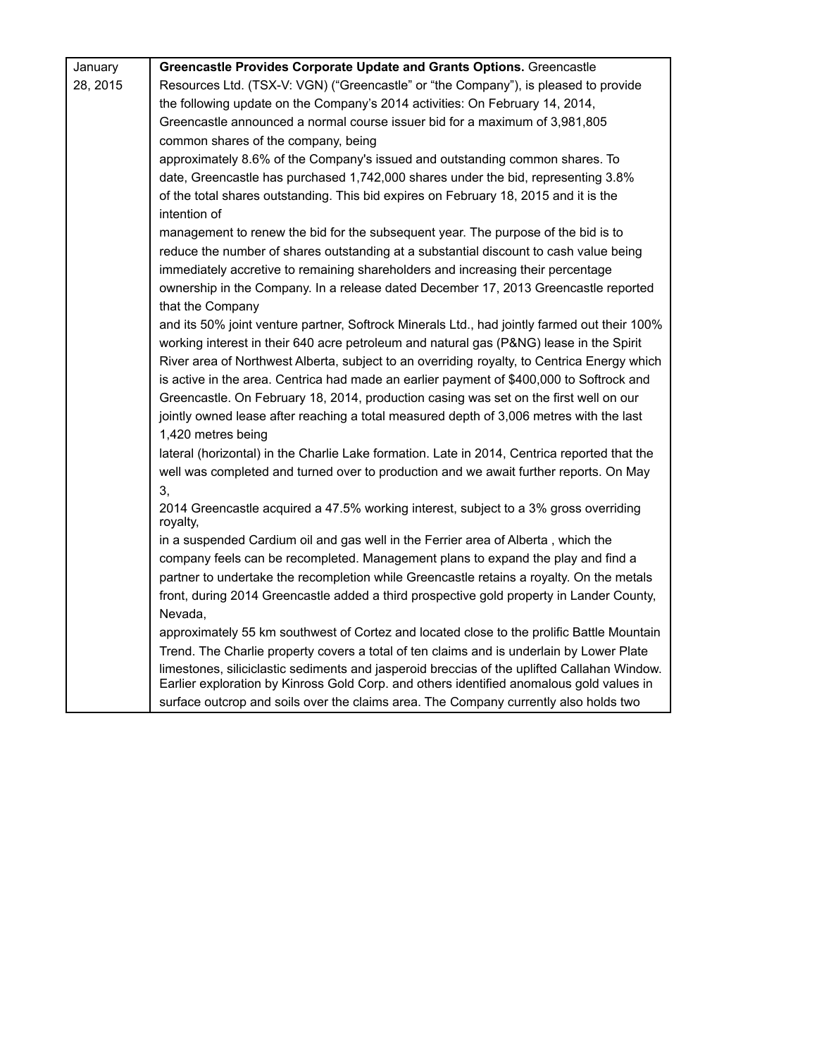| | |
|---|---|
| January 28, 2015 | **Greencastle Provides Corporate Update and Grants Options.** Greencastle Resources Ltd. (TSX-V: VGN) ("Greencastle" or "the Company"), is pleased to provide the following update on the Company's 2014 activities: On February 14, 2014, Greencastle announced a normal course issuer bid for a maximum of 3,981,805 common shares of the company, being approximately 8.6% of the Company's issued and outstanding common shares. To date, Greencastle has purchased 1,742,000 shares under the bid, representing 3.8% of the total shares outstanding. This bid expires on February 18, 2015 and it is the intention of management to renew the bid for the subsequent year. The purpose of the bid is to reduce the number of shares outstanding at a substantial discount to cash value being immediately accretive to remaining shareholders and increasing their percentage ownership in the Company. In a release dated December 17, 2013 Greencastle reported that the Company and its 50% joint venture partner, Softrock Minerals Ltd., had jointly farmed out their 100% working interest in their 640 acre petroleum and natural gas (P&NG) lease in the Spirit River area of Northwest Alberta, subject to an overriding royalty, to Centrica Energy which is active in the area. Centrica had made an earlier payment of $400,000 to Softrock and Greencastle. On February 18, 2014, production casing was set on the first well on our jointly owned lease after reaching a total measured depth of 3,006 metres with the last 1,420 metres being lateral (horizontal) in the Charlie Lake formation. Late in 2014, Centrica reported that the well was completed and turned over to production and we await further reports. On May 3, 2014 Greencastle acquired a 47.5% working interest, subject to a 3% gross overriding royalty, in a suspended Cardium oil and gas well in the Ferrier area of Alberta , which the company feels can be recompleted. Management plans to expand the play and find a partner to undertake the recompletion while Greencastle retains a royalty. On the metals front, during 2014 Greencastle added a third prospective gold property in Lander County, Nevada, approximately 55 km southwest of Cortez and located close to the prolific Battle Mountain Trend. The Charlie property covers a total of ten claims and is underlain by Lower Plate limestones, siliciclastic sediments and jasperoid breccias of the uplifted Callahan Window. Earlier exploration by Kinross Gold Corp. and others identified anomalous gold values in surface outcrop and soils over the claims area. The Company currently also holds two |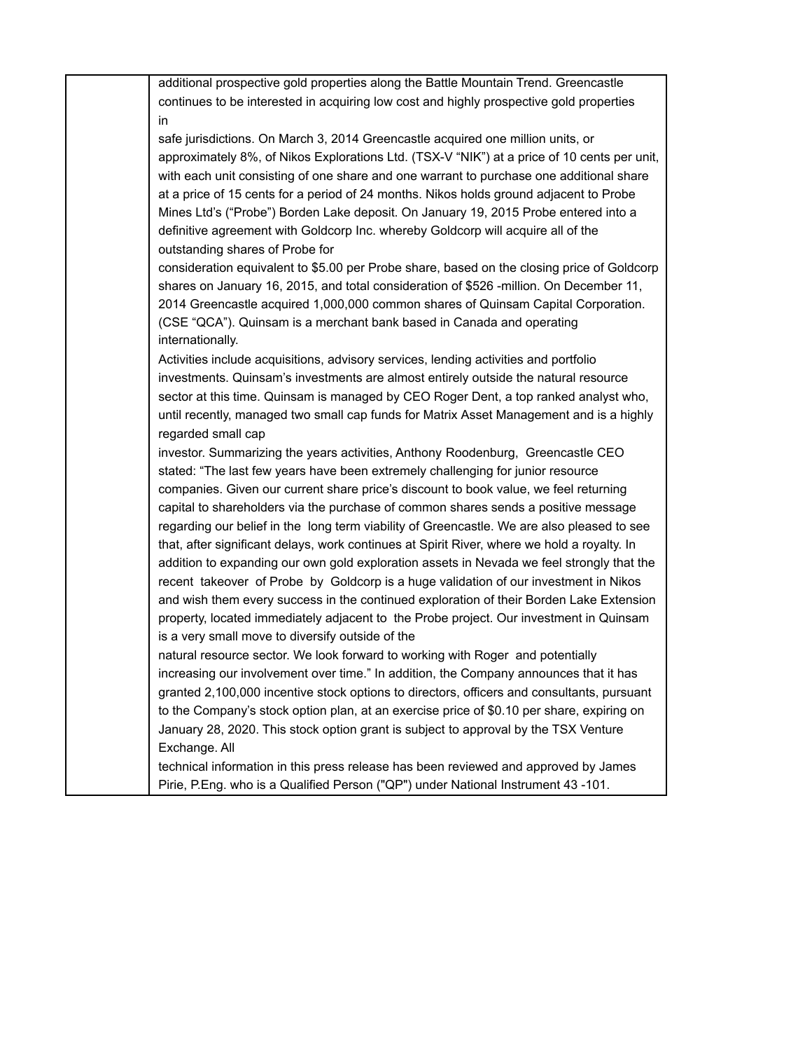| | additional prospective gold properties along the Battle Mountain Trend. Greencastle continues to be interested in acquiring low cost and highly prospective gold properties in<br>safe jurisdictions. On March 3, 2014 Greencastle acquired one million units, or approximately 8%, of Nikos Explorations Ltd. (TSX-V "NIK") at a price of 10 cents per unit, with each unit consisting of one share and one warrant to purchase one additional share at a price of 15 cents for a period of 24 months. Nikos holds ground adjacent to Probe Mines Ltd's ("Probe") Borden Lake deposit. On January 19, 2015 Probe entered into a definitive agreement with Goldcorp Inc. whereby Goldcorp will acquire all of the outstanding shares of Probe for<br>consideration equivalent to $5.00 per Probe share, based on the closing price of Goldcorp shares on January 16, 2015, and total consideration of $526 -million. On December 11, 2014 Greencastle acquired 1,000,000 common shares of Quinsam Capital Corporation. (CSE "QCA"). Quinsam is a merchant bank based in Canada and operating internationally.<br>Activities include acquisitions, advisory services, lending activities and portfolio investments. Quinsam's investments are almost entirely outside the natural resource sector at this time. Quinsam is managed by CEO Roger Dent, a top ranked analyst who, until recently, managed two small cap funds for Matrix Asset Management and is a highly regarded small cap<br>investor. Summarizing the years activities, Anthony Roodenburg, Greencastle CEO stated: "The last few years have been extremely challenging for junior resource companies. Given our current share price's discount to book value, we feel returning capital to shareholders via the purchase of common shares sends a positive message regarding our belief in the long term viability of Greencastle. We are also pleased to see that, after significant delays, work continues at Spirit River, where we hold a royalty. In addition to expanding our own gold exploration assets in Nevada we feel strongly that the recent takeover of Probe by Goldcorp is a huge validation of our investment in Nikos and wish them every success in the continued exploration of their Borden Lake Extension property, located immediately adjacent to the Probe project. Our investment in Quinsam is a very small move to diversify outside of the<br>natural resource sector. We look forward to working with Roger and potentially increasing our involvement over time." In addition, the Company announces that it has granted 2,100,000 incentive stock options to directors, officers and consultants, pursuant to the Company's stock option plan, at an exercise price of $0.10 per share, expiring on January 28, 2020. This stock option grant is subject to approval by the TSX Venture Exchange. All<br>technical information in this press release has been reviewed and approved by James Pirie, P.Eng. who is a Qualified Person ("QP") under National Instrument 43 -101. |
|---|---|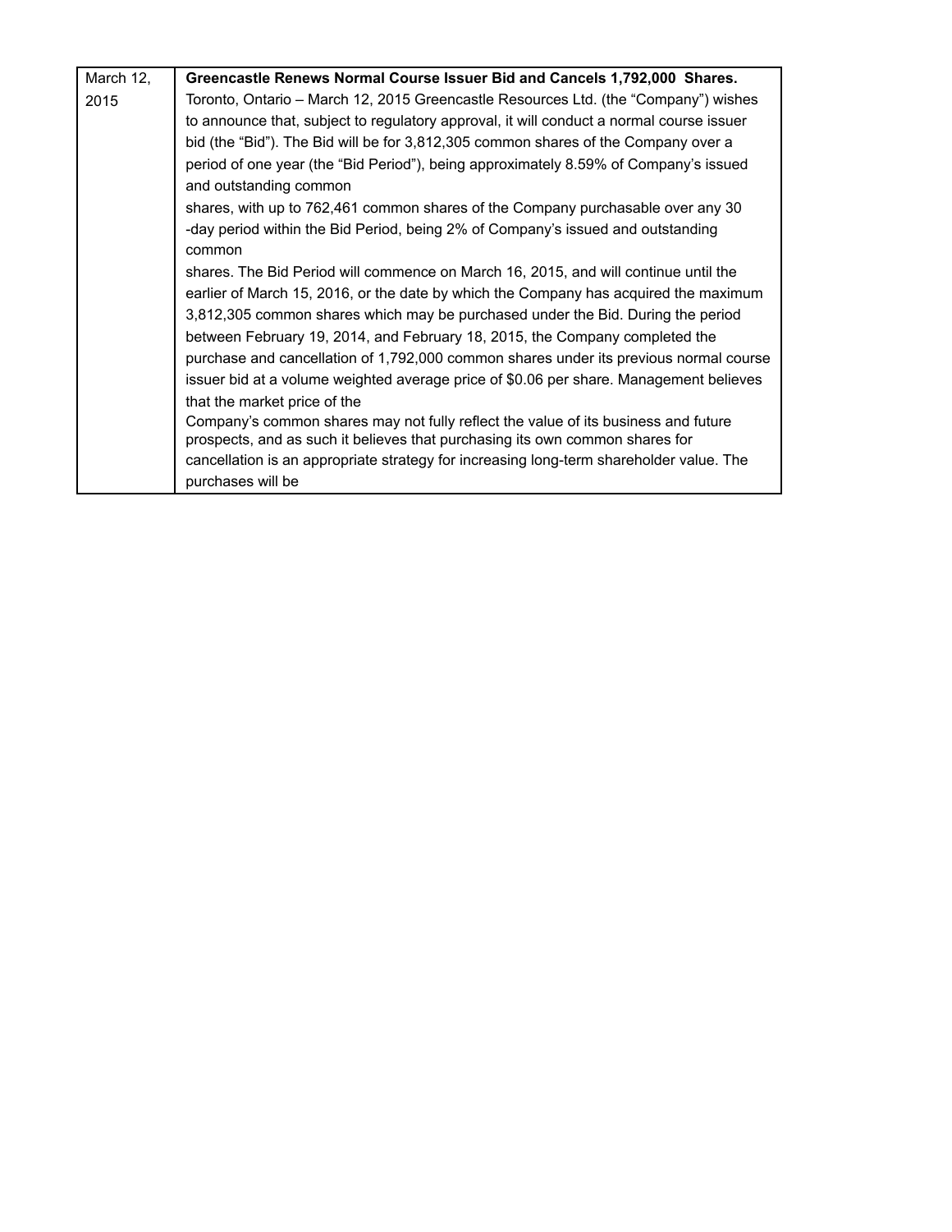| March 12, 2015 | **Greencastle Renews Normal Course Issuer Bid and Cancels 1,792,000 Shares.** Toronto, Ontario – March 12, 2015 Greencastle Resources Ltd. (the "Company") wishes to announce that, subject to regulatory approval, it will conduct a normal course issuer bid (the "Bid"). The Bid will be for 3,812,305 common shares of the Company over a period of one year (the "Bid Period"), being approximately 8.59% of Company's issued and outstanding common shares, with up to 762,461 common shares of the Company purchasable over any 30 -day period within the Bid Period, being 2% of Company's issued and outstanding common shares. The Bid Period will commence on March 16, 2015, and will continue until the earlier of March 15, 2016, or the date by which the Company has acquired the maximum 3,812,305 common shares which may be purchased under the Bid. During the period between February 19, 2014, and February 18, 2015, the Company completed the purchase and cancellation of 1,792,000 common shares under its previous normal course issuer bid at a volume weighted average price of $0.06 per share. Management believes that the market price of the Company's common shares may not fully reflect the value of its business and future prospects, and as such it believes that purchasing its own common shares for cancellation is an appropriate strategy for increasing long-term shareholder value. The purchases will be |
|---|---|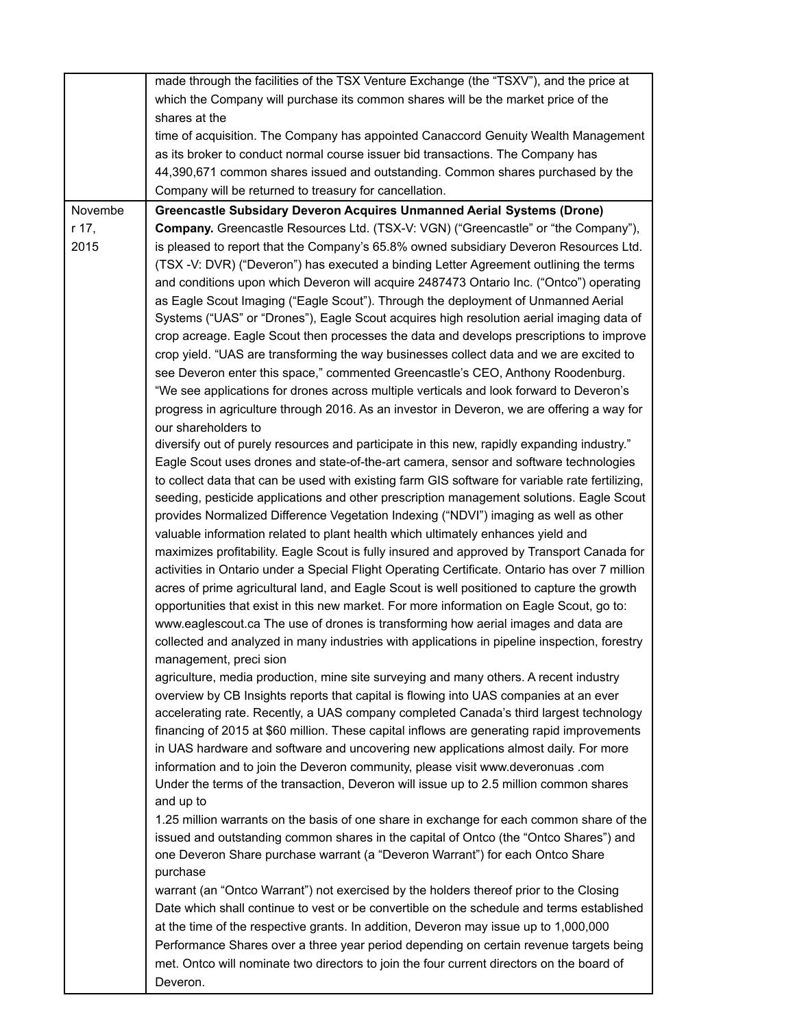| | |
|---|---|
| | made through the facilities of the TSX Venture Exchange (the "TSXV"), and the price at which the Company will purchase its common shares will be the market price of the shares at the time of acquisition. The Company has appointed Canaccord Genuity Wealth Management as its broker to conduct normal course issuer bid transactions. The Company has 44,390,671 common shares issued and outstanding. Common shares purchased by the Company will be returned to treasury for cancellation. |
| November 17, 2015 | **Greencastle Subsidary Deveron Acquires Unmanned Aerial Systems (Drone) Company.** Greencastle Resources Ltd. (TSX-V: VGN) ("Greencastle" or "the Company"), is pleased to report that the Company's 65.8% owned subsidiary Deveron Resources Ltd. (TSX -V: DVR) ("Deveron") has executed a binding Letter Agreement outlining the terms and conditions upon which Deveron will acquire 2487473 Ontario Inc. ("Ontco") operating as Eagle Scout Imaging ("Eagle Scout"). Through the deployment of Unmanned Aerial Systems ("UAS" or "Drones"), Eagle Scout acquires high resolution aerial imaging data of crop acreage. Eagle Scout then processes the data and develops prescriptions to improve crop yield. "UAS are transforming the way businesses collect data and we are excited to see Deveron enter this space," commented Greencastle's CEO, Anthony Roodenburg. "We see applications for drones across multiple verticals and look forward to Deveron's progress in agriculture through 2016. As an investor in Deveron, we are offering a way for our shareholders to diversify out of purely resources and participate in this new, rapidly expanding industry." Eagle Scout uses drones and state-of-the-art camera, sensor and software technologies to collect data that can be used with existing farm GIS software for variable rate fertilizing, seeding, pesticide applications and other prescription management solutions. Eagle Scout provides Normalized Difference Vegetation Indexing ("NDVI") imaging as well as other valuable information related to plant health which ultimately enhances yield and maximizes profitability. Eagle Scout is fully insured and approved by Transport Canada for activities in Ontario under a Special Flight Operating Certificate. Ontario has over 7 million acres of prime agricultural land, and Eagle Scout is well positioned to capture the growth opportunities that exist in this new market. For more information on Eagle Scout, go to: www.eaglescout.ca The use of drones is transforming how aerial images and data are collected and analyzed in many industries with applications in pipeline inspection, forestry management, preci sion agriculture, media production, mine site surveying and many others. A recent industry overview by CB Insights reports that capital is flowing into UAS companies at an ever accelerating rate. Recently, a UAS company completed Canada's third largest technology financing of 2015 at $60 million. These capital inflows are generating rapid improvements in UAS hardware and software and uncovering new applications almost daily. For more information and to join the Deveron community, please visit www.deveronuas .com Under the terms of the transaction, Deveron will issue up to 2.5 million common shares and up to 1.25 million warrants on the basis of one share in exchange for each common share of the issued and outstanding common shares in the capital of Ontco (the "Ontco Shares") and one Deveron Share purchase warrant (a "Deveron Warrant") for each Ontco Share purchase warrant (an "Ontco Warrant") not exercised by the holders thereof prior to the Closing Date which shall continue to vest or be convertible on the schedule and terms established at the time of the respective grants. In addition, Deveron may issue up to 1,000,000 Performance Shares over a three year period depending on certain revenue targets being met. Ontco will nominate two directors to join the four current directors on the board of Deveron. |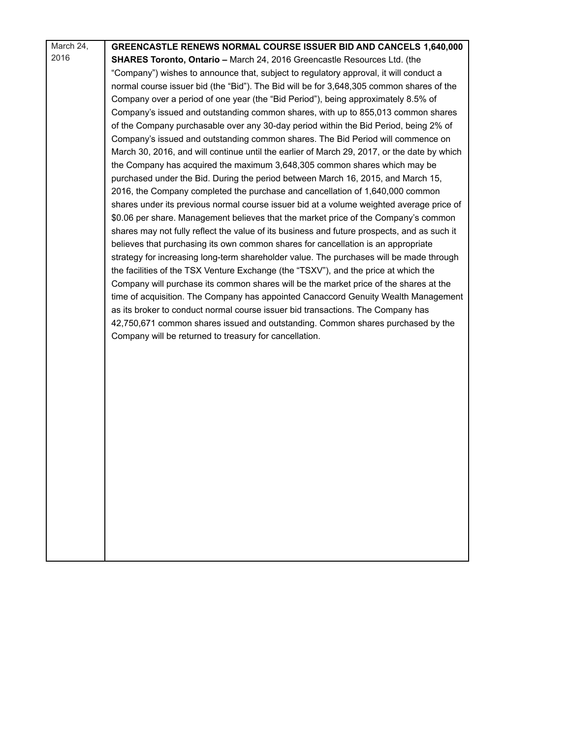| | |
|---|---|
| March 24, 2016 | **GREENCASTLE RENEWS NORMAL COURSE ISSUER BID AND CANCELS 1,640,000 SHARES Toronto, Ontario –** March 24, 2016 Greencastle Resources Ltd. (the "Company") wishes to announce that, subject to regulatory approval, it will conduct a normal course issuer bid (the "Bid"). The Bid will be for 3,648,305 common shares of the Company over a period of one year (the "Bid Period"), being approximately 8.5% of Company's issued and outstanding common shares, with up to 855,013 common shares of the Company purchasable over any 30-day period within the Bid Period, being 2% of Company's issued and outstanding common shares. The Bid Period will commence on March 30, 2016, and will continue until the earlier of March 29, 2017, or the date by which the Company has acquired the maximum 3,648,305 common shares which may be purchased under the Bid. During the period between March 16, 2015, and March 15, 2016, the Company completed the purchase and cancellation of 1,640,000 common shares under its previous normal course issuer bid at a volume weighted average price of $0.06 per share. Management believes that the market price of the Company's common shares may not fully reflect the value of its business and future prospects, and as such it believes that purchasing its own common shares for cancellation is an appropriate strategy for increasing long-term shareholder value. The purchases will be made through the facilities of the TSX Venture Exchange (the "TSXV"), and the price at which the Company will purchase its common shares will be the market price of the shares at the time of acquisition. The Company has appointed Canaccord Genuity Wealth Management as its broker to conduct normal course issuer bid transactions. The Company has 42,750,671 common shares issued and outstanding. Common shares purchased by the Company will be returned to treasury for cancellation. |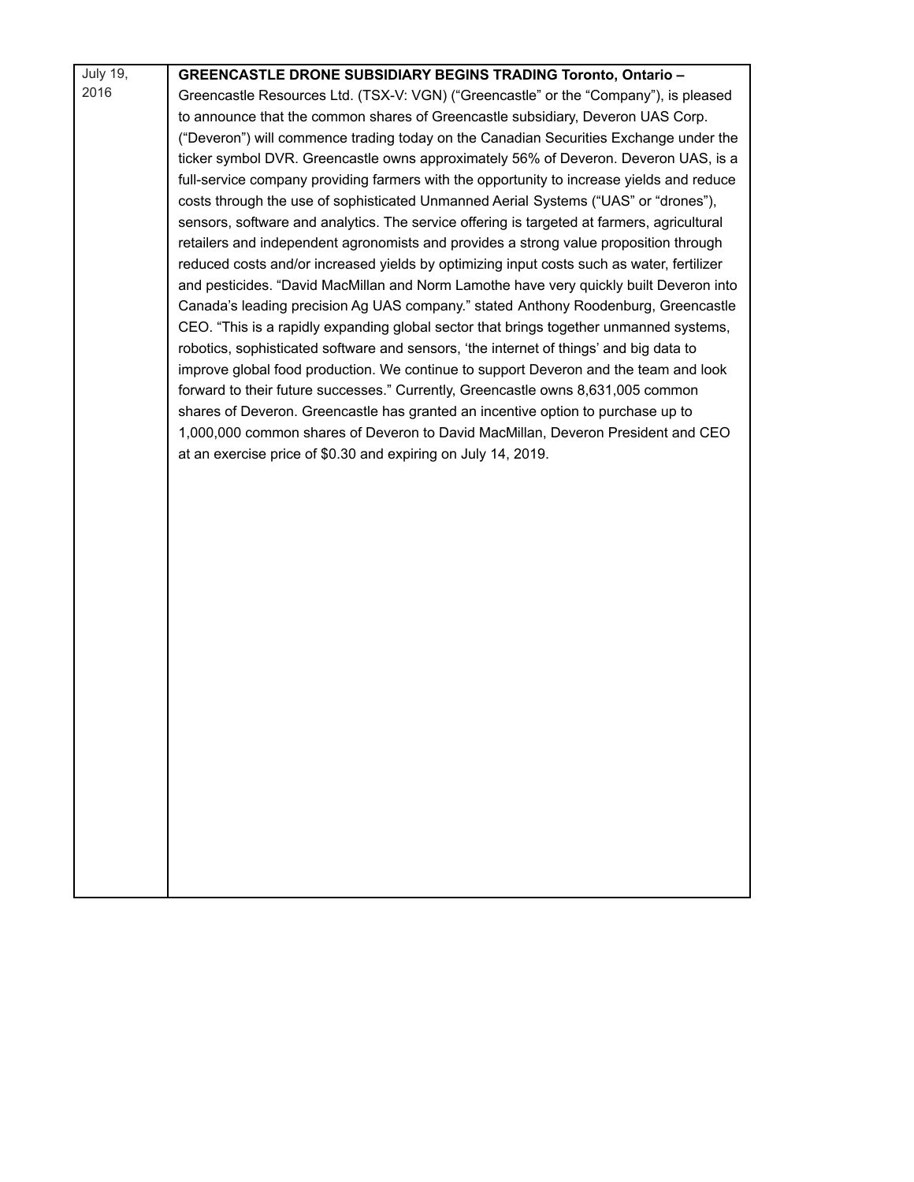| July 19, 2016 | **GREENCASTLE DRONE SUBSIDIARY BEGINS TRADING Toronto, Ontario –** Greencastle Resources Ltd. (TSX-V: VGN) ("Greencastle" or the "Company"), is pleased to announce that the common shares of Greencastle subsidiary, Deveron UAS Corp. ("Deveron") will commence trading today on the Canadian Securities Exchange under the ticker symbol DVR. Greencastle owns approximately 56% of Deveron. Deveron UAS, is a full-service company providing farmers with the opportunity to increase yields and reduce costs through the use of sophisticated Unmanned Aerial Systems ("UAS" or "drones"), sensors, software and analytics. The service offering is targeted at farmers, agricultural retailers and independent agronomists and provides a strong value proposition through reduced costs and/or increased yields by optimizing input costs such as water, fertilizer and pesticides. "David MacMillan and Norm Lamothe have very quickly built Deveron into Canada's leading precision Ag UAS company." stated Anthony Roodenburg, Greencastle CEO. "This is a rapidly expanding global sector that brings together unmanned systems, robotics, sophisticated software and sensors, 'the internet of things' and big data to improve global food production. We continue to support Deveron and the team and look forward to their future successes." Currently, Greencastle owns 8,631,005 common shares of Deveron. Greencastle has granted an incentive option to purchase up to 1,000,000 common shares of Deveron to David MacMillan, Deveron President and CEO at an exercise price of $0.30 and expiring on July 14, 2019. |
|---|---|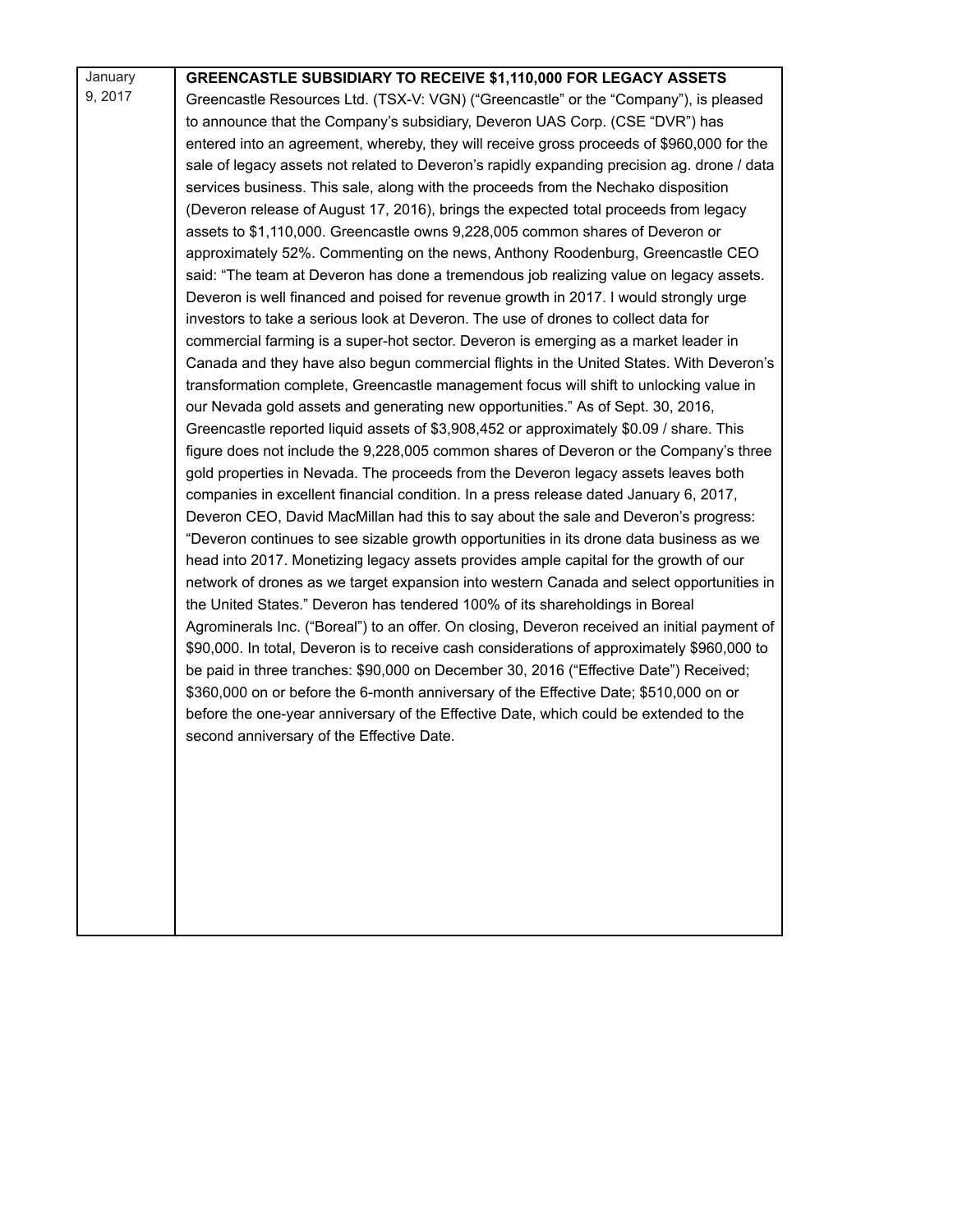| January 9, 2017 | **GREENCASTLE SUBSIDIARY TO RECEIVE $1,110,000 FOR LEGACY ASSETS** Greencastle Resources Ltd. (TSX-V: VGN) ("Greencastle" or the "Company"), is pleased to announce that the Company's subsidiary, Deveron UAS Corp. (CSE "DVR") has entered into an agreement, whereby, they will receive gross proceeds of $960,000 for the sale of legacy assets not related to Deveron's rapidly expanding precision ag. drone / data services business. This sale, along with the proceeds from the Nechako disposition (Deveron release of August 17, 2016), brings the expected total proceeds from legacy assets to $1,110,000. Greencastle owns 9,228,005 common shares of Deveron or approximately 52%. Commenting on the news, Anthony Roodenburg, Greencastle CEO said: "The team at Deveron has done a tremendous job realizing value on legacy assets. Deveron is well financed and poised for revenue growth in 2017. I would strongly urge investors to take a serious look at Deveron. The use of drones to collect data for commercial farming is a super-hot sector. Deveron is emerging as a market leader in Canada and they have also begun commercial flights in the United States. With Deveron's transformation complete, Greencastle management focus will shift to unlocking value in our Nevada gold assets and generating new opportunities." As of Sept. 30, 2016, Greencastle reported liquid assets of $3,908,452 or approximately $0.09 / share. This figure does not include the 9,228,005 common shares of Deveron or the Company's three gold properties in Nevada. The proceeds from the Deveron legacy assets leaves both companies in excellent financial condition. In a press release dated January 6, 2017, Deveron CEO, David MacMillan had this to say about the sale and Deveron's progress: "Deveron continues to see sizable growth opportunities in its drone data business as we head into 2017. Monetizing legacy assets provides ample capital for the growth of our network of drones as we target expansion into western Canada and select opportunities in the United States." Deveron has tendered 100% of its shareholdings in Boreal Agrominerals Inc. ("Boreal") to an offer. On closing, Deveron received an initial payment of $90,000. In total, Deveron is to receive cash considerations of approximately $960,000 to be paid in three tranches: $90,000 on December 30, 2016 ("Effective Date") Received; $360,000 on or before the 6-month anniversary of the Effective Date; $510,000 on or before the one-year anniversary of the Effective Date, which could be extended to the second anniversary of the Effective Date. |
|---|---|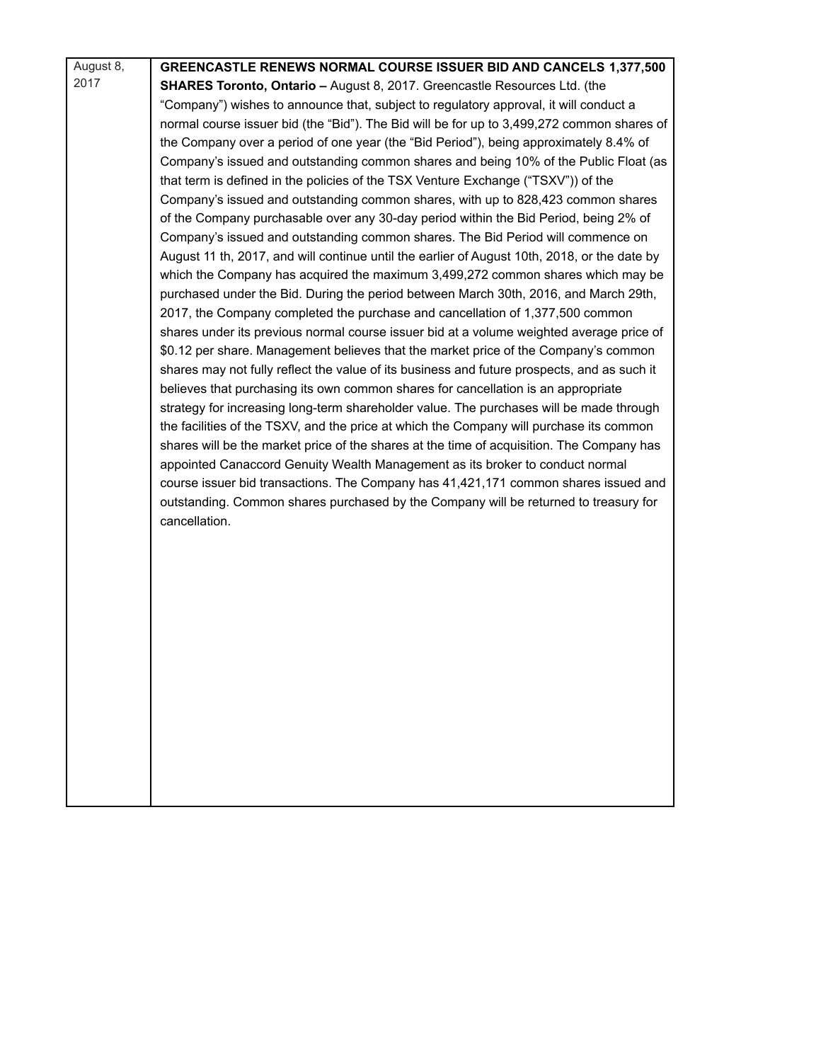| August 8, 2017 | **GREENCASTLE RENEWS NORMAL COURSE ISSUER BID AND CANCELS 1,377,500 SHARES Toronto, Ontario –** August 8, 2017. Greencastle Resources Ltd. (the "Company") wishes to announce that, subject to regulatory approval, it will conduct a normal course issuer bid (the "Bid"). The Bid will be for up to 3,499,272 common shares of the Company over a period of one year (the "Bid Period"), being approximately 8.4% of Company's issued and outstanding common shares and being 10% of the Public Float (as that term is defined in the policies of the TSX Venture Exchange ("TSXV")) of the Company's issued and outstanding common shares, with up to 828,423 common shares of the Company purchasable over any 30-day period within the Bid Period, being 2% of Company's issued and outstanding common shares. The Bid Period will commence on August 11 th, 2017, and will continue until the earlier of August 10th, 2018, or the date by which the Company has acquired the maximum 3,499,272 common shares which may be purchased under the Bid. During the period between March 30th, 2016, and March 29th, 2017, the Company completed the purchase and cancellation of 1,377,500 common shares under its previous normal course issuer bid at a volume weighted average price of \$0.12 per share. Management believes that the market price of the Company's common shares may not fully reflect the value of its business and future prospects, and as such it believes that purchasing its own common shares for cancellation is an appropriate strategy for increasing long-term shareholder value. The purchases will be made through the facilities of the TSXV, and the price at which the Company will purchase its common shares will be the market price of the shares at the time of acquisition. The Company has appointed Canaccord Genuity Wealth Management as its broker to conduct normal course issuer bid transactions. The Company has 41,421,171 common shares issued and outstanding. Common shares purchased by the Company will be returned to treasury for cancellation. |
|---|---|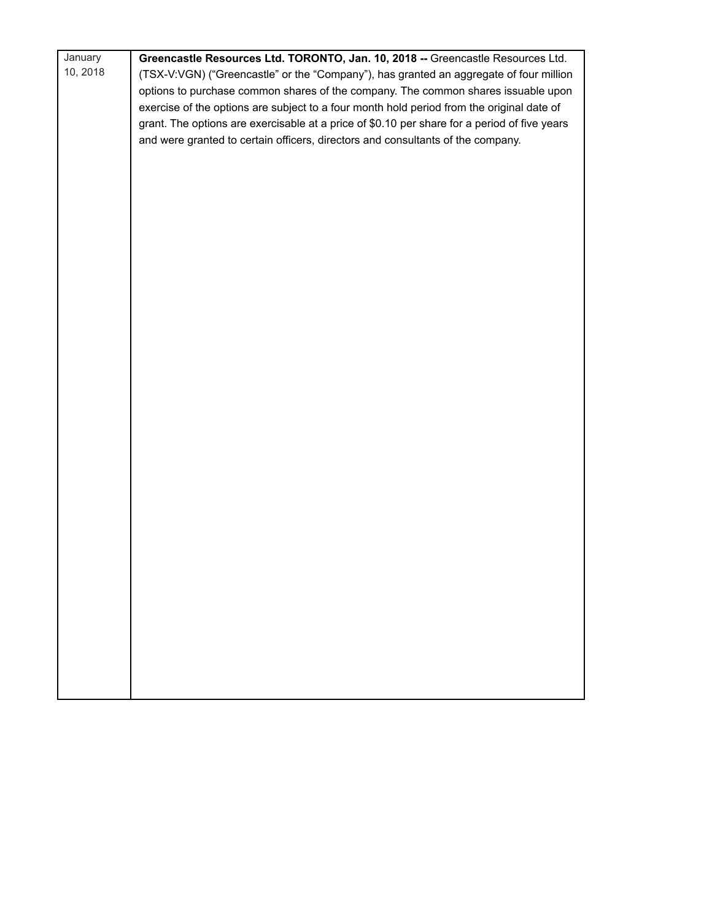| | |
|---|---|
| January 10, 2018 | **Greencastle Resources Ltd. TORONTO, Jan. 10, 2018 --** Greencastle Resources Ltd. (TSX-V:VGN) ("Greencastle" or the "Company"), has granted an aggregate of four million options to purchase common shares of the company. The common shares issuable upon exercise of the options are subject to a four month hold period from the original date of grant. The options are exercisable at a price of $0.10 per share for a period of five years and were granted to certain officers, directors and consultants of the company. |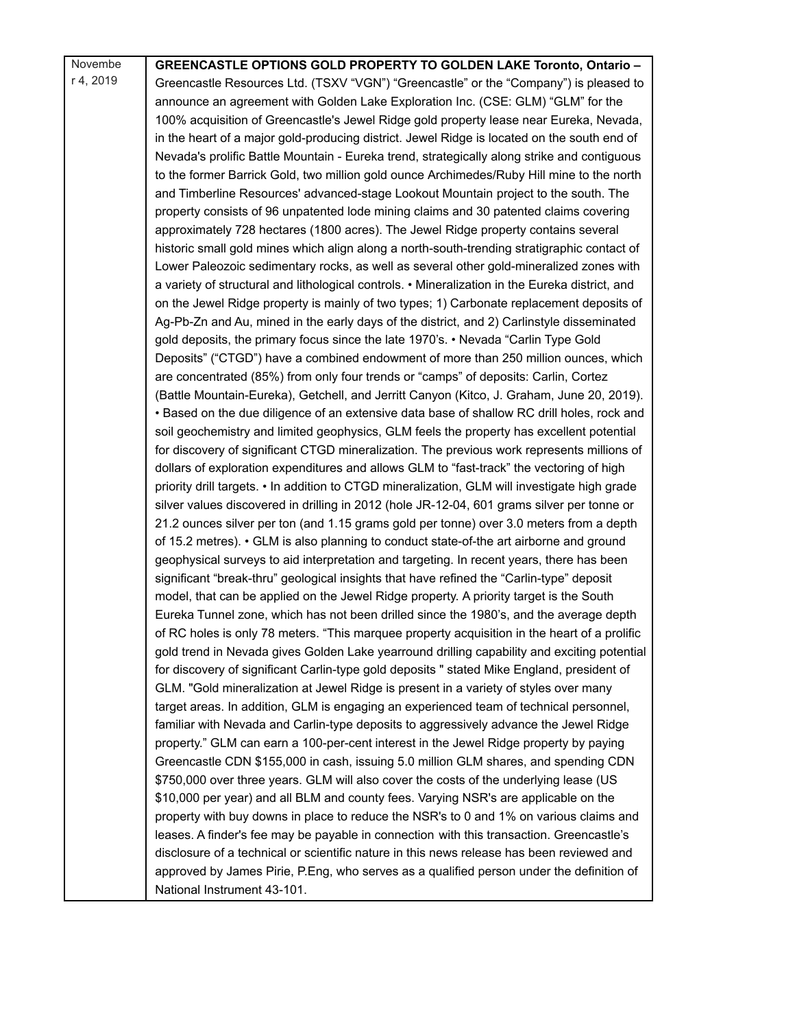| November 4, 2019 | **GREENCASTLE OPTIONS GOLD PROPERTY TO GOLDEN LAKE Toronto, Ontario –** Greencastle Resources Ltd. (TSXV "VGN") "Greencastle" or the "Company") is pleased to announce an agreement with Golden Lake Exploration Inc. (CSE: GLM) "GLM" for the 100% acquisition of Greencastle's Jewel Ridge gold property lease near Eureka, Nevada, in the heart of a major gold-producing district. Jewel Ridge is located on the south end of Nevada's prolific Battle Mountain - Eureka trend, strategically along strike and contiguous to the former Barrick Gold, two million gold ounce Archimedes/Ruby Hill mine to the north and Timberline Resources' advanced-stage Lookout Mountain project to the south. The property consists of 96 unpatented lode mining claims and 30 patented claims covering approximately 728 hectares (1800 acres). The Jewel Ridge property contains several historic small gold mines which align along a north-south-trending stratigraphic contact of Lower Paleozoic sedimentary rocks, as well as several other gold-mineralized zones with a variety of structural and lithological controls. • Mineralization in the Eureka district, and on the Jewel Ridge property is mainly of two types; 1) Carbonate replacement deposits of Ag-Pb-Zn and Au, mined in the early days of the district, and 2) Carlinstyle disseminated gold deposits, the primary focus since the late 1970's. • Nevada "Carlin Type Gold Deposits" ("CTGD") have a combined endowment of more than 250 million ounces, which are concentrated (85%) from only four trends or "camps" of deposits: Carlin, Cortez (Battle Mountain-Eureka), Getchell, and Jerritt Canyon (Kitco, J. Graham, June 20, 2019). • Based on the due diligence of an extensive data base of shallow RC drill holes, rock and soil geochemistry and limited geophysics, GLM feels the property has excellent potential for discovery of significant CTGD mineralization. The previous work represents millions of dollars of exploration expenditures and allows GLM to "fast-track" the vectoring of high priority drill targets. • In addition to CTGD mineralization, GLM will investigate high grade silver values discovered in drilling in 2012 (hole JR-12-04, 601 grams silver per tonne or 21.2 ounces silver per ton (and 1.15 grams gold per tonne) over 3.0 meters from a depth of 15.2 metres). • GLM is also planning to conduct state-of-the art airborne and ground geophysical surveys to aid interpretation and targeting. In recent years, there has been significant "break-thru" geological insights that have refined the "Carlin-type" deposit model, that can be applied on the Jewel Ridge property. A priority target is the South Eureka Tunnel zone, which has not been drilled since the 1980's, and the average depth of RC holes is only 78 meters. "This marquee property acquisition in the heart of a prolific gold trend in Nevada gives Golden Lake yearround drilling capability and exciting potential for discovery of significant Carlin-type gold deposits " stated Mike England, president of GLM. "Gold mineralization at Jewel Ridge is present in a variety of styles over many target areas. In addition, GLM is engaging an experienced team of technical personnel, familiar with Nevada and Carlin-type deposits to aggressively advance the Jewel Ridge property." GLM can earn a 100-per-cent interest in the Jewel Ridge property by paying Greencastle CDN $155,000 in cash, issuing 5.0 million GLM shares, and spending CDN $750,000 over three years. GLM will also cover the costs of the underlying lease (US $10,000 per year) and all BLM and county fees. Varying NSR's are applicable on the property with buy downs in place to reduce the NSR's to 0 and 1% on various claims and leases. A finder's fee may be payable in connection with this transaction. Greencastle's disclosure of a technical or scientific nature in this news release has been reviewed and approved by James Pirie, P.Eng, who serves as a qualified person under the definition of National Instrument 43-101. |
|---|---|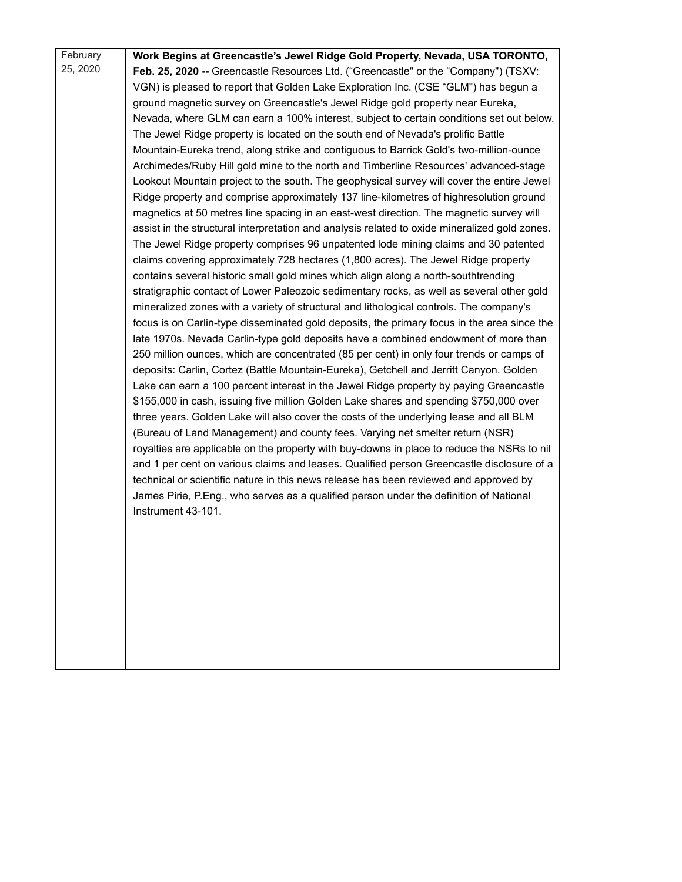| February 25, 2020 | **Work Begins at Greencastle's Jewel Ridge Gold Property, Nevada, USA TORONTO, Feb. 25, 2020 --** Greencastle Resources Ltd. ("Greencastle" or the "Company") (TSXV: VGN) is pleased to report that Golden Lake Exploration Inc. (CSE "GLM") has begun a ground magnetic survey on Greencastle's Jewel Ridge gold property near Eureka, Nevada, where GLM can earn a 100% interest, subject to certain conditions set out below. The Jewel Ridge property is located on the south end of Nevada's prolific Battle Mountain-Eureka trend, along strike and contiguous to Barrick Gold's two-million-ounce Archimedes/Ruby Hill gold mine to the north and Timberline Resources' advanced-stage Lookout Mountain project to the south. The geophysical survey will cover the entire Jewel Ridge property and comprise approximately 137 line-kilometres of highresolution ground magnetics at 50 metres line spacing in an east-west direction. The magnetic survey will assist in the structural interpretation and analysis related to oxide mineralized gold zones. The Jewel Ridge property comprises 96 unpatented lode mining claims and 30 patented claims covering approximately 728 hectares (1,800 acres). The Jewel Ridge property contains several historic small gold mines which align along a north-southtrending stratigraphic contact of Lower Paleozoic sedimentary rocks, as well as several other gold mineralized zones with a variety of structural and lithological controls. The company's focus is on Carlin-type disseminated gold deposits, the primary focus in the area since the late 1970s. Nevada Carlin-type gold deposits have a combined endowment of more than 250 million ounces, which are concentrated (85 per cent) in only four trends or camps of deposits: Carlin, Cortez (Battle Mountain-Eureka), Getchell and Jerritt Canyon. Golden Lake can earn a 100 percent interest in the Jewel Ridge property by paying Greencastle $155,000 in cash, issuing five million Golden Lake shares and spending $750,000 over three years. Golden Lake will also cover the costs of the underlying lease and all BLM (Bureau of Land Management) and county fees. Varying net smelter return (NSR) royalties are applicable on the property with buy-downs in place to reduce the NSRs to nil and 1 per cent on various claims and leases. Qualified person Greencastle disclosure of a technical or scientific nature in this news release has been reviewed and approved by James Pirie, P.Eng., who serves as a qualified person under the definition of National Instrument 43-101. |
|---|---|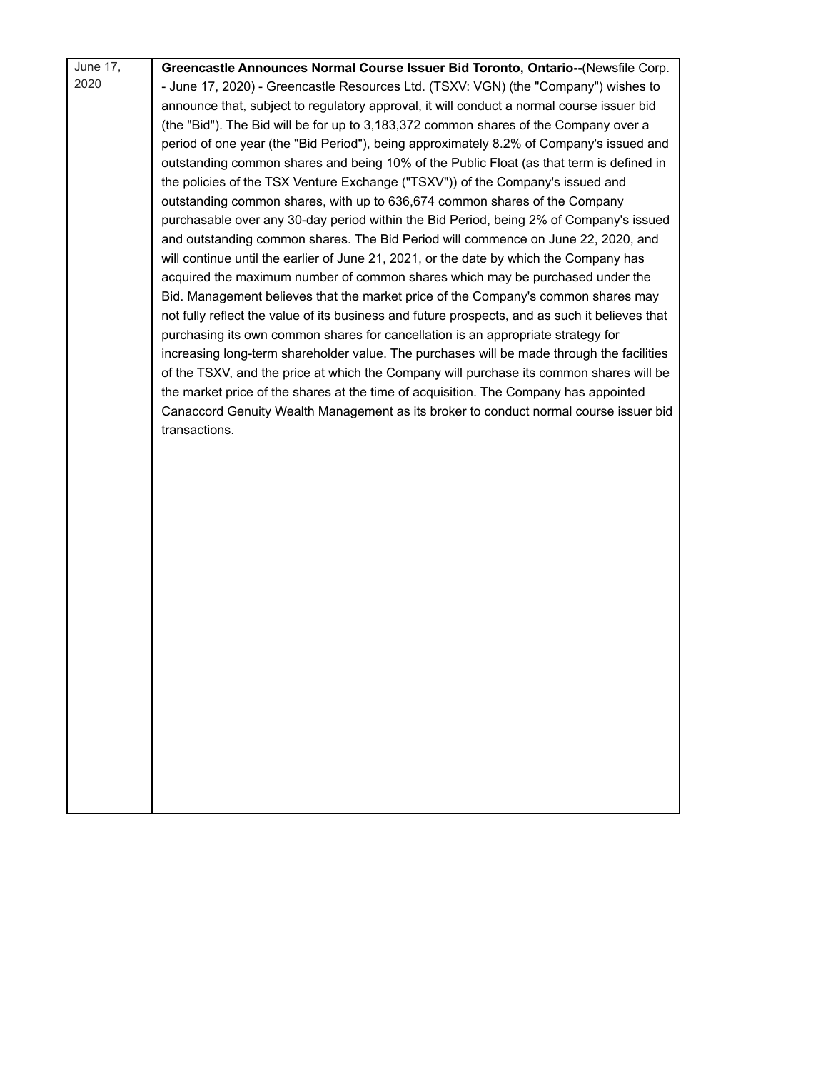| June 17, 2020 | **Greencastle Announces Normal Course Issuer Bid Toronto, Ontario--**(Newsfile Corp. - June 17, 2020) - Greencastle Resources Ltd. (TSXV: VGN) (the "Company") wishes to announce that, subject to regulatory approval, it will conduct a normal course issuer bid (the "Bid"). The Bid will be for up to 3,183,372 common shares of the Company over a period of one year (the "Bid Period"), being approximately 8.2% of Company's issued and outstanding common shares and being 10% of the Public Float (as that term is defined in the policies of the TSX Venture Exchange ("TSXV")) of the Company's issued and outstanding common shares, with up to 636,674 common shares of the Company purchasable over any 30-day period within the Bid Period, being 2% of Company's issued and outstanding common shares. The Bid Period will commence on June 22, 2020, and will continue until the earlier of June 21, 2021, or the date by which the Company has acquired the maximum number of common shares which may be purchased under the Bid. Management believes that the market price of the Company's common shares may not fully reflect the value of its business and future prospects, and as such it believes that purchasing its own common shares for cancellation is an appropriate strategy for increasing long-term shareholder value. The purchases will be made through the facilities of the TSXV, and the price at which the Company will purchase its common shares will be the market price of the shares at the time of acquisition. The Company has appointed Canaccord Genuity Wealth Management as its broker to conduct normal course issuer bid transactions. |
|---|---|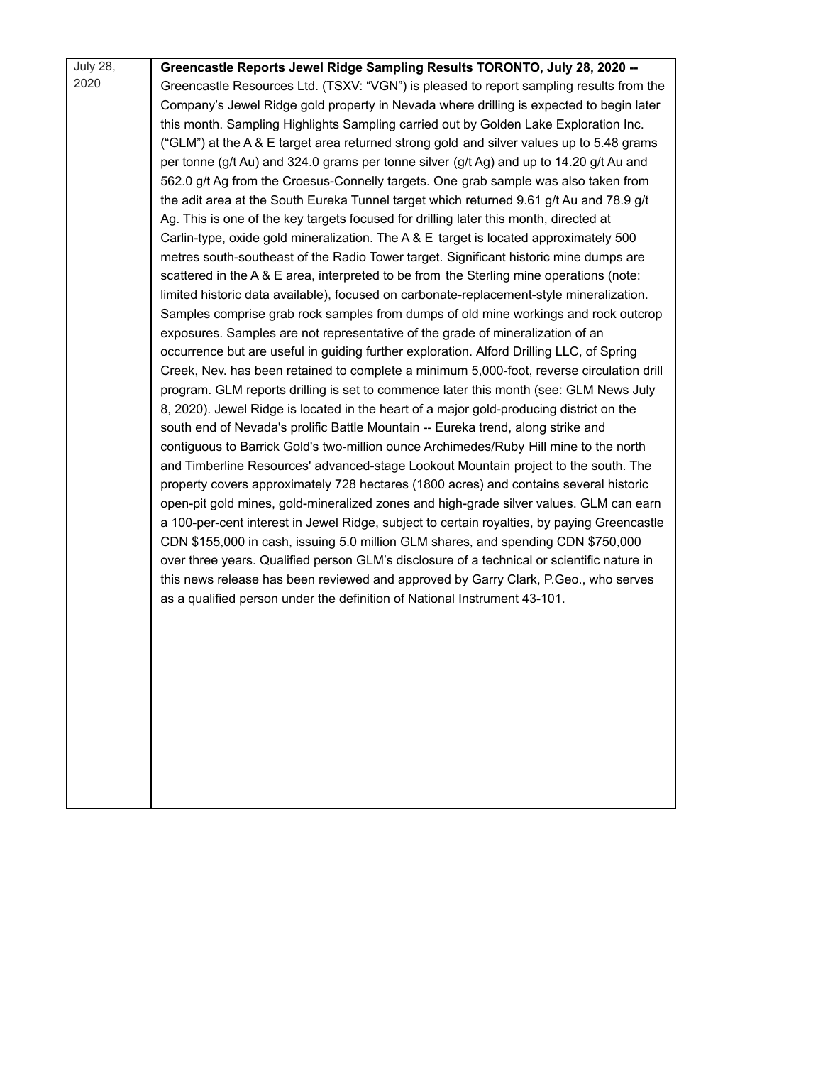| July 28, 2020 | **Greencastle Reports Jewel Ridge Sampling Results TORONTO, July 28, 2020 --** Greencastle Resources Ltd. (TSXV: "VGN") is pleased to report sampling results from the Company's Jewel Ridge gold property in Nevada where drilling is expected to begin later this month. Sampling Highlights Sampling carried out by Golden Lake Exploration Inc. ("GLM") at the A & E target area returned strong gold and silver values up to 5.48 grams per tonne (g/t Au) and 324.0 grams per tonne silver (g/t Ag) and up to 14.20 g/t Au and 562.0 g/t Ag from the Croesus-Connelly targets. One grab sample was also taken from the adit area at the South Eureka Tunnel target which returned 9.61 g/t Au and 78.9 g/t Ag. This is one of the key targets focused for drilling later this month, directed at Carlin-type, oxide gold mineralization. The A & E target is located approximately 500 metres south-southeast of the Radio Tower target. Significant historic mine dumps are scattered in the A & E area, interpreted to be from the Sterling mine operations (note: limited historic data available), focused on carbonate-replacement-style mineralization. Samples comprise grab rock samples from dumps of old mine workings and rock outcrop exposures. Samples are not representative of the grade of mineralization of an occurrence but are useful in guiding further exploration. Alford Drilling LLC, of Spring Creek, Nev. has been retained to complete a minimum 5,000-foot, reverse circulation drill program. GLM reports drilling is set to commence later this month (see: GLM News July 8, 2020). Jewel Ridge is located in the heart of a major gold-producing district on the south end of Nevada's prolific Battle Mountain -- Eureka trend, along strike and contiguous to Barrick Gold's two-million ounce Archimedes/Ruby Hill mine to the north and Timberline Resources' advanced-stage Lookout Mountain project to the south. The property covers approximately 728 hectares (1800 acres) and contains several historic open-pit gold mines, gold-mineralized zones and high-grade silver values. GLM can earn a 100-per-cent interest in Jewel Ridge, subject to certain royalties, by paying Greencastle CDN $155,000 in cash, issuing 5.0 million GLM shares, and spending CDN $750,000 over three years. Qualified person GLM's disclosure of a technical or scientific nature in this news release has been reviewed and approved by Garry Clark, P.Geo., who serves as a qualified person under the definition of National Instrument 43-101. |
|---|---|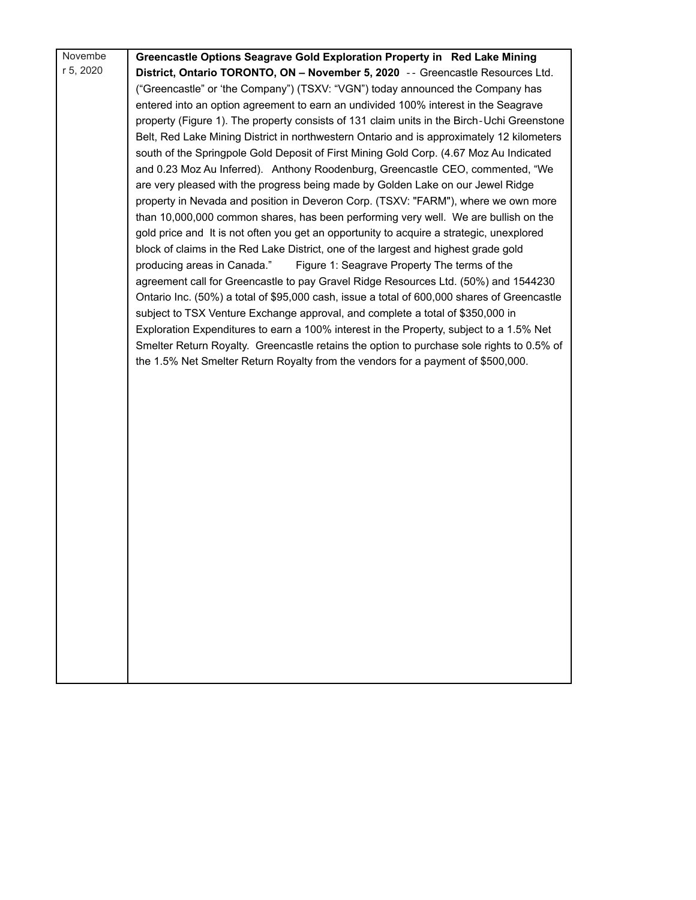| November 5, 2020 | **Greencastle Options Seagrave Gold Exploration Property in Red Lake Mining District, Ontario TORONTO, ON – November 5, 2020** -- Greencastle Resources Ltd. ("Greencastle" or 'the Company") (TSXV: "VGN") today announced the Company has entered into an option agreement to earn an undivided 100% interest in the Seagrave property (Figure 1). The property consists of 131 claim units in the Birch-Uchi Greenstone Belt, Red Lake Mining District in northwestern Ontario and is approximately 12 kilometers south of the Springpole Gold Deposit of First Mining Gold Corp. (4.67 Moz Au Indicated and 0.23 Moz Au Inferred). Anthony Roodenburg, Greencastle CEO, commented, "We are very pleased with the progress being made by Golden Lake on our Jewel Ridge property in Nevada and position in Deveron Corp. (TSXV: "FARM"), where we own more than 10,000,000 common shares, has been performing very well. We are bullish on the gold price and It is not often you get an opportunity to acquire a strategic, unexplored block of claims in the Red Lake District, one of the largest and highest grade gold producing areas in Canada." Figure 1: Seagrave Property The terms of the agreement call for Greencastle to pay Gravel Ridge Resources Ltd. (50%) and 1544230 Ontario Inc. (50%) a total of $95,000 cash, issue a total of 600,000 shares of Greencastle subject to TSX Venture Exchange approval, and complete a total of $350,000 in Exploration Expenditures to earn a 100% interest in the Property, subject to a 1.5% Net Smelter Return Royalty. Greencastle retains the option to purchase sole rights to 0.5% of the 1.5% Net Smelter Return Royalty from the vendors for a payment of $500,000. |
|---|---|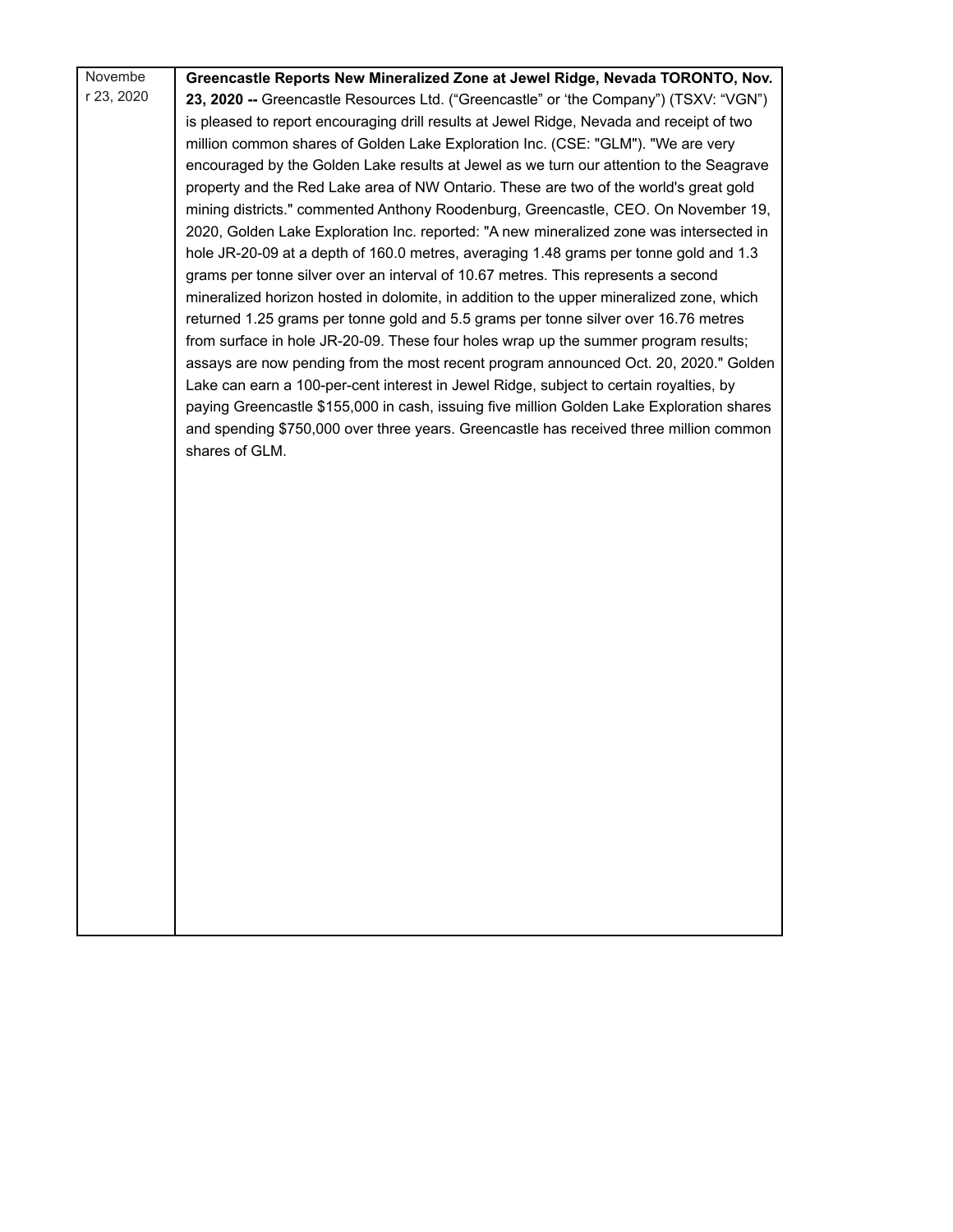| | |
|---|---|
| November 23, 2020 | **Greencastle Reports New Mineralized Zone at Jewel Ridge, Nevada TORONTO, Nov. 23, 2020 --** Greencastle Resources Ltd. ("Greencastle" or 'the Company") (TSXV: "VGN") is pleased to report encouraging drill results at Jewel Ridge, Nevada and receipt of two million common shares of Golden Lake Exploration Inc. (CSE: "GLM"). "We are very encouraged by the Golden Lake results at Jewel as we turn our attention to the Seagrave property and the Red Lake area of NW Ontario. These are two of the world's great gold mining districts." commented Anthony Roodenburg, Greencastle, CEO. On November 19, 2020, Golden Lake Exploration Inc. reported: "A new mineralized zone was intersected in hole JR-20-09 at a depth of 160.0 metres, averaging 1.48 grams per tonne gold and 1.3 grams per tonne silver over an interval of 10.67 metres. This represents a second mineralized horizon hosted in dolomite, in addition to the upper mineralized zone, which returned 1.25 grams per tonne gold and 5.5 grams per tonne silver over 16.76 metres from surface in hole JR-20-09. These four holes wrap up the summer program results; assays are now pending from the most recent program announced Oct. 20, 2020." Golden Lake can earn a 100-per-cent interest in Jewel Ridge, subject to certain royalties, by paying Greencastle $155,000 in cash, issuing five million Golden Lake Exploration shares and spending $750,000 over three years. Greencastle has received three million common shares of GLM. |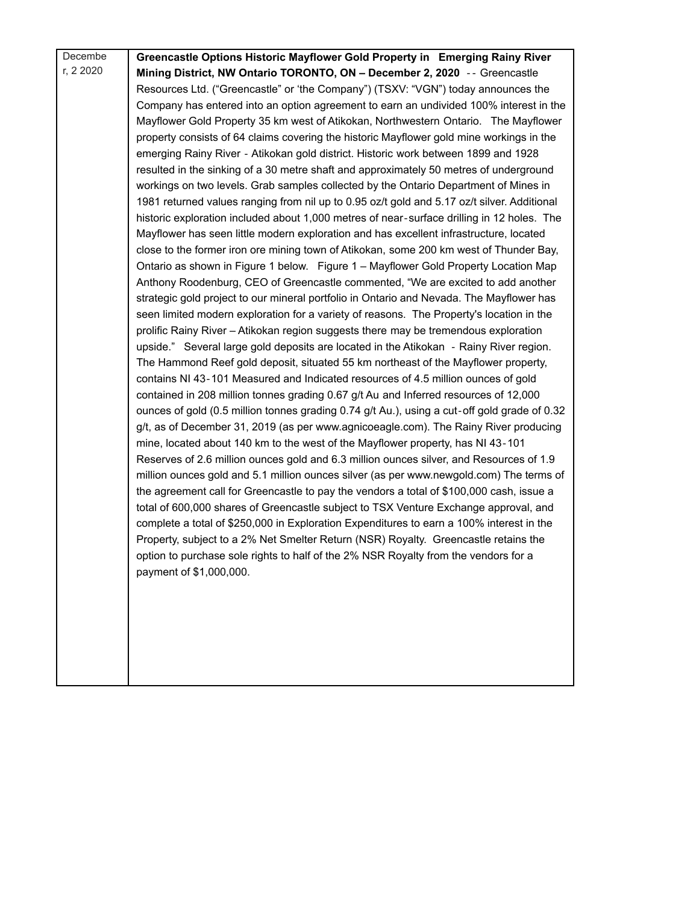| December, 2 2020 | **Greencastle Options Historic Mayflower Gold Property in Emerging Rainy River Mining District, NW Ontario TORONTO, ON – December 2, 2020** -- Greencastle Resources Ltd. ("Greencastle" or 'the Company") (TSXV: "VGN") today announces the Company has entered into an option agreement to earn an undivided 100% interest in the Mayflower Gold Property 35 km west of Atikokan, Northwestern Ontario. The Mayflower property consists of 64 claims covering the historic Mayflower gold mine workings in the emerging Rainy River - Atikokan gold district. Historic work between 1899 and 1928 resulted in the sinking of a 30 metre shaft and approximately 50 metres of underground workings on two levels. Grab samples collected by the Ontario Department of Mines in 1981 returned values ranging from nil up to 0.95 oz/t gold and 5.17 oz/t silver. Additional historic exploration included about 1,000 metres of near-surface drilling in 12 holes. The Mayflower has seen little modern exploration and has excellent infrastructure, located close to the former iron ore mining town of Atikokan, some 200 km west of Thunder Bay, Ontario as shown in Figure 1 below. Figure 1 – Mayflower Gold Property Location Map Anthony Roodenburg, CEO of Greencastle commented, "We are excited to add another strategic gold project to our mineral portfolio in Ontario and Nevada. The Mayflower has seen limited modern exploration for a variety of reasons. The Property's location in the prolific Rainy River – Atikokan region suggests there may be tremendous exploration upside." Several large gold deposits are located in the Atikokan - Rainy River region. The Hammond Reef gold deposit, situated 55 km northeast of the Mayflower property, contains NI 43-101 Measured and Indicated resources of 4.5 million ounces of gold contained in 208 million tonnes grading 0.67 g/t Au and Inferred resources of 12,000 ounces of gold (0.5 million tonnes grading 0.74 g/t Au.), using a cut-off gold grade of 0.32 g/t, as of December 31, 2019 (as per www.agnicoeagle.com). The Rainy River producing mine, located about 140 km to the west of the Mayflower property, has NI 43-101 Reserves of 2.6 million ounces gold and 6.3 million ounces silver, and Resources of 1.9 million ounces gold and 5.1 million ounces silver (as per www.newgold.com) The terms of the agreement call for Greencastle to pay the vendors a total of $100,000 cash, issue a total of 600,000 shares of Greencastle subject to TSX Venture Exchange approval, and complete a total of $250,000 in Exploration Expenditures to earn a 100% interest in the Property, subject to a 2% Net Smelter Return (NSR) Royalty. Greencastle retains the option to purchase sole rights to half of the 2% NSR Royalty from the vendors for a payment of $1,000,000. |
|---|---|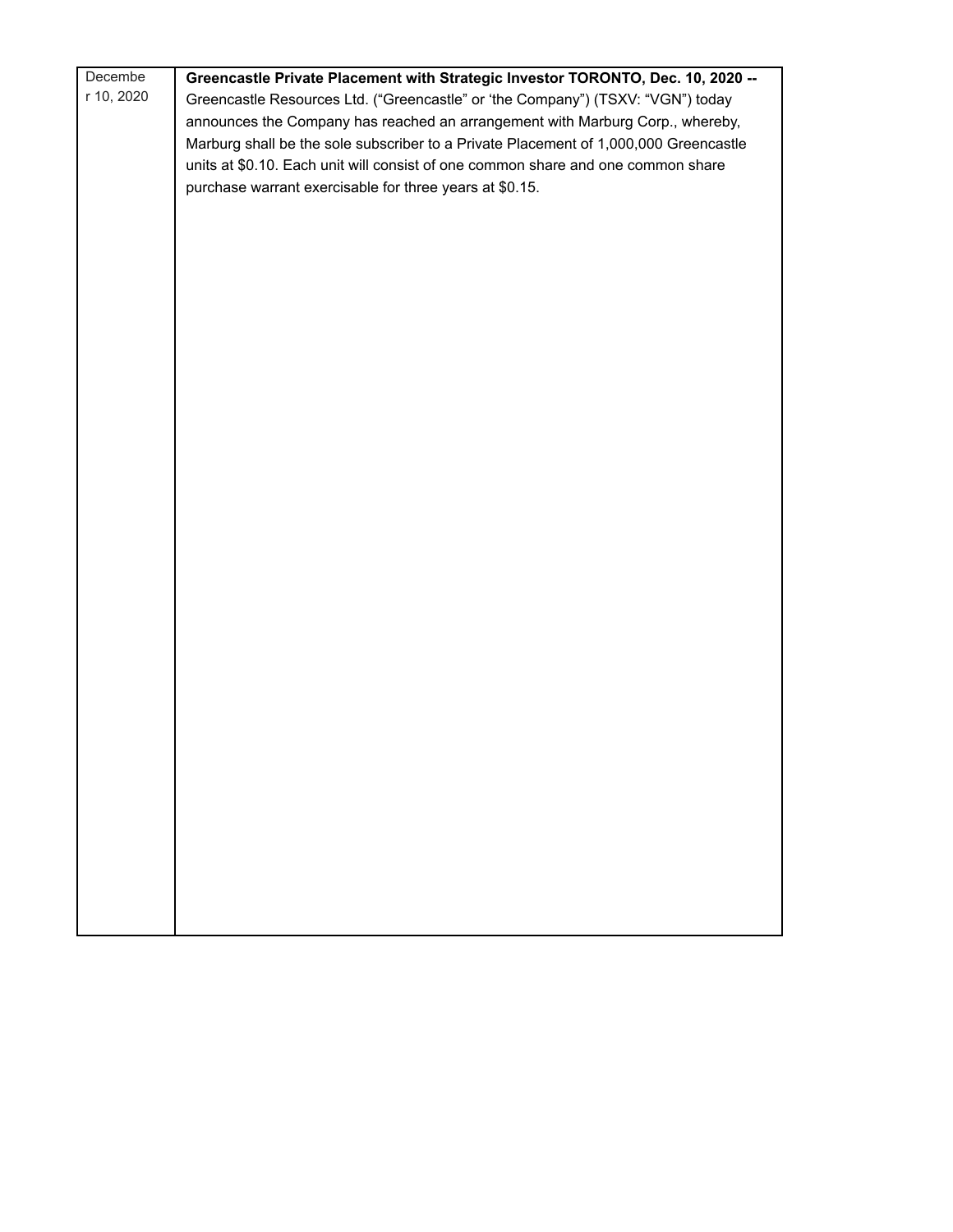| | |
|---|---|
| December 10, 2020 | **Greencastle Private Placement with Strategic Investor TORONTO, Dec. 10, 2020 --** Greencastle Resources Ltd. ("Greencastle" or 'the Company") (TSXV: "VGN") today announces the Company has reached an arrangement with Marburg Corp., whereby, Marburg shall be the sole subscriber to a Private Placement of 1,000,000 Greencastle units at $0.10. Each unit will consist of one common share and one common share purchase warrant exercisable for three years at $0.15. |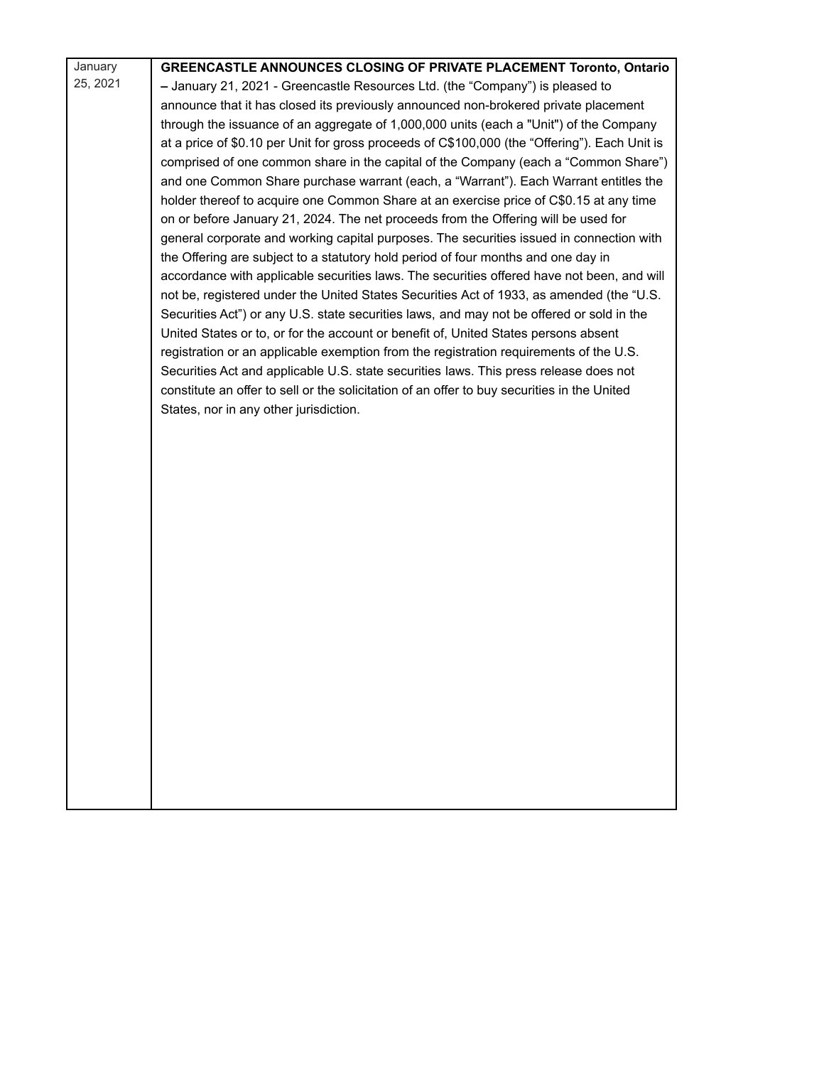| | |
|---|---|
| January 25, 2021 | **GREENCASTLE ANNOUNCES CLOSING OF PRIVATE PLACEMENT Toronto, Ontario –** January 21, 2021 - Greencastle Resources Ltd. (the "Company") is pleased to announce that it has closed its previously announced non-brokered private placement through the issuance of an aggregate of 1,000,000 units (each a "Unit") of the Company at a price of $0.10 per Unit for gross proceeds of C$100,000 (the "Offering"). Each Unit is comprised of one common share in the capital of the Company (each a "Common Share") and one Common Share purchase warrant (each, a "Warrant"). Each Warrant entitles the holder thereof to acquire one Common Share at an exercise price of C$0.15 at any time on or before January 21, 2024. The net proceeds from the Offering will be used for general corporate and working capital purposes. The securities issued in connection with the Offering are subject to a statutory hold period of four months and one day in accordance with applicable securities laws. The securities offered have not been, and will not be, registered under the United States Securities Act of 1933, as amended (the "U.S. Securities Act") or any U.S. state securities laws, and may not be offered or sold in the United States or to, or for the account or benefit of, United States persons absent registration or an applicable exemption from the registration requirements of the U.S. Securities Act and applicable U.S. state securities laws. This press release does not constitute an offer to sell or the solicitation of an offer to buy securities in the United States, nor in any other jurisdiction. |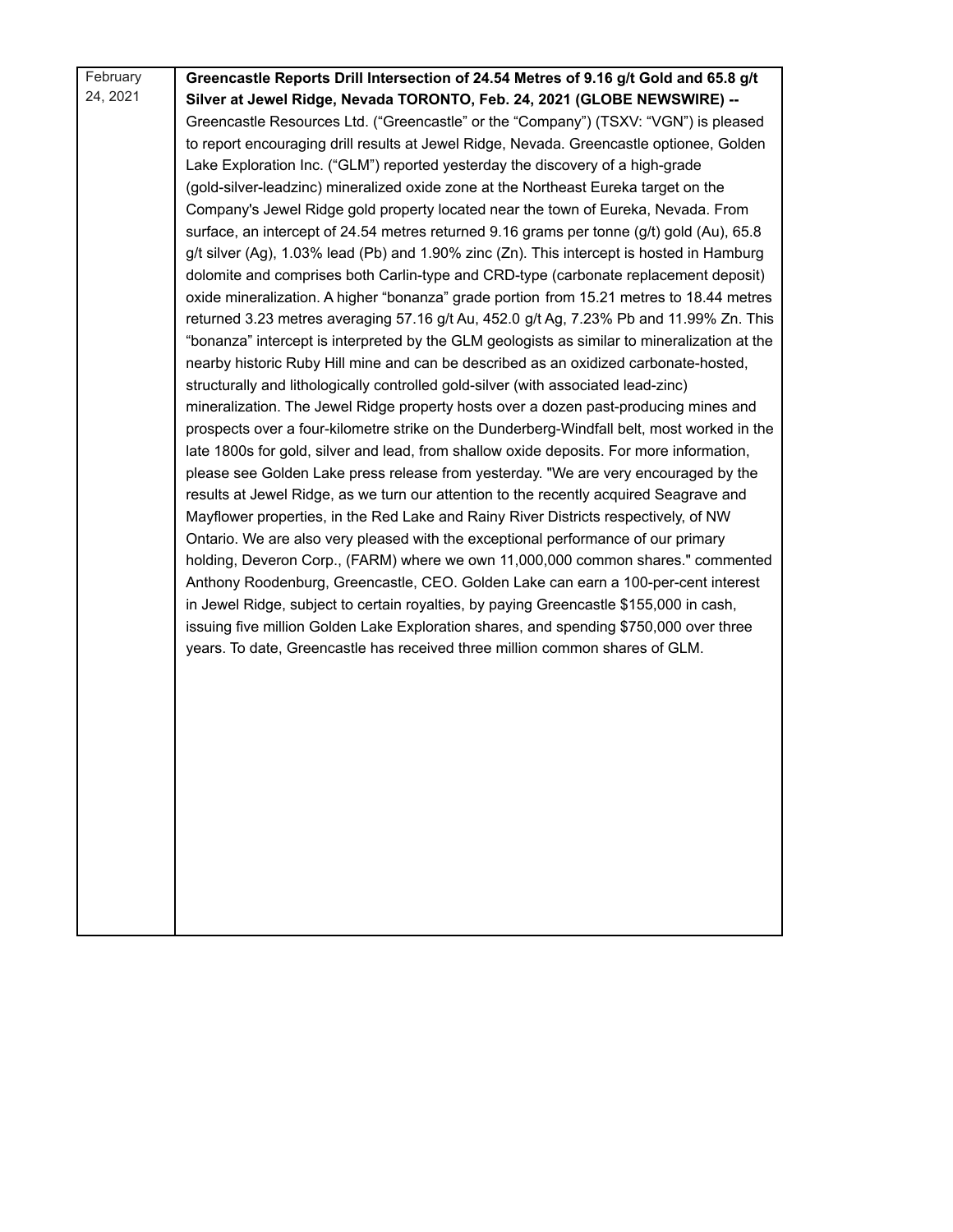| | |
|---|---|
| February 24, 2021 | **Greencastle Reports Drill Intersection of 24.54 Metres of 9.16 g/t Gold and 65.8 g/t Silver at Jewel Ridge, Nevada TORONTO, Feb. 24, 2021 (GLOBE NEWSWIRE) --** Greencastle Resources Ltd. ("Greencastle" or the "Company") (TSXV: "VGN") is pleased to report encouraging drill results at Jewel Ridge, Nevada. Greencastle optionee, Golden Lake Exploration Inc. ("GLM") reported yesterday the discovery of a high-grade (gold-silver-leadzinc) mineralized oxide zone at the Northeast Eureka target on the Company's Jewel Ridge gold property located near the town of Eureka, Nevada. From surface, an intercept of 24.54 metres returned 9.16 grams per tonne (g/t) gold (Au), 65.8 g/t silver (Ag), 1.03% lead (Pb) and 1.90% zinc (Zn). This intercept is hosted in Hamburg dolomite and comprises both Carlin-type and CRD-type (carbonate replacement deposit) oxide mineralization. A higher "bonanza" grade portion from 15.21 metres to 18.44 metres returned 3.23 metres averaging 57.16 g/t Au, 452.0 g/t Ag, 7.23% Pb and 11.99% Zn. This "bonanza" intercept is interpreted by the GLM geologists as similar to mineralization at the nearby historic Ruby Hill mine and can be described as an oxidized carbonate-hosted, structurally and lithologically controlled gold-silver (with associated lead-zinc) mineralization. The Jewel Ridge property hosts over a dozen past-producing mines and prospects over a four-kilometre strike on the Dunderberg-Windfall belt, most worked in the late 1800s for gold, silver and lead, from shallow oxide deposits. For more information, please see Golden Lake press release from yesterday. "We are very encouraged by the results at Jewel Ridge, as we turn our attention to the recently acquired Seagrave and Mayflower properties, in the Red Lake and Rainy River Districts respectively, of NW Ontario. We are also very pleased with the exceptional performance of our primary holding, Deveron Corp., (FARM) where we own 11,000,000 common shares." commented Anthony Roodenburg, Greencastle, CEO. Golden Lake can earn a 100-per-cent interest in Jewel Ridge, subject to certain royalties, by paying Greencastle $155,000 in cash, issuing five million Golden Lake Exploration shares, and spending $750,000 over three years. To date, Greencastle has received three million common shares of GLM. |